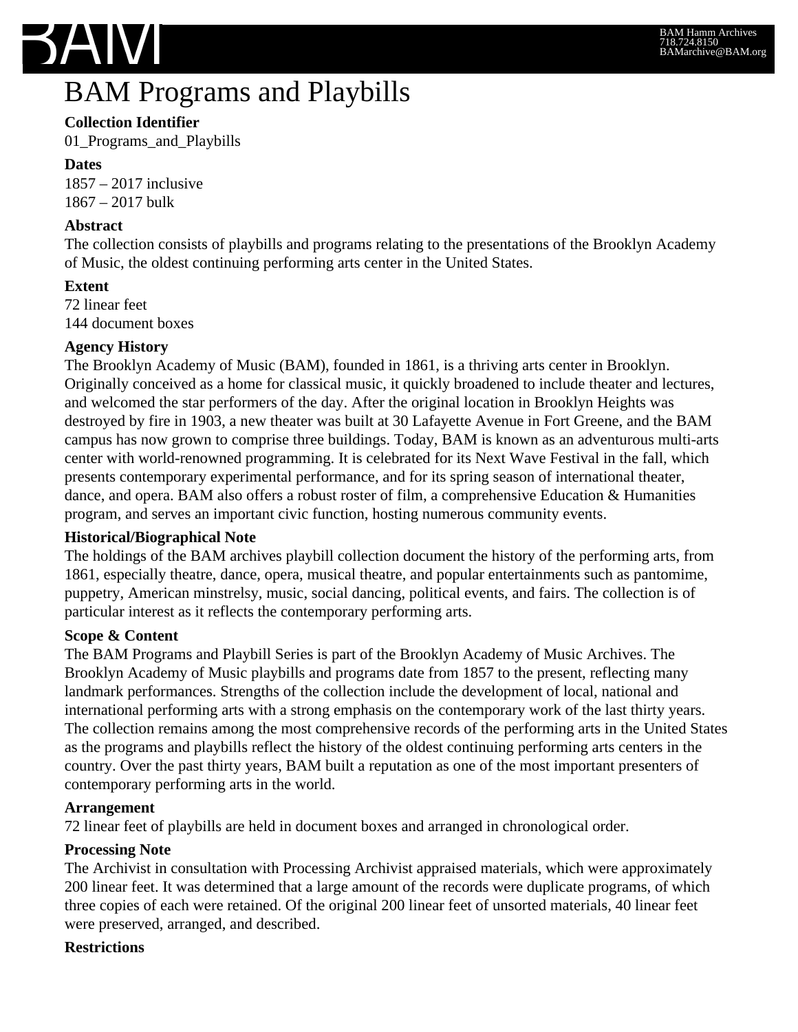# BAM Programs and Playbills

**Collection Identifier**

01_Programs_and_Playbills

**Dates**

1857 – 2017 inclusive
1867 – 2017 bulk

**Abstract**

The collection consists of playbills and programs relating to the presentations of the Brooklyn Academy of Music, the oldest continuing performing arts center in the United States.

**Extent**

72 linear feet
144 document boxes

**Agency History**

The Brooklyn Academy of Music (BAM), founded in 1861, is a thriving arts center in Brooklyn. Originally conceived as a home for classical music, it quickly broadened to include theater and lectures, and welcomed the star performers of the day. After the original location in Brooklyn Heights was destroyed by fire in 1903, a new theater was built at 30 Lafayette Avenue in Fort Greene, and the BAM campus has now grown to comprise three buildings. Today, BAM is known as an adventurous multi-arts center with world-renowned programming. It is celebrated for its Next Wave Festival in the fall, which presents contemporary experimental performance, and for its spring season of international theater, dance, and opera. BAM also offers a robust roster of film, a comprehensive Education & Humanities program, and serves an important civic function, hosting numerous community events.

**Historical/Biographical Note**

The holdings of the BAM archives playbill collection document the history of the performing arts, from 1861, especially theatre, dance, opera, musical theatre, and popular entertainments such as pantomime, puppetry, American minstrelsy, music, social dancing, political events, and fairs. The collection is of particular interest as it reflects the contemporary performing arts.

**Scope & Content**

The BAM Programs and Playbill Series is part of the Brooklyn Academy of Music Archives. The Brooklyn Academy of Music playbills and programs date from 1857 to the present, reflecting many landmark performances. Strengths of the collection include the development of local, national and international performing arts with a strong emphasis on the contemporary work of the last thirty years. The collection remains among the most comprehensive records of the performing arts in the United States as the programs and playbills reflect the history of the oldest continuing performing arts centers in the country. Over the past thirty years, BAM built a reputation as one of the most important presenters of contemporary performing arts in the world.

**Arrangement**

72 linear feet of playbills are held in document boxes and arranged in chronological order.

**Processing Note**

The Archivist in consultation with Processing Archivist appraised materials, which were approximately 200 linear feet. It was determined that a large amount of the records were duplicate programs, of which three copies of each were retained. Of the original 200 linear feet of unsorted materials, 40 linear feet were preserved, arranged, and described.

**Restrictions**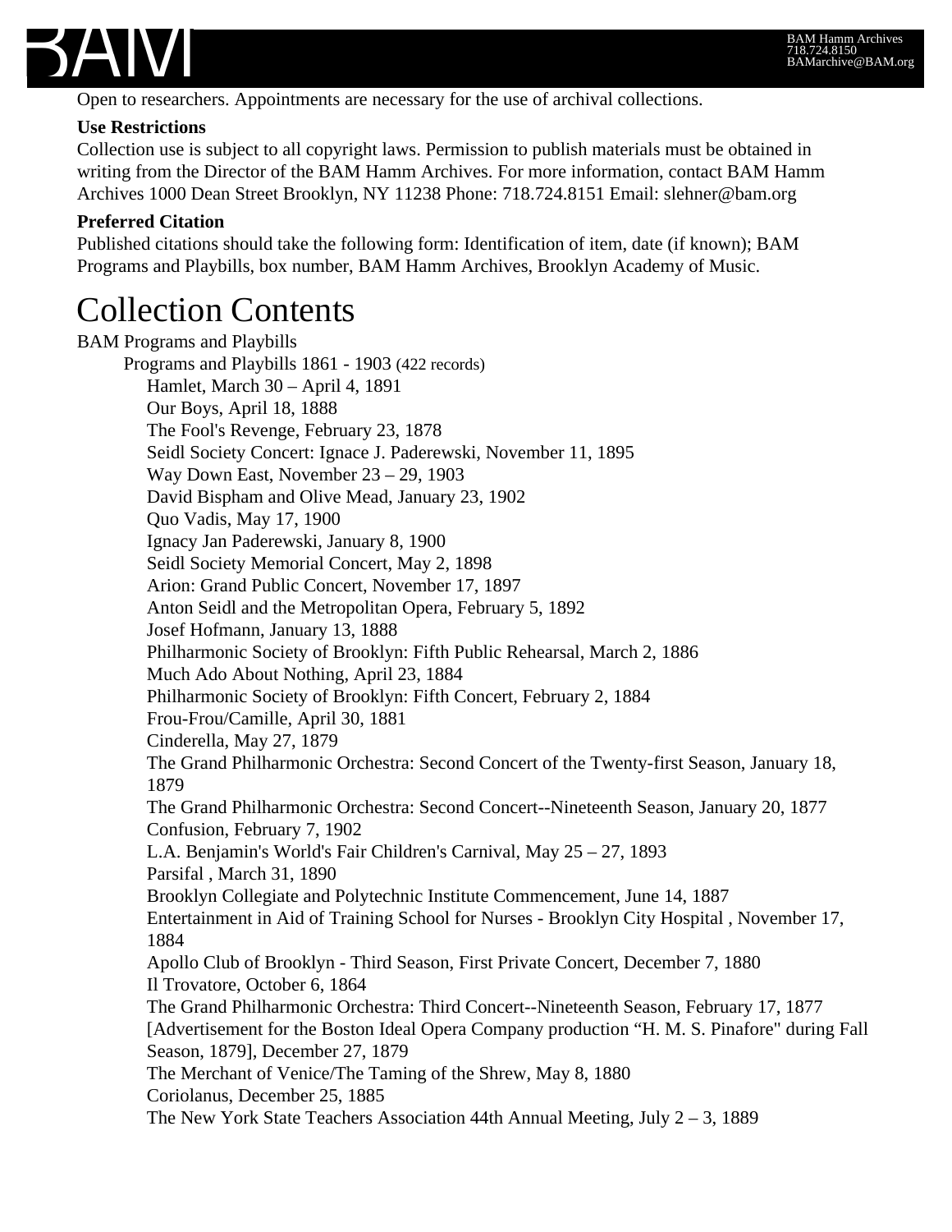Open to researchers. Appointments are necessary for the use of archival collections.

**Use Restrictions**

Collection use is subject to all copyright laws. Permission to publish materials must be obtained in writing from the Director of the BAM Hamm Archives. For more information, contact BAM Hamm Archives 1000 Dean Street Brooklyn, NY 11238 Phone: 718.724.8151 Email: slehner@bam.org

**Preferred Citation**

Published citations should take the following form: Identification of item, date (if known); BAM Programs and Playbills, box number, BAM Hamm Archives, Brooklyn Academy of Music.

# Collection Contents

BAM Programs and Playbills

- Programs and Playbills 1861 - 1903 (422 records)
  - Hamlet, March 30 – April 4, 1891
  - Our Boys, April 18, 1888
  - The Fool's Revenge, February 23, 1878
  - Seidl Society Concert: Ignace J. Paderewski, November 11, 1895
  - Way Down East, November 23 – 29, 1903
  - David Bispham and Olive Mead, January 23, 1902
  - Quo Vadis, May 17, 1900
  - Ignacy Jan Paderewski, January 8, 1900
  - Seidl Society Memorial Concert, May 2, 1898
  - Arion: Grand Public Concert, November 17, 1897
  - Anton Seidl and the Metropolitan Opera, February 5, 1892
  - Josef Hofmann, January 13, 1888
  - Philharmonic Society of Brooklyn: Fifth Public Rehearsal, March 2, 1886
  - Much Ado About Nothing, April 23, 1884
  - Philharmonic Society of Brooklyn: Fifth Concert, February 2, 1884
  - Frou-Frou/Camille, April 30, 1881
  - Cinderella, May 27, 1879
  - The Grand Philharmonic Orchestra: Second Concert of the Twenty-first Season, January 18, 1879
  - The Grand Philharmonic Orchestra: Second Concert--Nineteenth Season, January 20, 1877
  - Confusion, February 7, 1902
  - L.A. Benjamin's World's Fair Children's Carnival, May 25 – 27, 1893
  - Parsifal , March 31, 1890
  - Brooklyn Collegiate and Polytechnic Institute Commencement, June 14, 1887
  - Entertainment in Aid of Training School for Nurses - Brooklyn City Hospital , November 17, 1884
  - Apollo Club of Brooklyn - Third Season, First Private Concert, December 7, 1880
  - Il Trovatore, October 6, 1864
  - The Grand Philharmonic Orchestra: Third Concert--Nineteenth Season, February 17, 1877
  - [Advertisement for the Boston Ideal Opera Company production "H. M. S. Pinafore" during Fall Season, 1879], December 27, 1879
  - The Merchant of Venice/The Taming of the Shrew, May 8, 1880
  - Coriolanus, December 25, 1885
  - The New York State Teachers Association 44th Annual Meeting, July 2 – 3, 1889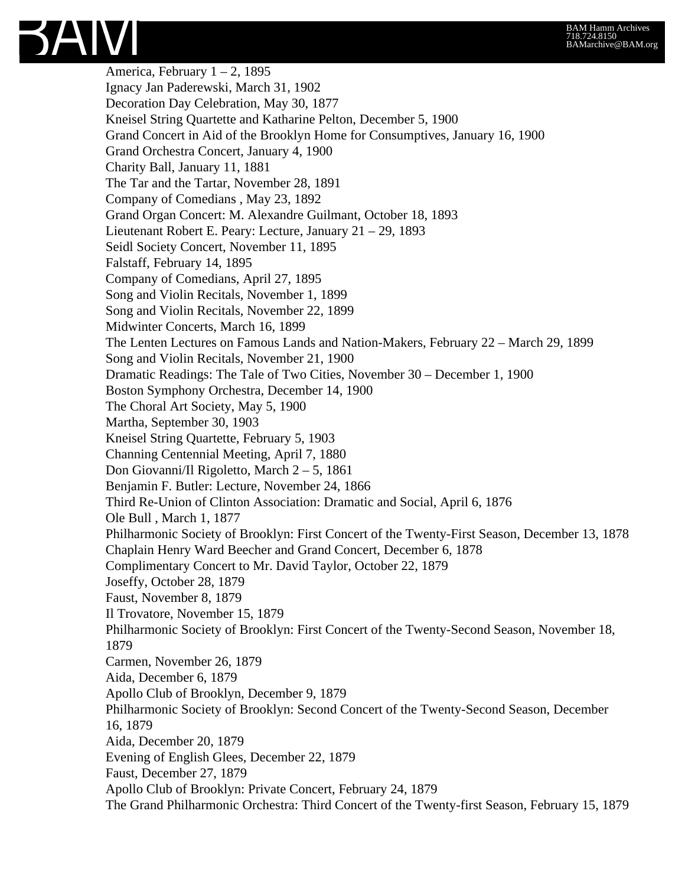America, February 1 – 2, 1895
Ignacy Jan Paderewski, March 31, 1902
Decoration Day Celebration, May 30, 1877
Kneisel String Quartette and Katharine Pelton, December 5, 1900
Grand Concert in Aid of the Brooklyn Home for Consumptives, January 16, 1900
Grand Orchestra Concert, January 4, 1900
Charity Ball, January 11, 1881
The Tar and the Tartar, November 28, 1891
Company of Comedians , May 23, 1892
Grand Organ Concert: M. Alexandre Guilmant, October 18, 1893
Lieutenant Robert E. Peary: Lecture, January 21 – 29, 1893
Seidl Society Concert, November 11, 1895
Falstaff, February 14, 1895
Company of Comedians, April 27, 1895
Song and Violin Recitals, November 1, 1899
Song and Violin Recitals, November 22, 1899
Midwinter Concerts, March 16, 1899
The Lenten Lectures on Famous Lands and Nation-Makers, February 22 – March 29, 1899
Song and Violin Recitals, November 21, 1900
Dramatic Readings: The Tale of Two Cities, November 30 – December 1, 1900
Boston Symphony Orchestra, December 14, 1900
The Choral Art Society, May 5, 1900
Martha, September 30, 1903
Kneisel String Quartette, February 5, 1903
Channing Centennial Meeting, April 7, 1880
Don Giovanni/Il Rigoletto, March 2 – 5, 1861
Benjamin F. Butler: Lecture, November 24, 1866
Third Re-Union of Clinton Association: Dramatic and Social, April 6, 1876
Ole Bull , March 1, 1877
Philharmonic Society of Brooklyn: First Concert of the Twenty-First Season, December 13, 1878
Chaplain Henry Ward Beecher and Grand Concert, December 6, 1878
Complimentary Concert to Mr. David Taylor, October 22, 1879
Joseffy, October 28, 1879
Faust, November 8, 1879
Il Trovatore, November 15, 1879
Philharmonic Society of Brooklyn: First Concert of the Twenty-Second Season, November 18, 1879
Carmen, November 26, 1879
Aida, December 6, 1879
Apollo Club of Brooklyn, December 9, 1879
Philharmonic Society of Brooklyn: Second Concert of the Twenty-Second Season, December 16, 1879
Aida, December 20, 1879
Evening of English Glees, December 22, 1879
Faust, December 27, 1879
Apollo Club of Brooklyn: Private Concert, February 24, 1879
The Grand Philharmonic Orchestra: Third Concert of the Twenty-first Season, February 15, 1879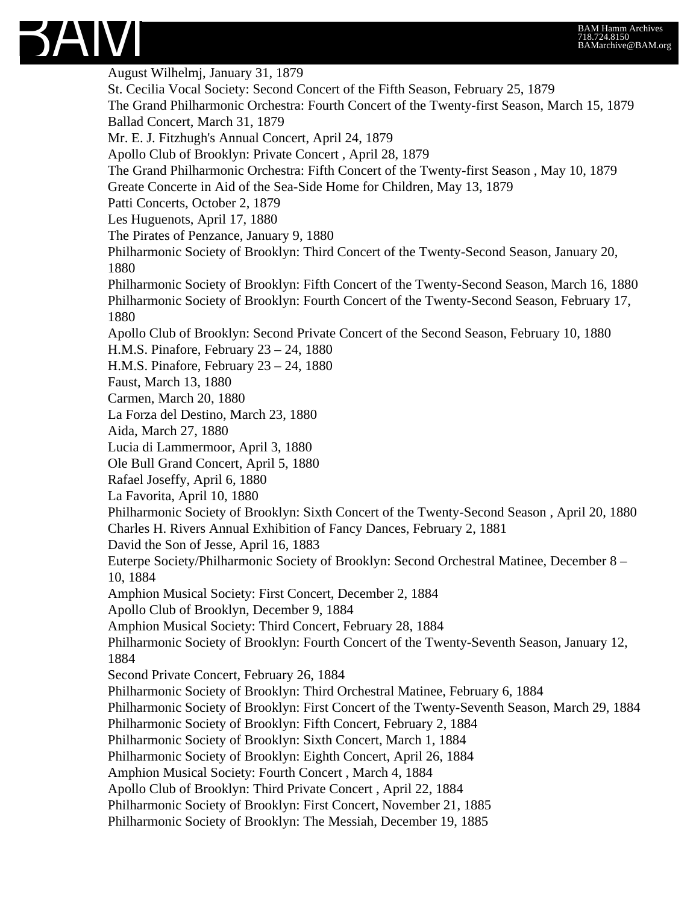August Wilhelmj, January 31, 1879
St. Cecilia Vocal Society: Second Concert of the Fifth Season, February 25, 1879
The Grand Philharmonic Orchestra: Fourth Concert of the Twenty-first Season, March 15, 1879
Ballad Concert, March 31, 1879
Mr. E. J. Fitzhugh's Annual Concert, April 24, 1879
Apollo Club of Brooklyn: Private Concert , April 28, 1879
The Grand Philharmonic Orchestra: Fifth Concert of the Twenty-first Season , May 10, 1879
Greate Concerte in Aid of the Sea-Side Home for Children, May 13, 1879
Patti Concerts, October 2, 1879
Les Huguenots, April 17, 1880
The Pirates of Penzance, January 9, 1880
Philharmonic Society of Brooklyn: Third Concert of the Twenty-Second Season, January 20, 1880
Philharmonic Society of Brooklyn: Fifth Concert of the Twenty-Second Season, March 16, 1880
Philharmonic Society of Brooklyn: Fourth Concert of the Twenty-Second Season, February 17, 1880
Apollo Club of Brooklyn: Second Private Concert of the Second Season, February 10, 1880
H.M.S. Pinafore, February 23 – 24, 1880
H.M.S. Pinafore, February 23 – 24, 1880
Faust, March 13, 1880
Carmen, March 20, 1880
La Forza del Destino, March 23, 1880
Aida, March 27, 1880
Lucia di Lammermoor, April 3, 1880
Ole Bull Grand Concert, April 5, 1880
Rafael Joseffy, April 6, 1880
La Favorita, April 10, 1880
Philharmonic Society of Brooklyn: Sixth Concert of the Twenty-Second Season , April 20, 1880
Charles H. Rivers Annual Exhibition of Fancy Dances, February 2, 1881
David the Son of Jesse, April 16, 1883
Euterpe Society/Philharmonic Society of Brooklyn: Second Orchestral Matinee, December 8 – 10, 1884
Amphion Musical Society: First Concert, December 2, 1884
Apollo Club of Brooklyn, December 9, 1884
Amphion Musical Society: Third Concert, February 28, 1884
Philharmonic Society of Brooklyn: Fourth Concert of the Twenty-Seventh Season, January 12, 1884
Second Private Concert, February 26, 1884
Philharmonic Society of Brooklyn: Third Orchestral Matinee, February 6, 1884
Philharmonic Society of Brooklyn: First Concert of the Twenty-Seventh Season, March 29, 1884
Philharmonic Society of Brooklyn: Fifth Concert, February 2, 1884
Philharmonic Society of Brooklyn: Sixth Concert, March 1, 1884
Philharmonic Society of Brooklyn: Eighth Concert, April 26, 1884
Amphion Musical Society: Fourth Concert , March 4, 1884
Apollo Club of Brooklyn: Third Private Concert , April 22, 1884
Philharmonic Society of Brooklyn: First Concert, November 21, 1885
Philharmonic Society of Brooklyn: The Messiah, December 19, 1885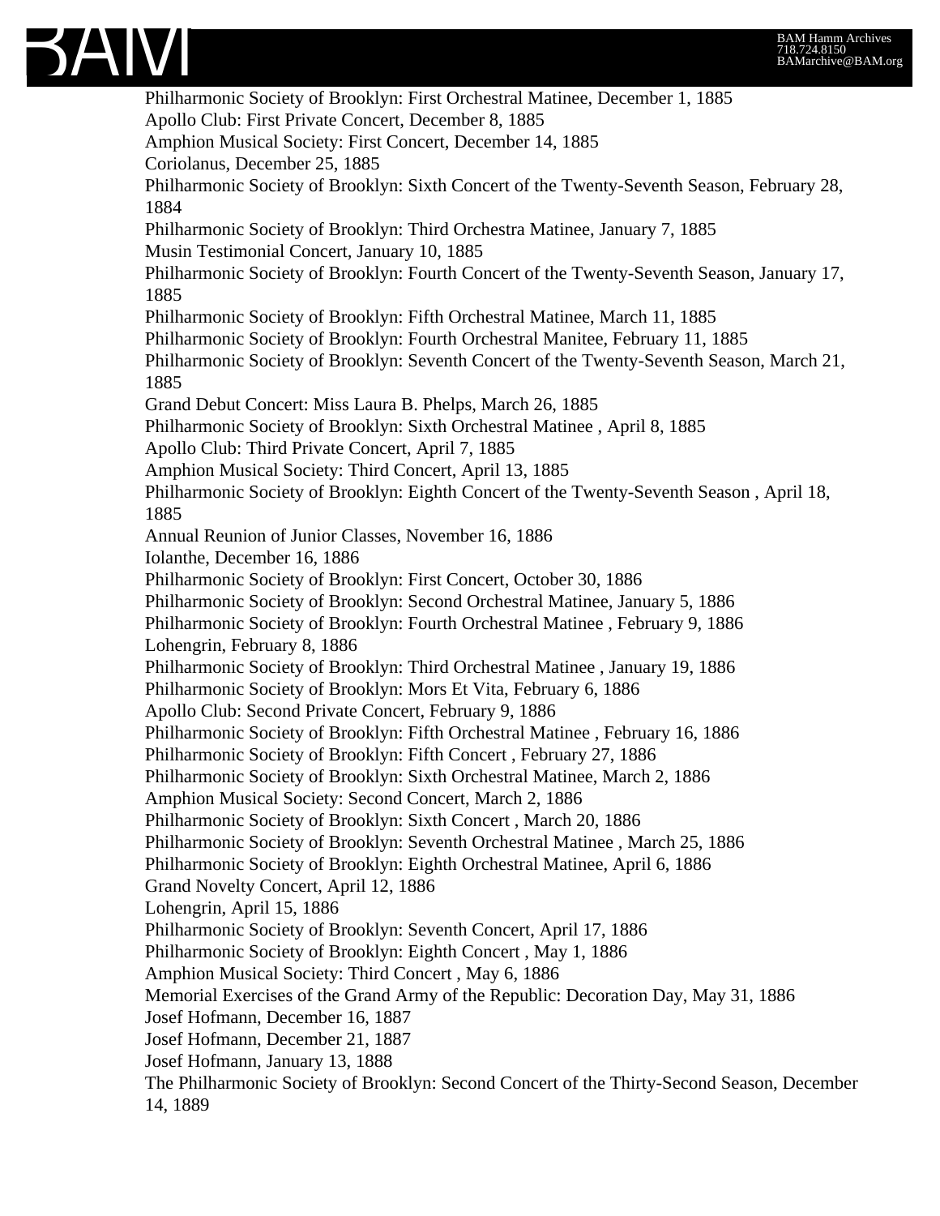Philharmonic Society of Brooklyn: First Orchestral Matinee, December 1, 1885
Apollo Club: First Private Concert, December 8, 1885
Amphion Musical Society: First Concert, December 14, 1885
Coriolanus, December 25, 1885
Philharmonic Society of Brooklyn: Sixth Concert of the Twenty-Seventh Season, February 28, 1884
Philharmonic Society of Brooklyn: Third Orchestra Matinee, January 7, 1885
Musin Testimonial Concert, January 10, 1885
Philharmonic Society of Brooklyn: Fourth Concert of the Twenty-Seventh Season, January 17, 1885
Philharmonic Society of Brooklyn: Fifth Orchestral Matinee, March 11, 1885
Philharmonic Society of Brooklyn: Fourth Orchestral Manitee, February 11, 1885
Philharmonic Society of Brooklyn: Seventh Concert of the Twenty-Seventh Season, March 21, 1885
Grand Debut Concert: Miss Laura B. Phelps, March 26, 1885
Philharmonic Society of Brooklyn: Sixth Orchestral Matinee , April 8, 1885
Apollo Club: Third Private Concert, April 7, 1885
Amphion Musical Society: Third Concert, April 13, 1885
Philharmonic Society of Brooklyn: Eighth Concert of the Twenty-Seventh Season , April 18, 1885
Annual Reunion of Junior Classes, November 16, 1886
Iolanthe, December 16, 1886
Philharmonic Society of Brooklyn: First Concert, October 30, 1886
Philharmonic Society of Brooklyn: Second Orchestral Matinee, January 5, 1886
Philharmonic Society of Brooklyn: Fourth Orchestral Matinee , February 9, 1886
Lohengrin, February 8, 1886
Philharmonic Society of Brooklyn: Third Orchestral Matinee , January 19, 1886
Philharmonic Society of Brooklyn: Mors Et Vita, February 6, 1886
Apollo Club: Second Private Concert, February 9, 1886
Philharmonic Society of Brooklyn: Fifth Orchestral Matinee , February 16, 1886
Philharmonic Society of Brooklyn: Fifth Concert , February 27, 1886
Philharmonic Society of Brooklyn: Sixth Orchestral Matinee, March 2, 1886
Amphion Musical Society: Second Concert, March 2, 1886
Philharmonic Society of Brooklyn: Sixth Concert , March 20, 1886
Philharmonic Society of Brooklyn: Seventh Orchestral Matinee , March 25, 1886
Philharmonic Society of Brooklyn: Eighth Orchestral Matinee, April 6, 1886
Grand Novelty Concert, April 12, 1886
Lohengrin, April 15, 1886
Philharmonic Society of Brooklyn: Seventh Concert, April 17, 1886
Philharmonic Society of Brooklyn: Eighth Concert , May 1, 1886
Amphion Musical Society: Third Concert , May 6, 1886
Memorial Exercises of the Grand Army of the Republic: Decoration Day, May 31, 1886
Josef Hofmann, December 16, 1887
Josef Hofmann, December 21, 1887
Josef Hofmann, January 13, 1888
The Philharmonic Society of Brooklyn: Second Concert of the Thirty-Second Season, December 14, 1889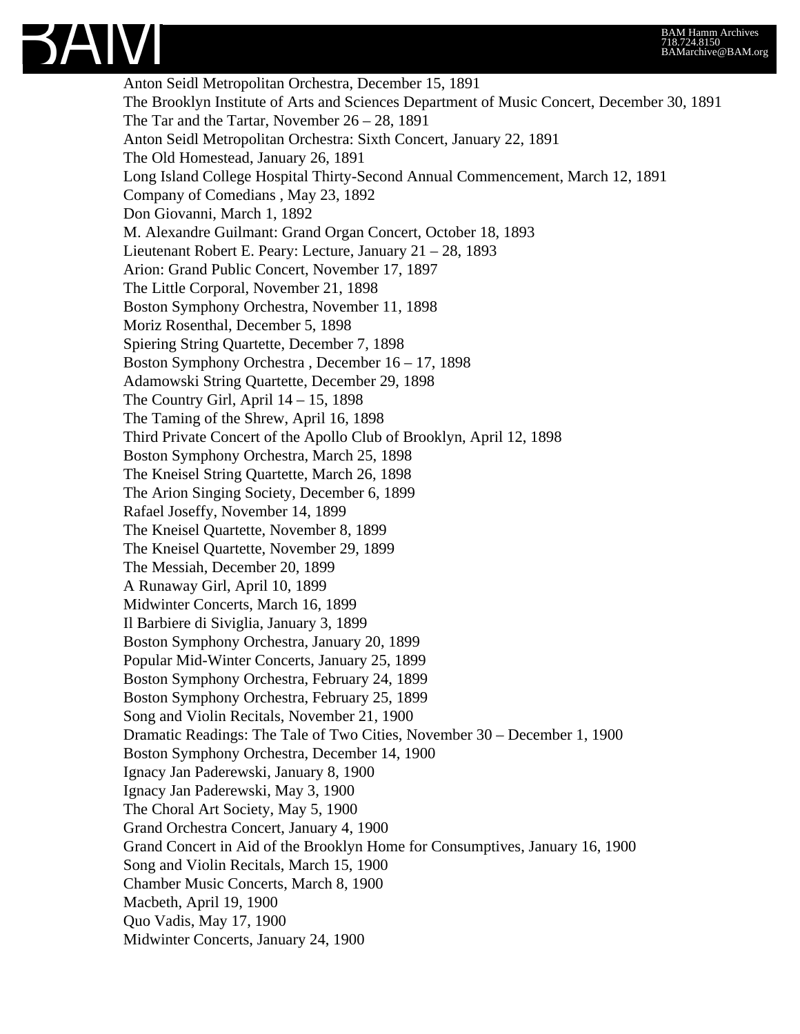Anton Seidl Metropolitan Orchestra, December 15, 1891
The Brooklyn Institute of Arts and Sciences Department of Music Concert, December 30, 1891
The Tar and the Tartar, November 26 – 28, 1891
Anton Seidl Metropolitan Orchestra: Sixth Concert, January 22, 1891
The Old Homestead, January 26, 1891
Long Island College Hospital Thirty-Second Annual Commencement, March 12, 1891
Company of Comedians , May 23, 1892
Don Giovanni, March 1, 1892
M. Alexandre Guilmant: Grand Organ Concert, October 18, 1893
Lieutenant Robert E. Peary: Lecture, January 21 – 28, 1893
Arion: Grand Public Concert, November 17, 1897
The Little Corporal, November 21, 1898
Boston Symphony Orchestra, November 11, 1898
Moriz Rosenthal, December 5, 1898
Spiering String Quartette, December 7, 1898
Boston Symphony Orchestra , December 16 – 17, 1898
Adamowski String Quartette, December 29, 1898
The Country Girl, April 14 – 15, 1898
The Taming of the Shrew, April 16, 1898
Third Private Concert of the Apollo Club of Brooklyn, April 12, 1898
Boston Symphony Orchestra, March 25, 1898
The Kneisel String Quartette, March 26, 1898
The Arion Singing Society, December 6, 1899
Rafael Joseffy, November 14, 1899
The Kneisel Quartette, November 8, 1899
The Kneisel Quartette, November 29, 1899
The Messiah, December 20, 1899
A Runaway Girl, April 10, 1899
Midwinter Concerts, March 16, 1899
Il Barbiere di Siviglia, January 3, 1899
Boston Symphony Orchestra, January 20, 1899
Popular Mid-Winter Concerts, January 25, 1899
Boston Symphony Orchestra, February 24, 1899
Boston Symphony Orchestra, February 25, 1899
Song and Violin Recitals, November 21, 1900
Dramatic Readings: The Tale of Two Cities, November 30 – December 1, 1900
Boston Symphony Orchestra, December 14, 1900
Ignacy Jan Paderewski, January 8, 1900
Ignacy Jan Paderewski, May 3, 1900
The Choral Art Society, May 5, 1900
Grand Orchestra Concert, January 4, 1900
Grand Concert in Aid of the Brooklyn Home for Consumptives, January 16, 1900
Song and Violin Recitals, March 15, 1900
Chamber Music Concerts, March 8, 1900
Macbeth, April 19, 1900
Quo Vadis, May 17, 1900
Midwinter Concerts, January 24, 1900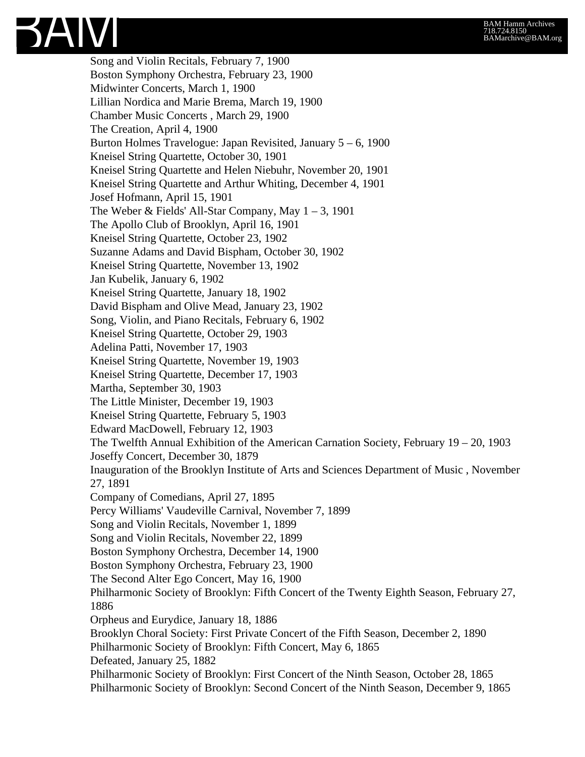Song and Violin Recitals, February 7, 1900
Boston Symphony Orchestra, February 23, 1900
Midwinter Concerts, March 1, 1900
Lillian Nordica and Marie Brema, March 19, 1900
Chamber Music Concerts , March 29, 1900
The Creation, April 4, 1900
Burton Holmes Travelogue: Japan Revisited, January 5 – 6, 1900
Kneisel String Quartette, October 30, 1901
Kneisel String Quartette and Helen Niebuhr, November 20, 1901
Kneisel String Quartette and Arthur Whiting, December 4, 1901
Josef Hofmann, April 15, 1901
The Weber & Fields' All-Star Company, May 1 – 3, 1901
The Apollo Club of Brooklyn, April 16, 1901
Kneisel String Quartette, October 23, 1902
Suzanne Adams and David Bispham, October 30, 1902
Kneisel String Quartette, November 13, 1902
Jan Kubelik, January 6, 1902
Kneisel String Quartette, January 18, 1902
David Bispham and Olive Mead, January 23, 1902
Song, Violin, and Piano Recitals, February 6, 1902
Kneisel String Quartette, October 29, 1903
Adelina Patti, November 17, 1903
Kneisel String Quartette, November 19, 1903
Kneisel String Quartette, December 17, 1903
Martha, September 30, 1903
The Little Minister, December 19, 1903
Kneisel String Quartette, February 5, 1903
Edward MacDowell, February 12, 1903
The Twelfth Annual Exhibition of the American Carnation Society, February 19 – 20, 1903
Joseffy Concert, December 30, 1879
Inauguration of the Brooklyn Institute of Arts and Sciences Department of Music , November 27, 1891
Company of Comedians, April 27, 1895
Percy Williams' Vaudeville Carnival, November 7, 1899
Song and Violin Recitals, November 1, 1899
Song and Violin Recitals, November 22, 1899
Boston Symphony Orchestra, December 14, 1900
Boston Symphony Orchestra, February 23, 1900
The Second Alter Ego Concert, May 16, 1900
Philharmonic Society of Brooklyn: Fifth Concert of the Twenty Eighth Season, February 27, 1886
Orpheus and Eurydice, January 18, 1886
Brooklyn Choral Society: First Private Concert of the Fifth Season, December 2, 1890
Philharmonic Society of Brooklyn: Fifth Concert, May 6, 1865
Defeated, January 25, 1882
Philharmonic Society of Brooklyn: First Concert of the Ninth Season, October 28, 1865
Philharmonic Society of Brooklyn: Second Concert of the Ninth Season, December 9, 1865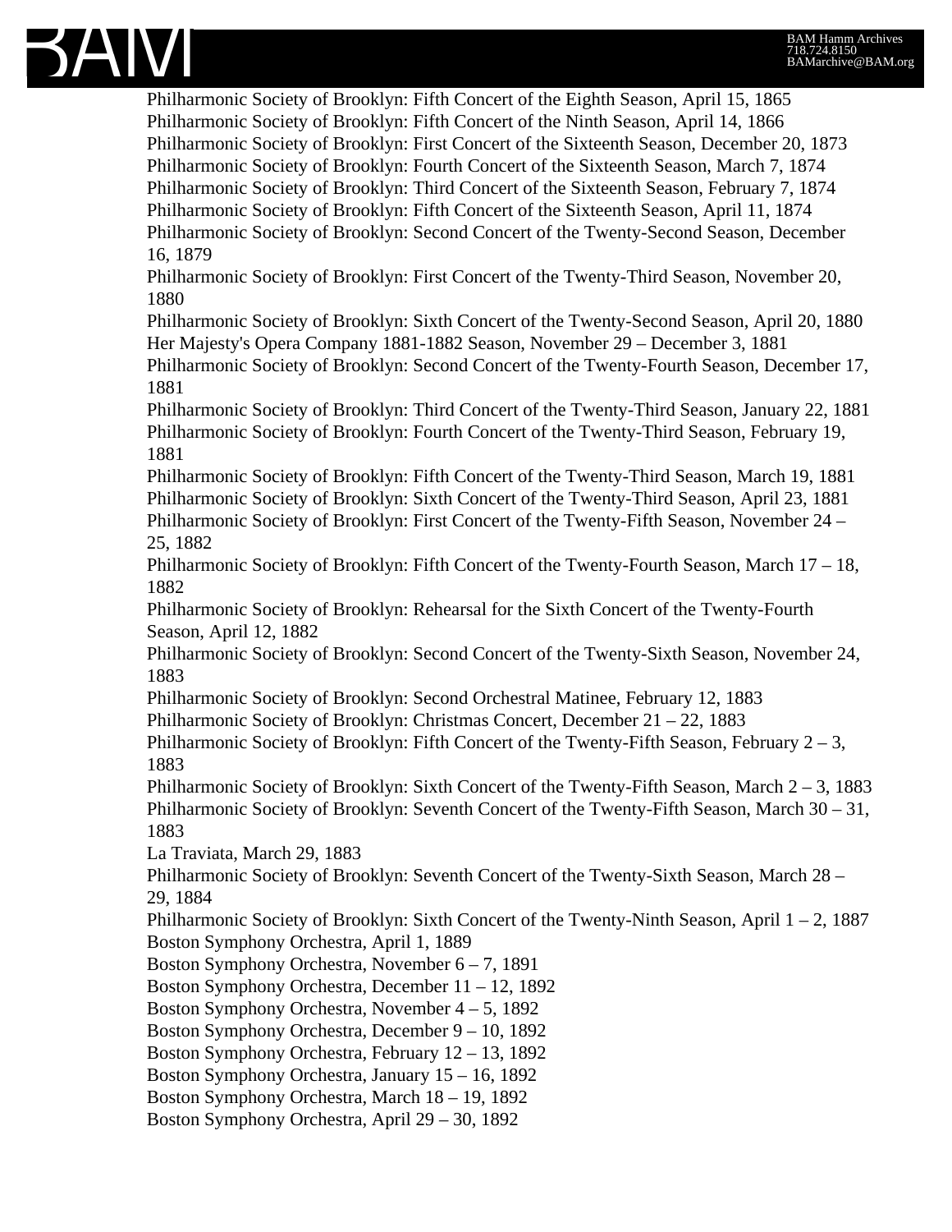Philharmonic Society of Brooklyn: Fifth Concert of the Eighth Season, April 15, 1865
Philharmonic Society of Brooklyn: Fifth Concert of the Ninth Season, April 14, 1866
Philharmonic Society of Brooklyn: First Concert of the Sixteenth Season, December 20, 1873
Philharmonic Society of Brooklyn: Fourth Concert of the Sixteenth Season, March 7, 1874
Philharmonic Society of Brooklyn: Third Concert of the Sixteenth Season, February 7, 1874
Philharmonic Society of Brooklyn: Fifth Concert of the Sixteenth Season, April 11, 1874
Philharmonic Society of Brooklyn: Second Concert of the Twenty-Second Season, December 16, 1879
Philharmonic Society of Brooklyn: First Concert of the Twenty-Third Season, November 20, 1880
Philharmonic Society of Brooklyn: Sixth Concert of the Twenty-Second Season, April 20, 1880
Her Majesty's Opera Company 1881-1882 Season, November 29 – December 3, 1881
Philharmonic Society of Brooklyn: Second Concert of the Twenty-Fourth Season, December 17, 1881
Philharmonic Society of Brooklyn: Third Concert of the Twenty-Third Season, January 22, 1881
Philharmonic Society of Brooklyn: Fourth Concert of the Twenty-Third Season, February 19, 1881
Philharmonic Society of Brooklyn: Fifth Concert of the Twenty-Third Season, March 19, 1881
Philharmonic Society of Brooklyn: Sixth Concert of the Twenty-Third Season, April 23, 1881
Philharmonic Society of Brooklyn: First Concert of the Twenty-Fifth Season, November 24 – 25, 1882
Philharmonic Society of Brooklyn: Fifth Concert of the Twenty-Fourth Season, March 17 – 18, 1882
Philharmonic Society of Brooklyn: Rehearsal for the Sixth Concert of the Twenty-Fourth Season, April 12, 1882
Philharmonic Society of Brooklyn: Second Concert of the Twenty-Sixth Season, November 24, 1883
Philharmonic Society of Brooklyn: Second Orchestral Matinee, February 12, 1883
Philharmonic Society of Brooklyn: Christmas Concert, December 21 – 22, 1883
Philharmonic Society of Brooklyn: Fifth Concert of the Twenty-Fifth Season, February 2 – 3, 1883
Philharmonic Society of Brooklyn: Sixth Concert of the Twenty-Fifth Season, March 2 – 3, 1883
Philharmonic Society of Brooklyn: Seventh Concert of the Twenty-Fifth Season, March 30 – 31, 1883
La Traviata, March 29, 1883
Philharmonic Society of Brooklyn: Seventh Concert of the Twenty-Sixth Season, March 28 – 29, 1884
Philharmonic Society of Brooklyn: Sixth Concert of the Twenty-Ninth Season, April 1 – 2, 1887
Boston Symphony Orchestra, April 1, 1889
Boston Symphony Orchestra, November 6 – 7, 1891
Boston Symphony Orchestra, December 11 – 12, 1892
Boston Symphony Orchestra, November 4 – 5, 1892
Boston Symphony Orchestra, December 9 – 10, 1892
Boston Symphony Orchestra, February 12 – 13, 1892
Boston Symphony Orchestra, January 15 – 16, 1892
Boston Symphony Orchestra, March 18 – 19, 1892
Boston Symphony Orchestra, April 29 – 30, 1892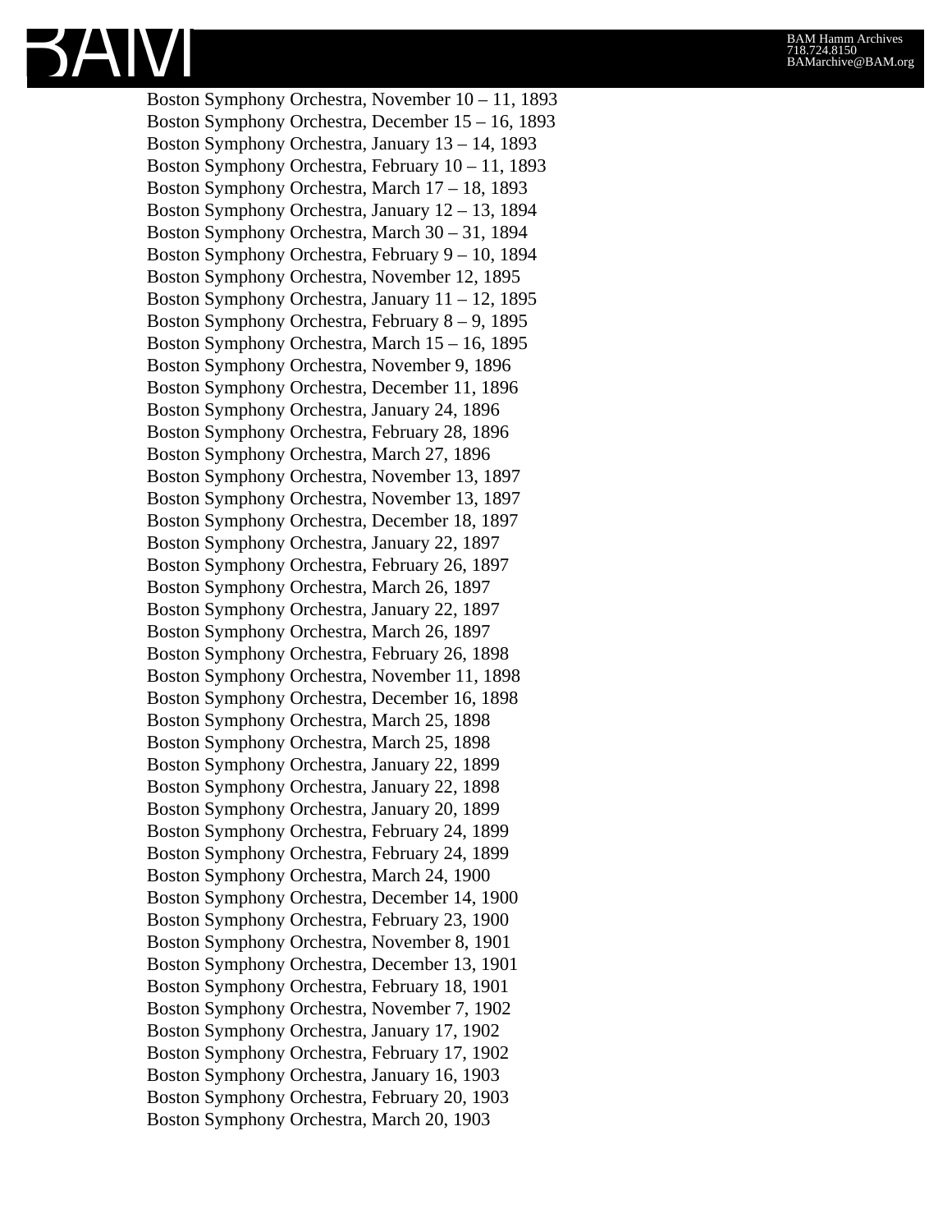Boston Symphony Orchestra, November 10 – 11, 1893
Boston Symphony Orchestra, December 15 – 16, 1893
Boston Symphony Orchestra, January 13 – 14, 1893
Boston Symphony Orchestra, February 10 – 11, 1893
Boston Symphony Orchestra, March 17 – 18, 1893
Boston Symphony Orchestra, January 12 – 13, 1894
Boston Symphony Orchestra, March 30 – 31, 1894
Boston Symphony Orchestra, February 9 – 10, 1894
Boston Symphony Orchestra, November 12, 1895
Boston Symphony Orchestra, January 11 – 12, 1895
Boston Symphony Orchestra, February 8 – 9, 1895
Boston Symphony Orchestra, March 15 – 16, 1895
Boston Symphony Orchestra, November 9, 1896
Boston Symphony Orchestra, December 11, 1896
Boston Symphony Orchestra, January 24, 1896
Boston Symphony Orchestra, February 28, 1896
Boston Symphony Orchestra, March 27, 1896
Boston Symphony Orchestra, November 13, 1897
Boston Symphony Orchestra, November 13, 1897
Boston Symphony Orchestra, December 18, 1897
Boston Symphony Orchestra, January 22, 1897
Boston Symphony Orchestra, February 26, 1897
Boston Symphony Orchestra, March 26, 1897
Boston Symphony Orchestra, January 22, 1897
Boston Symphony Orchestra, March 26, 1897
Boston Symphony Orchestra, February 26, 1898
Boston Symphony Orchestra, November 11, 1898
Boston Symphony Orchestra, December 16, 1898
Boston Symphony Orchestra, March 25, 1898
Boston Symphony Orchestra, March 25, 1898
Boston Symphony Orchestra, January 22, 1899
Boston Symphony Orchestra, January 22, 1898
Boston Symphony Orchestra, January 20, 1899
Boston Symphony Orchestra, February 24, 1899
Boston Symphony Orchestra, February 24, 1899
Boston Symphony Orchestra, March 24, 1900
Boston Symphony Orchestra, December 14, 1900
Boston Symphony Orchestra, February 23, 1900
Boston Symphony Orchestra, November 8, 1901
Boston Symphony Orchestra, December 13, 1901
Boston Symphony Orchestra, February 18, 1901
Boston Symphony Orchestra, November 7, 1902
Boston Symphony Orchestra, January 17, 1902
Boston Symphony Orchestra, February 17, 1902
Boston Symphony Orchestra, January 16, 1903
Boston Symphony Orchestra, February 20, 1903
Boston Symphony Orchestra, March 20, 1903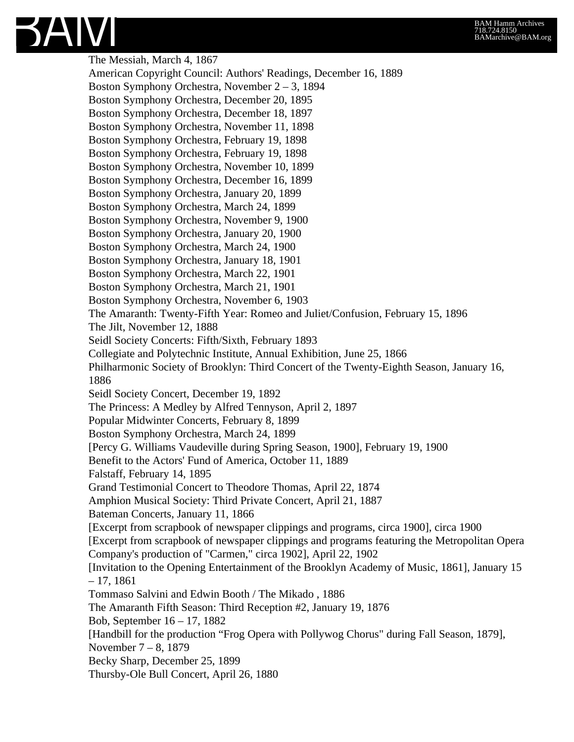The Messiah, March 4, 1867
American Copyright Council: Authors' Readings, December 16, 1889
Boston Symphony Orchestra, November 2 – 3, 1894
Boston Symphony Orchestra, December 20, 1895
Boston Symphony Orchestra, December 18, 1897
Boston Symphony Orchestra, November 11, 1898
Boston Symphony Orchestra, February 19, 1898
Boston Symphony Orchestra, February 19, 1898
Boston Symphony Orchestra, November 10, 1899
Boston Symphony Orchestra, December 16, 1899
Boston Symphony Orchestra, January 20, 1899
Boston Symphony Orchestra, March 24, 1899
Boston Symphony Orchestra, November 9, 1900
Boston Symphony Orchestra, January 20, 1900
Boston Symphony Orchestra, March 24, 1900
Boston Symphony Orchestra, January 18, 1901
Boston Symphony Orchestra, March 22, 1901
Boston Symphony Orchestra, March 21, 1901
Boston Symphony Orchestra, November 6, 1903
The Amaranth: Twenty-Fifth Year: Romeo and Juliet/Confusion, February 15, 1896
The Jilt, November 12, 1888
Seidl Society Concerts: Fifth/Sixth, February 1893
Collegiate and Polytechnic Institute, Annual Exhibition, June 25, 1866
Philharmonic Society of Brooklyn: Third Concert of the Twenty-Eighth Season, January 16, 1886
Seidl Society Concert, December 19, 1892
The Princess: A Medley by Alfred Tennyson, April 2, 1897
Popular Midwinter Concerts, February 8, 1899
Boston Symphony Orchestra, March 24, 1899
[Percy G. Williams Vaudeville during Spring Season, 1900], February 19, 1900
Benefit to the Actors' Fund of America, October 11, 1889
Falstaff, February 14, 1895
Grand Testimonial Concert to Theodore Thomas, April 22, 1874
Amphion Musical Society: Third Private Concert, April 21, 1887
Bateman Concerts, January 11, 1866
[Excerpt from scrapbook of newspaper clippings and programs, circa 1900], circa 1900
[Excerpt from scrapbook of newspaper clippings and programs featuring the Metropolitan Opera Company's production of "Carmen," circa 1902], April 22, 1902
[Invitation to the Opening Entertainment of the Brooklyn Academy of Music, 1861], January 15 – 17, 1861
Tommaso Salvini and Edwin Booth / The Mikado , 1886
The Amaranth Fifth Season: Third Reception #2, January 19, 1876
Bob, September 16 – 17, 1882
[Handbill for the production “Frog Opera with Pollywog Chorus" during Fall Season, 1879], November 7 – 8, 1879
Becky Sharp, December 25, 1899
Thursby-Ole Bull Concert, April 26, 1880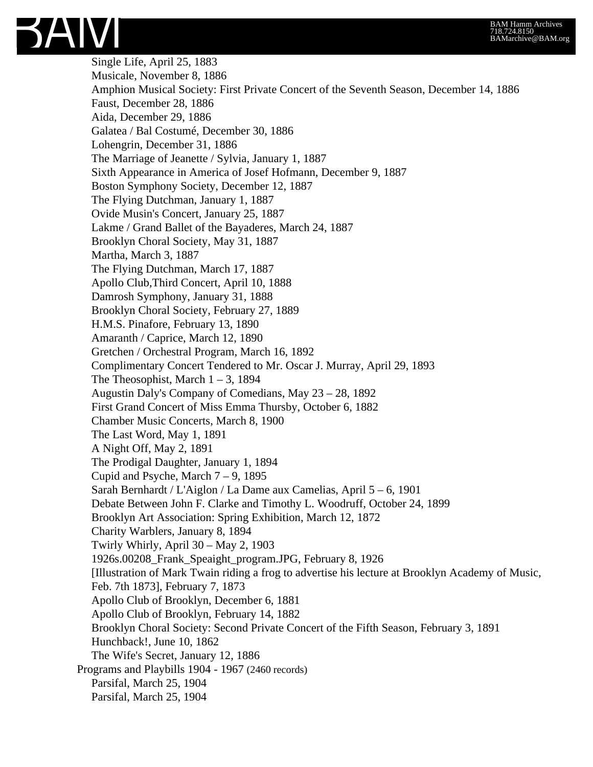- Single Life, April 25, 1883
- Musicale, November 8, 1886
- Amphion Musical Society: First Private Concert of the Seventh Season, December 14, 1886
- Faust, December 28, 1886
- Aida, December 29, 1886
- Galatea / Bal Costumé, December 30, 1886
- Lohengrin, December 31, 1886
- The Marriage of Jeanette / Sylvia, January 1, 1887
- Sixth Appearance in America of Josef Hofmann, December 9, 1887
- Boston Symphony Society, December 12, 1887
- The Flying Dutchman, January 1, 1887
- Ovide Musin's Concert, January 25, 1887
- Lakme / Grand Ballet of the Bayaderes, March 24, 1887
- Brooklyn Choral Society, May 31, 1887
- Martha, March 3, 1887
- The Flying Dutchman, March 17, 1887
- Apollo Club,Third Concert, April 10, 1888
- Damrosh Symphony, January 31, 1888
- Brooklyn Choral Society, February 27, 1889
- H.M.S. Pinafore, February 13, 1890
- Amaranth / Caprice, March 12, 1890
- Gretchen / Orchestral Program, March 16, 1892
- Complimentary Concert Tendered to Mr. Oscar J. Murray, April 29, 1893
- The Theosophist, March 1 – 3, 1894
- Augustin Daly's Company of Comedians, May 23 – 28, 1892
- First Grand Concert of Miss Emma Thursby, October 6, 1882
- Chamber Music Concerts, March 8, 1900
- The Last Word, May 1, 1891
- A Night Off, May 2, 1891
- The Prodigal Daughter, January 1, 1894
- Cupid and Psyche, March 7 – 9, 1895
- Sarah Bernhardt / L'Aiglon / La Dame aux Camelias, April 5 – 6, 1901
- Debate Between John F. Clarke and Timothy L. Woodruff, October 24, 1899
- Brooklyn Art Association: Spring Exhibition, March 12, 1872
- Charity Warblers, January 8, 1894
- Twirly Whirly, April 30 – May 2, 1903
- 1926s.00208_Frank_Speaight_program.JPG, February 8, 1926
- [Illustration of Mark Twain riding a frog to advertise his lecture at Brooklyn Academy of Music, Feb. 7th 1873], February 7, 1873
- Apollo Club of Brooklyn, December 6, 1881
- Apollo Club of Brooklyn, February 14, 1882
- Brooklyn Choral Society: Second Private Concert of the Fifth Season, February 3, 1891
- Hunchback!, June 10, 1862
- The Wife's Secret, January 12, 1886

Programs and Playbills 1904 - 1967 (2460 records)

- Parsifal, March 25, 1904
- Parsifal, March 25, 1904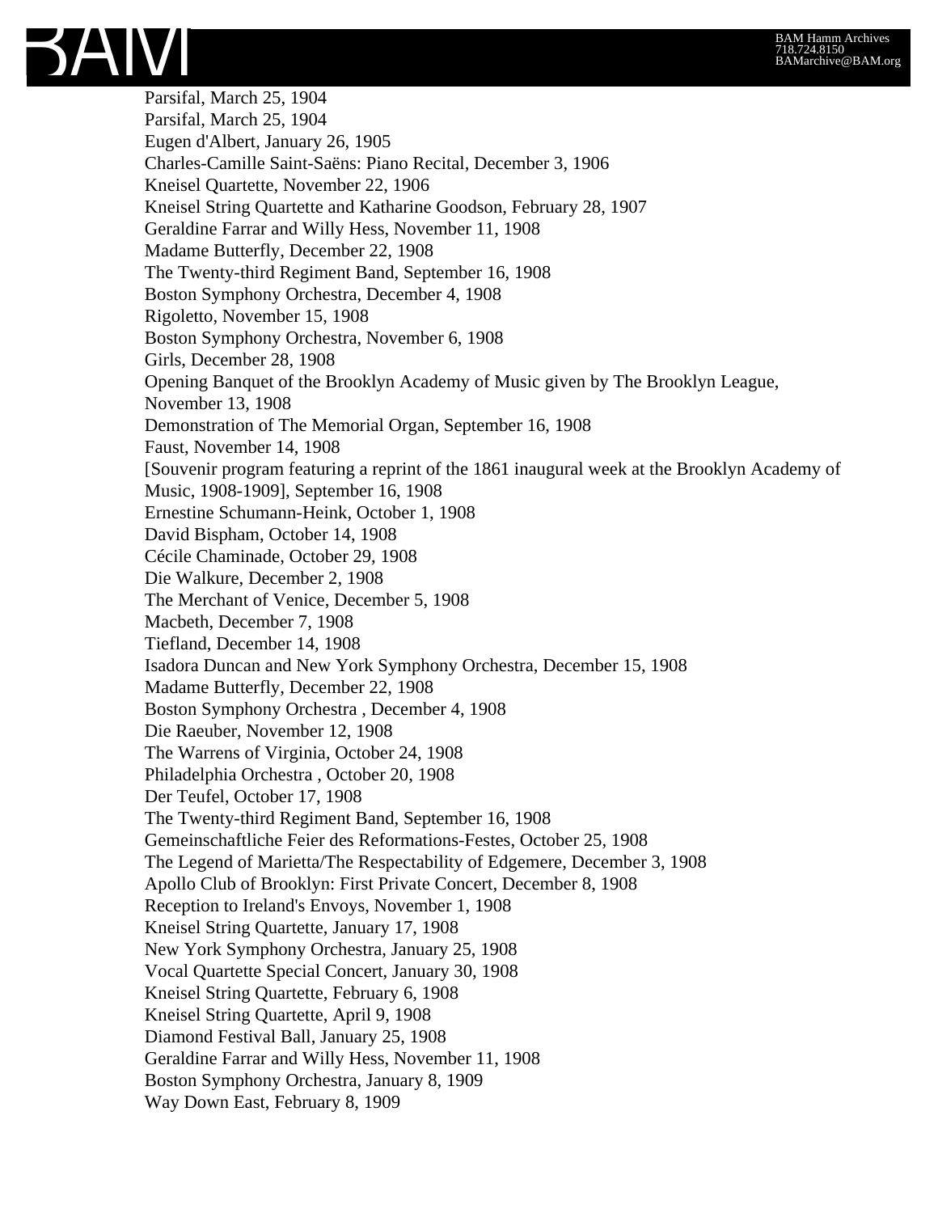Parsifal, March 25, 1904
Parsifal, March 25, 1904
Eugen d'Albert, January 26, 1905
Charles-Camille Saint-Saëns: Piano Recital, December 3, 1906
Kneisel Quartette, November 22, 1906
Kneisel String Quartette and Katharine Goodson, February 28, 1907
Geraldine Farrar and Willy Hess, November 11, 1908
Madame Butterfly, December 22, 1908
The Twenty-third Regiment Band, September 16, 1908
Boston Symphony Orchestra, December 4, 1908
Rigoletto, November 15, 1908
Boston Symphony Orchestra, November 6, 1908
Girls, December 28, 1908
Opening Banquet of the Brooklyn Academy of Music given by The Brooklyn League, November 13, 1908
Demonstration of The Memorial Organ, September 16, 1908
Faust, November 14, 1908
[Souvenir program featuring a reprint of the 1861 inaugural week at the Brooklyn Academy of Music, 1908-1909], September 16, 1908
Ernestine Schumann-Heink, October 1, 1908
David Bispham, October 14, 1908
Cécile Chaminade, October 29, 1908
Die Walkure, December 2, 1908
The Merchant of Venice, December 5, 1908
Macbeth, December 7, 1908
Tiefland, December 14, 1908
Isadora Duncan and New York Symphony Orchestra, December 15, 1908
Madame Butterfly, December 22, 1908
Boston Symphony Orchestra , December 4, 1908
Die Raeuber, November 12, 1908
The Warrens of Virginia, October 24, 1908
Philadelphia Orchestra , October 20, 1908
Der Teufel, October 17, 1908
The Twenty-third Regiment Band, September 16, 1908
Gemeinschaftliche Feier des Reformations-Festes, October 25, 1908
The Legend of Marietta/The Respectability of Edgemere, December 3, 1908
Apollo Club of Brooklyn: First Private Concert, December 8, 1908
Reception to Ireland's Envoys, November 1, 1908
Kneisel String Quartette, January 17, 1908
New York Symphony Orchestra, January 25, 1908
Vocal Quartette Special Concert, January 30, 1908
Kneisel String Quartette, February 6, 1908
Kneisel String Quartette, April 9, 1908
Diamond Festival Ball, January 25, 1908
Geraldine Farrar and Willy Hess, November 11, 1908
Boston Symphony Orchestra, January 8, 1909
Way Down East, February 8, 1909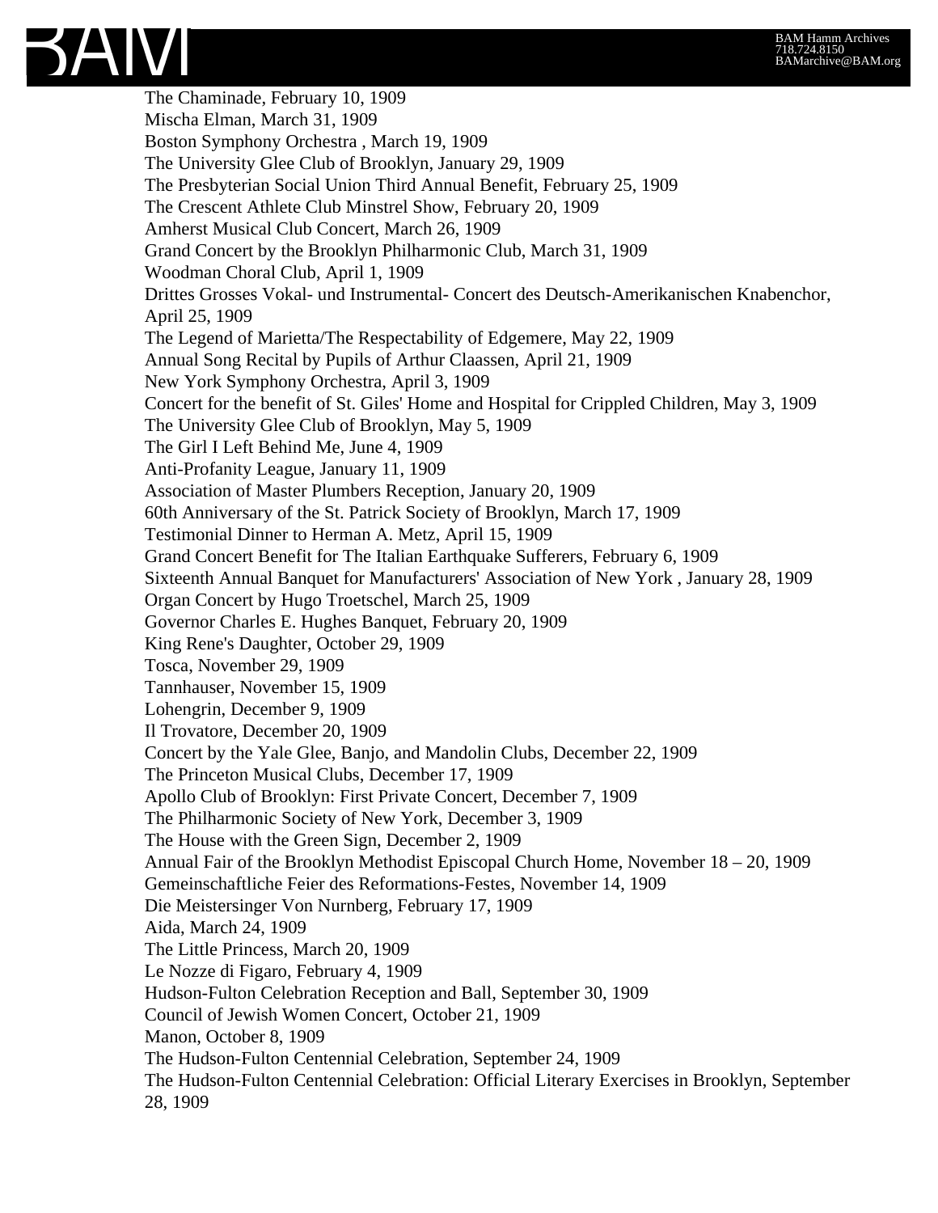The Chaminade, February 10, 1909
Mischa Elman, March 31, 1909
Boston Symphony Orchestra , March 19, 1909
The University Glee Club of Brooklyn, January 29, 1909
The Presbyterian Social Union Third Annual Benefit, February 25, 1909
The Crescent Athlete Club Minstrel Show, February 20, 1909
Amherst Musical Club Concert, March 26, 1909
Grand Concert by the Brooklyn Philharmonic Club, March 31, 1909
Woodman Choral Club, April 1, 1909
Drittes Grosses Vokal- und Instrumental- Concert des Deutsch-Amerikanischen Knabenchor, April 25, 1909
The Legend of Marietta/The Respectability of Edgemere, May 22, 1909
Annual Song Recital by Pupils of Arthur Claassen, April 21, 1909
New York Symphony Orchestra, April 3, 1909
Concert for the benefit of St. Giles' Home and Hospital for Crippled Children, May 3, 1909
The University Glee Club of Brooklyn, May 5, 1909
The Girl I Left Behind Me, June 4, 1909
Anti-Profanity League, January 11, 1909
Association of Master Plumbers Reception, January 20, 1909
60th Anniversary of the St. Patrick Society of Brooklyn, March 17, 1909
Testimonial Dinner to Herman A. Metz, April 15, 1909
Grand Concert Benefit for The Italian Earthquake Sufferers, February 6, 1909
Sixteenth Annual Banquet for Manufacturers' Association of New York , January 28, 1909
Organ Concert by Hugo Troetschel, March 25, 1909
Governor Charles E. Hughes Banquet, February 20, 1909
King Rene's Daughter, October 29, 1909
Tosca, November 29, 1909
Tannhauser, November 15, 1909
Lohengrin, December 9, 1909
Il Trovatore, December 20, 1909
Concert by the Yale Glee, Banjo, and Mandolin Clubs, December 22, 1909
The Princeton Musical Clubs, December 17, 1909
Apollo Club of Brooklyn: First Private Concert, December 7, 1909
The Philharmonic Society of New York, December 3, 1909
The House with the Green Sign, December 2, 1909
Annual Fair of the Brooklyn Methodist Episcopal Church Home, November 18 – 20, 1909
Gemeinschaftliche Feier des Reformations-Festes, November 14, 1909
Die Meistersinger Von Nurnberg, February 17, 1909
Aida, March 24, 1909
The Little Princess, March 20, 1909
Le Nozze di Figaro, February 4, 1909
Hudson-Fulton Celebration Reception and Ball, September 30, 1909
Council of Jewish Women Concert, October 21, 1909
Manon, October 8, 1909
The Hudson-Fulton Centennial Celebration, September 24, 1909
The Hudson-Fulton Centennial Celebration: Official Literary Exercises in Brooklyn, September 28, 1909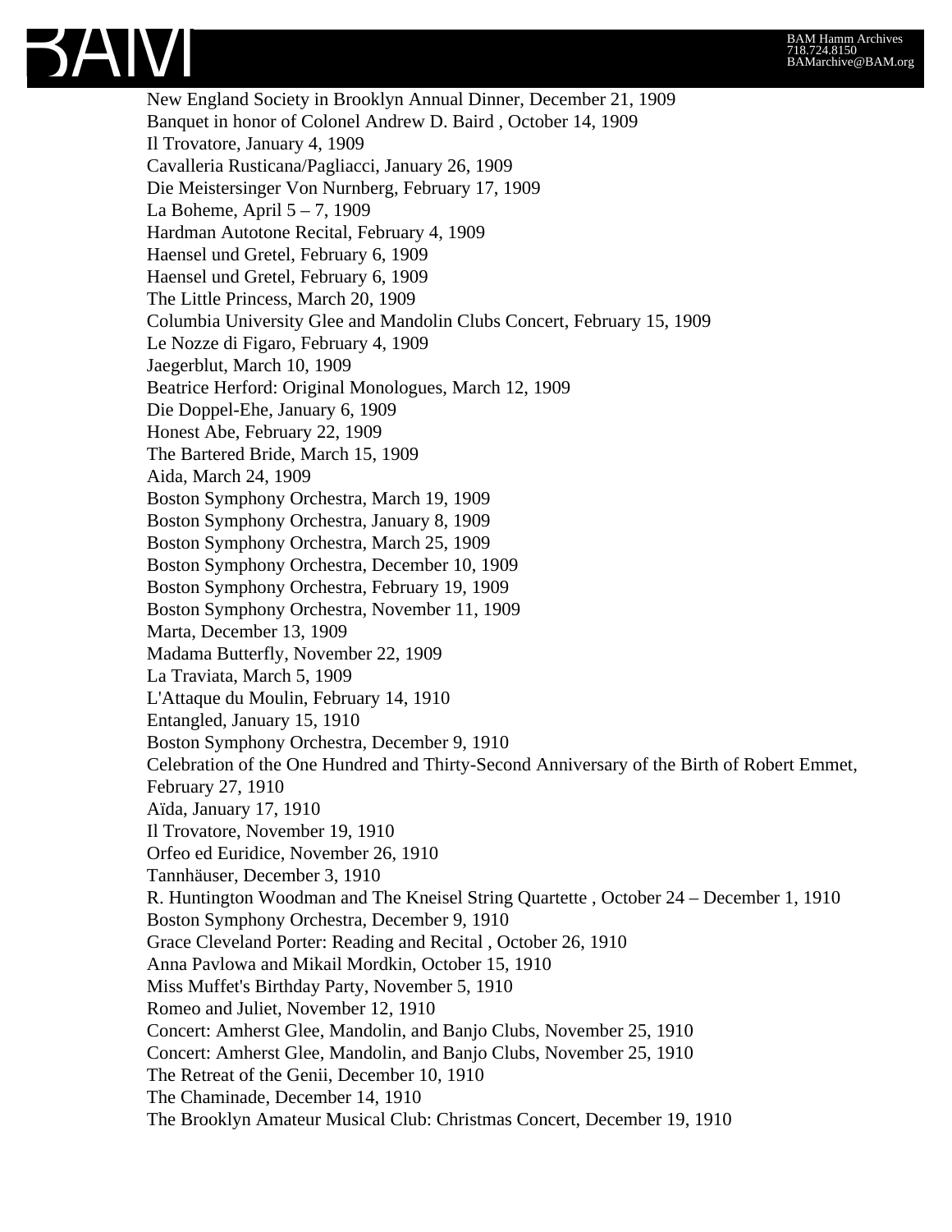New England Society in Brooklyn Annual Dinner, December 21, 1909
Banquet in honor of Colonel Andrew D. Baird , October 14, 1909
Il Trovatore, January 4, 1909
Cavalleria Rusticana/Pagliacci, January 26, 1909
Die Meistersinger Von Nurnberg, February 17, 1909
La Boheme, April 5 – 7, 1909
Hardman Autotone Recital, February 4, 1909
Haensel und Gretel, February 6, 1909
Haensel und Gretel, February 6, 1909
The Little Princess, March 20, 1909
Columbia University Glee and Mandolin Clubs Concert, February 15, 1909
Le Nozze di Figaro, February 4, 1909
Jaegerblut, March 10, 1909
Beatrice Herford: Original Monologues, March 12, 1909
Die Doppel-Ehe, January 6, 1909
Honest Abe, February 22, 1909
The Bartered Bride, March 15, 1909
Aida, March 24, 1909
Boston Symphony Orchestra, March 19, 1909
Boston Symphony Orchestra, January 8, 1909
Boston Symphony Orchestra, March 25, 1909
Boston Symphony Orchestra, December 10, 1909
Boston Symphony Orchestra, February 19, 1909
Boston Symphony Orchestra, November 11, 1909
Marta, December 13, 1909
Madama Butterfly, November 22, 1909
La Traviata, March 5, 1909
L'Attaque du Moulin, February 14, 1910
Entangled, January 15, 1910
Boston Symphony Orchestra, December 9, 1910
Celebration of the One Hundred and Thirty-Second Anniversary of the Birth of Robert Emmet, February 27, 1910
Aïda, January 17, 1910
Il Trovatore, November 19, 1910
Orfeo ed Euridice, November 26, 1910
Tannhäuser, December 3, 1910
R. Huntington Woodman and The Kneisel String Quartette , October 24 – December 1, 1910
Boston Symphony Orchestra, December 9, 1910
Grace Cleveland Porter: Reading and Recital , October 26, 1910
Anna Pavlowa and Mikail Mordkin, October 15, 1910
Miss Muffet's Birthday Party, November 5, 1910
Romeo and Juliet, November 12, 1910
Concert: Amherst Glee, Mandolin, and Banjo Clubs, November 25, 1910
Concert: Amherst Glee, Mandolin, and Banjo Clubs, November 25, 1910
The Retreat of the Genii, December 10, 1910
The Chaminade, December 14, 1910
The Brooklyn Amateur Musical Club: Christmas Concert, December 19, 1910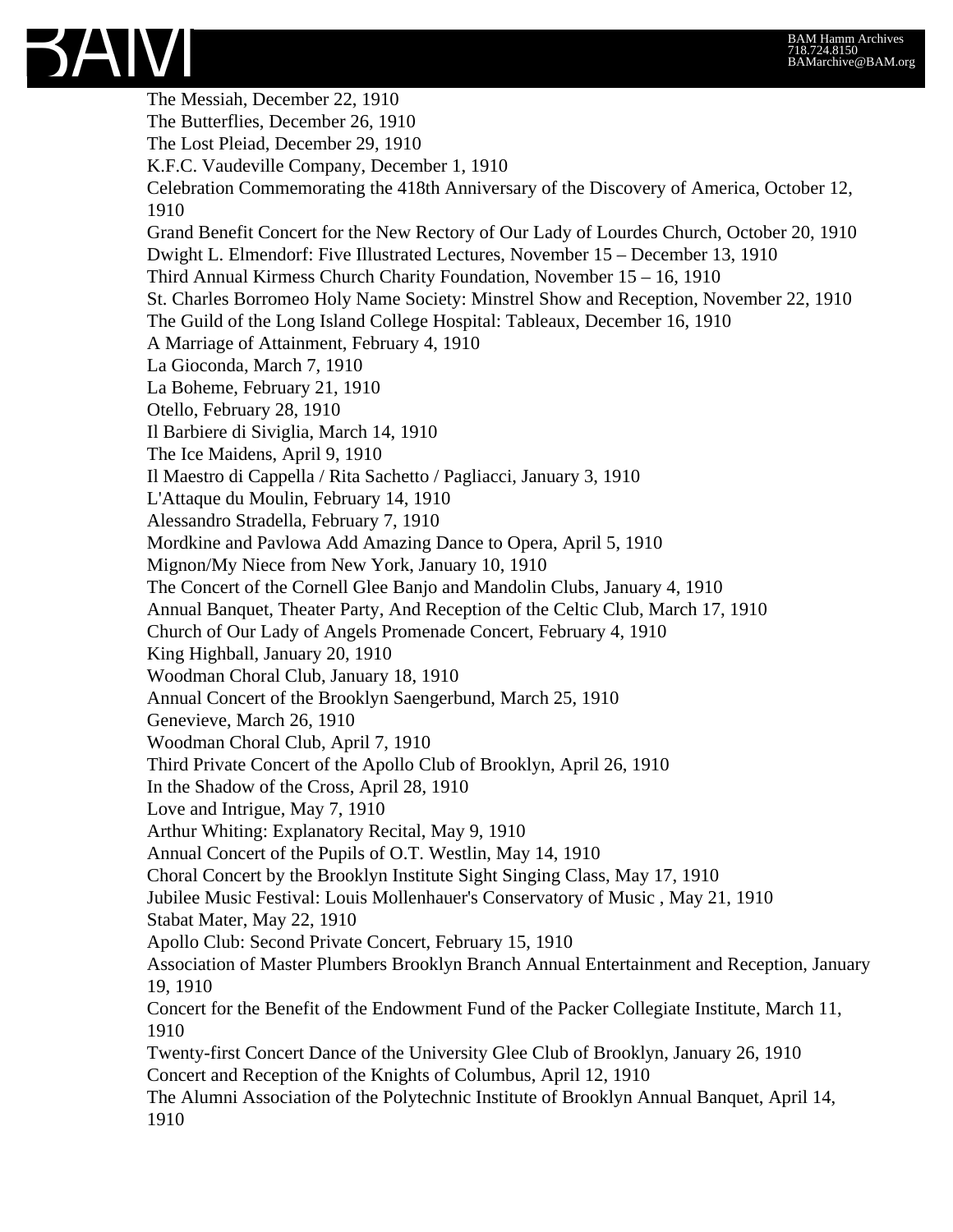The Messiah, December 22, 1910
The Butterflies, December 26, 1910
The Lost Pleiad, December 29, 1910
K.F.C. Vaudeville Company, December 1, 1910
Celebration Commemorating the 418th Anniversary of the Discovery of America, October 12, 1910
Grand Benefit Concert for the New Rectory of Our Lady of Lourdes Church, October 20, 1910
Dwight L. Elmendorf: Five Illustrated Lectures, November 15 – December 13, 1910
Third Annual Kirmess Church Charity Foundation, November 15 – 16, 1910
St. Charles Borromeo Holy Name Society: Minstrel Show and Reception, November 22, 1910
The Guild of the Long Island College Hospital: Tableaux, December 16, 1910
A Marriage of Attainment, February 4, 1910
La Gioconda, March 7, 1910
La Boheme, February 21, 1910
Otello, February 28, 1910
Il Barbiere di Siviglia, March 14, 1910
The Ice Maidens, April 9, 1910
Il Maestro di Cappella / Rita Sachetto / Pagliacci, January 3, 1910
L'Attaque du Moulin, February 14, 1910
Alessandro Stradella, February 7, 1910
Mordkine and Pavlowa Add Amazing Dance to Opera, April 5, 1910
Mignon/My Niece from New York, January 10, 1910
The Concert of the Cornell Glee Banjo and Mandolin Clubs, January 4, 1910
Annual Banquet, Theater Party, And Reception of the Celtic Club, March 17, 1910
Church of Our Lady of Angels Promenade Concert, February 4, 1910
King Highball, January 20, 1910
Woodman Choral Club, January 18, 1910
Annual Concert of the Brooklyn Saengerbund, March 25, 1910
Genevieve, March 26, 1910
Woodman Choral Club, April 7, 1910
Third Private Concert of the Apollo Club of Brooklyn, April 26, 1910
In the Shadow of the Cross, April 28, 1910
Love and Intrigue, May 7, 1910
Arthur Whiting: Explanatory Recital, May 9, 1910
Annual Concert of the Pupils of O.T. Westlin, May 14, 1910
Choral Concert by the Brooklyn Institute Sight Singing Class, May 17, 1910
Jubilee Music Festival: Louis Mollenhauer's Conservatory of Music , May 21, 1910
Stabat Mater, May 22, 1910
Apollo Club: Second Private Concert, February 15, 1910
Association of Master Plumbers Brooklyn Branch Annual Entertainment and Reception, January 19, 1910
Concert for the Benefit of the Endowment Fund of the Packer Collegiate Institute, March 11, 1910
Twenty-first Concert Dance of the University Glee Club of Brooklyn, January 26, 1910
Concert and Reception of the Knights of Columbus, April 12, 1910
The Alumni Association of the Polytechnic Institute of Brooklyn Annual Banquet, April 14, 1910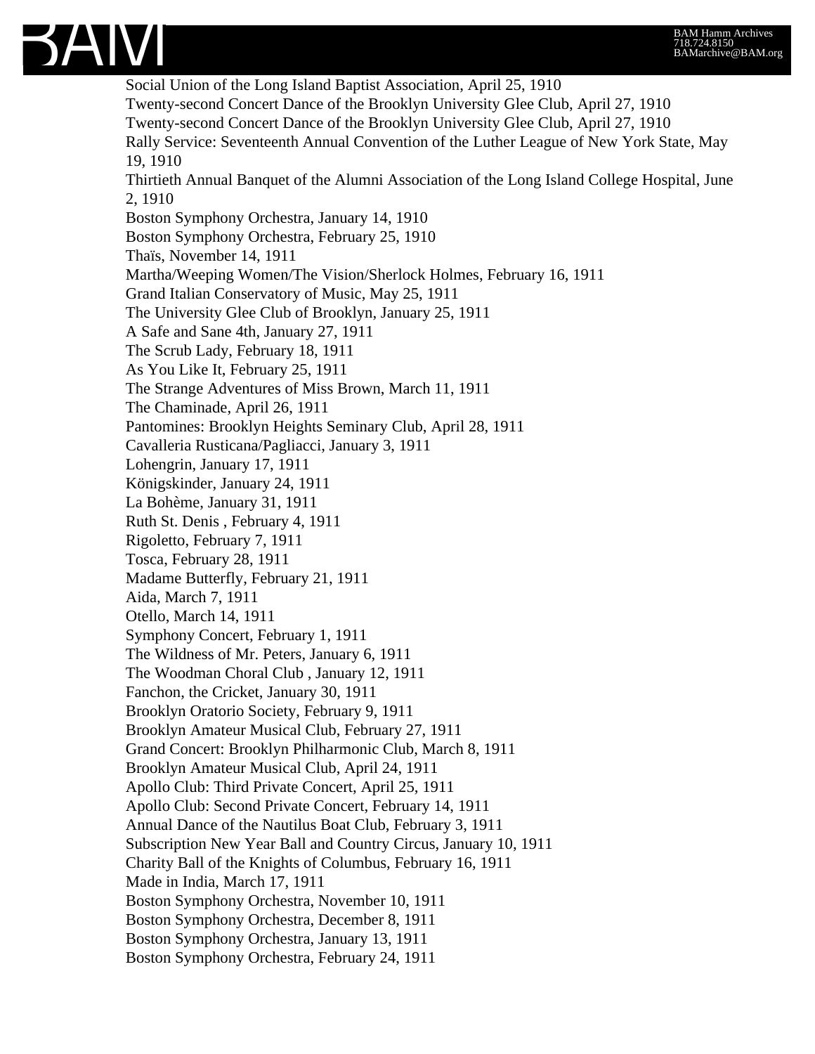Social Union of the Long Island Baptist Association, April 25, 1910
Twenty-second Concert Dance of the Brooklyn University Glee Club, April 27, 1910
Twenty-second Concert Dance of the Brooklyn University Glee Club, April 27, 1910
Rally Service: Seventeenth Annual Convention of the Luther League of New York State, May 19, 1910
Thirtieth Annual Banquet of the Alumni Association of the Long Island College Hospital, June 2, 1910
Boston Symphony Orchestra, January 14, 1910
Boston Symphony Orchestra, February 25, 1910
Thaïs, November 14, 1911
Martha/Weeping Women/The Vision/Sherlock Holmes, February 16, 1911
Grand Italian Conservatory of Music, May 25, 1911
The University Glee Club of Brooklyn, January 25, 1911
A Safe and Sane 4th, January 27, 1911
The Scrub Lady, February 18, 1911
As You Like It, February 25, 1911
The Strange Adventures of Miss Brown, March 11, 1911
The Chaminade, April 26, 1911
Pantomines: Brooklyn Heights Seminary Club, April 28, 1911
Cavalleria Rusticana/Pagliacci, January 3, 1911
Lohengrin, January 17, 1911
Königskinder, January 24, 1911
La Bohème, January 31, 1911
Ruth St. Denis , February 4, 1911
Rigoletto, February 7, 1911
Tosca, February 28, 1911
Madame Butterfly, February 21, 1911
Aida, March 7, 1911
Otello, March 14, 1911
Symphony Concert, February 1, 1911
The Wildness of Mr. Peters, January 6, 1911
The Woodman Choral Club , January 12, 1911
Fanchon, the Cricket, January 30, 1911
Brooklyn Oratorio Society, February 9, 1911
Brooklyn Amateur Musical Club, February 27, 1911
Grand Concert: Brooklyn Philharmonic Club, March 8, 1911
Brooklyn Amateur Musical Club, April 24, 1911
Apollo Club: Third Private Concert, April 25, 1911
Apollo Club: Second Private Concert, February 14, 1911
Annual Dance of the Nautilus Boat Club, February 3, 1911
Subscription New Year Ball and Country Circus, January 10, 1911
Charity Ball of the Knights of Columbus, February 16, 1911
Made in India, March 17, 1911
Boston Symphony Orchestra, November 10, 1911
Boston Symphony Orchestra, December 8, 1911
Boston Symphony Orchestra, January 13, 1911
Boston Symphony Orchestra, February 24, 1911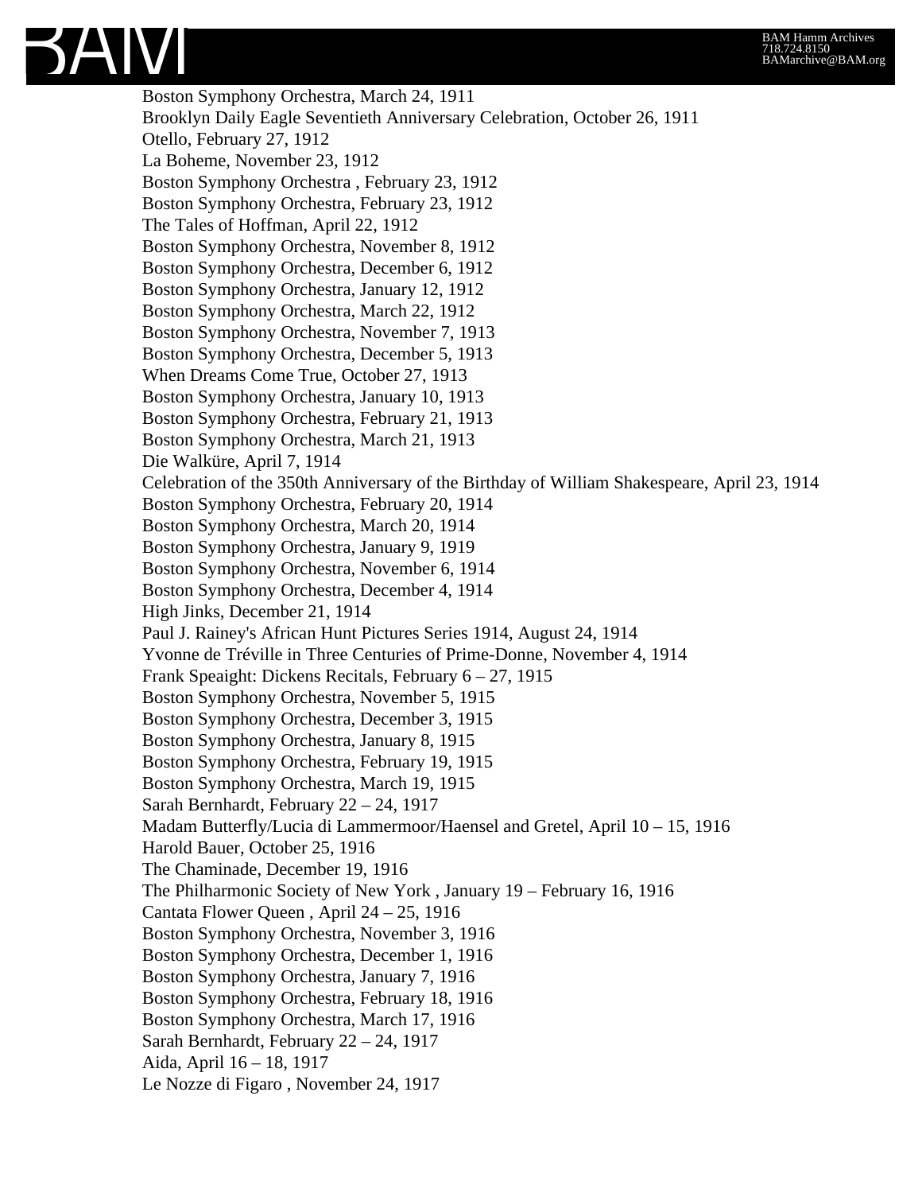Boston Symphony Orchestra, March 24, 1911
Brooklyn Daily Eagle Seventieth Anniversary Celebration, October 26, 1911
Otello, February 27, 1912
La Boheme, November 23, 1912
Boston Symphony Orchestra , February 23, 1912
Boston Symphony Orchestra, February 23, 1912
The Tales of Hoffman, April 22, 1912
Boston Symphony Orchestra, November 8, 1912
Boston Symphony Orchestra, December 6, 1912
Boston Symphony Orchestra, January 12, 1912
Boston Symphony Orchestra, March 22, 1912
Boston Symphony Orchestra, November 7, 1913
Boston Symphony Orchestra, December 5, 1913
When Dreams Come True, October 27, 1913
Boston Symphony Orchestra, January 10, 1913
Boston Symphony Orchestra, February 21, 1913
Boston Symphony Orchestra, March 21, 1913
Die Walküre, April 7, 1914
Celebration of the 350th Anniversary of the Birthday of William Shakespeare, April 23, 1914
Boston Symphony Orchestra, February 20, 1914
Boston Symphony Orchestra, March 20, 1914
Boston Symphony Orchestra, January 9, 1919
Boston Symphony Orchestra, November 6, 1914
Boston Symphony Orchestra, December 4, 1914
High Jinks, December 21, 1914
Paul J. Rainey's African Hunt Pictures Series 1914, August 24, 1914
Yvonne de Tréville in Three Centuries of Prime-Donne, November 4, 1914
Frank Speaight: Dickens Recitals, February 6 – 27, 1915
Boston Symphony Orchestra, November 5, 1915
Boston Symphony Orchestra, December 3, 1915
Boston Symphony Orchestra, January 8, 1915
Boston Symphony Orchestra, February 19, 1915
Boston Symphony Orchestra, March 19, 1915
Sarah Bernhardt, February 22 – 24, 1917
Madam Butterfly/Lucia di Lammermoor/Haensel and Gretel, April 10 – 15, 1916
Harold Bauer, October 25, 1916
The Chaminade, December 19, 1916
The Philharmonic Society of New York , January 19 – February 16, 1916
Cantata Flower Queen , April 24 – 25, 1916
Boston Symphony Orchestra, November 3, 1916
Boston Symphony Orchestra, December 1, 1916
Boston Symphony Orchestra, January 7, 1916
Boston Symphony Orchestra, February 18, 1916
Boston Symphony Orchestra, March 17, 1916
Sarah Bernhardt, February 22 – 24, 1917
Aida, April 16 – 18, 1917
Le Nozze di Figaro , November 24, 1917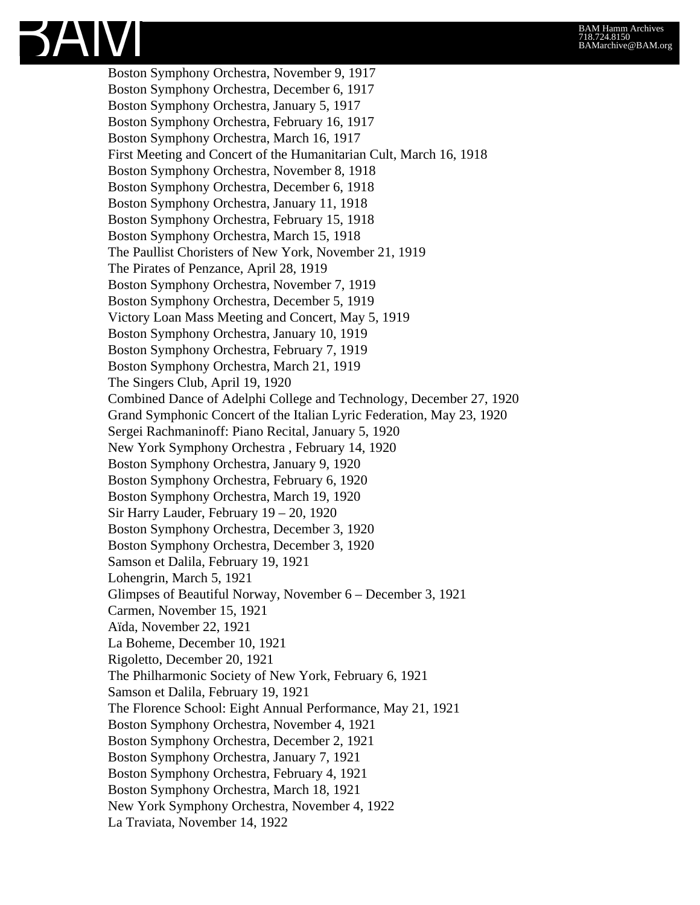Boston Symphony Orchestra, November 9, 1917
Boston Symphony Orchestra, December 6, 1917
Boston Symphony Orchestra, January 5, 1917
Boston Symphony Orchestra, February 16, 1917
Boston Symphony Orchestra, March 16, 1917
First Meeting and Concert of the Humanitarian Cult, March 16, 1918
Boston Symphony Orchestra, November 8, 1918
Boston Symphony Orchestra, December 6, 1918
Boston Symphony Orchestra, January 11, 1918
Boston Symphony Orchestra, February 15, 1918
Boston Symphony Orchestra, March 15, 1918
The Paullist Choristers of New York, November 21, 1919
The Pirates of Penzance, April 28, 1919
Boston Symphony Orchestra, November 7, 1919
Boston Symphony Orchestra, December 5, 1919
Victory Loan Mass Meeting and Concert, May 5, 1919
Boston Symphony Orchestra, January 10, 1919
Boston Symphony Orchestra, February 7, 1919
Boston Symphony Orchestra, March 21, 1919
The Singers Club, April 19, 1920
Combined Dance of Adelphi College and Technology, December 27, 1920
Grand Symphonic Concert of the Italian Lyric Federation, May 23, 1920
Sergei Rachmaninoff: Piano Recital, January 5, 1920
New York Symphony Orchestra , February 14, 1920
Boston Symphony Orchestra, January 9, 1920
Boston Symphony Orchestra, February 6, 1920
Boston Symphony Orchestra, March 19, 1920
Sir Harry Lauder, February 19 – 20, 1920
Boston Symphony Orchestra, December 3, 1920
Boston Symphony Orchestra, December 3, 1920
Samson et Dalila, February 19, 1921
Lohengrin, March 5, 1921
Glimpses of Beautiful Norway, November 6 – December 3, 1921
Carmen, November 15, 1921
Aïda, November 22, 1921
La Boheme, December 10, 1921
Rigoletto, December 20, 1921
The Philharmonic Society of New York, February 6, 1921
Samson et Dalila, February 19, 1921
The Florence School: Eight Annual Performance, May 21, 1921
Boston Symphony Orchestra, November 4, 1921
Boston Symphony Orchestra, December 2, 1921
Boston Symphony Orchestra, January 7, 1921
Boston Symphony Orchestra, February 4, 1921
Boston Symphony Orchestra, March 18, 1921
New York Symphony Orchestra, November 4, 1922
La Traviata, November 14, 1922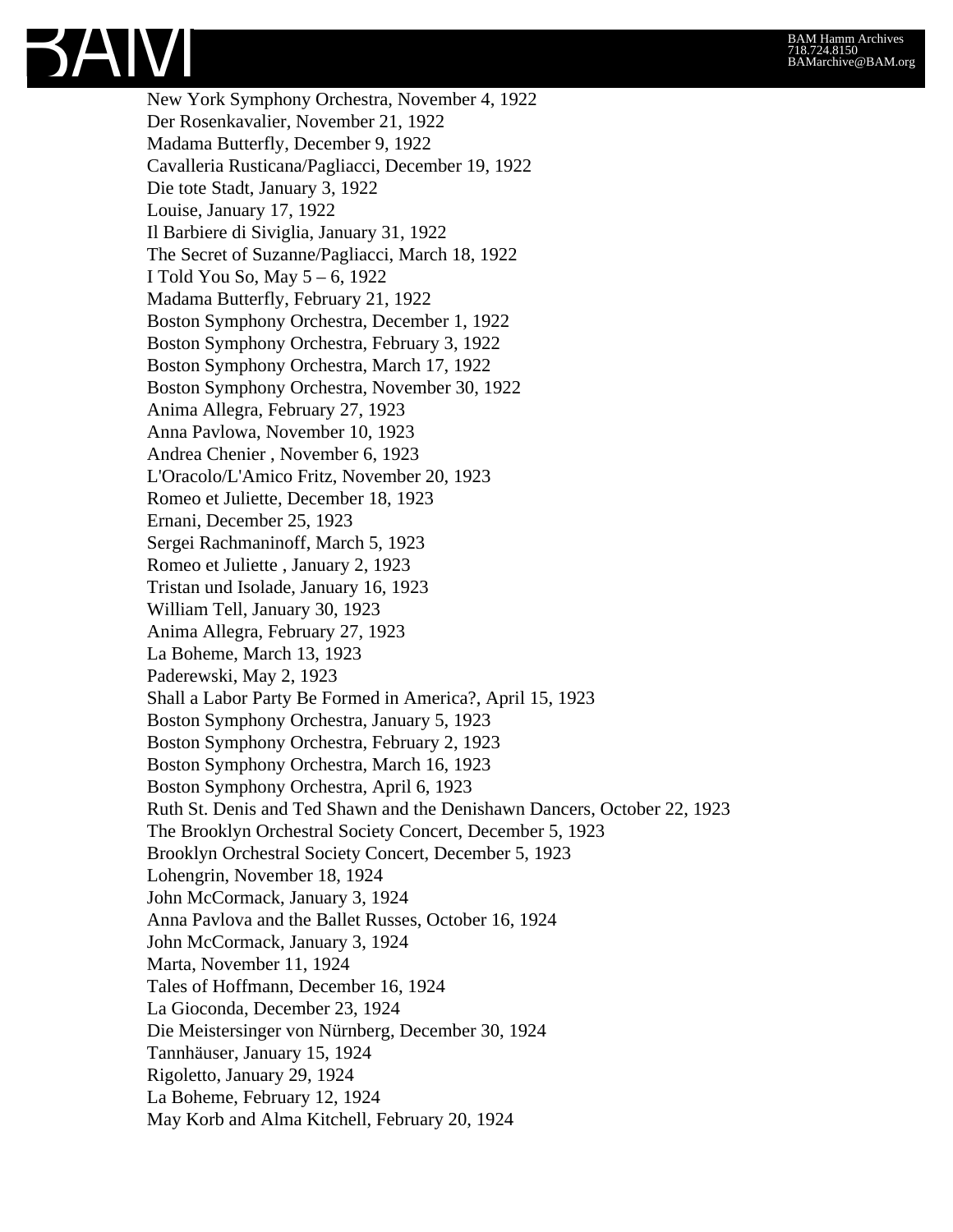New York Symphony Orchestra, November 4, 1922
Der Rosenkavalier, November 21, 1922
Madama Butterfly, December 9, 1922
Cavalleria Rusticana/Pagliacci, December 19, 1922
Die tote Stadt, January 3, 1922
Louise, January 17, 1922
Il Barbiere di Siviglia, January 31, 1922
The Secret of Suzanne/Pagliacci, March 18, 1922
I Told You So, May 5 – 6, 1922
Madama Butterfly, February 21, 1922
Boston Symphony Orchestra, December 1, 1922
Boston Symphony Orchestra, February 3, 1922
Boston Symphony Orchestra, March 17, 1922
Boston Symphony Orchestra, November 30, 1922
Anima Allegra, February 27, 1923
Anna Pavlowa, November 10, 1923
Andrea Chenier , November 6, 1923
L'Oracolo/L'Amico Fritz, November 20, 1923
Romeo et Juliette, December 18, 1923
Ernani, December 25, 1923
Sergei Rachmaninoff, March 5, 1923
Romeo et Juliette , January 2, 1923
Tristan und Isolade, January 16, 1923
William Tell, January 30, 1923
Anima Allegra, February 27, 1923
La Boheme, March 13, 1923
Paderewski, May 2, 1923
Shall a Labor Party Be Formed in America?, April 15, 1923
Boston Symphony Orchestra, January 5, 1923
Boston Symphony Orchestra, February 2, 1923
Boston Symphony Orchestra, March 16, 1923
Boston Symphony Orchestra, April 6, 1923
Ruth St. Denis and Ted Shawn and the Denishawn Dancers, October 22, 1923
The Brooklyn Orchestral Society Concert, December 5, 1923
Brooklyn Orchestral Society Concert, December 5, 1923
Lohengrin, November 18, 1924
John McCormack, January 3, 1924
Anna Pavlova and the Ballet Russes, October 16, 1924
John McCormack, January 3, 1924
Marta, November 11, 1924
Tales of Hoffmann, December 16, 1924
La Gioconda, December 23, 1924
Die Meistersinger von Nürnberg, December 30, 1924
Tannhäuser, January 15, 1924
Rigoletto, January 29, 1924
La Boheme, February 12, 1924
May Korb and Alma Kitchell, February 20, 1924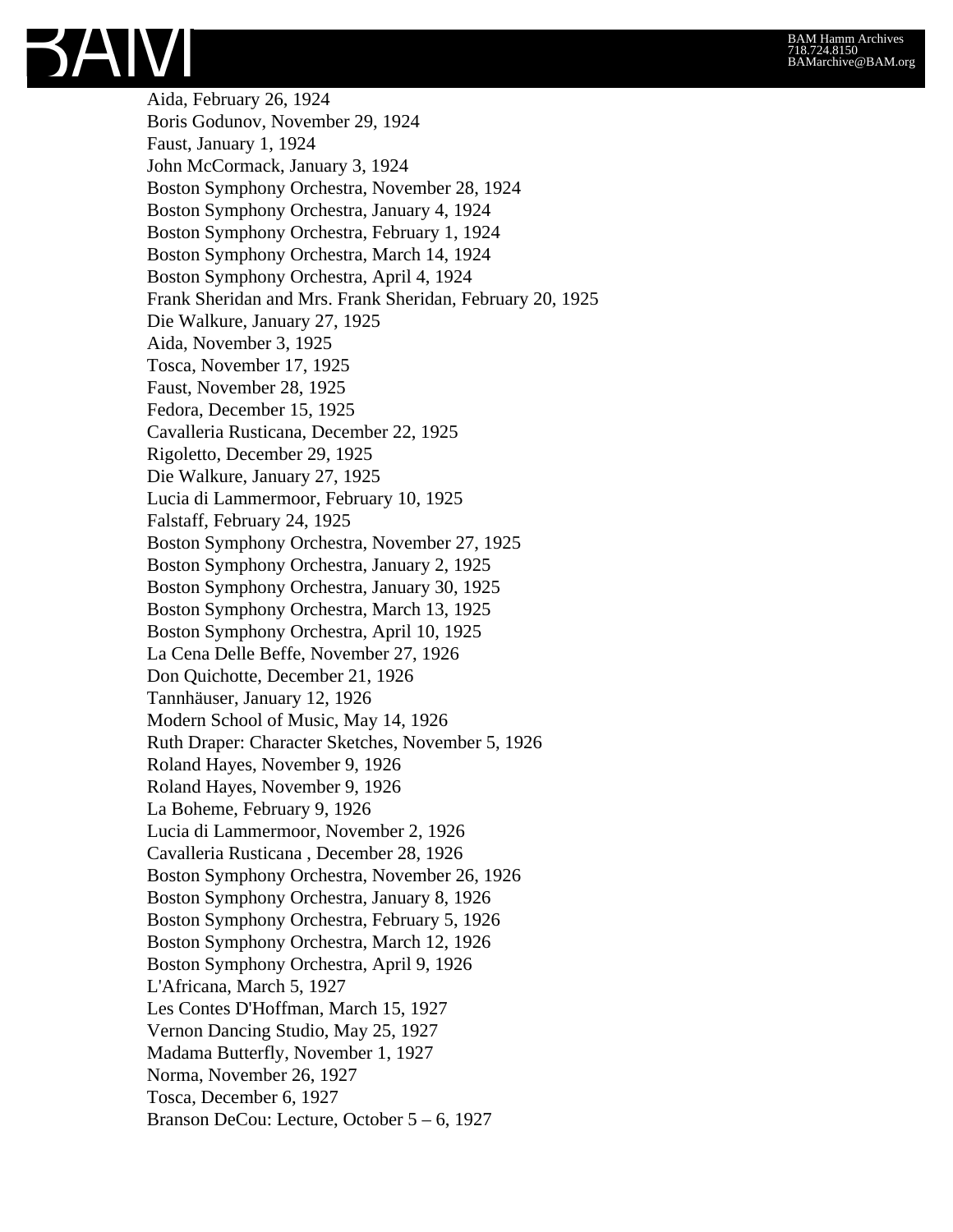Aida, February 26, 1924
Boris Godunov, November 29, 1924
Faust, January 1, 1924
John McCormack, January 3, 1924
Boston Symphony Orchestra, November 28, 1924
Boston Symphony Orchestra, January 4, 1924
Boston Symphony Orchestra, February 1, 1924
Boston Symphony Orchestra, March 14, 1924
Boston Symphony Orchestra, April 4, 1924
Frank Sheridan and Mrs. Frank Sheridan, February 20, 1925
Die Walkure, January 27, 1925
Aida, November 3, 1925
Tosca, November 17, 1925
Faust, November 28, 1925
Fedora, December 15, 1925
Cavalleria Rusticana, December 22, 1925
Rigoletto, December 29, 1925
Die Walkure, January 27, 1925
Lucia di Lammermoor, February 10, 1925
Falstaff, February 24, 1925
Boston Symphony Orchestra, November 27, 1925
Boston Symphony Orchestra, January 2, 1925
Boston Symphony Orchestra, January 30, 1925
Boston Symphony Orchestra, March 13, 1925
Boston Symphony Orchestra, April 10, 1925
La Cena Delle Beffe, November 27, 1926
Don Quichotte, December 21, 1926
Tannhäuser, January 12, 1926
Modern School of Music, May 14, 1926
Ruth Draper: Character Sketches, November 5, 1926
Roland Hayes, November 9, 1926
Roland Hayes, November 9, 1926
La Boheme, February 9, 1926
Lucia di Lammermoor, November 2, 1926
Cavalleria Rusticana , December 28, 1926
Boston Symphony Orchestra, November 26, 1926
Boston Symphony Orchestra, January 8, 1926
Boston Symphony Orchestra, February 5, 1926
Boston Symphony Orchestra, March 12, 1926
Boston Symphony Orchestra, April 9, 1926
L'Africana, March 5, 1927
Les Contes D'Hoffman, March 15, 1927
Vernon Dancing Studio, May 25, 1927
Madama Butterfly, November 1, 1927
Norma, November 26, 1927
Tosca, December 6, 1927
Branson DeCou: Lecture, October 5 – 6, 1927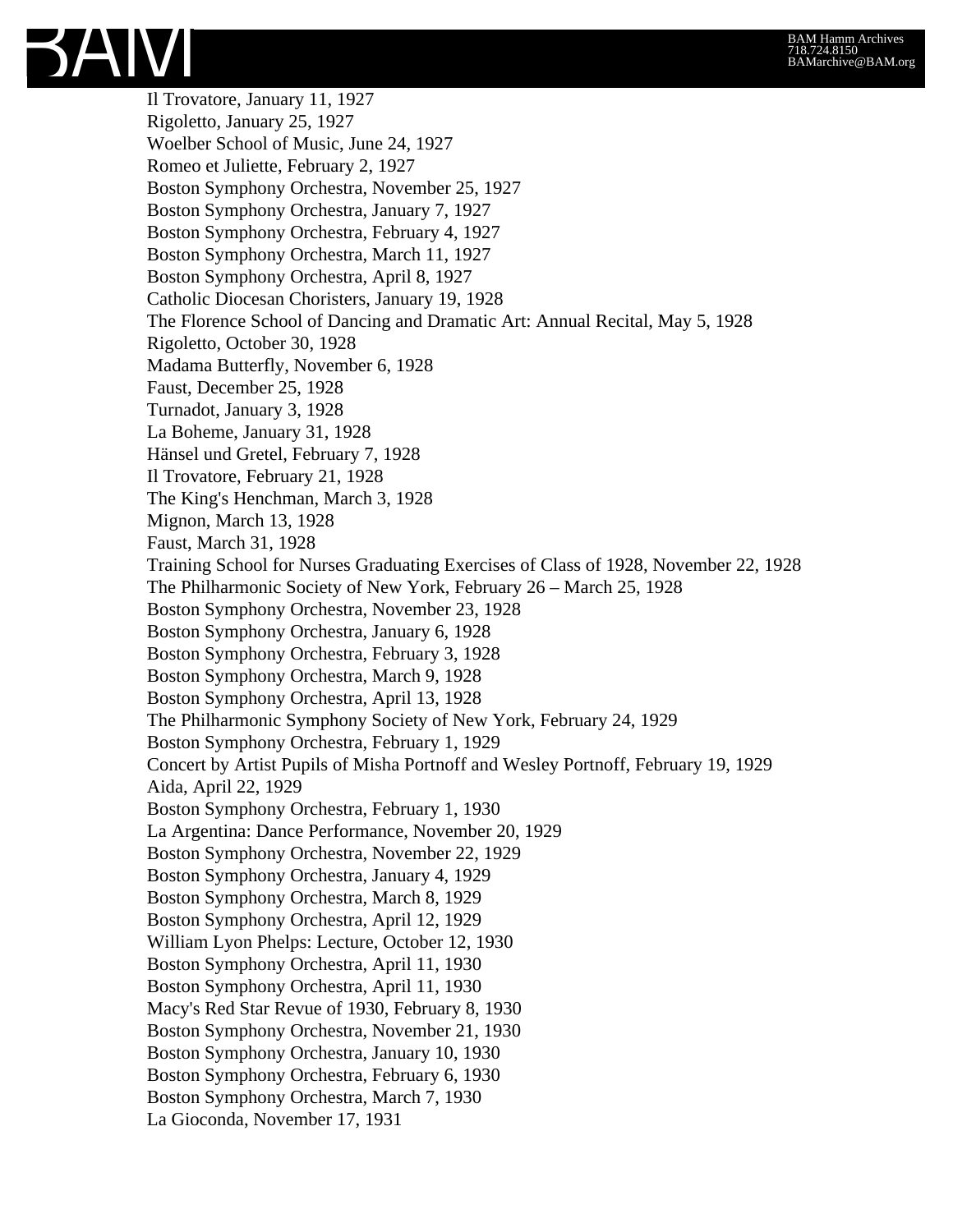Il Trovatore, January 11, 1927
Rigoletto, January 25, 1927
Woelber School of Music, June 24, 1927
Romeo et Juliette, February 2, 1927
Boston Symphony Orchestra, November 25, 1927
Boston Symphony Orchestra, January 7, 1927
Boston Symphony Orchestra, February 4, 1927
Boston Symphony Orchestra, March 11, 1927
Boston Symphony Orchestra, April 8, 1927
Catholic Diocesan Choristers, January 19, 1928
The Florence School of Dancing and Dramatic Art: Annual Recital, May 5, 1928
Rigoletto, October 30, 1928
Madama Butterfly, November 6, 1928
Faust, December 25, 1928
Turnadot, January 3, 1928
La Boheme, January 31, 1928
Hänsel und Gretel, February 7, 1928
Il Trovatore, February 21, 1928
The King's Henchman, March 3, 1928
Mignon, March 13, 1928
Faust, March 31, 1928
Training School for Nurses Graduating Exercises of Class of 1928, November 22, 1928
The Philharmonic Society of New York, February 26 – March 25, 1928
Boston Symphony Orchestra, November 23, 1928
Boston Symphony Orchestra, January 6, 1928
Boston Symphony Orchestra, February 3, 1928
Boston Symphony Orchestra, March 9, 1928
Boston Symphony Orchestra, April 13, 1928
The Philharmonic Symphony Society of New York, February 24, 1929
Boston Symphony Orchestra, February 1, 1929
Concert by Artist Pupils of Misha Portnoff and Wesley Portnoff, February 19, 1929
Aida, April 22, 1929
Boston Symphony Orchestra, February 1, 1930
La Argentina: Dance Performance, November 20, 1929
Boston Symphony Orchestra, November 22, 1929
Boston Symphony Orchestra, January 4, 1929
Boston Symphony Orchestra, March 8, 1929
Boston Symphony Orchestra, April 12, 1929
William Lyon Phelps: Lecture, October 12, 1930
Boston Symphony Orchestra, April 11, 1930
Boston Symphony Orchestra, April 11, 1930
Macy's Red Star Revue of 1930, February 8, 1930
Boston Symphony Orchestra, November 21, 1930
Boston Symphony Orchestra, January 10, 1930
Boston Symphony Orchestra, February 6, 1930
Boston Symphony Orchestra, March 7, 1930
La Gioconda, November 17, 1931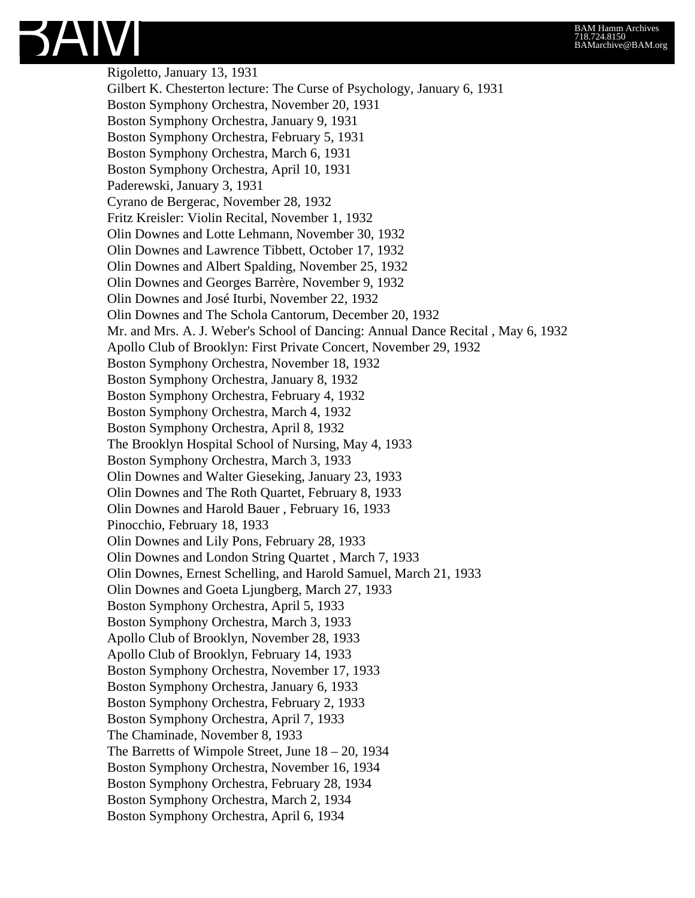Rigoletto, January 13, 1931
Gilbert K. Chesterton lecture: The Curse of Psychology, January 6, 1931
Boston Symphony Orchestra, November 20, 1931
Boston Symphony Orchestra, January 9, 1931
Boston Symphony Orchestra, February 5, 1931
Boston Symphony Orchestra, March 6, 1931
Boston Symphony Orchestra, April 10, 1931
Paderewski, January 3, 1931
Cyrano de Bergerac, November 28, 1932
Fritz Kreisler: Violin Recital, November 1, 1932
Olin Downes and Lotte Lehmann, November 30, 1932
Olin Downes and Lawrence Tibbett, October 17, 1932
Olin Downes and Albert Spalding, November 25, 1932
Olin Downes and Georges Barrère, November 9, 1932
Olin Downes and José Iturbi, November 22, 1932
Olin Downes and The Schola Cantorum, December 20, 1932
Mr. and Mrs. A. J. Weber's School of Dancing: Annual Dance Recital , May 6, 1932
Apollo Club of Brooklyn: First Private Concert, November 29, 1932
Boston Symphony Orchestra, November 18, 1932
Boston Symphony Orchestra, January 8, 1932
Boston Symphony Orchestra, February 4, 1932
Boston Symphony Orchestra, March 4, 1932
Boston Symphony Orchestra, April 8, 1932
The Brooklyn Hospital School of Nursing, May 4, 1933
Boston Symphony Orchestra, March 3, 1933
Olin Downes and Walter Gieseking, January 23, 1933
Olin Downes and The Roth Quartet, February 8, 1933
Olin Downes and Harold Bauer , February 16, 1933
Pinocchio, February 18, 1933
Olin Downes and Lily Pons, February 28, 1933
Olin Downes and London String Quartet , March 7, 1933
Olin Downes, Ernest Schelling, and Harold Samuel, March 21, 1933
Olin Downes and Goeta Ljungberg, March 27, 1933
Boston Symphony Orchestra, April 5, 1933
Boston Symphony Orchestra, March 3, 1933
Apollo Club of Brooklyn, November 28, 1933
Apollo Club of Brooklyn, February 14, 1933
Boston Symphony Orchestra, November 17, 1933
Boston Symphony Orchestra, January 6, 1933
Boston Symphony Orchestra, February 2, 1933
Boston Symphony Orchestra, April 7, 1933
The Chaminade, November 8, 1933
The Barretts of Wimpole Street, June 18 – 20, 1934
Boston Symphony Orchestra, November 16, 1934
Boston Symphony Orchestra, February 28, 1934
Boston Symphony Orchestra, March 2, 1934
Boston Symphony Orchestra, April 6, 1934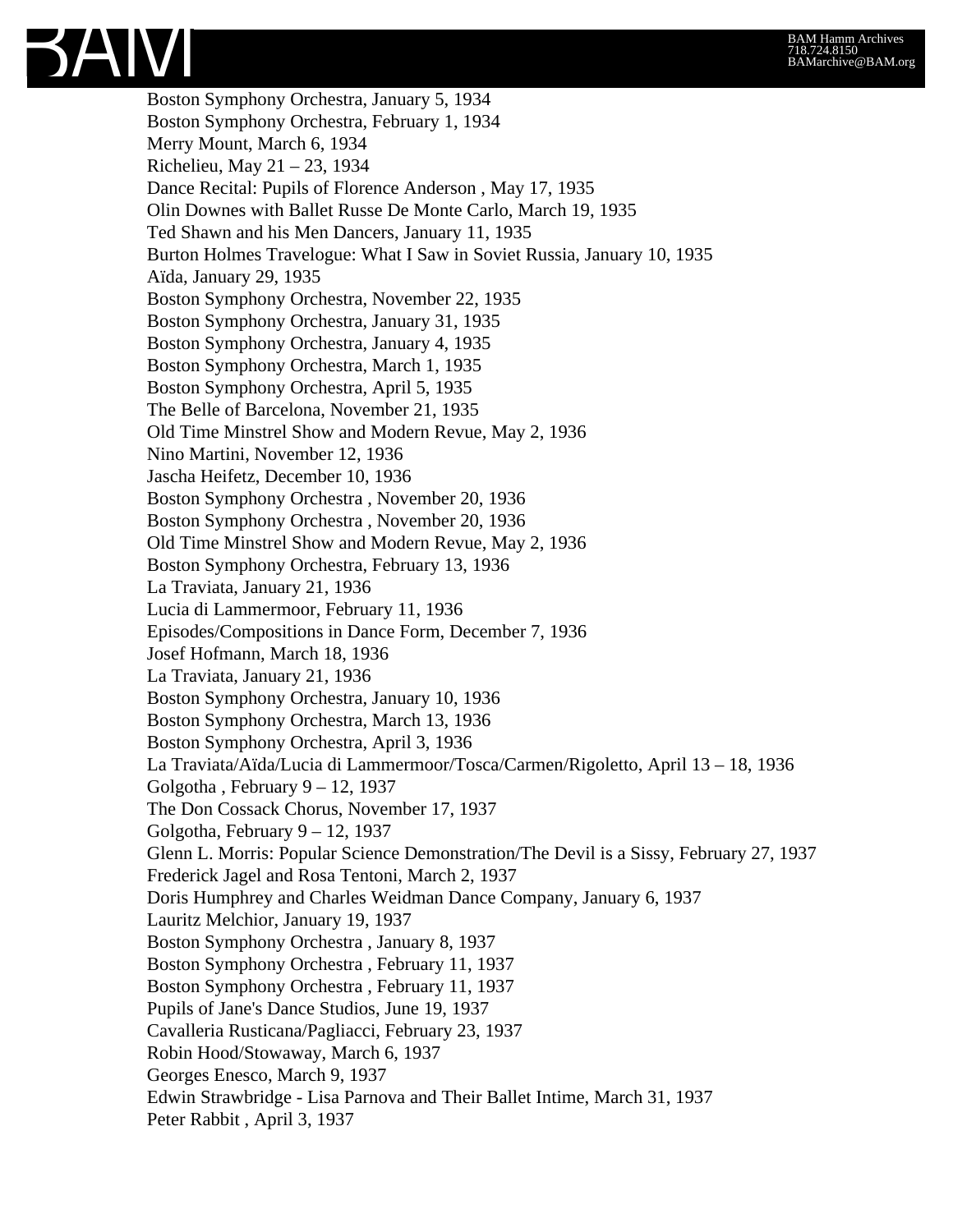Boston Symphony Orchestra, January 5, 1934
Boston Symphony Orchestra, February 1, 1934
Merry Mount, March 6, 1934
Richelieu, May 21 – 23, 1934
Dance Recital: Pupils of Florence Anderson , May 17, 1935
Olin Downes with Ballet Russe De Monte Carlo, March 19, 1935
Ted Shawn and his Men Dancers, January 11, 1935
Burton Holmes Travelogue: What I Saw in Soviet Russia, January 10, 1935
Aïda, January 29, 1935
Boston Symphony Orchestra, November 22, 1935
Boston Symphony Orchestra, January 31, 1935
Boston Symphony Orchestra, January 4, 1935
Boston Symphony Orchestra, March 1, 1935
Boston Symphony Orchestra, April 5, 1935
The Belle of Barcelona, November 21, 1935
Old Time Minstrel Show and Modern Revue, May 2, 1936
Nino Martini, November 12, 1936
Jascha Heifetz, December 10, 1936
Boston Symphony Orchestra , November 20, 1936
Boston Symphony Orchestra , November 20, 1936
Old Time Minstrel Show and Modern Revue, May 2, 1936
Boston Symphony Orchestra, February 13, 1936
La Traviata, January 21, 1936
Lucia di Lammermoor, February 11, 1936
Episodes/Compositions in Dance Form, December 7, 1936
Josef Hofmann, March 18, 1936
La Traviata, January 21, 1936
Boston Symphony Orchestra, January 10, 1936
Boston Symphony Orchestra, March 13, 1936
Boston Symphony Orchestra, April 3, 1936
La Traviata/Aïda/Lucia di Lammermoor/Tosca/Carmen/Rigoletto, April 13 – 18, 1936
Golgotha , February 9 – 12, 1937
The Don Cossack Chorus, November 17, 1937
Golgotha, February 9 – 12, 1937
Glenn L. Morris: Popular Science Demonstration/The Devil is a Sissy, February 27, 1937
Frederick Jagel and Rosa Tentoni, March 2, 1937
Doris Humphrey and Charles Weidman Dance Company, January 6, 1937
Lauritz Melchior, January 19, 1937
Boston Symphony Orchestra , January 8, 1937
Boston Symphony Orchestra , February 11, 1937
Boston Symphony Orchestra , February 11, 1937
Pupils of Jane's Dance Studios, June 19, 1937
Cavalleria Rusticana/Pagliacci, February 23, 1937
Robin Hood/Stowaway, March 6, 1937
Georges Enesco, March 9, 1937
Edwin Strawbridge - Lisa Parnova and Their Ballet Intime, March 31, 1937
Peter Rabbit , April 3, 1937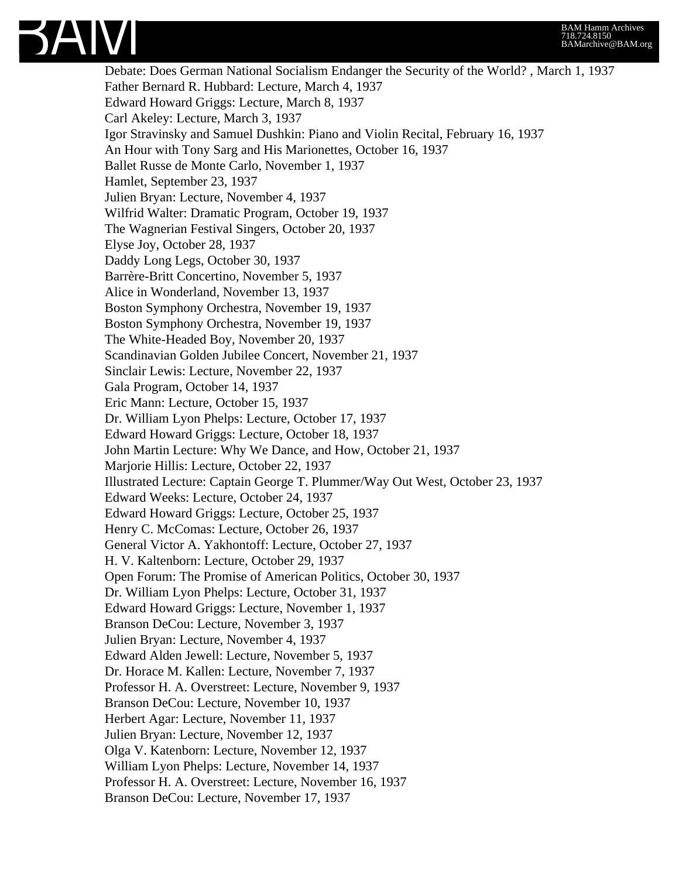Debate: Does German National Socialism Endanger the Security of the World? , March 1, 1937
Father Bernard R. Hubbard: Lecture, March 4, 1937
Edward Howard Griggs: Lecture, March 8, 1937
Carl Akeley: Lecture, March 3, 1937
Igor Stravinsky and Samuel Dushkin: Piano and Violin Recital, February 16, 1937
An Hour with Tony Sarg and His Marionettes, October 16, 1937
Ballet Russe de Monte Carlo, November 1, 1937
Hamlet, September 23, 1937
Julien Bryan: Lecture, November 4, 1937
Wilfrid Walter: Dramatic Program, October 19, 1937
The Wagnerian Festival Singers, October 20, 1937
Elyse Joy, October 28, 1937
Daddy Long Legs, October 30, 1937
Barrère-Britt Concertino, November 5, 1937
Alice in Wonderland, November 13, 1937
Boston Symphony Orchestra, November 19, 1937
Boston Symphony Orchestra, November 19, 1937
The White-Headed Boy, November 20, 1937
Scandinavian Golden Jubilee Concert, November 21, 1937
Sinclair Lewis: Lecture, November 22, 1937
Gala Program, October 14, 1937
Eric Mann: Lecture, October 15, 1937
Dr. William Lyon Phelps: Lecture, October 17, 1937
Edward Howard Griggs: Lecture, October 18, 1937
John Martin Lecture: Why We Dance, and How, October 21, 1937
Marjorie Hillis: Lecture, October 22, 1937
Illustrated Lecture: Captain George T. Plummer/Way Out West, October 23, 1937
Edward Weeks: Lecture, October 24, 1937
Edward Howard Griggs: Lecture, October 25, 1937
Henry C. McComas: Lecture, October 26, 1937
General Victor A. Yakhontoff: Lecture, October 27, 1937
H. V. Kaltenborn: Lecture, October 29, 1937
Open Forum: The Promise of American Politics, October 30, 1937
Dr. William Lyon Phelps: Lecture, October 31, 1937
Edward Howard Griggs: Lecture, November 1, 1937
Branson DeCou: Lecture, November 3, 1937
Julien Bryan: Lecture, November 4, 1937
Edward Alden Jewell: Lecture, November 5, 1937
Dr. Horace M. Kallen: Lecture, November 7, 1937
Professor H. A. Overstreet: Lecture, November 9, 1937
Branson DeCou: Lecture, November 10, 1937
Herbert Agar: Lecture, November 11, 1937
Julien Bryan: Lecture, November 12, 1937
Olga V. Katenborn: Lecture, November 12, 1937
William Lyon Phelps: Lecture, November 14, 1937
Professor H. A. Overstreet: Lecture, November 16, 1937
Branson DeCou: Lecture, November 17, 1937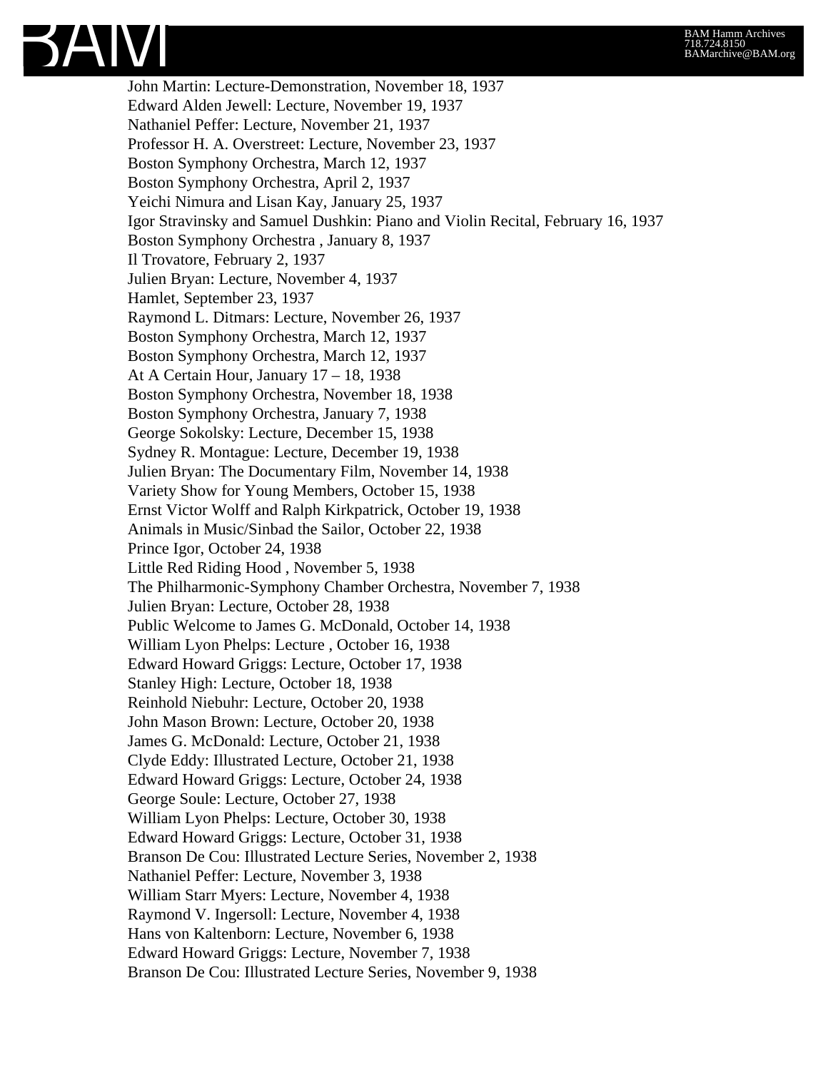John Martin: Lecture-Demonstration, November 18, 1937
Edward Alden Jewell: Lecture, November 19, 1937
Nathaniel Peffer: Lecture, November 21, 1937
Professor H. A. Overstreet: Lecture, November 23, 1937
Boston Symphony Orchestra, March 12, 1937
Boston Symphony Orchestra, April 2, 1937
Yeichi Nimura and Lisan Kay, January 25, 1937
Igor Stravinsky and Samuel Dushkin: Piano and Violin Recital, February 16, 1937
Boston Symphony Orchestra , January 8, 1937
Il Trovatore, February 2, 1937
Julien Bryan: Lecture, November 4, 1937
Hamlet, September 23, 1937
Raymond L. Ditmars: Lecture, November 26, 1937
Boston Symphony Orchestra, March 12, 1937
Boston Symphony Orchestra, March 12, 1937
At A Certain Hour, January 17 – 18, 1938
Boston Symphony Orchestra, November 18, 1938
Boston Symphony Orchestra, January 7, 1938
George Sokolsky: Lecture, December 15, 1938
Sydney R. Montague: Lecture, December 19, 1938
Julien Bryan: The Documentary Film, November 14, 1938
Variety Show for Young Members, October 15, 1938
Ernst Victor Wolff and Ralph Kirkpatrick, October 19, 1938
Animals in Music/Sinbad the Sailor, October 22, 1938
Prince Igor, October 24, 1938
Little Red Riding Hood , November 5, 1938
The Philharmonic-Symphony Chamber Orchestra, November 7, 1938
Julien Bryan: Lecture, October 28, 1938
Public Welcome to James G. McDonald, October 14, 1938
William Lyon Phelps: Lecture , October 16, 1938
Edward Howard Griggs: Lecture, October 17, 1938
Stanley High: Lecture, October 18, 1938
Reinhold Niebuhr: Lecture, October 20, 1938
John Mason Brown: Lecture, October 20, 1938
James G. McDonald: Lecture, October 21, 1938
Clyde Eddy: Illustrated Lecture, October 21, 1938
Edward Howard Griggs: Lecture, October 24, 1938
George Soule: Lecture, October 27, 1938
William Lyon Phelps: Lecture, October 30, 1938
Edward Howard Griggs: Lecture, October 31, 1938
Branson De Cou: Illustrated Lecture Series, November 2, 1938
Nathaniel Peffer: Lecture, November 3, 1938
William Starr Myers: Lecture, November 4, 1938
Raymond V. Ingersoll: Lecture, November 4, 1938
Hans von Kaltenborn: Lecture, November 6, 1938
Edward Howard Griggs: Lecture, November 7, 1938
Branson De Cou: Illustrated Lecture Series, November 9, 1938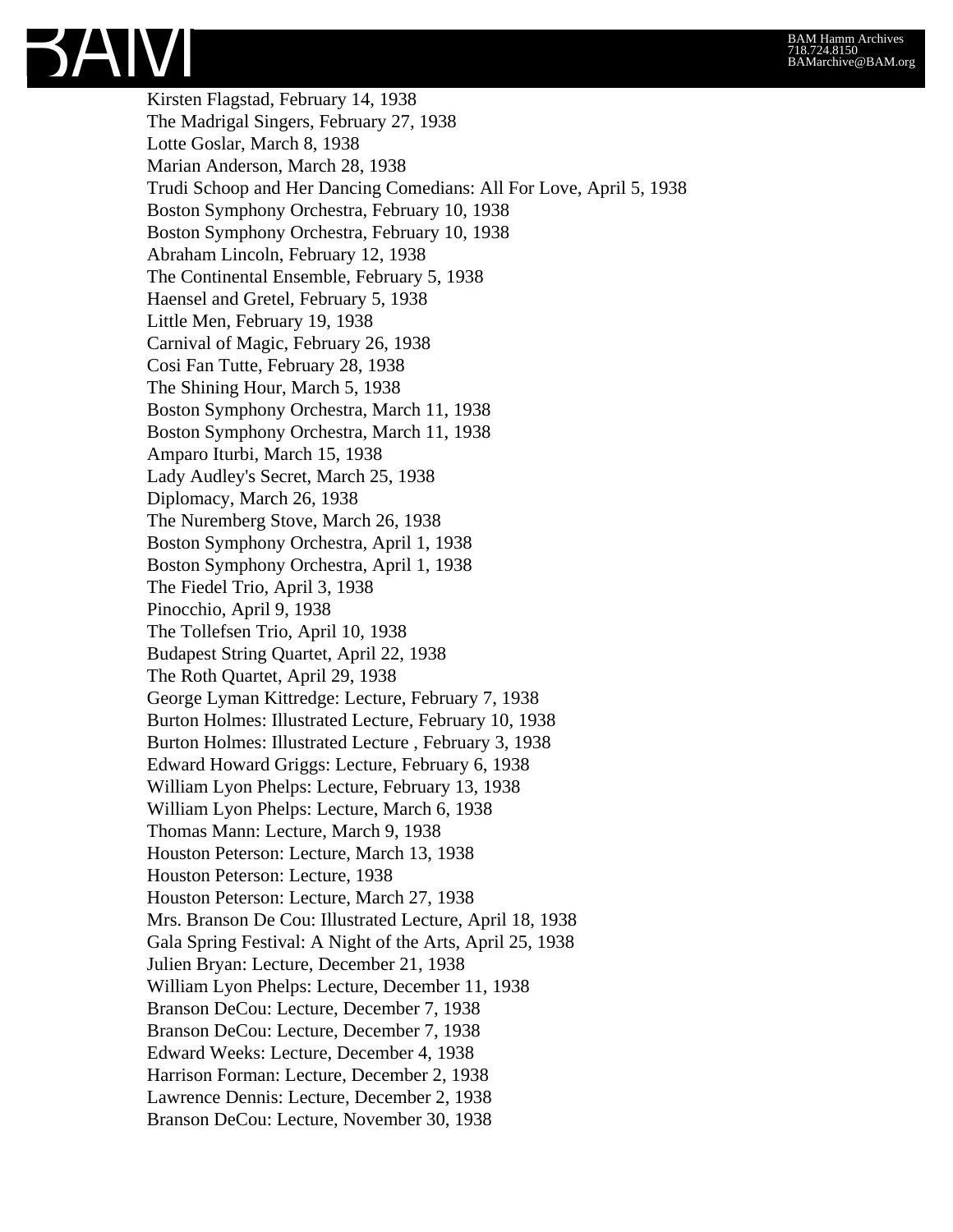Kirsten Flagstad, February 14, 1938
The Madrigal Singers, February 27, 1938
Lotte Goslar, March 8, 1938
Marian Anderson, March 28, 1938
Trudi Schoop and Her Dancing Comedians: All For Love, April 5, 1938
Boston Symphony Orchestra, February 10, 1938
Boston Symphony Orchestra, February 10, 1938
Abraham Lincoln, February 12, 1938
The Continental Ensemble, February 5, 1938
Haensel and Gretel, February 5, 1938
Little Men, February 19, 1938
Carnival of Magic, February 26, 1938
Cosi Fan Tutte, February 28, 1938
The Shining Hour, March 5, 1938
Boston Symphony Orchestra, March 11, 1938
Boston Symphony Orchestra, March 11, 1938
Amparo Iturbi, March 15, 1938
Lady Audley's Secret, March 25, 1938
Diplomacy, March 26, 1938
The Nuremberg Stove, March 26, 1938
Boston Symphony Orchestra, April 1, 1938
Boston Symphony Orchestra, April 1, 1938
The Fiedel Trio, April 3, 1938
Pinocchio, April 9, 1938
The Tollefsen Trio, April 10, 1938
Budapest String Quartet, April 22, 1938
The Roth Quartet, April 29, 1938
George Lyman Kittredge: Lecture, February 7, 1938
Burton Holmes: Illustrated Lecture, February 10, 1938
Burton Holmes: Illustrated Lecture , February 3, 1938
Edward Howard Griggs: Lecture, February 6, 1938
William Lyon Phelps: Lecture, February 13, 1938
William Lyon Phelps: Lecture, March 6, 1938
Thomas Mann: Lecture, March 9, 1938
Houston Peterson: Lecture, March 13, 1938
Houston Peterson: Lecture, 1938
Houston Peterson: Lecture, March 27, 1938
Mrs. Branson De Cou: Illustrated Lecture, April 18, 1938
Gala Spring Festival: A Night of the Arts, April 25, 1938
Julien Bryan: Lecture, December 21, 1938
William Lyon Phelps: Lecture, December 11, 1938
Branson DeCou: Lecture, December 7, 1938
Branson DeCou: Lecture, December 7, 1938
Edward Weeks: Lecture, December 4, 1938
Harrison Forman: Lecture, December 2, 1938
Lawrence Dennis: Lecture, December 2, 1938
Branson DeCou: Lecture, November 30, 1938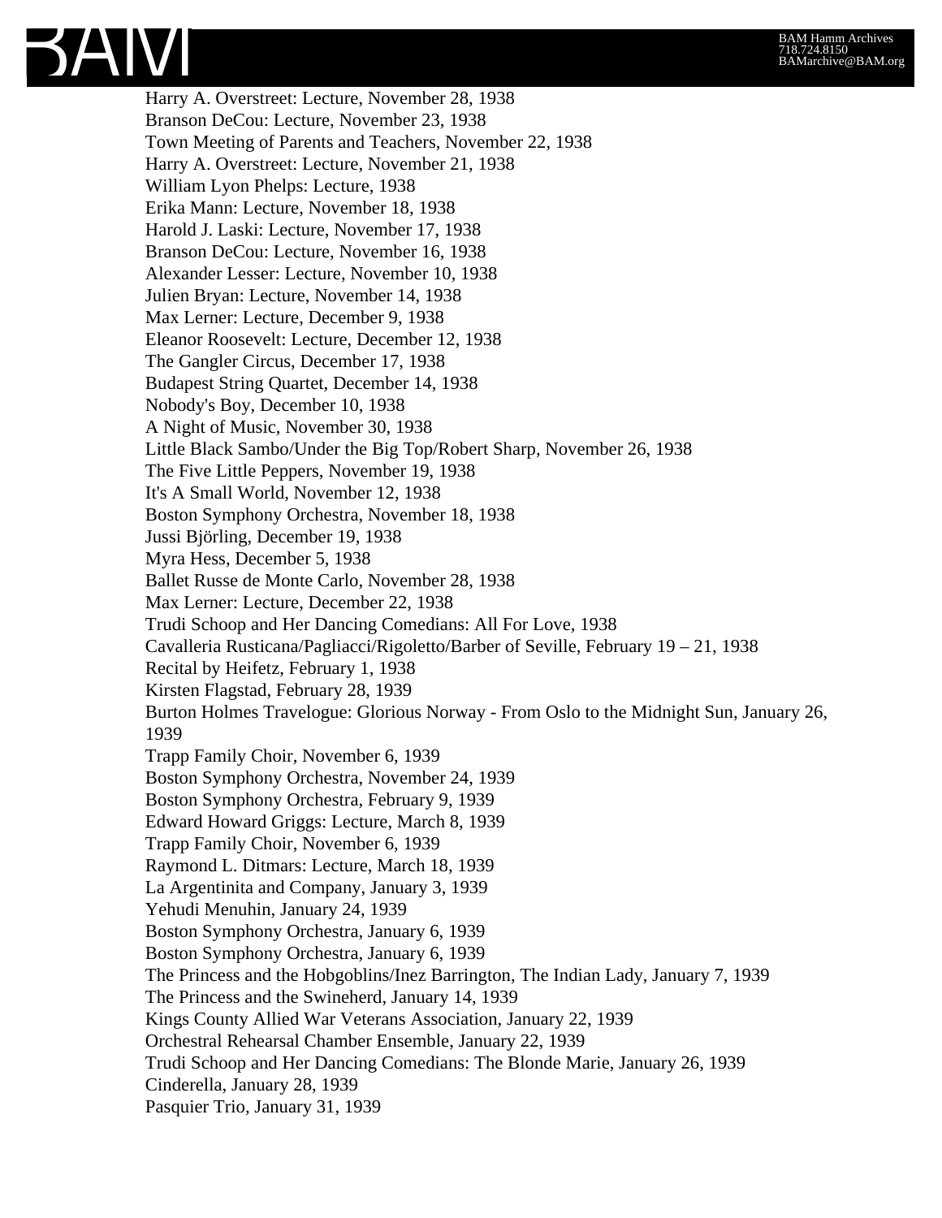Harry A. Overstreet: Lecture, November 28, 1938
Branson DeCou: Lecture, November 23, 1938
Town Meeting of Parents and Teachers, November 22, 1938
Harry A. Overstreet: Lecture, November 21, 1938
William Lyon Phelps: Lecture, 1938
Erika Mann: Lecture, November 18, 1938
Harold J. Laski: Lecture, November 17, 1938
Branson DeCou: Lecture, November 16, 1938
Alexander Lesser: Lecture, November 10, 1938
Julien Bryan: Lecture, November 14, 1938
Max Lerner: Lecture, December 9, 1938
Eleanor Roosevelt: Lecture, December 12, 1938
The Gangler Circus, December 17, 1938
Budapest String Quartet, December 14, 1938
Nobody's Boy, December 10, 1938
A Night of Music, November 30, 1938
Little Black Sambo/Under the Big Top/Robert Sharp, November 26, 1938
The Five Little Peppers, November 19, 1938
It's A Small World, November 12, 1938
Boston Symphony Orchestra, November 18, 1938
Jussi Björling, December 19, 1938
Myra Hess, December 5, 1938
Ballet Russe de Monte Carlo, November 28, 1938
Max Lerner: Lecture, December 22, 1938
Trudi Schoop and Her Dancing Comedians: All For Love, 1938
Cavalleria Rusticana/Pagliacci/Rigoletto/Barber of Seville, February 19 – 21, 1938
Recital by Heifetz, February 1, 1938
Kirsten Flagstad, February 28, 1939
Burton Holmes Travelogue: Glorious Norway - From Oslo to the Midnight Sun, January 26, 1939
Trapp Family Choir, November 6, 1939
Boston Symphony Orchestra, November 24, 1939
Boston Symphony Orchestra, February 9, 1939
Edward Howard Griggs: Lecture, March 8, 1939
Trapp Family Choir, November 6, 1939
Raymond L. Ditmars: Lecture, March 18, 1939
La Argentinita and Company, January 3, 1939
Yehudi Menuhin, January 24, 1939
Boston Symphony Orchestra, January 6, 1939
Boston Symphony Orchestra, January 6, 1939
The Princess and the Hobgoblins/Inez Barrington, The Indian Lady, January 7, 1939
The Princess and the Swineherd, January 14, 1939
Kings County Allied War Veterans Association, January 22, 1939
Orchestral Rehearsal Chamber Ensemble, January 22, 1939
Trudi Schoop and Her Dancing Comedians: The Blonde Marie, January 26, 1939
Cinderella, January 28, 1939
Pasquier Trio, January 31, 1939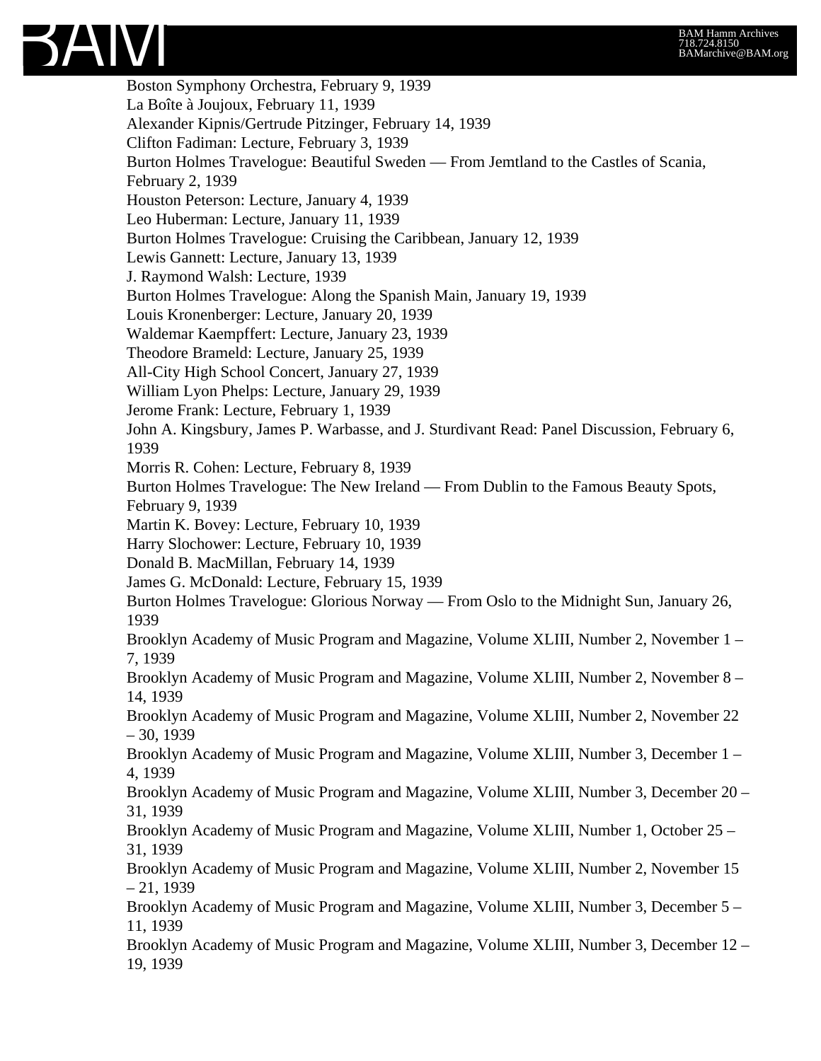Boston Symphony Orchestra, February 9, 1939
La Boîte à Joujoux, February 11, 1939
Alexander Kipnis/Gertrude Pitzinger, February 14, 1939
Clifton Fadiman: Lecture, February 3, 1939
Burton Holmes Travelogue: Beautiful Sweden — From Jemtland to the Castles of Scania, February 2, 1939
Houston Peterson: Lecture, January 4, 1939
Leo Huberman: Lecture, January 11, 1939
Burton Holmes Travelogue: Cruising the Caribbean, January 12, 1939
Lewis Gannett: Lecture, January 13, 1939
J. Raymond Walsh: Lecture, 1939
Burton Holmes Travelogue: Along the Spanish Main, January 19, 1939
Louis Kronenberger: Lecture, January 20, 1939
Waldemar Kaempffert: Lecture, January 23, 1939
Theodore Brameld: Lecture, January 25, 1939
All-City High School Concert, January 27, 1939
William Lyon Phelps: Lecture, January 29, 1939
Jerome Frank: Lecture, February 1, 1939
John A. Kingsbury, James P. Warbasse, and J. Sturdivant Read: Panel Discussion, February 6, 1939
Morris R. Cohen: Lecture, February 8, 1939
Burton Holmes Travelogue: The New Ireland — From Dublin to the Famous Beauty Spots, February 9, 1939
Martin K. Bovey: Lecture, February 10, 1939
Harry Slochower: Lecture, February 10, 1939
Donald B. MacMillan, February 14, 1939
James G. McDonald: Lecture, February 15, 1939
Burton Holmes Travelogue: Glorious Norway — From Oslo to the Midnight Sun, January 26, 1939
Brooklyn Academy of Music Program and Magazine, Volume XLIII, Number 2, November 1 – 7, 1939
Brooklyn Academy of Music Program and Magazine, Volume XLIII, Number 2, November 8 – 14, 1939
Brooklyn Academy of Music Program and Magazine, Volume XLIII, Number 2, November 22 – 30, 1939
Brooklyn Academy of Music Program and Magazine, Volume XLIII, Number 3, December 1 – 4, 1939
Brooklyn Academy of Music Program and Magazine, Volume XLIII, Number 3, December 20 – 31, 1939
Brooklyn Academy of Music Program and Magazine, Volume XLIII, Number 1, October 25 – 31, 1939
Brooklyn Academy of Music Program and Magazine, Volume XLIII, Number 2, November 15 – 21, 1939
Brooklyn Academy of Music Program and Magazine, Volume XLIII, Number 3, December 5 – 11, 1939
Brooklyn Academy of Music Program and Magazine, Volume XLIII, Number 3, December 12 – 19, 1939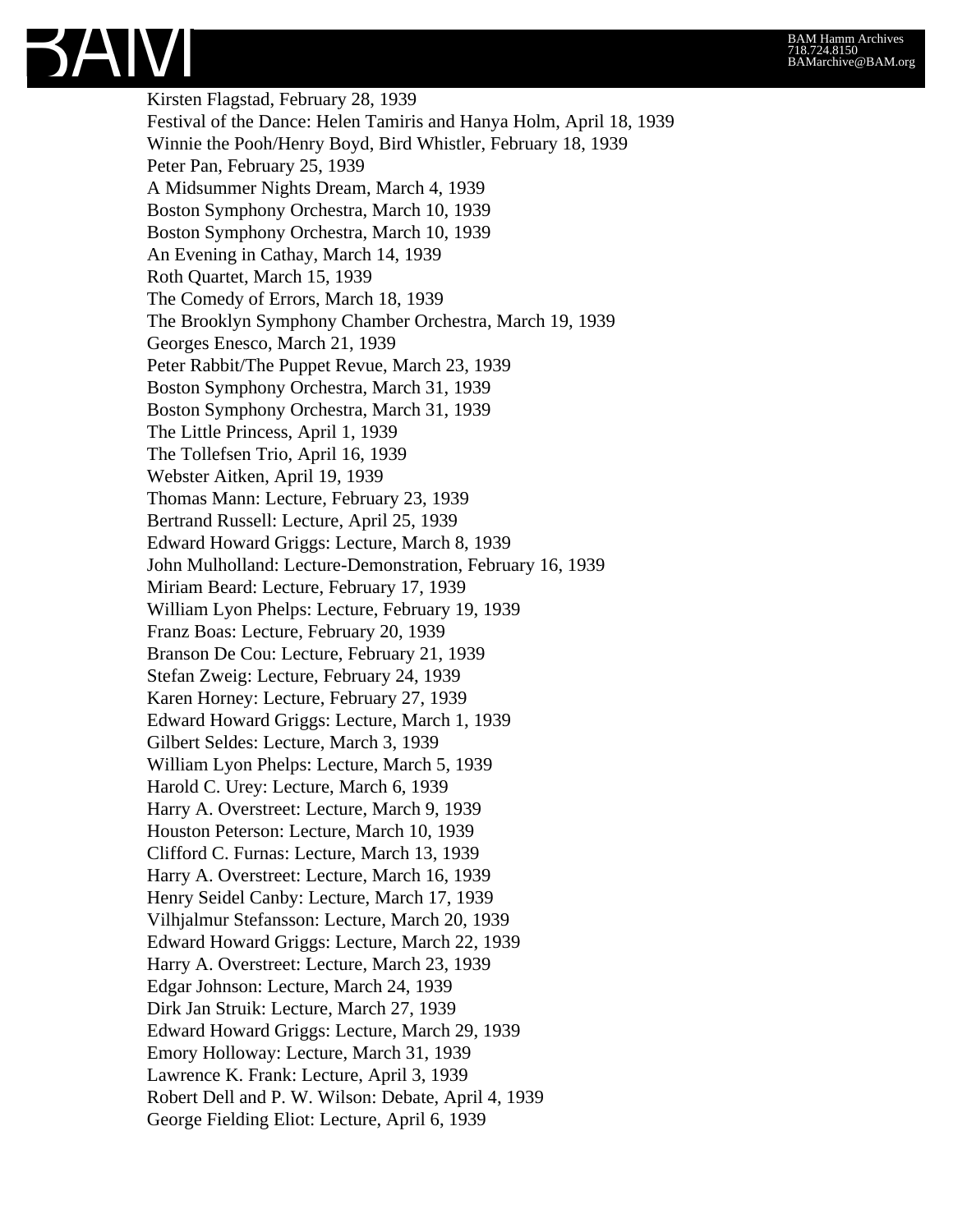Kirsten Flagstad, February 28, 1939
Festival of the Dance: Helen Tamiris and Hanya Holm, April 18, 1939
Winnie the Pooh/Henry Boyd, Bird Whistler, February 18, 1939
Peter Pan, February 25, 1939
A Midsummer Nights Dream, March 4, 1939
Boston Symphony Orchestra, March 10, 1939
Boston Symphony Orchestra, March 10, 1939
An Evening in Cathay, March 14, 1939
Roth Quartet, March 15, 1939
The Comedy of Errors, March 18, 1939
The Brooklyn Symphony Chamber Orchestra, March 19, 1939
Georges Enesco, March 21, 1939
Peter Rabbit/The Puppet Revue, March 23, 1939
Boston Symphony Orchestra, March 31, 1939
Boston Symphony Orchestra, March 31, 1939
The Little Princess, April 1, 1939
The Tollefsen Trio, April 16, 1939
Webster Aitken, April 19, 1939
Thomas Mann: Lecture, February 23, 1939
Bertrand Russell: Lecture, April 25, 1939
Edward Howard Griggs: Lecture, March 8, 1939
John Mulholland: Lecture-Demonstration, February 16, 1939
Miriam Beard: Lecture, February 17, 1939
William Lyon Phelps: Lecture, February 19, 1939
Franz Boas: Lecture, February 20, 1939
Branson De Cou: Lecture, February 21, 1939
Stefan Zweig: Lecture, February 24, 1939
Karen Horney: Lecture, February 27, 1939
Edward Howard Griggs: Lecture, March 1, 1939
Gilbert Seldes: Lecture, March 3, 1939
William Lyon Phelps: Lecture, March 5, 1939
Harold C. Urey: Lecture, March 6, 1939
Harry A. Overstreet: Lecture, March 9, 1939
Houston Peterson: Lecture, March 10, 1939
Clifford C. Furnas: Lecture, March 13, 1939
Harry A. Overstreet: Lecture, March 16, 1939
Henry Seidel Canby: Lecture, March 17, 1939
Vilhjalmur Stefansson: Lecture, March 20, 1939
Edward Howard Griggs: Lecture, March 22, 1939
Harry A. Overstreet: Lecture, March 23, 1939
Edgar Johnson: Lecture, March 24, 1939
Dirk Jan Struik: Lecture, March 27, 1939
Edward Howard Griggs: Lecture, March 29, 1939
Emory Holloway: Lecture, March 31, 1939
Lawrence K. Frank: Lecture, April 3, 1939
Robert Dell and P. W. Wilson: Debate, April 4, 1939
George Fielding Eliot: Lecture, April 6, 1939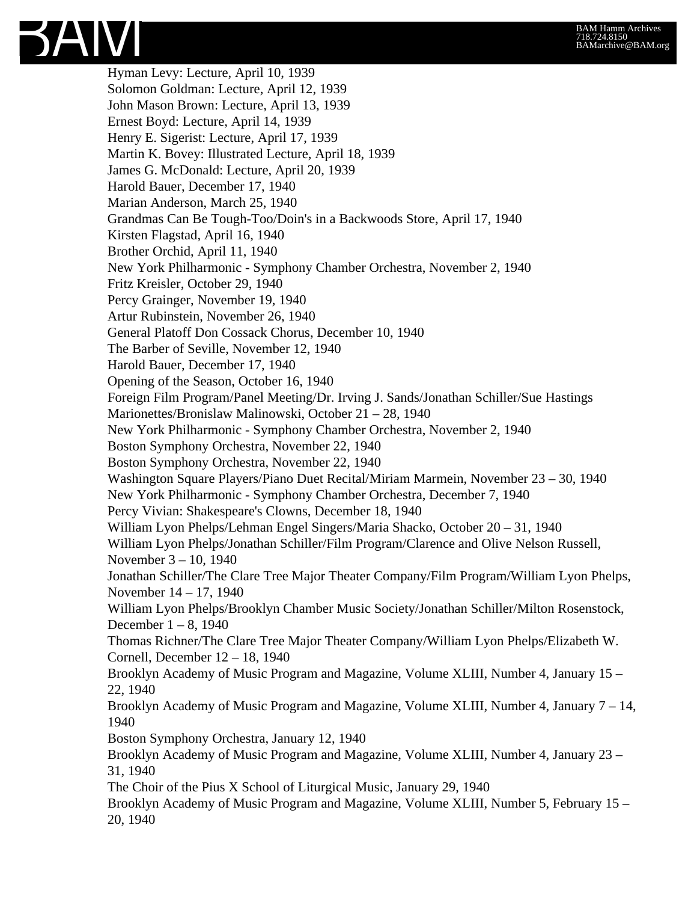Hyman Levy: Lecture, April 10, 1939
Solomon Goldman: Lecture, April 12, 1939
John Mason Brown: Lecture, April 13, 1939
Ernest Boyd: Lecture, April 14, 1939
Henry E. Sigerist: Lecture, April 17, 1939
Martin K. Bovey: Illustrated Lecture, April 18, 1939
James G. McDonald: Lecture, April 20, 1939
Harold Bauer, December 17, 1940
Marian Anderson, March 25, 1940
Grandmas Can Be Tough-Too/Doin's in a Backwoods Store, April 17, 1940
Kirsten Flagstad, April 16, 1940
Brother Orchid, April 11, 1940
New York Philharmonic - Symphony Chamber Orchestra, November 2, 1940
Fritz Kreisler, October 29, 1940
Percy Grainger, November 19, 1940
Artur Rubinstein, November 26, 1940
General Platoff Don Cossack Chorus, December 10, 1940
The Barber of Seville, November 12, 1940
Harold Bauer, December 17, 1940
Opening of the Season, October 16, 1940
Foreign Film Program/Panel Meeting/Dr. Irving J. Sands/Jonathan Schiller/Sue Hastings Marionettes/Bronislaw Malinowski, October 21 – 28, 1940
New York Philharmonic - Symphony Chamber Orchestra, November 2, 1940
Boston Symphony Orchestra, November 22, 1940
Boston Symphony Orchestra, November 22, 1940
Washington Square Players/Piano Duet Recital/Miriam Marmein, November 23 – 30, 1940
New York Philharmonic - Symphony Chamber Orchestra, December 7, 1940
Percy Vivian: Shakespeare's Clowns, December 18, 1940
William Lyon Phelps/Lehman Engel Singers/Maria Shacko, October 20 – 31, 1940
William Lyon Phelps/Jonathan Schiller/Film Program/Clarence and Olive Nelson Russell, November 3 – 10, 1940
Jonathan Schiller/The Clare Tree Major Theater Company/Film Program/William Lyon Phelps, November 14 – 17, 1940
William Lyon Phelps/Brooklyn Chamber Music Society/Jonathan Schiller/Milton Rosenstock, December 1 – 8, 1940
Thomas Richner/The Clare Tree Major Theater Company/William Lyon Phelps/Elizabeth W. Cornell, December 12 – 18, 1940
Brooklyn Academy of Music Program and Magazine, Volume XLIII, Number 4, January 15 – 22, 1940
Brooklyn Academy of Music Program and Magazine, Volume XLIII, Number 4, January 7 – 14, 1940
Boston Symphony Orchestra, January 12, 1940
Brooklyn Academy of Music Program and Magazine, Volume XLIII, Number 4, January 23 – 31, 1940
The Choir of the Pius X School of Liturgical Music, January 29, 1940
Brooklyn Academy of Music Program and Magazine, Volume XLIII, Number 5, February 15 – 20, 1940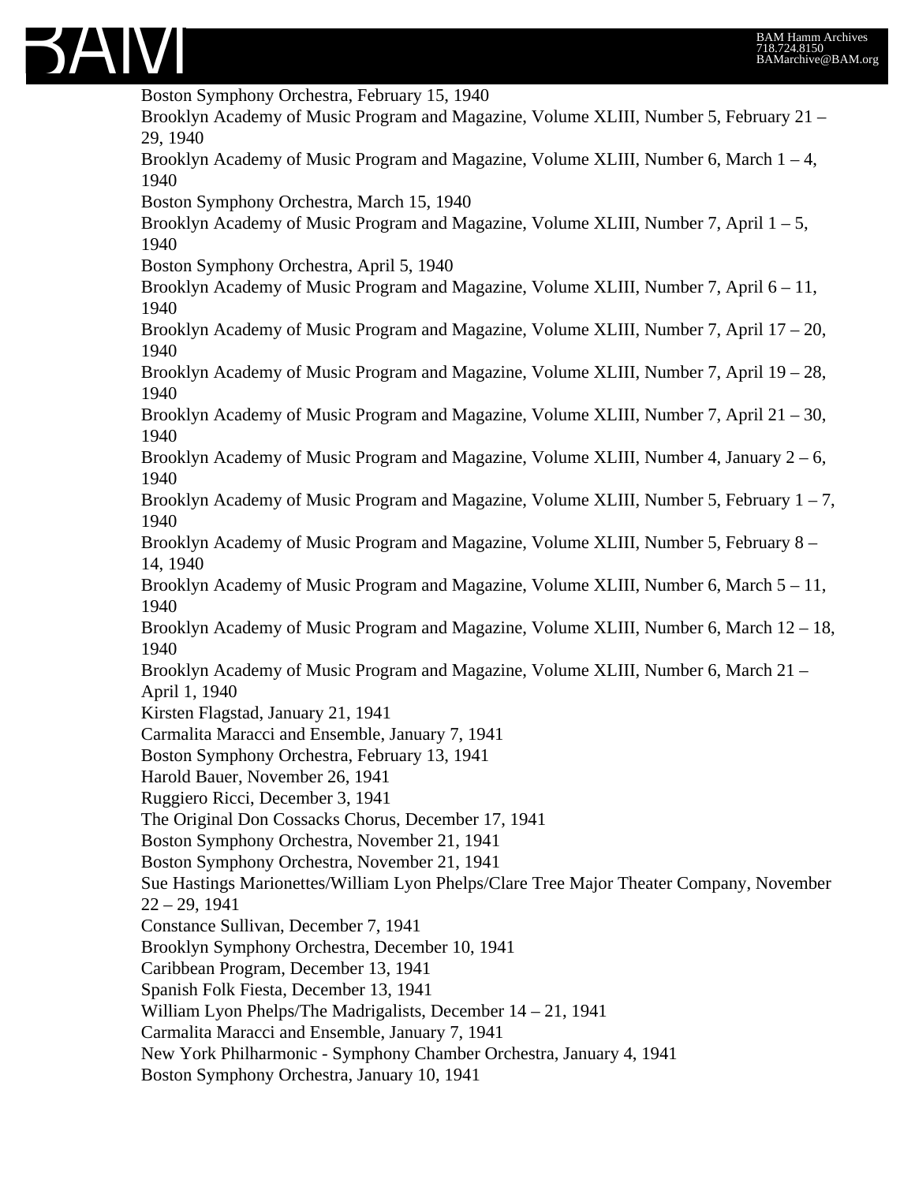Boston Symphony Orchestra, February 15, 1940
Brooklyn Academy of Music Program and Magazine, Volume XLIII, Number 5, February 21 – 29, 1940
Brooklyn Academy of Music Program and Magazine, Volume XLIII, Number 6, March 1 – 4, 1940
Boston Symphony Orchestra, March 15, 1940
Brooklyn Academy of Music Program and Magazine, Volume XLIII, Number 7, April 1 – 5, 1940
Boston Symphony Orchestra, April 5, 1940
Brooklyn Academy of Music Program and Magazine, Volume XLIII, Number 7, April 6 – 11, 1940
Brooklyn Academy of Music Program and Magazine, Volume XLIII, Number 7, April 17 – 20, 1940
Brooklyn Academy of Music Program and Magazine, Volume XLIII, Number 7, April 19 – 28, 1940
Brooklyn Academy of Music Program and Magazine, Volume XLIII, Number 7, April 21 – 30, 1940
Brooklyn Academy of Music Program and Magazine, Volume XLIII, Number 4, January 2 – 6, 1940
Brooklyn Academy of Music Program and Magazine, Volume XLIII, Number 5, February 1 – 7, 1940
Brooklyn Academy of Music Program and Magazine, Volume XLIII, Number 5, February 8 – 14, 1940
Brooklyn Academy of Music Program and Magazine, Volume XLIII, Number 6, March 5 – 11, 1940
Brooklyn Academy of Music Program and Magazine, Volume XLIII, Number 6, March 12 – 18, 1940
Brooklyn Academy of Music Program and Magazine, Volume XLIII, Number 6, March 21 – April 1, 1940
Kirsten Flagstad, January 21, 1941
Carmalita Maracci and Ensemble, January 7, 1941
Boston Symphony Orchestra, February 13, 1941
Harold Bauer, November 26, 1941
Ruggiero Ricci, December 3, 1941
The Original Don Cossacks Chorus, December 17, 1941
Boston Symphony Orchestra, November 21, 1941
Boston Symphony Orchestra, November 21, 1941
Sue Hastings Marionettes/William Lyon Phelps/Clare Tree Major Theater Company, November 22 – 29, 1941
Constance Sullivan, December 7, 1941
Brooklyn Symphony Orchestra, December 10, 1941
Caribbean Program, December 13, 1941
Spanish Folk Fiesta, December 13, 1941
William Lyon Phelps/The Madrigalists, December 14 – 21, 1941
Carmalita Maracci and Ensemble, January 7, 1941
New York Philharmonic - Symphony Chamber Orchestra, January 4, 1941
Boston Symphony Orchestra, January 10, 1941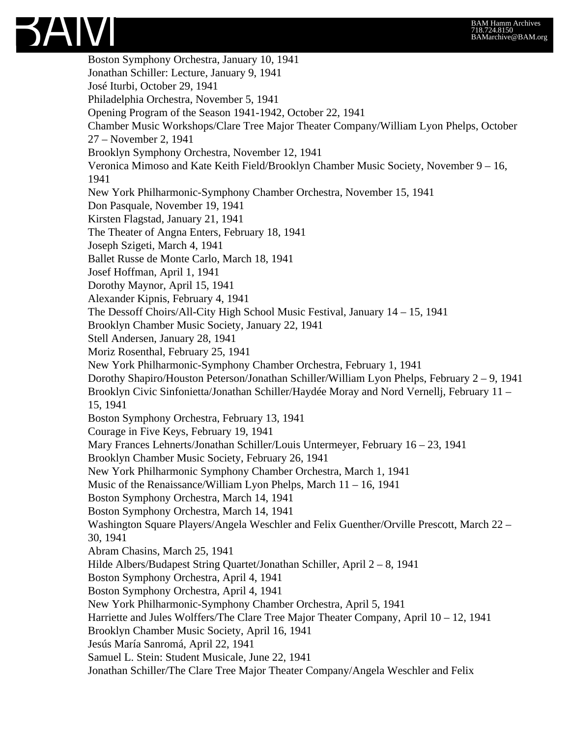Boston Symphony Orchestra, January 10, 1941
Jonathan Schiller: Lecture, January 9, 1941
José Iturbi, October 29, 1941
Philadelphia Orchestra, November 5, 1941
Opening Program of the Season 1941-1942, October 22, 1941
Chamber Music Workshops/Clare Tree Major Theater Company/William Lyon Phelps, October 27 – November 2, 1941
Brooklyn Symphony Orchestra, November 12, 1941
Veronica Mimoso and Kate Keith Field/Brooklyn Chamber Music Society, November 9 – 16, 1941
New York Philharmonic-Symphony Chamber Orchestra, November 15, 1941
Don Pasquale, November 19, 1941
Kirsten Flagstad, January 21, 1941
The Theater of Angna Enters, February 18, 1941
Joseph Szigeti, March 4, 1941
Ballet Russe de Monte Carlo, March 18, 1941
Josef Hoffman, April 1, 1941
Dorothy Maynor, April 15, 1941
Alexander Kipnis, February 4, 1941
The Dessoff Choirs/All-City High School Music Festival, January 14 – 15, 1941
Brooklyn Chamber Music Society, January 22, 1941
Stell Andersen, January 28, 1941
Moriz Rosenthal, February 25, 1941
New York Philharmonic-Symphony Chamber Orchestra, February 1, 1941
Dorothy Shapiro/Houston Peterson/Jonathan Schiller/William Lyon Phelps, February 2 – 9, 1941
Brooklyn Civic Sinfonietta/Jonathan Schiller/Haydée Moray and Nord Vernellj, February 11 – 15, 1941
Boston Symphony Orchestra, February 13, 1941
Courage in Five Keys, February 19, 1941
Mary Frances Lehnerts/Jonathan Schiller/Louis Untermeyer, February 16 – 23, 1941
Brooklyn Chamber Music Society, February 26, 1941
New York Philharmonic Symphony Chamber Orchestra, March 1, 1941
Music of the Renaissance/William Lyon Phelps, March 11 – 16, 1941
Boston Symphony Orchestra, March 14, 1941
Boston Symphony Orchestra, March 14, 1941
Washington Square Players/Angela Weschler and Felix Guenther/Orville Prescott, March 22 – 30, 1941
Abram Chasins, March 25, 1941
Hilde Albers/Budapest String Quartet/Jonathan Schiller, April 2 – 8, 1941
Boston Symphony Orchestra, April 4, 1941
Boston Symphony Orchestra, April 4, 1941
New York Philharmonic-Symphony Chamber Orchestra, April 5, 1941
Harriette and Jules Wolffers/The Clare Tree Major Theater Company, April 10 – 12, 1941
Brooklyn Chamber Music Society, April 16, 1941
Jesús María Sanromá, April 22, 1941
Samuel L. Stein: Student Musicale, June 22, 1941
Jonathan Schiller/The Clare Tree Major Theater Company/Angela Weschler and Felix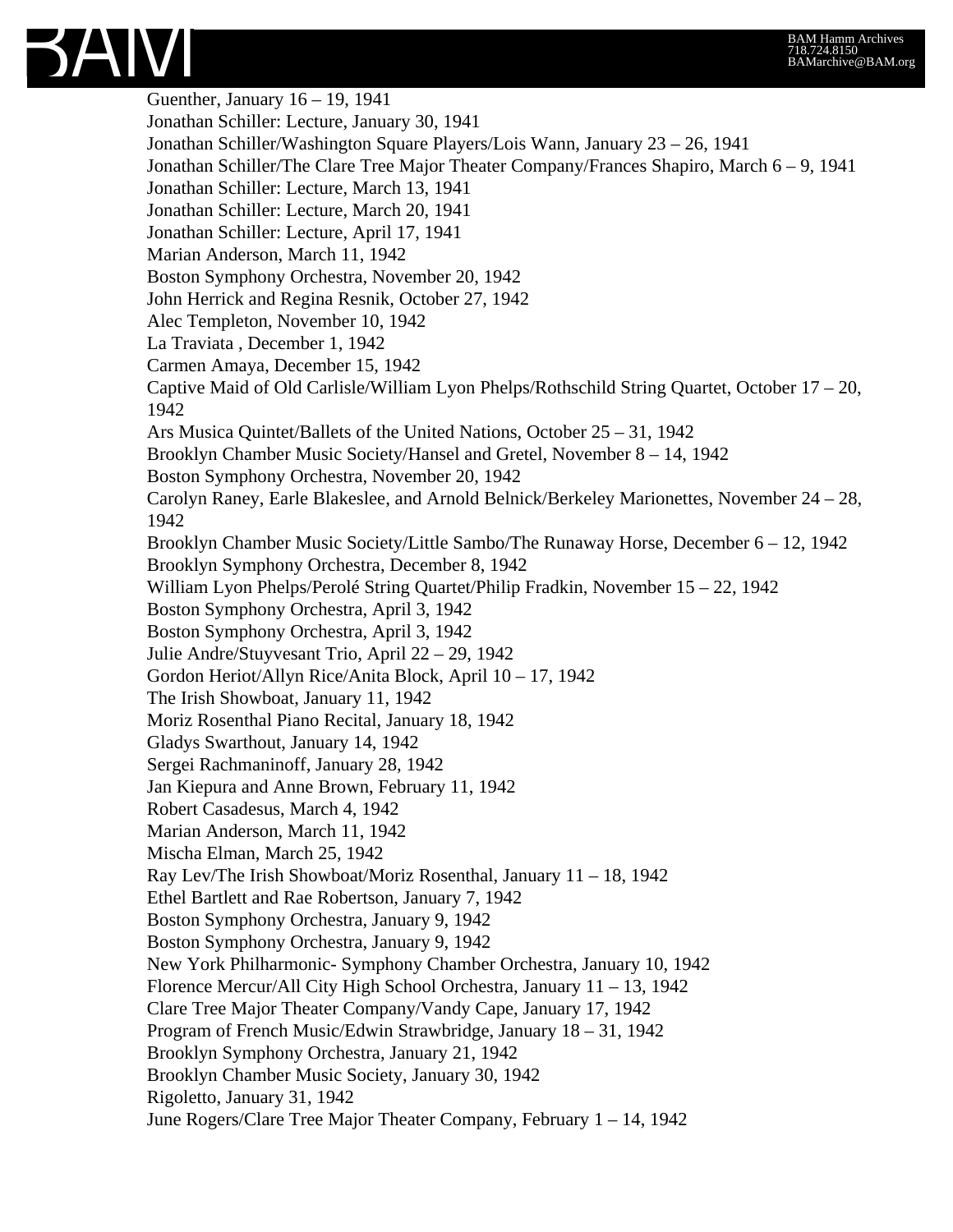Guenther, January 16 – 19, 1941
Jonathan Schiller: Lecture, January 30, 1941
Jonathan Schiller/Washington Square Players/Lois Wann, January 23 – 26, 1941
Jonathan Schiller/The Clare Tree Major Theater Company/Frances Shapiro, March 6 – 9, 1941
Jonathan Schiller: Lecture, March 13, 1941
Jonathan Schiller: Lecture, March 20, 1941
Jonathan Schiller: Lecture, April 17, 1941
Marian Anderson, March 11, 1942
Boston Symphony Orchestra, November 20, 1942
John Herrick and Regina Resnik, October 27, 1942
Alec Templeton, November 10, 1942
La Traviata , December 1, 1942
Carmen Amaya, December 15, 1942
Captive Maid of Old Carlisle/William Lyon Phelps/Rothschild String Quartet, October 17 – 20, 1942
Ars Musica Quintet/Ballets of the United Nations, October 25 – 31, 1942
Brooklyn Chamber Music Society/Hansel and Gretel, November 8 – 14, 1942
Boston Symphony Orchestra, November 20, 1942
Carolyn Raney, Earle Blakeslee, and Arnold Belnick/Berkeley Marionettes, November 24 – 28, 1942
Brooklyn Chamber Music Society/Little Sambo/The Runaway Horse, December 6 – 12, 1942
Brooklyn Symphony Orchestra, December 8, 1942
William Lyon Phelps/Perolé String Quartet/Philip Fradkin, November 15 – 22, 1942
Boston Symphony Orchestra, April 3, 1942
Boston Symphony Orchestra, April 3, 1942
Julie Andre/Stuyvesant Trio, April 22 – 29, 1942
Gordon Heriot/Allyn Rice/Anita Block, April 10 – 17, 1942
The Irish Showboat, January 11, 1942
Moriz Rosenthal Piano Recital, January 18, 1942
Gladys Swarthout, January 14, 1942
Sergei Rachmaninoff, January 28, 1942
Jan Kiepura and Anne Brown, February 11, 1942
Robert Casadesus, March 4, 1942
Marian Anderson, March 11, 1942
Mischa Elman, March 25, 1942
Ray Lev/The Irish Showboat/Moriz Rosenthal, January 11 – 18, 1942
Ethel Bartlett and Rae Robertson, January 7, 1942
Boston Symphony Orchestra, January 9, 1942
Boston Symphony Orchestra, January 9, 1942
New York Philharmonic- Symphony Chamber Orchestra, January 10, 1942
Florence Mercur/All City High School Orchestra, January 11 – 13, 1942
Clare Tree Major Theater Company/Vandy Cape, January 17, 1942
Program of French Music/Edwin Strawbridge, January 18 – 31, 1942
Brooklyn Symphony Orchestra, January 21, 1942
Brooklyn Chamber Music Society, January 30, 1942
Rigoletto, January 31, 1942
June Rogers/Clare Tree Major Theater Company, February 1 – 14, 1942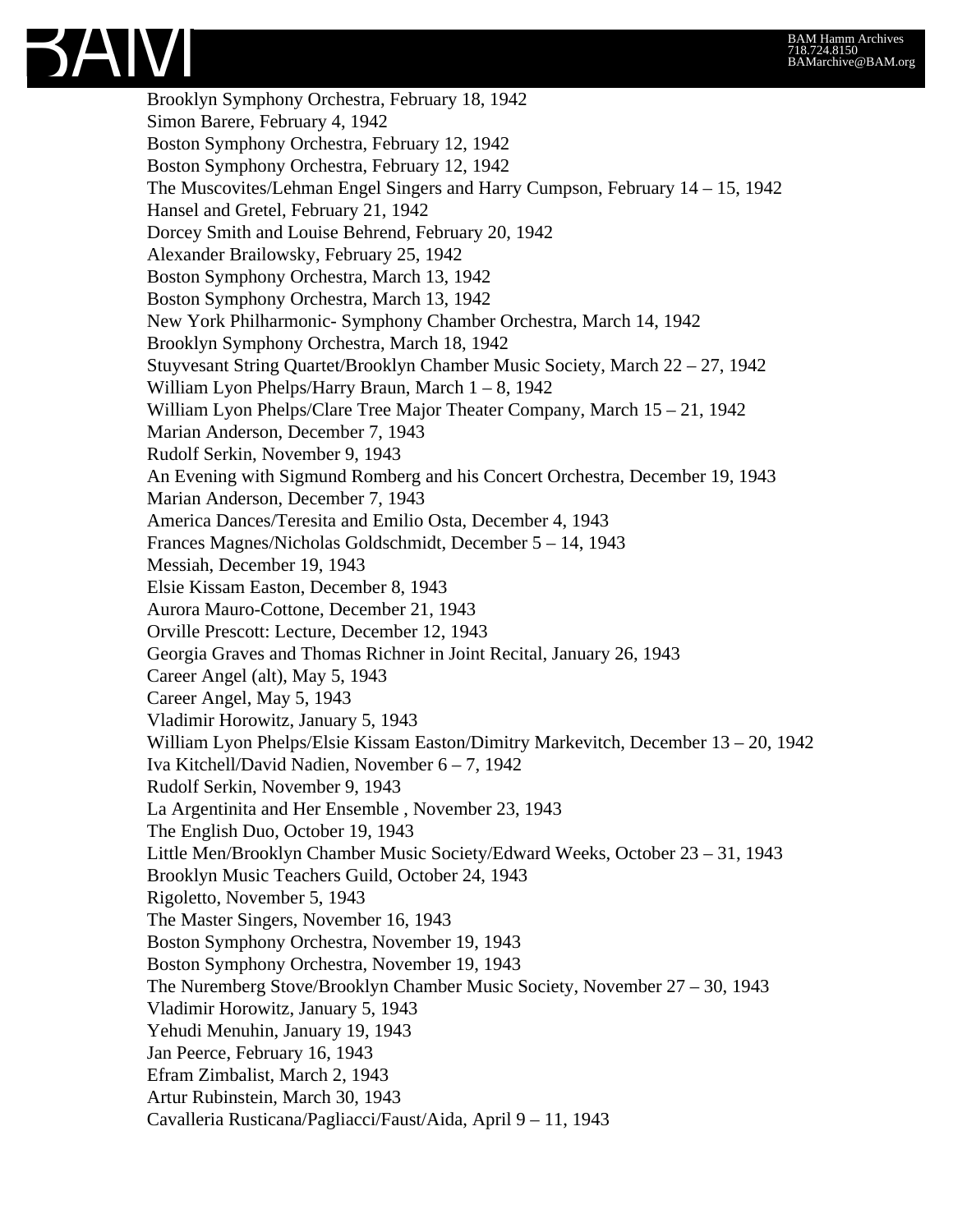Brooklyn Symphony Orchestra, February 18, 1942
Simon Barere, February 4, 1942
Boston Symphony Orchestra, February 12, 1942
Boston Symphony Orchestra, February 12, 1942
The Muscovites/Lehman Engel Singers and Harry Cumpson, February 14 – 15, 1942
Hansel and Gretel, February 21, 1942
Dorcey Smith and Louise Behrend, February 20, 1942
Alexander Brailowsky, February 25, 1942
Boston Symphony Orchestra, March 13, 1942
Boston Symphony Orchestra, March 13, 1942
New York Philharmonic- Symphony Chamber Orchestra, March 14, 1942
Brooklyn Symphony Orchestra, March 18, 1942
Stuyvesant String Quartet/Brooklyn Chamber Music Society, March 22 – 27, 1942
William Lyon Phelps/Harry Braun, March 1 – 8, 1942
William Lyon Phelps/Clare Tree Major Theater Company, March 15 – 21, 1942
Marian Anderson, December 7, 1943
Rudolf Serkin, November 9, 1943
An Evening with Sigmund Romberg and his Concert Orchestra, December 19, 1943
Marian Anderson, December 7, 1943
America Dances/Teresita and Emilio Osta, December 4, 1943
Frances Magnes/Nicholas Goldschmidt, December 5 – 14, 1943
Messiah, December 19, 1943
Elsie Kissam Easton, December 8, 1943
Aurora Mauro-Cottone, December 21, 1943
Orville Prescott: Lecture, December 12, 1943
Georgia Graves and Thomas Richner in Joint Recital, January 26, 1943
Career Angel (alt), May 5, 1943
Career Angel, May 5, 1943
Vladimir Horowitz, January 5, 1943
William Lyon Phelps/Elsie Kissam Easton/Dimitry Markevitch, December 13 – 20, 1942
Iva Kitchell/David Nadien, November 6 – 7, 1942
Rudolf Serkin, November 9, 1943
La Argentinita and Her Ensemble , November 23, 1943
The English Duo, October 19, 1943
Little Men/Brooklyn Chamber Music Society/Edward Weeks, October 23 – 31, 1943
Brooklyn Music Teachers Guild, October 24, 1943
Rigoletto, November 5, 1943
The Master Singers, November 16, 1943
Boston Symphony Orchestra, November 19, 1943
Boston Symphony Orchestra, November 19, 1943
The Nuremberg Stove/Brooklyn Chamber Music Society, November 27 – 30, 1943
Vladimir Horowitz, January 5, 1943
Yehudi Menuhin, January 19, 1943
Jan Peerce, February 16, 1943
Efram Zimbalist, March 2, 1943
Artur Rubinstein, March 30, 1943
Cavalleria Rusticana/Pagliacci/Faust/Aida, April 9 – 11, 1943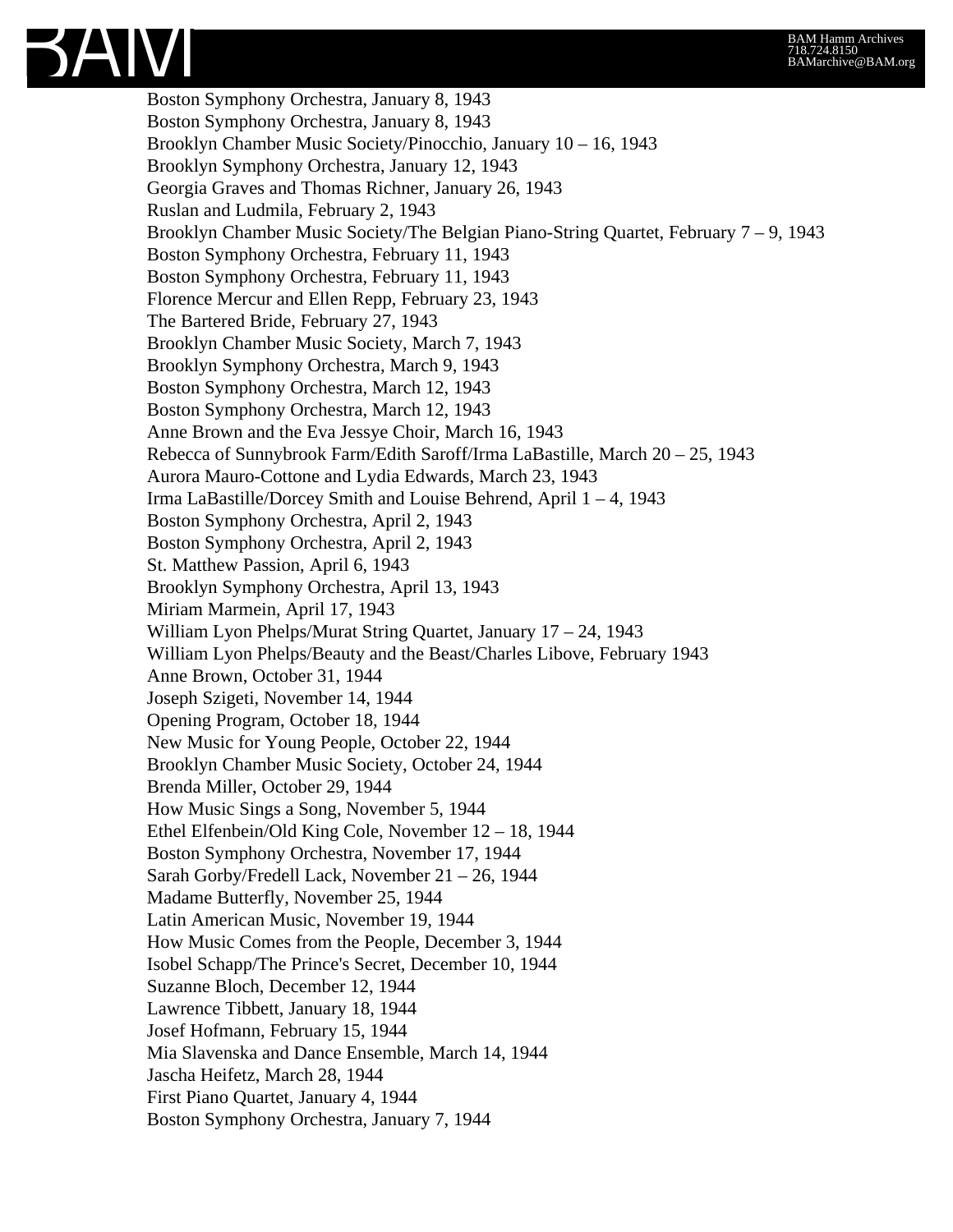Boston Symphony Orchestra, January 8, 1943
Boston Symphony Orchestra, January 8, 1943
Brooklyn Chamber Music Society/Pinocchio, January 10 – 16, 1943
Brooklyn Symphony Orchestra, January 12, 1943
Georgia Graves and Thomas Richner, January 26, 1943
Ruslan and Ludmila, February 2, 1943
Brooklyn Chamber Music Society/The Belgian Piano-String Quartet, February 7 – 9, 1943
Boston Symphony Orchestra, February 11, 1943
Boston Symphony Orchestra, February 11, 1943
Florence Mercur and Ellen Repp, February 23, 1943
The Bartered Bride, February 27, 1943
Brooklyn Chamber Music Society, March 7, 1943
Brooklyn Symphony Orchestra, March 9, 1943
Boston Symphony Orchestra, March 12, 1943
Boston Symphony Orchestra, March 12, 1943
Anne Brown and the Eva Jessye Choir, March 16, 1943
Rebecca of Sunnybrook Farm/Edith Saroff/Irma LaBastille, March 20 – 25, 1943
Aurora Mauro-Cottone and Lydia Edwards, March 23, 1943
Irma LaBastille/Dorcey Smith and Louise Behrend, April 1 – 4, 1943
Boston Symphony Orchestra, April 2, 1943
Boston Symphony Orchestra, April 2, 1943
St. Matthew Passion, April 6, 1943
Brooklyn Symphony Orchestra, April 13, 1943
Miriam Marmein, April 17, 1943
William Lyon Phelps/Murat String Quartet, January 17 – 24, 1943
William Lyon Phelps/Beauty and the Beast/Charles Libove, February 1943
Anne Brown, October 31, 1944
Joseph Szigeti, November 14, 1944
Opening Program, October 18, 1944
New Music for Young People, October 22, 1944
Brooklyn Chamber Music Society, October 24, 1944
Brenda Miller, October 29, 1944
How Music Sings a Song, November 5, 1944
Ethel Elfenbein/Old King Cole, November 12 – 18, 1944
Boston Symphony Orchestra, November 17, 1944
Sarah Gorby/Fredell Lack, November 21 – 26, 1944
Madame Butterfly, November 25, 1944
Latin American Music, November 19, 1944
How Music Comes from the People, December 3, 1944
Isobel Schapp/The Prince's Secret, December 10, 1944
Suzanne Bloch, December 12, 1944
Lawrence Tibbett, January 18, 1944
Josef Hofmann, February 15, 1944
Mia Slavenska and Dance Ensemble, March 14, 1944
Jascha Heifetz, March 28, 1944
First Piano Quartet, January 4, 1944
Boston Symphony Orchestra, January 7, 1944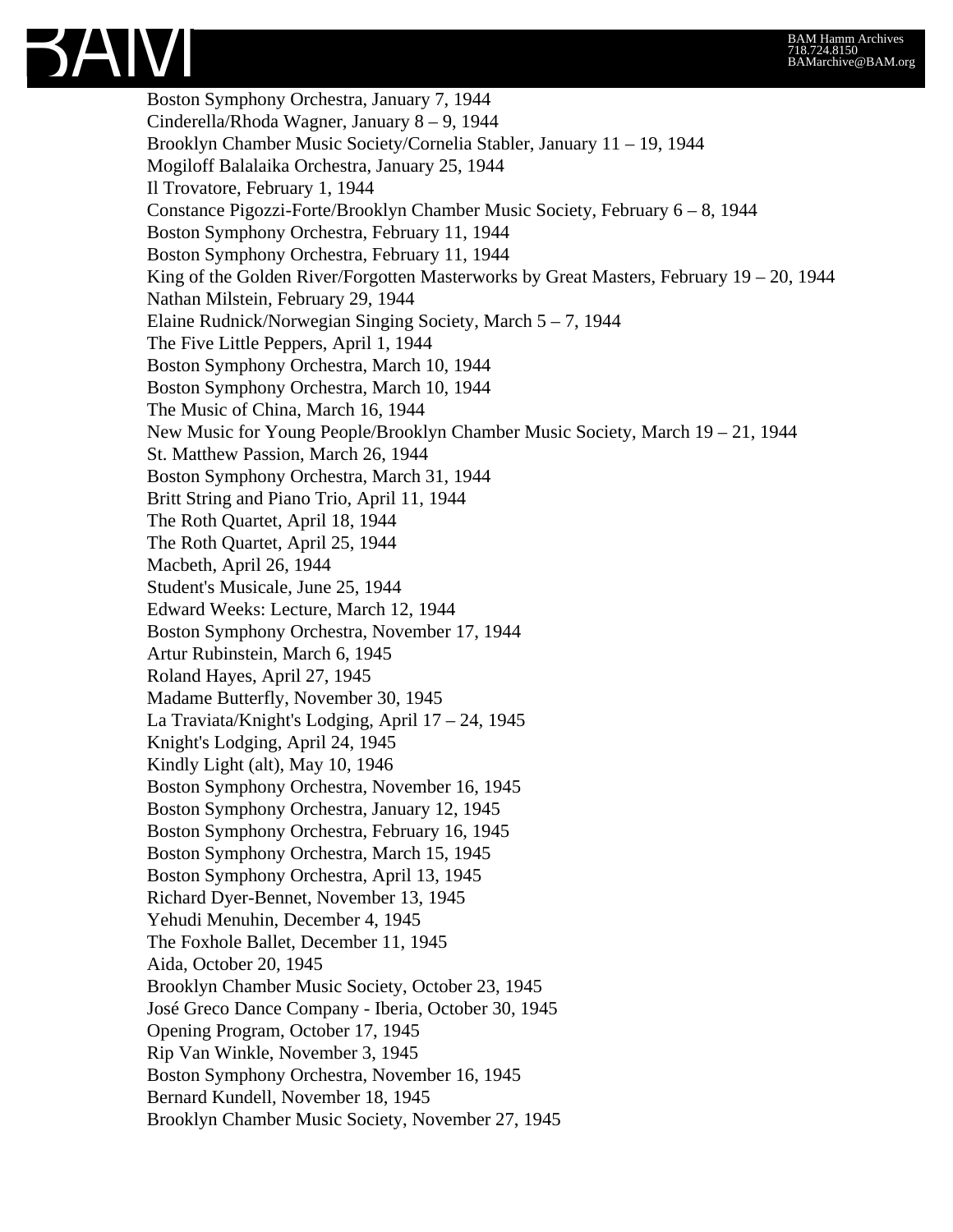Boston Symphony Orchestra, January 7, 1944
Cinderella/Rhoda Wagner, January 8 – 9, 1944
Brooklyn Chamber Music Society/Cornelia Stabler, January 11 – 19, 1944
Mogiloff Balalaika Orchestra, January 25, 1944
Il Trovatore, February 1, 1944
Constance Pigozzi-Forte/Brooklyn Chamber Music Society, February 6 – 8, 1944
Boston Symphony Orchestra, February 11, 1944
Boston Symphony Orchestra, February 11, 1944
King of the Golden River/Forgotten Masterworks by Great Masters, February 19 – 20, 1944
Nathan Milstein, February 29, 1944
Elaine Rudnick/Norwegian Singing Society, March 5 – 7, 1944
The Five Little Peppers, April 1, 1944
Boston Symphony Orchestra, March 10, 1944
Boston Symphony Orchestra, March 10, 1944
The Music of China, March 16, 1944
New Music for Young People/Brooklyn Chamber Music Society, March 19 – 21, 1944
St. Matthew Passion, March 26, 1944
Boston Symphony Orchestra, March 31, 1944
Britt String and Piano Trio, April 11, 1944
The Roth Quartet, April 18, 1944
The Roth Quartet, April 25, 1944
Macbeth, April 26, 1944
Student's Musicale, June 25, 1944
Edward Weeks: Lecture, March 12, 1944
Boston Symphony Orchestra, November 17, 1944
Artur Rubinstein, March 6, 1945
Roland Hayes, April 27, 1945
Madame Butterfly, November 30, 1945
La Traviata/Knight's Lodging, April 17 – 24, 1945
Knight's Lodging, April 24, 1945
Kindly Light (alt), May 10, 1946
Boston Symphony Orchestra, November 16, 1945
Boston Symphony Orchestra, January 12, 1945
Boston Symphony Orchestra, February 16, 1945
Boston Symphony Orchestra, March 15, 1945
Boston Symphony Orchestra, April 13, 1945
Richard Dyer-Bennet, November 13, 1945
Yehudi Menuhin, December 4, 1945
The Foxhole Ballet, December 11, 1945
Aida, October 20, 1945
Brooklyn Chamber Music Society, October 23, 1945
José Greco Dance Company - Iberia, October 30, 1945
Opening Program, October 17, 1945
Rip Van Winkle, November 3, 1945
Boston Symphony Orchestra, November 16, 1945
Bernard Kundell, November 18, 1945
Brooklyn Chamber Music Society, November 27, 1945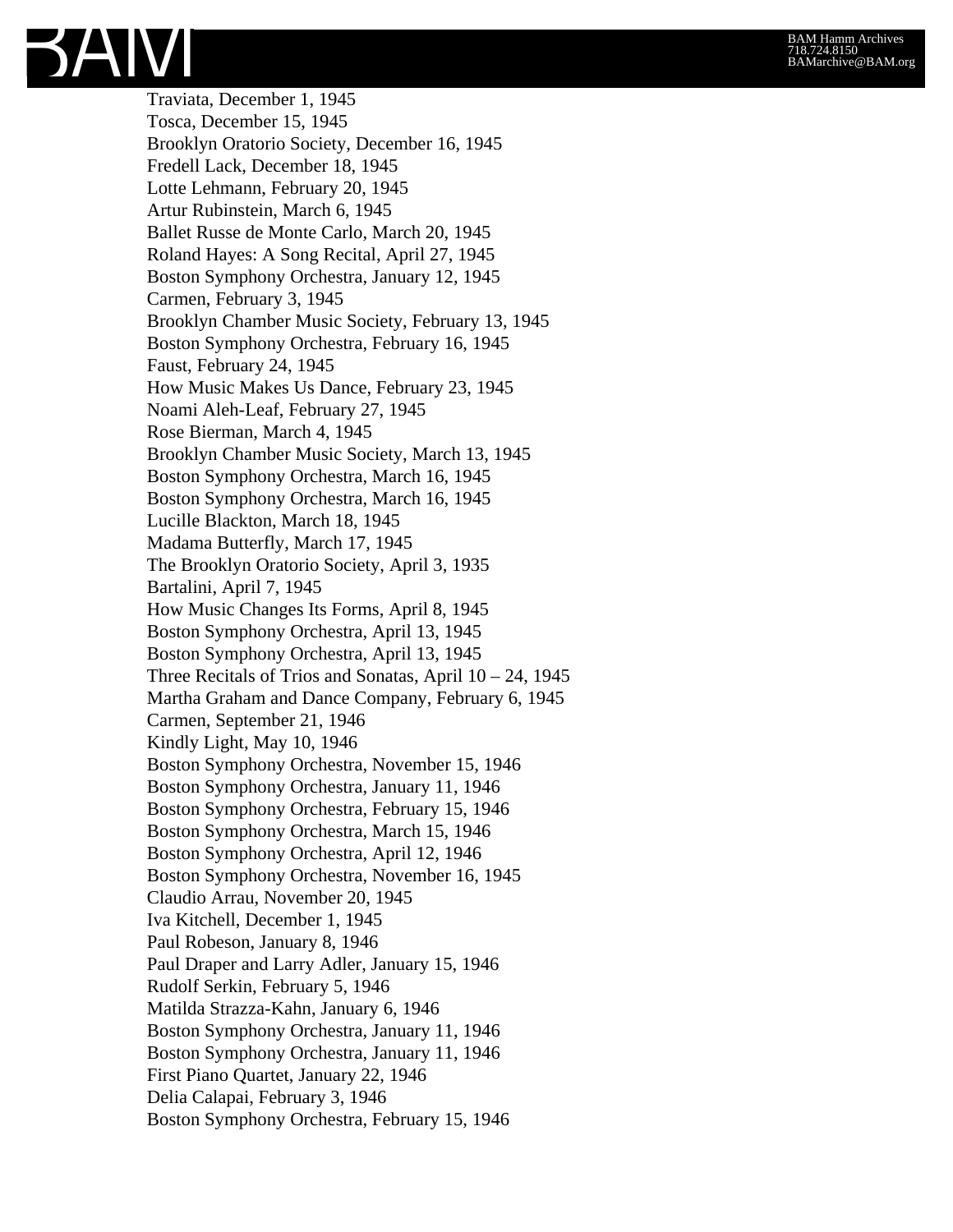Traviata, December 1, 1945
Tosca, December 15, 1945
Brooklyn Oratorio Society, December 16, 1945
Fredell Lack, December 18, 1945
Lotte Lehmann, February 20, 1945
Artur Rubinstein, March 6, 1945
Ballet Russe de Monte Carlo, March 20, 1945
Roland Hayes: A Song Recital, April 27, 1945
Boston Symphony Orchestra, January 12, 1945
Carmen, February 3, 1945
Brooklyn Chamber Music Society, February 13, 1945
Boston Symphony Orchestra, February 16, 1945
Faust, February 24, 1945
How Music Makes Us Dance, February 23, 1945
Noami Aleh-Leaf, February 27, 1945
Rose Bierman, March 4, 1945
Brooklyn Chamber Music Society, March 13, 1945
Boston Symphony Orchestra, March 16, 1945
Boston Symphony Orchestra, March 16, 1945
Lucille Blackton, March 18, 1945
Madama Butterfly, March 17, 1945
The Brooklyn Oratorio Society, April 3, 1935
Bartalini, April 7, 1945
How Music Changes Its Forms, April 8, 1945
Boston Symphony Orchestra, April 13, 1945
Boston Symphony Orchestra, April 13, 1945
Three Recitals of Trios and Sonatas, April 10 – 24, 1945
Martha Graham and Dance Company, February 6, 1945
Carmen, September 21, 1946
Kindly Light, May 10, 1946
Boston Symphony Orchestra, November 15, 1946
Boston Symphony Orchestra, January 11, 1946
Boston Symphony Orchestra, February 15, 1946
Boston Symphony Orchestra, March 15, 1946
Boston Symphony Orchestra, April 12, 1946
Boston Symphony Orchestra, November 16, 1945
Claudio Arrau, November 20, 1945
Iva Kitchell, December 1, 1945
Paul Robeson, January 8, 1946
Paul Draper and Larry Adler, January 15, 1946
Rudolf Serkin, February 5, 1946
Matilda Strazza-Kahn, January 6, 1946
Boston Symphony Orchestra, January 11, 1946
Boston Symphony Orchestra, January 11, 1946
First Piano Quartet, January 22, 1946
Delia Calapai, February 3, 1946
Boston Symphony Orchestra, February 15, 1946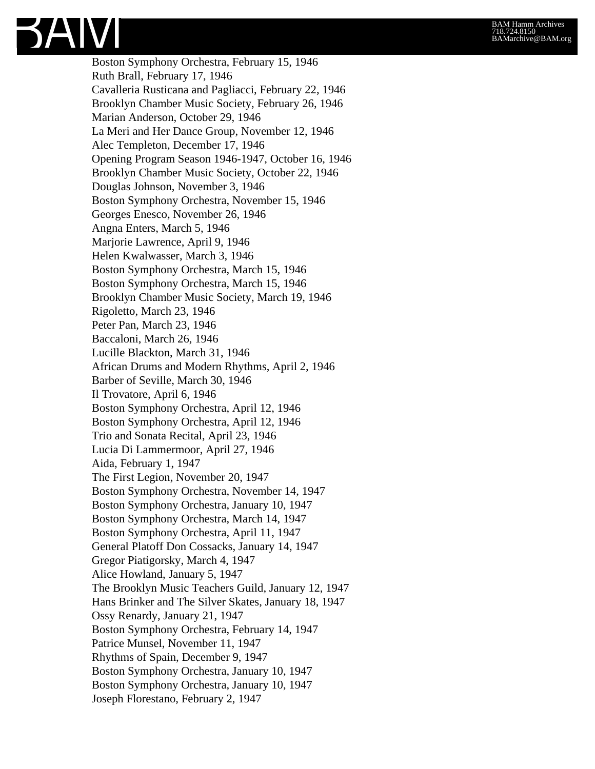Boston Symphony Orchestra, February 15, 1946
Ruth Brall, February 17, 1946
Cavalleria Rusticana and Pagliacci, February 22, 1946
Brooklyn Chamber Music Society, February 26, 1946
Marian Anderson, October 29, 1946
La Meri and Her Dance Group, November 12, 1946
Alec Templeton, December 17, 1946
Opening Program Season 1946-1947, October 16, 1946
Brooklyn Chamber Music Society, October 22, 1946
Douglas Johnson, November 3, 1946
Boston Symphony Orchestra, November 15, 1946
Georges Enesco, November 26, 1946
Angna Enters, March 5, 1946
Marjorie Lawrence, April 9, 1946
Helen Kwalwasser, March 3, 1946
Boston Symphony Orchestra, March 15, 1946
Boston Symphony Orchestra, March 15, 1946
Brooklyn Chamber Music Society, March 19, 1946
Rigoletto, March 23, 1946
Peter Pan, March 23, 1946
Baccaloni, March 26, 1946
Lucille Blackton, March 31, 1946
African Drums and Modern Rhythms, April 2, 1946
Barber of Seville, March 30, 1946
Il Trovatore, April 6, 1946
Boston Symphony Orchestra, April 12, 1946
Boston Symphony Orchestra, April 12, 1946
Trio and Sonata Recital, April 23, 1946
Lucia Di Lammermoor, April 27, 1946
Aida, February 1, 1947
The First Legion, November 20, 1947
Boston Symphony Orchestra, November 14, 1947
Boston Symphony Orchestra, January 10, 1947
Boston Symphony Orchestra, March 14, 1947
Boston Symphony Orchestra, April 11, 1947
General Platoff Don Cossacks, January 14, 1947
Gregor Piatigorsky, March 4, 1947
Alice Howland, January 5, 1947
The Brooklyn Music Teachers Guild, January 12, 1947
Hans Brinker and The Silver Skates, January 18, 1947
Ossy Renardy, January 21, 1947
Boston Symphony Orchestra, February 14, 1947
Patrice Munsel, November 11, 1947
Rhythms of Spain, December 9, 1947
Boston Symphony Orchestra, January 10, 1947
Boston Symphony Orchestra, January 10, 1947
Joseph Florestano, February 2, 1947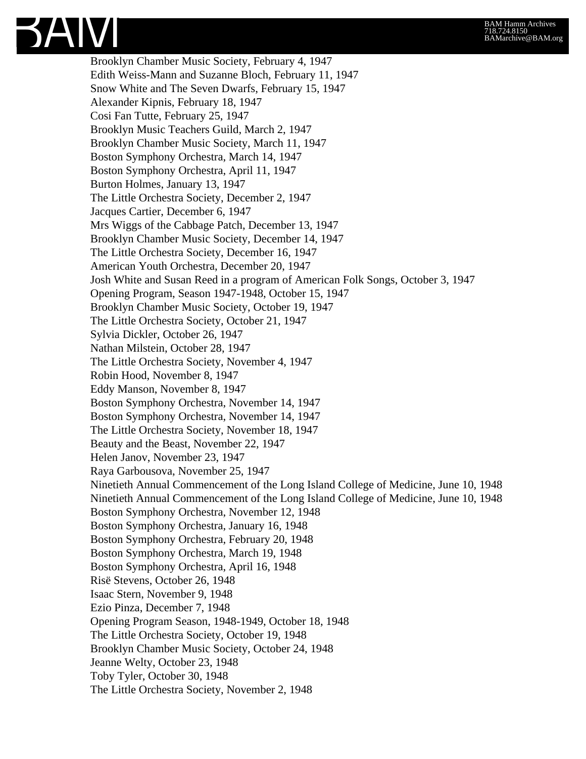Brooklyn Chamber Music Society, February 4, 1947
Edith Weiss-Mann and Suzanne Bloch, February 11, 1947
Snow White and The Seven Dwarfs, February 15, 1947
Alexander Kipnis, February 18, 1947
Cosi Fan Tutte, February 25, 1947
Brooklyn Music Teachers Guild, March 2, 1947
Brooklyn Chamber Music Society, March 11, 1947
Boston Symphony Orchestra, March 14, 1947
Boston Symphony Orchestra, April 11, 1947
Burton Holmes, January 13, 1947
The Little Orchestra Society, December 2, 1947
Jacques Cartier, December 6, 1947
Mrs Wiggs of the Cabbage Patch, December 13, 1947
Brooklyn Chamber Music Society, December 14, 1947
The Little Orchestra Society, December 16, 1947
American Youth Orchestra, December 20, 1947
Josh White and Susan Reed in a program of American Folk Songs, October 3, 1947
Opening Program, Season 1947-1948, October 15, 1947
Brooklyn Chamber Music Society, October 19, 1947
The Little Orchestra Society, October 21, 1947
Sylvia Dickler, October 26, 1947
Nathan Milstein, October 28, 1947
The Little Orchestra Society, November 4, 1947
Robin Hood, November 8, 1947
Eddy Manson, November 8, 1947
Boston Symphony Orchestra, November 14, 1947
Boston Symphony Orchestra, November 14, 1947
The Little Orchestra Society, November 18, 1947
Beauty and the Beast, November 22, 1947
Helen Janov, November 23, 1947
Raya Garbousova, November 25, 1947
Ninetieth Annual Commencement of the Long Island College of Medicine, June 10, 1948
Ninetieth Annual Commencement of the Long Island College of Medicine, June 10, 1948
Boston Symphony Orchestra, November 12, 1948
Boston Symphony Orchestra, January 16, 1948
Boston Symphony Orchestra, February 20, 1948
Boston Symphony Orchestra, March 19, 1948
Boston Symphony Orchestra, April 16, 1948
Risë Stevens, October 26, 1948
Isaac Stern, November 9, 1948
Ezio Pinza, December 7, 1948
Opening Program Season, 1948-1949, October 18, 1948
The Little Orchestra Society, October 19, 1948
Brooklyn Chamber Music Society, October 24, 1948
Jeanne Welty, October 23, 1948
Toby Tyler, October 30, 1948
The Little Orchestra Society, November 2, 1948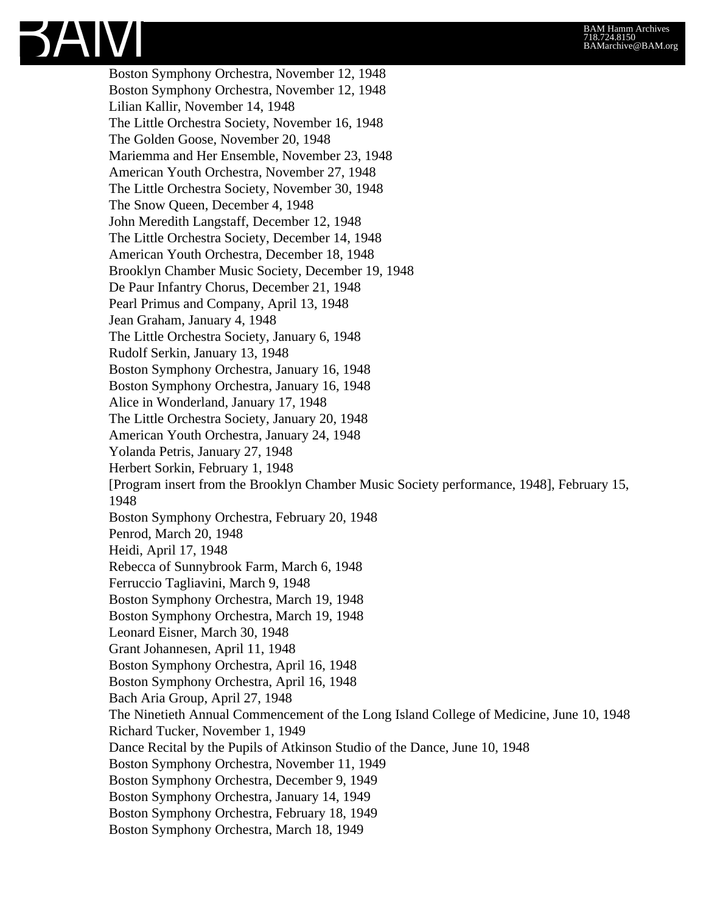Boston Symphony Orchestra, November 12, 1948
Boston Symphony Orchestra, November 12, 1948
Lilian Kallir, November 14, 1948
The Little Orchestra Society, November 16, 1948
The Golden Goose, November 20, 1948
Mariemma and Her Ensemble, November 23, 1948
American Youth Orchestra, November 27, 1948
The Little Orchestra Society, November 30, 1948
The Snow Queen, December 4, 1948
John Meredith Langstaff, December 12, 1948
The Little Orchestra Society, December 14, 1948
American Youth Orchestra, December 18, 1948
Brooklyn Chamber Music Society, December 19, 1948
De Paur Infantry Chorus, December 21, 1948
Pearl Primus and Company, April 13, 1948
Jean Graham, January 4, 1948
The Little Orchestra Society, January 6, 1948
Rudolf Serkin, January 13, 1948
Boston Symphony Orchestra, January 16, 1948
Boston Symphony Orchestra, January 16, 1948
Alice in Wonderland, January 17, 1948
The Little Orchestra Society, January 20, 1948
American Youth Orchestra, January 24, 1948
Yolanda Petris, January 27, 1948
Herbert Sorkin, February 1, 1948
[Program insert from the Brooklyn Chamber Music Society performance, 1948], February 15, 1948
Boston Symphony Orchestra, February 20, 1948
Penrod, March 20, 1948
Heidi, April 17, 1948
Rebecca of Sunnybrook Farm, March 6, 1948
Ferruccio Tagliavini, March 9, 1948
Boston Symphony Orchestra, March 19, 1948
Boston Symphony Orchestra, March 19, 1948
Leonard Eisner, March 30, 1948
Grant Johannesen, April 11, 1948
Boston Symphony Orchestra, April 16, 1948
Boston Symphony Orchestra, April 16, 1948
Bach Aria Group, April 27, 1948
The Ninetieth Annual Commencement of the Long Island College of Medicine, June 10, 1948
Richard Tucker, November 1, 1949
Dance Recital by the Pupils of Atkinson Studio of the Dance, June 10, 1948
Boston Symphony Orchestra, November 11, 1949
Boston Symphony Orchestra, December 9, 1949
Boston Symphony Orchestra, January 14, 1949
Boston Symphony Orchestra, February 18, 1949
Boston Symphony Orchestra, March 18, 1949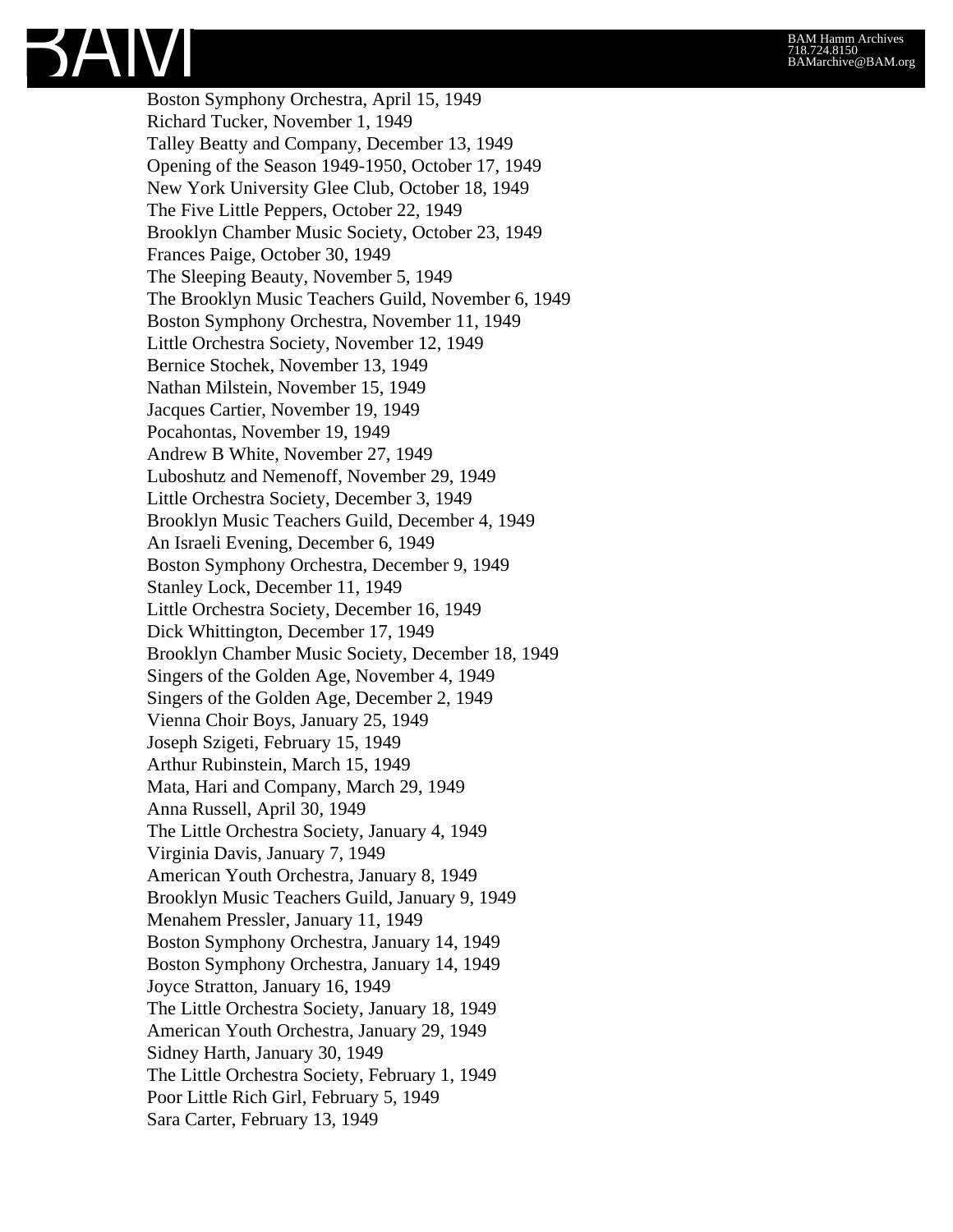Boston Symphony Orchestra, April 15, 1949
Richard Tucker, November 1, 1949
Talley Beatty and Company, December 13, 1949
Opening of the Season 1949-1950, October 17, 1949
New York University Glee Club, October 18, 1949
The Five Little Peppers, October 22, 1949
Brooklyn Chamber Music Society, October 23, 1949
Frances Paige, October 30, 1949
The Sleeping Beauty, November 5, 1949
The Brooklyn Music Teachers Guild, November 6, 1949
Boston Symphony Orchestra, November 11, 1949
Little Orchestra Society, November 12, 1949
Bernice Stochek, November 13, 1949
Nathan Milstein, November 15, 1949
Jacques Cartier, November 19, 1949
Pocahontas, November 19, 1949
Andrew B White, November 27, 1949
Luboshutz and Nemenoff, November 29, 1949
Little Orchestra Society, December 3, 1949
Brooklyn Music Teachers Guild, December 4, 1949
An Israeli Evening, December 6, 1949
Boston Symphony Orchestra, December 9, 1949
Stanley Lock, December 11, 1949
Little Orchestra Society, December 16, 1949
Dick Whittington, December 17, 1949
Brooklyn Chamber Music Society, December 18, 1949
Singers of the Golden Age, November 4, 1949
Singers of the Golden Age, December 2, 1949
Vienna Choir Boys, January 25, 1949
Joseph Szigeti, February 15, 1949
Arthur Rubinstein, March 15, 1949
Mata, Hari and Company, March 29, 1949
Anna Russell, April 30, 1949
The Little Orchestra Society, January 4, 1949
Virginia Davis, January 7, 1949
American Youth Orchestra, January 8, 1949
Brooklyn Music Teachers Guild, January 9, 1949
Menahem Pressler, January 11, 1949
Boston Symphony Orchestra, January 14, 1949
Boston Symphony Orchestra, January 14, 1949
Joyce Stratton, January 16, 1949
The Little Orchestra Society, January 18, 1949
American Youth Orchestra, January 29, 1949
Sidney Harth, January 30, 1949
The Little Orchestra Society, February 1, 1949
Poor Little Rich Girl, February 5, 1949
Sara Carter, February 13, 1949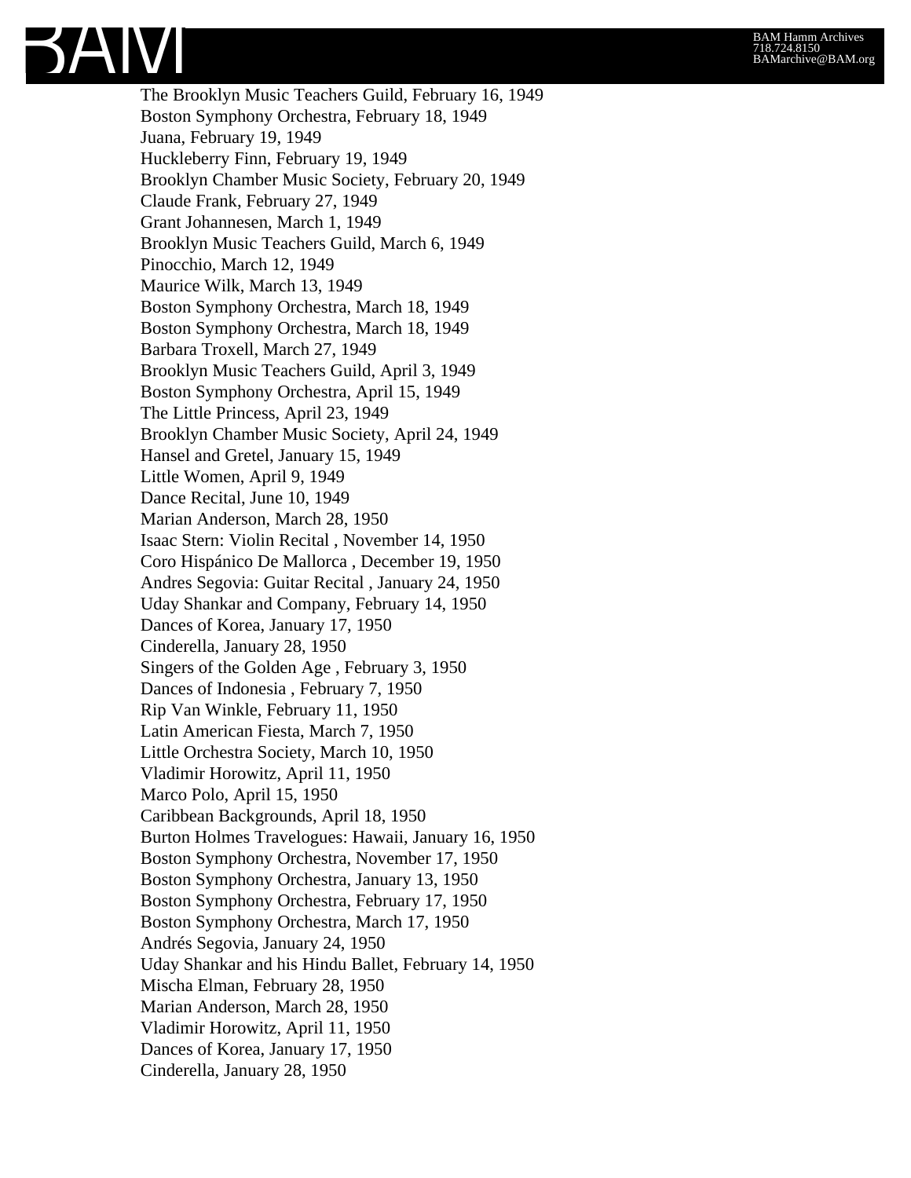The Brooklyn Music Teachers Guild, February 16, 1949
Boston Symphony Orchestra, February 18, 1949
Juana, February 19, 1949
Huckleberry Finn, February 19, 1949
Brooklyn Chamber Music Society, February 20, 1949
Claude Frank, February 27, 1949
Grant Johannesen, March 1, 1949
Brooklyn Music Teachers Guild, March 6, 1949
Pinocchio, March 12, 1949
Maurice Wilk, March 13, 1949
Boston Symphony Orchestra, March 18, 1949
Boston Symphony Orchestra, March 18, 1949
Barbara Troxell, March 27, 1949
Brooklyn Music Teachers Guild, April 3, 1949
Boston Symphony Orchestra, April 15, 1949
The Little Princess, April 23, 1949
Brooklyn Chamber Music Society, April 24, 1949
Hansel and Gretel, January 15, 1949
Little Women, April 9, 1949
Dance Recital, June 10, 1949
Marian Anderson, March 28, 1950
Isaac Stern: Violin Recital , November 14, 1950
Coro Hispánico De Mallorca , December 19, 1950
Andres Segovia: Guitar Recital , January 24, 1950
Uday Shankar and Company, February 14, 1950
Dances of Korea, January 17, 1950
Cinderella, January 28, 1950
Singers of the Golden Age , February 3, 1950
Dances of Indonesia , February 7, 1950
Rip Van Winkle, February 11, 1950
Latin American Fiesta, March 7, 1950
Little Orchestra Society, March 10, 1950
Vladimir Horowitz, April 11, 1950
Marco Polo, April 15, 1950
Caribbean Backgrounds, April 18, 1950
Burton Holmes Travelogues: Hawaii, January 16, 1950
Boston Symphony Orchestra, November 17, 1950
Boston Symphony Orchestra, January 13, 1950
Boston Symphony Orchestra, February 17, 1950
Boston Symphony Orchestra, March 17, 1950
Andrés Segovia, January 24, 1950
Uday Shankar and his Hindu Ballet, February 14, 1950
Mischa Elman, February 28, 1950
Marian Anderson, March 28, 1950
Vladimir Horowitz, April 11, 1950
Dances of Korea, January 17, 1950
Cinderella, January 28, 1950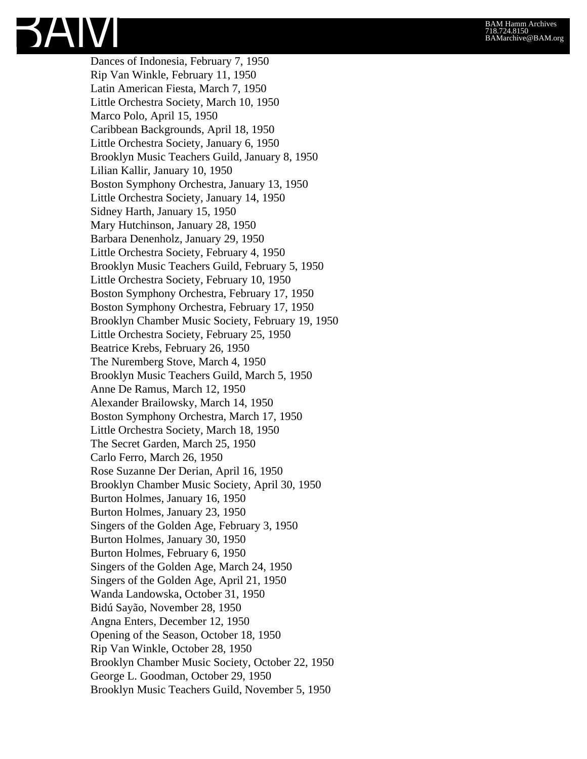Dances of Indonesia, February 7, 1950
Rip Van Winkle, February 11, 1950
Latin American Fiesta, March 7, 1950
Little Orchestra Society, March 10, 1950
Marco Polo, April 15, 1950
Caribbean Backgrounds, April 18, 1950
Little Orchestra Society, January 6, 1950
Brooklyn Music Teachers Guild, January 8, 1950
Lilian Kallir, January 10, 1950
Boston Symphony Orchestra, January 13, 1950
Little Orchestra Society, January 14, 1950
Sidney Harth, January 15, 1950
Mary Hutchinson, January 28, 1950
Barbara Denenholz, January 29, 1950
Little Orchestra Society, February 4, 1950
Brooklyn Music Teachers Guild, February 5, 1950
Little Orchestra Society, February 10, 1950
Boston Symphony Orchestra, February 17, 1950
Boston Symphony Orchestra, February 17, 1950
Brooklyn Chamber Music Society, February 19, 1950
Little Orchestra Society, February 25, 1950
Beatrice Krebs, February 26, 1950
The Nuremberg Stove, March 4, 1950
Brooklyn Music Teachers Guild, March 5, 1950
Anne De Ramus, March 12, 1950
Alexander Brailowsky, March 14, 1950
Boston Symphony Orchestra, March 17, 1950
Little Orchestra Society, March 18, 1950
The Secret Garden, March 25, 1950
Carlo Ferro, March 26, 1950
Rose Suzanne Der Derian, April 16, 1950
Brooklyn Chamber Music Society, April 30, 1950
Burton Holmes, January 16, 1950
Burton Holmes, January 23, 1950
Singers of the Golden Age, February 3, 1950
Burton Holmes, January 30, 1950
Burton Holmes, February 6, 1950
Singers of the Golden Age, March 24, 1950
Singers of the Golden Age, April 21, 1950
Wanda Landowska, October 31, 1950
Bidú Sayão, November 28, 1950
Angna Enters, December 12, 1950
Opening of the Season, October 18, 1950
Rip Van Winkle, October 28, 1950
Brooklyn Chamber Music Society, October 22, 1950
George L. Goodman, October 29, 1950
Brooklyn Music Teachers Guild, November 5, 1950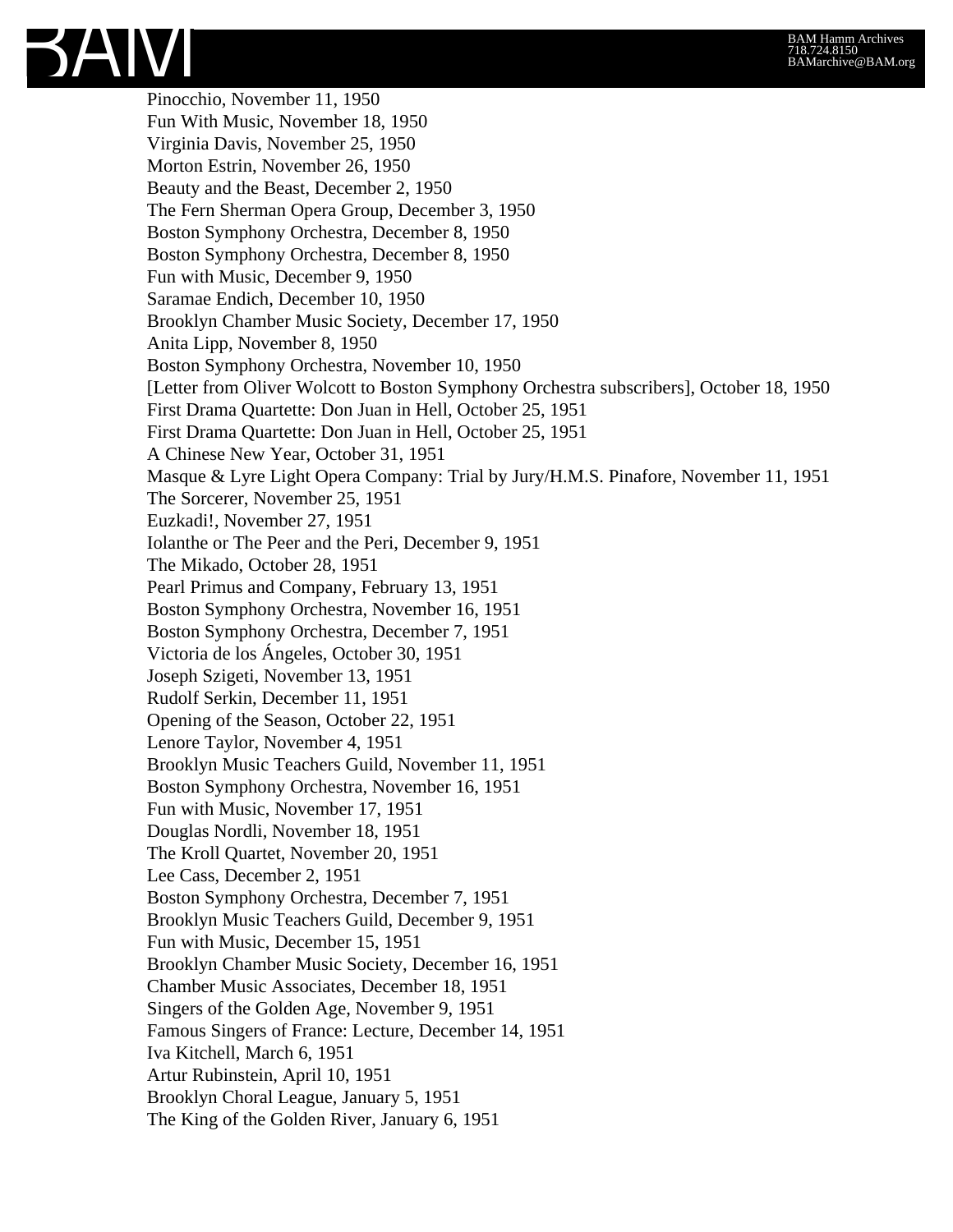Pinocchio, November 11, 1950
Fun With Music, November 18, 1950
Virginia Davis, November 25, 1950
Morton Estrin, November 26, 1950
Beauty and the Beast, December 2, 1950
The Fern Sherman Opera Group, December 3, 1950
Boston Symphony Orchestra, December 8, 1950
Boston Symphony Orchestra, December 8, 1950
Fun with Music, December 9, 1950
Saramae Endich, December 10, 1950
Brooklyn Chamber Music Society, December 17, 1950
Anita Lipp, November 8, 1950
Boston Symphony Orchestra, November 10, 1950
[Letter from Oliver Wolcott to Boston Symphony Orchestra subscribers], October 18, 1950
First Drama Quartette: Don Juan in Hell, October 25, 1951
First Drama Quartette: Don Juan in Hell, October 25, 1951
A Chinese New Year, October 31, 1951
Masque & Lyre Light Opera Company: Trial by Jury/H.M.S. Pinafore, November 11, 1951
The Sorcerer, November 25, 1951
Euzkadi!, November 27, 1951
Iolanthe or The Peer and the Peri, December 9, 1951
The Mikado, October 28, 1951
Pearl Primus and Company, February 13, 1951
Boston Symphony Orchestra, November 16, 1951
Boston Symphony Orchestra, December 7, 1951
Victoria de los Ángeles, October 30, 1951
Joseph Szigeti, November 13, 1951
Rudolf Serkin, December 11, 1951
Opening of the Season, October 22, 1951
Lenore Taylor, November 4, 1951
Brooklyn Music Teachers Guild, November 11, 1951
Boston Symphony Orchestra, November 16, 1951
Fun with Music, November 17, 1951
Douglas Nordli, November 18, 1951
The Kroll Quartet, November 20, 1951
Lee Cass, December 2, 1951
Boston Symphony Orchestra, December 7, 1951
Brooklyn Music Teachers Guild, December 9, 1951
Fun with Music, December 15, 1951
Brooklyn Chamber Music Society, December 16, 1951
Chamber Music Associates, December 18, 1951
Singers of the Golden Age, November 9, 1951
Famous Singers of France: Lecture, December 14, 1951
Iva Kitchell, March 6, 1951
Artur Rubinstein, April 10, 1951
Brooklyn Choral League, January 5, 1951
The King of the Golden River, January 6, 1951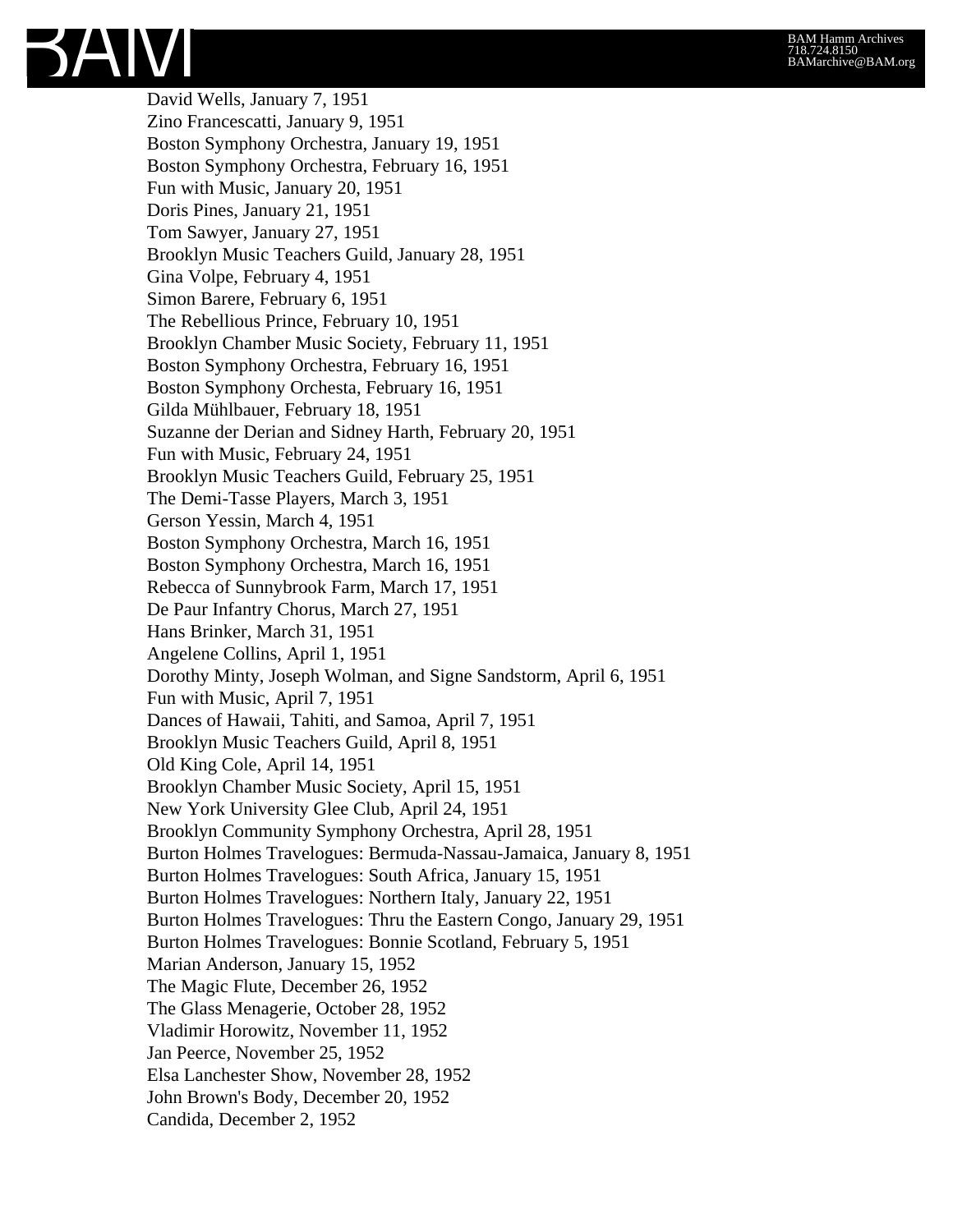David Wells, January 7, 1951
Zino Francescatti, January 9, 1951
Boston Symphony Orchestra, January 19, 1951
Boston Symphony Orchestra, February 16, 1951
Fun with Music, January 20, 1951
Doris Pines, January 21, 1951
Tom Sawyer, January 27, 1951
Brooklyn Music Teachers Guild, January 28, 1951
Gina Volpe, February 4, 1951
Simon Barere, February 6, 1951
The Rebellious Prince, February 10, 1951
Brooklyn Chamber Music Society, February 11, 1951
Boston Symphony Orchestra, February 16, 1951
Boston Symphony Orchesta, February 16, 1951
Gilda Mühlbauer, February 18, 1951
Suzanne der Derian and Sidney Harth, February 20, 1951
Fun with Music, February 24, 1951
Brooklyn Music Teachers Guild, February 25, 1951
The Demi-Tasse Players, March 3, 1951
Gerson Yessin, March 4, 1951
Boston Symphony Orchestra, March 16, 1951
Boston Symphony Orchestra, March 16, 1951
Rebecca of Sunnybrook Farm, March 17, 1951
De Paur Infantry Chorus, March 27, 1951
Hans Brinker, March 31, 1951
Angelene Collins, April 1, 1951
Dorothy Minty, Joseph Wolman, and Signe Sandstorm, April 6, 1951
Fun with Music, April 7, 1951
Dances of Hawaii, Tahiti, and Samoa, April 7, 1951
Brooklyn Music Teachers Guild, April 8, 1951
Old King Cole, April 14, 1951
Brooklyn Chamber Music Society, April 15, 1951
New York University Glee Club, April 24, 1951
Brooklyn Community Symphony Orchestra, April 28, 1951
Burton Holmes Travelogues: Bermuda-Nassau-Jamaica, January 8, 1951
Burton Holmes Travelogues: South Africa, January 15, 1951
Burton Holmes Travelogues: Northern Italy, January 22, 1951
Burton Holmes Travelogues: Thru the Eastern Congo, January 29, 1951
Burton Holmes Travelogues: Bonnie Scotland, February 5, 1951
Marian Anderson, January 15, 1952
The Magic Flute, December 26, 1952
The Glass Menagerie, October 28, 1952
Vladimir Horowitz, November 11, 1952
Jan Peerce, November 25, 1952
Elsa Lanchester Show, November 28, 1952
John Brown's Body, December 20, 1952
Candida, December 2, 1952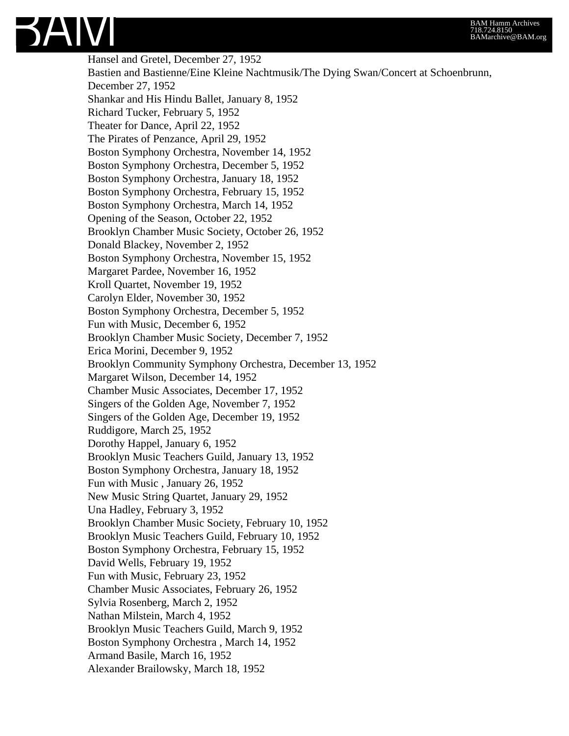Hansel and Gretel, December 27, 1952
Bastien and Bastienne/Eine Kleine Nachtmusik/The Dying Swan/Concert at Schoenbrunn, December 27, 1952
Shankar and His Hindu Ballet, January 8, 1952
Richard Tucker, February 5, 1952
Theater for Dance, April 22, 1952
The Pirates of Penzance, April 29, 1952
Boston Symphony Orchestra, November 14, 1952
Boston Symphony Orchestra, December 5, 1952
Boston Symphony Orchestra, January 18, 1952
Boston Symphony Orchestra, February 15, 1952
Boston Symphony Orchestra, March 14, 1952
Opening of the Season, October 22, 1952
Brooklyn Chamber Music Society, October 26, 1952
Donald Blackey, November 2, 1952
Boston Symphony Orchestra, November 15, 1952
Margaret Pardee, November 16, 1952
Kroll Quartet, November 19, 1952
Carolyn Elder, November 30, 1952
Boston Symphony Orchestra, December 5, 1952
Fun with Music, December 6, 1952
Brooklyn Chamber Music Society, December 7, 1952
Erica Morini, December 9, 1952
Brooklyn Community Symphony Orchestra, December 13, 1952
Margaret Wilson, December 14, 1952
Chamber Music Associates, December 17, 1952
Singers of the Golden Age, November 7, 1952
Singers of the Golden Age, December 19, 1952
Ruddigore, March 25, 1952
Dorothy Happel, January 6, 1952
Brooklyn Music Teachers Guild, January 13, 1952
Boston Symphony Orchestra, January 18, 1952
Fun with Music , January 26, 1952
New Music String Quartet, January 29, 1952
Una Hadley, February 3, 1952
Brooklyn Chamber Music Society, February 10, 1952
Brooklyn Music Teachers Guild, February 10, 1952
Boston Symphony Orchestra, February 15, 1952
David Wells, February 19, 1952
Fun with Music, February 23, 1952
Chamber Music Associates, February 26, 1952
Sylvia Rosenberg, March 2, 1952
Nathan Milstein, March 4, 1952
Brooklyn Music Teachers Guild, March 9, 1952
Boston Symphony Orchestra , March 14, 1952
Armand Basile, March 16, 1952
Alexander Brailowsky, March 18, 1952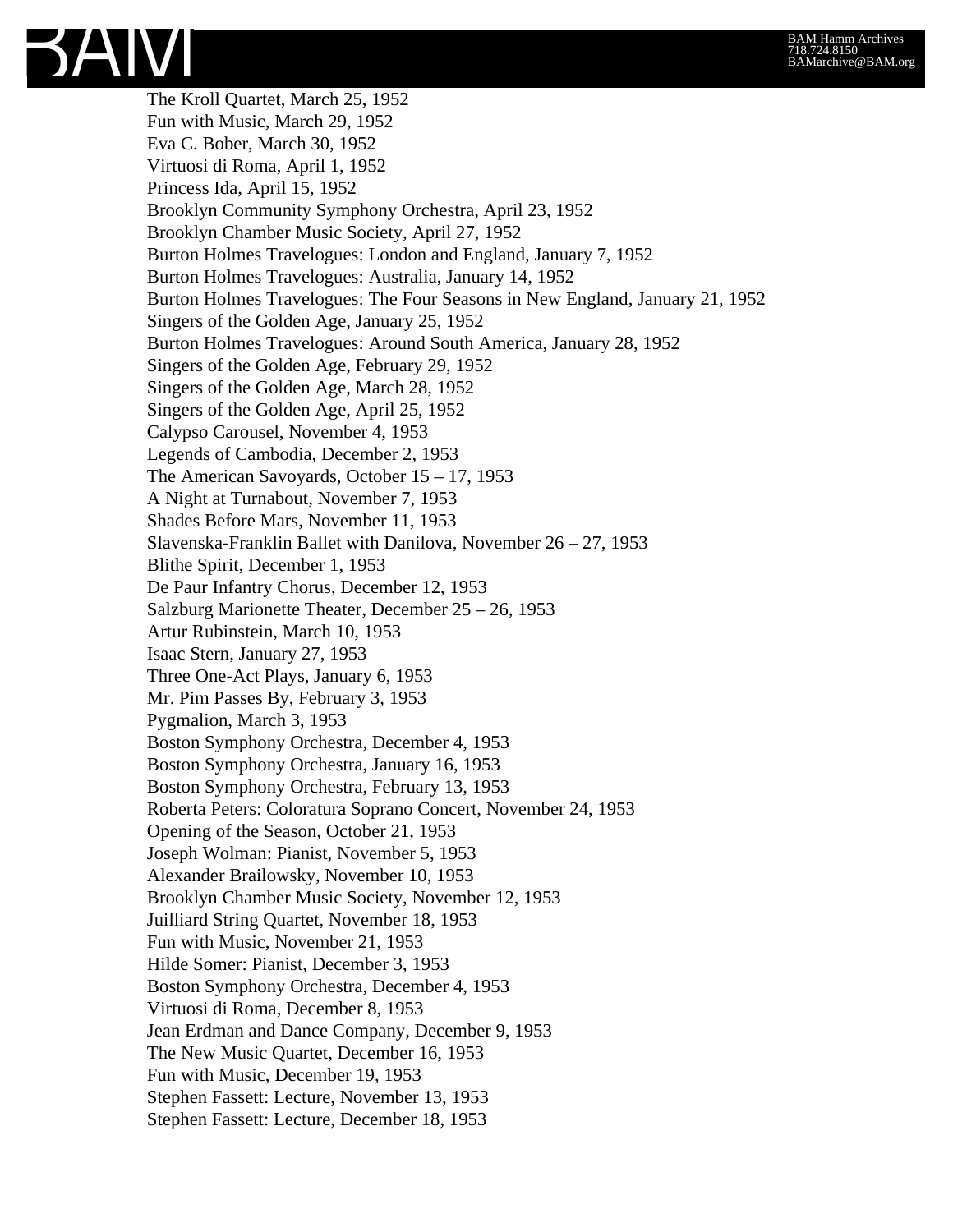The Kroll Quartet, March 25, 1952
Fun with Music, March 29, 1952
Eva C. Bober, March 30, 1952
Virtuosi di Roma, April 1, 1952
Princess Ida, April 15, 1952
Brooklyn Community Symphony Orchestra, April 23, 1952
Brooklyn Chamber Music Society, April 27, 1952
Burton Holmes Travelogues: London and England, January 7, 1952
Burton Holmes Travelogues: Australia, January 14, 1952
Burton Holmes Travelogues: The Four Seasons in New England, January 21, 1952
Singers of the Golden Age, January 25, 1952
Burton Holmes Travelogues: Around South America, January 28, 1952
Singers of the Golden Age, February 29, 1952
Singers of the Golden Age, March 28, 1952
Singers of the Golden Age, April 25, 1952
Calypso Carousel, November 4, 1953
Legends of Cambodia, December 2, 1953
The American Savoyards, October 15 – 17, 1953
A Night at Turnabout, November 7, 1953
Shades Before Mars, November 11, 1953
Slavenska-Franklin Ballet with Danilova, November 26 – 27, 1953
Blithe Spirit, December 1, 1953
De Paur Infantry Chorus, December 12, 1953
Salzburg Marionette Theater, December 25 – 26, 1953
Artur Rubinstein, March 10, 1953
Isaac Stern, January 27, 1953
Three One-Act Plays, January 6, 1953
Mr. Pim Passes By, February 3, 1953
Pygmalion, March 3, 1953
Boston Symphony Orchestra, December 4, 1953
Boston Symphony Orchestra, January 16, 1953
Boston Symphony Orchestra, February 13, 1953
Roberta Peters: Coloratura Soprano Concert, November 24, 1953
Opening of the Season, October 21, 1953
Joseph Wolman: Pianist, November 5, 1953
Alexander Brailowsky, November 10, 1953
Brooklyn Chamber Music Society, November 12, 1953
Juilliard String Quartet, November 18, 1953
Fun with Music, November 21, 1953
Hilde Somer: Pianist, December 3, 1953
Boston Symphony Orchestra, December 4, 1953
Virtuosi di Roma, December 8, 1953
Jean Erdman and Dance Company, December 9, 1953
The New Music Quartet, December 16, 1953
Fun with Music, December 19, 1953
Stephen Fassett: Lecture, November 13, 1953
Stephen Fassett: Lecture, December 18, 1953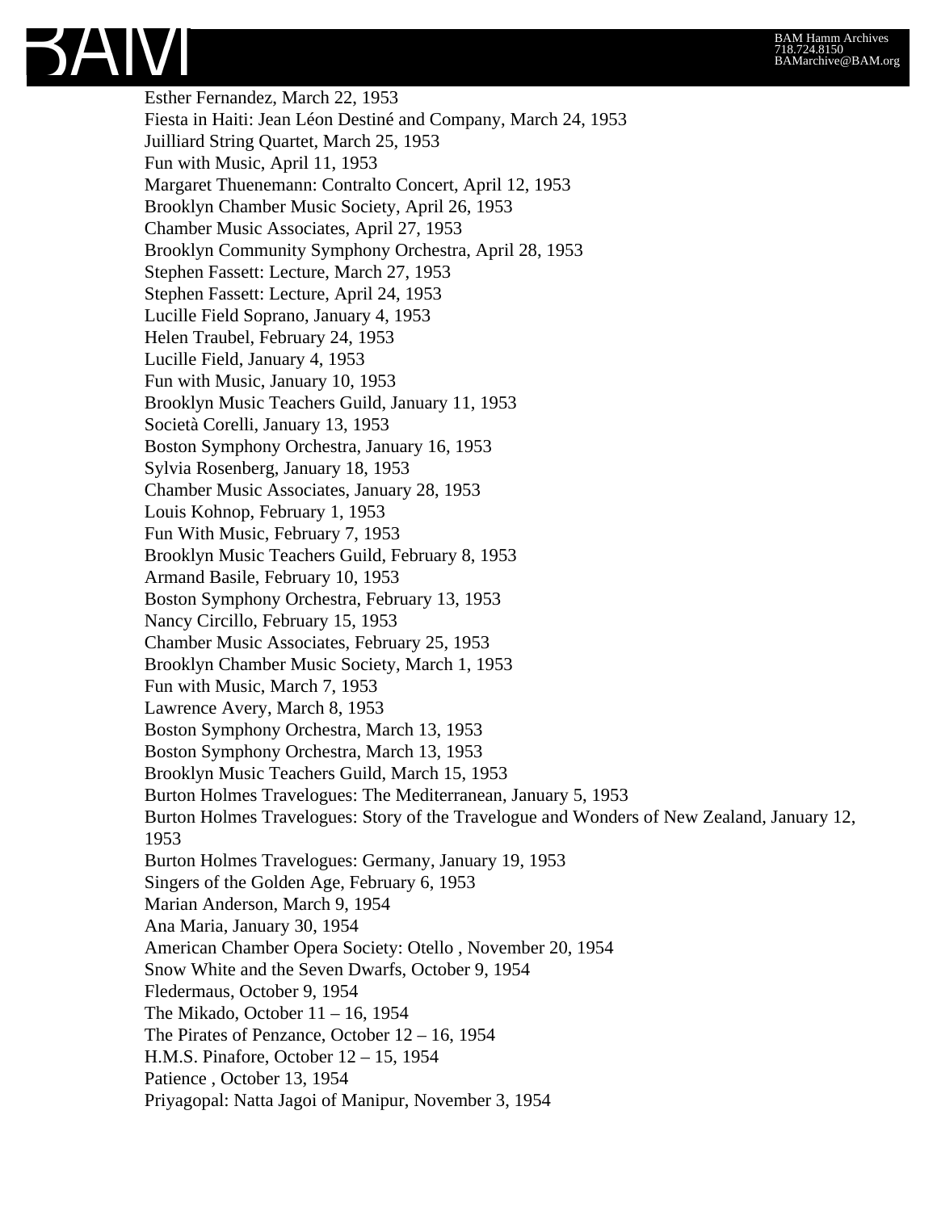Esther Fernandez, March 22, 1953
Fiesta in Haiti: Jean Léon Destiné and Company, March 24, 1953
Juilliard String Quartet, March 25, 1953
Fun with Music, April 11, 1953
Margaret Thuenemann: Contralto Concert, April 12, 1953
Brooklyn Chamber Music Society, April 26, 1953
Chamber Music Associates, April 27, 1953
Brooklyn Community Symphony Orchestra, April 28, 1953
Stephen Fassett: Lecture, March 27, 1953
Stephen Fassett: Lecture, April 24, 1953
Lucille Field Soprano, January 4, 1953
Helen Traubel, February 24, 1953
Lucille Field, January 4, 1953
Fun with Music, January 10, 1953
Brooklyn Music Teachers Guild, January 11, 1953
Società Corelli, January 13, 1953
Boston Symphony Orchestra, January 16, 1953
Sylvia Rosenberg, January 18, 1953
Chamber Music Associates, January 28, 1953
Louis Kohnop, February 1, 1953
Fun With Music, February 7, 1953
Brooklyn Music Teachers Guild, February 8, 1953
Armand Basile, February 10, 1953
Boston Symphony Orchestra, February 13, 1953
Nancy Circillo, February 15, 1953
Chamber Music Associates, February 25, 1953
Brooklyn Chamber Music Society, March 1, 1953
Fun with Music, March 7, 1953
Lawrence Avery, March 8, 1953
Boston Symphony Orchestra, March 13, 1953
Boston Symphony Orchestra, March 13, 1953
Brooklyn Music Teachers Guild, March 15, 1953
Burton Holmes Travelogues: The Mediterranean, January 5, 1953
Burton Holmes Travelogues: Story of the Travelogue and Wonders of New Zealand, January 12, 1953
Burton Holmes Travelogues: Germany, January 19, 1953
Singers of the Golden Age, February 6, 1953
Marian Anderson, March 9, 1954
Ana Maria, January 30, 1954
American Chamber Opera Society: Otello , November 20, 1954
Snow White and the Seven Dwarfs, October 9, 1954
Fledermaus, October 9, 1954
The Mikado, October 11 – 16, 1954
The Pirates of Penzance, October 12 – 16, 1954
H.M.S. Pinafore, October 12 – 15, 1954
Patience , October 13, 1954
Priyagopal: Natta Jagoi of Manipur, November 3, 1954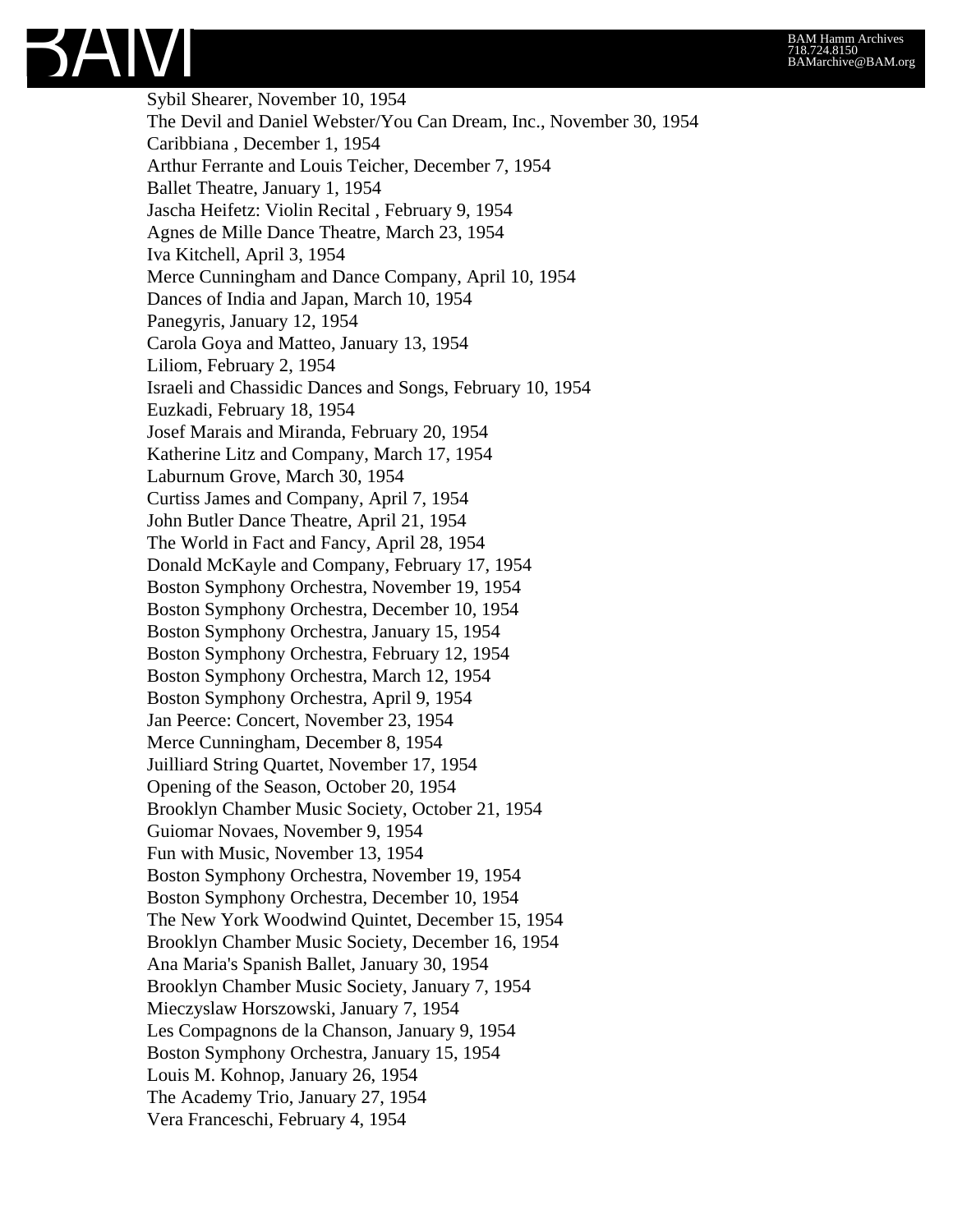Sybil Shearer, November 10, 1954
The Devil and Daniel Webster/You Can Dream, Inc., November 30, 1954
Caribbiana , December 1, 1954
Arthur Ferrante and Louis Teicher, December 7, 1954
Ballet Theatre, January 1, 1954
Jascha Heifetz: Violin Recital , February 9, 1954
Agnes de Mille Dance Theatre, March 23, 1954
Iva Kitchell, April 3, 1954
Merce Cunningham and Dance Company, April 10, 1954
Dances of India and Japan, March 10, 1954
Panegyris, January 12, 1954
Carola Goya and Matteo, January 13, 1954
Liliom, February 2, 1954
Israeli and Chassidic Dances and Songs, February 10, 1954
Euzkadi, February 18, 1954
Josef Marais and Miranda, February 20, 1954
Katherine Litz and Company, March 17, 1954
Laburnum Grove, March 30, 1954
Curtiss James and Company, April 7, 1954
John Butler Dance Theatre, April 21, 1954
The World in Fact and Fancy, April 28, 1954
Donald McKayle and Company, February 17, 1954
Boston Symphony Orchestra, November 19, 1954
Boston Symphony Orchestra, December 10, 1954
Boston Symphony Orchestra, January 15, 1954
Boston Symphony Orchestra, February 12, 1954
Boston Symphony Orchestra, March 12, 1954
Boston Symphony Orchestra, April 9, 1954
Jan Peerce: Concert, November 23, 1954
Merce Cunningham, December 8, 1954
Juilliard String Quartet, November 17, 1954
Opening of the Season, October 20, 1954
Brooklyn Chamber Music Society, October 21, 1954
Guiomar Novaes, November 9, 1954
Fun with Music, November 13, 1954
Boston Symphony Orchestra, November 19, 1954
Boston Symphony Orchestra, December 10, 1954
The New York Woodwind Quintet, December 15, 1954
Brooklyn Chamber Music Society, December 16, 1954
Ana Maria's Spanish Ballet, January 30, 1954
Brooklyn Chamber Music Society, January 7, 1954
Mieczyslaw Horszowski, January 7, 1954
Les Compagnons de la Chanson, January 9, 1954
Boston Symphony Orchestra, January 15, 1954
Louis M. Kohnop, January 26, 1954
The Academy Trio, January 27, 1954
Vera Franceschi, February 4, 1954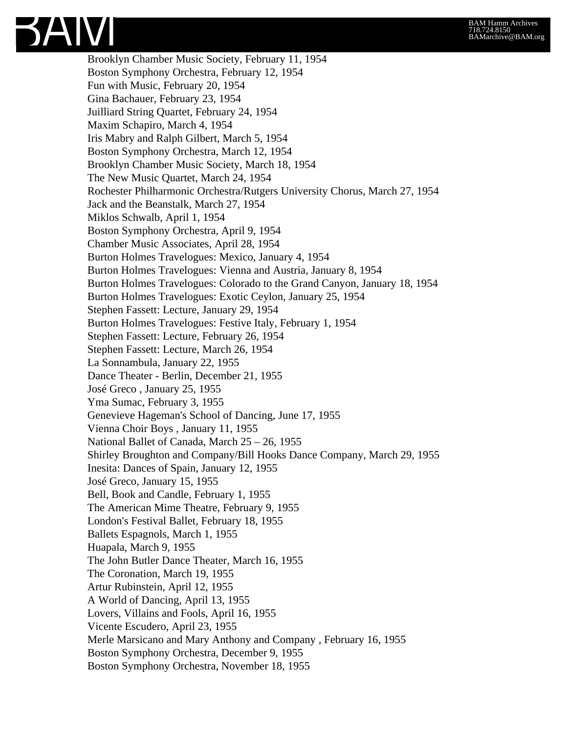Brooklyn Chamber Music Society, February 11, 1954
Boston Symphony Orchestra, February 12, 1954
Fun with Music, February 20, 1954
Gina Bachauer, February 23, 1954
Juilliard String Quartet, February 24, 1954
Maxim Schapiro, March 4, 1954
Iris Mabry and Ralph Gilbert, March 5, 1954
Boston Symphony Orchestra, March 12, 1954
Brooklyn Chamber Music Society, March 18, 1954
The New Music Quartet, March 24, 1954
Rochester Philharmonic Orchestra/Rutgers University Chorus, March 27, 1954
Jack and the Beanstalk, March 27, 1954
Miklos Schwalb, April 1, 1954
Boston Symphony Orchestra, April 9, 1954
Chamber Music Associates, April 28, 1954
Burton Holmes Travelogues: Mexico, January 4, 1954
Burton Holmes Travelogues: Vienna and Austria, January 8, 1954
Burton Holmes Travelogues: Colorado to the Grand Canyon, January 18, 1954
Burton Holmes Travelogues: Exotic Ceylon, January 25, 1954
Stephen Fassett: Lecture, January 29, 1954
Burton Holmes Travelogues: Festive Italy, February 1, 1954
Stephen Fassett: Lecture, February 26, 1954
Stephen Fassett: Lecture, March 26, 1954
La Sonnambula, January 22, 1955
Dance Theater - Berlin, December 21, 1955
José Greco , January 25, 1955
Yma Sumac, February 3, 1955
Genevieve Hageman's School of Dancing, June 17, 1955
Vienna Choir Boys , January 11, 1955
National Ballet of Canada, March 25 – 26, 1955
Shirley Broughton and Company/Bill Hooks Dance Company, March 29, 1955
Inesita: Dances of Spain, January 12, 1955
José Greco, January 15, 1955
Bell, Book and Candle, February 1, 1955
The American Mime Theatre, February 9, 1955
London's Festival Ballet, February 18, 1955
Ballets Espagnols, March 1, 1955
Huapala, March 9, 1955
The John Butler Dance Theater, March 16, 1955
The Coronation, March 19, 1955
Artur Rubinstein, April 12, 1955
A World of Dancing, April 13, 1955
Lovers, Villains and Fools, April 16, 1955
Vicente Escudero, April 23, 1955
Merle Marsicano and Mary Anthony and Company , February 16, 1955
Boston Symphony Orchestra, December 9, 1955
Boston Symphony Orchestra, November 18, 1955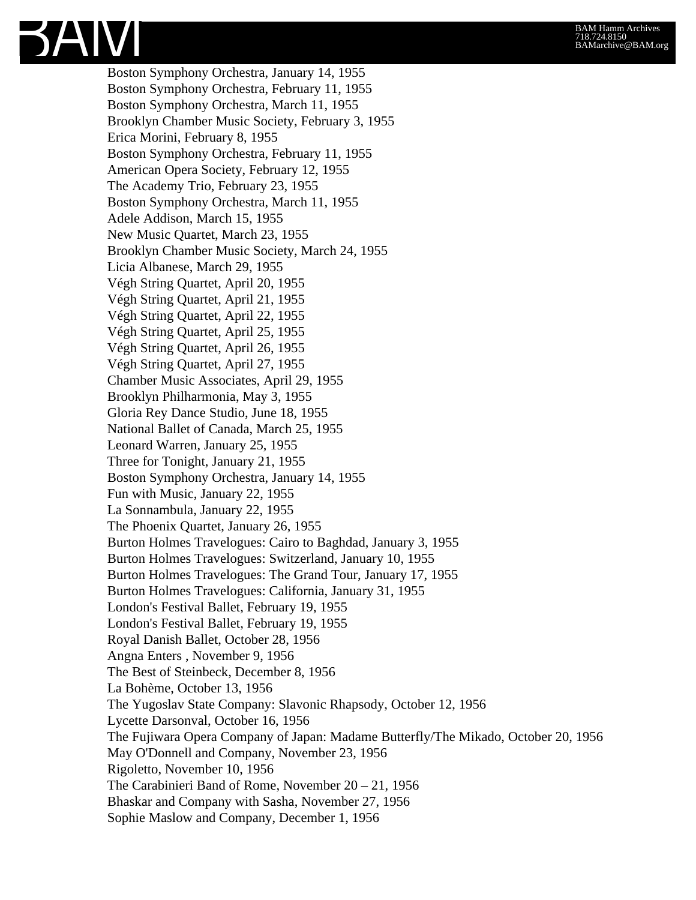Boston Symphony Orchestra, January 14, 1955
Boston Symphony Orchestra, February 11, 1955
Boston Symphony Orchestra, March 11, 1955
Brooklyn Chamber Music Society, February 3, 1955
Erica Morini, February 8, 1955
Boston Symphony Orchestra, February 11, 1955
American Opera Society, February 12, 1955
The Academy Trio, February 23, 1955
Boston Symphony Orchestra, March 11, 1955
Adele Addison, March 15, 1955
New Music Quartet, March 23, 1955
Brooklyn Chamber Music Society, March 24, 1955
Licia Albanese, March 29, 1955
Végh String Quartet, April 20, 1955
Végh String Quartet, April 21, 1955
Végh String Quartet, April 22, 1955
Végh String Quartet, April 25, 1955
Végh String Quartet, April 26, 1955
Végh String Quartet, April 27, 1955
Chamber Music Associates, April 29, 1955
Brooklyn Philharmonia, May 3, 1955
Gloria Rey Dance Studio, June 18, 1955
National Ballet of Canada, March 25, 1955
Leonard Warren, January 25, 1955
Three for Tonight, January 21, 1955
Boston Symphony Orchestra, January 14, 1955
Fun with Music, January 22, 1955
La Sonnambula, January 22, 1955
The Phoenix Quartet, January 26, 1955
Burton Holmes Travelogues: Cairo to Baghdad, January 3, 1955
Burton Holmes Travelogues: Switzerland, January 10, 1955
Burton Holmes Travelogues: The Grand Tour, January 17, 1955
Burton Holmes Travelogues: California, January 31, 1955
London's Festival Ballet, February 19, 1955
London's Festival Ballet, February 19, 1955
Royal Danish Ballet, October 28, 1956
Angna Enters , November 9, 1956
The Best of Steinbeck, December 8, 1956
La Bohème, October 13, 1956
The Yugoslav State Company: Slavonic Rhapsody, October 12, 1956
Lycette Darsonval, October 16, 1956
The Fujiwara Opera Company of Japan: Madame Butterfly/The Mikado, October 20, 1956
May O'Donnell and Company, November 23, 1956
Rigoletto, November 10, 1956
The Carabinieri Band of Rome, November 20 – 21, 1956
Bhaskar and Company with Sasha, November 27, 1956
Sophie Maslow and Company, December 1, 1956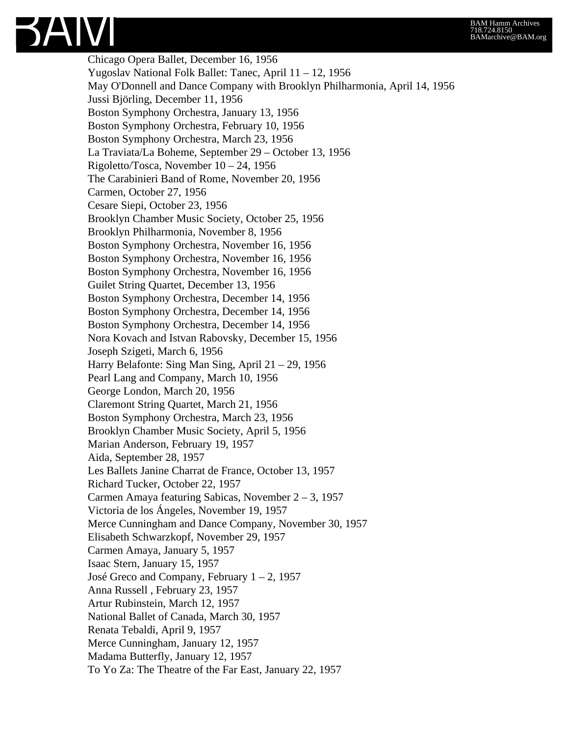Chicago Opera Ballet, December 16, 1956
Yugoslav National Folk Ballet: Tanec, April 11 – 12, 1956
May O'Donnell and Dance Company with Brooklyn Philharmonia, April 14, 1956
Jussi Björling, December 11, 1956
Boston Symphony Orchestra, January 13, 1956
Boston Symphony Orchestra, February 10, 1956
Boston Symphony Orchestra, March 23, 1956
La Traviata/La Boheme, September 29 – October 13, 1956
Rigoletto/Tosca, November 10 – 24, 1956
The Carabinieri Band of Rome, November 20, 1956
Carmen, October 27, 1956
Cesare Siepi, October 23, 1956
Brooklyn Chamber Music Society, October 25, 1956
Brooklyn Philharmonia, November 8, 1956
Boston Symphony Orchestra, November 16, 1956
Boston Symphony Orchestra, November 16, 1956
Boston Symphony Orchestra, November 16, 1956
Guilet String Quartet, December 13, 1956
Boston Symphony Orchestra, December 14, 1956
Boston Symphony Orchestra, December 14, 1956
Boston Symphony Orchestra, December 14, 1956
Nora Kovach and Istvan Rabovsky, December 15, 1956
Joseph Szigeti, March 6, 1956
Harry Belafonte: Sing Man Sing, April 21 – 29, 1956
Pearl Lang and Company, March 10, 1956
George London, March 20, 1956
Claremont String Quartet, March 21, 1956
Boston Symphony Orchestra, March 23, 1956
Brooklyn Chamber Music Society, April 5, 1956
Marian Anderson, February 19, 1957
Aida, September 28, 1957
Les Ballets Janine Charrat de France, October 13, 1957
Richard Tucker, October 22, 1957
Carmen Amaya featuring Sabicas, November 2 – 3, 1957
Victoria de los Ángeles, November 19, 1957
Merce Cunningham and Dance Company, November 30, 1957
Elisabeth Schwarzkopf, November 29, 1957
Carmen Amaya, January 5, 1957
Isaac Stern, January 15, 1957
José Greco and Company, February 1 – 2, 1957
Anna Russell , February 23, 1957
Artur Rubinstein, March 12, 1957
National Ballet of Canada, March 30, 1957
Renata Tebaldi, April 9, 1957
Merce Cunningham, January 12, 1957
Madama Butterfly, January 12, 1957
To Yo Za: The Theatre of the Far East, January 22, 1957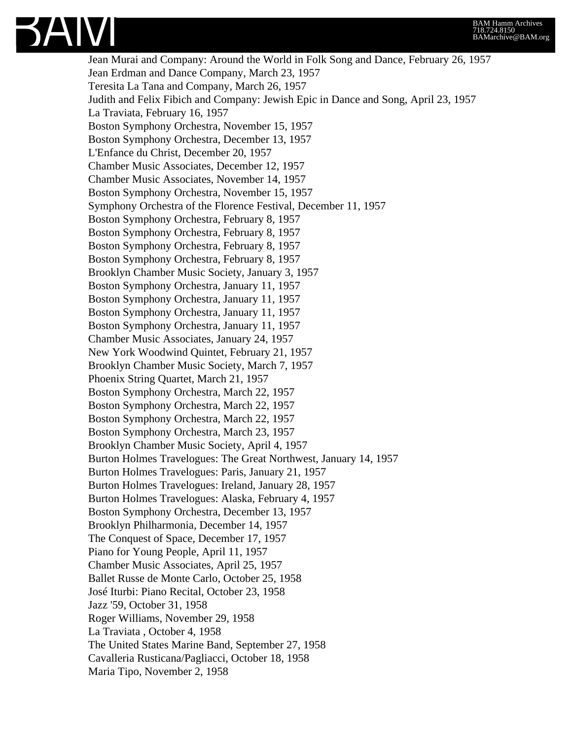Jean Murai and Company: Around the World in Folk Song and Dance, February 26, 1957
Jean Erdman and Dance Company, March 23, 1957
Teresita La Tana and Company, March 26, 1957
Judith and Felix Fibich and Company: Jewish Epic in Dance and Song, April 23, 1957
La Traviata, February 16, 1957
Boston Symphony Orchestra, November 15, 1957
Boston Symphony Orchestra, December 13, 1957
L'Enfance du Christ, December 20, 1957
Chamber Music Associates, December 12, 1957
Chamber Music Associates, November 14, 1957
Boston Symphony Orchestra, November 15, 1957
Symphony Orchestra of the Florence Festival, December 11, 1957
Boston Symphony Orchestra, February 8, 1957
Boston Symphony Orchestra, February 8, 1957
Boston Symphony Orchestra, February 8, 1957
Boston Symphony Orchestra, February 8, 1957
Brooklyn Chamber Music Society, January 3, 1957
Boston Symphony Orchestra, January 11, 1957
Boston Symphony Orchestra, January 11, 1957
Boston Symphony Orchestra, January 11, 1957
Boston Symphony Orchestra, January 11, 1957
Chamber Music Associates, January 24, 1957
New York Woodwind Quintet, February 21, 1957
Brooklyn Chamber Music Society, March 7, 1957
Phoenix String Quartet, March 21, 1957
Boston Symphony Orchestra, March 22, 1957
Boston Symphony Orchestra, March 22, 1957
Boston Symphony Orchestra, March 22, 1957
Boston Symphony Orchestra, March 23, 1957
Brooklyn Chamber Music Society, April 4, 1957
Burton Holmes Travelogues: The Great Northwest, January 14, 1957
Burton Holmes Travelogues: Paris, January 21, 1957
Burton Holmes Travelogues: Ireland, January 28, 1957
Burton Holmes Travelogues: Alaska, February 4, 1957
Boston Symphony Orchestra, December 13, 1957
Brooklyn Philharmonia, December 14, 1957
The Conquest of Space, December 17, 1957
Piano for Young People, April 11, 1957
Chamber Music Associates, April 25, 1957
Ballet Russe de Monte Carlo, October 25, 1958
José Iturbi: Piano Recital, October 23, 1958
Jazz '59, October 31, 1958
Roger Williams, November 29, 1958
La Traviata , October 4, 1958
The United States Marine Band, September 27, 1958
Cavalleria Rusticana/Pagliacci, October 18, 1958
Maria Tipo, November 2, 1958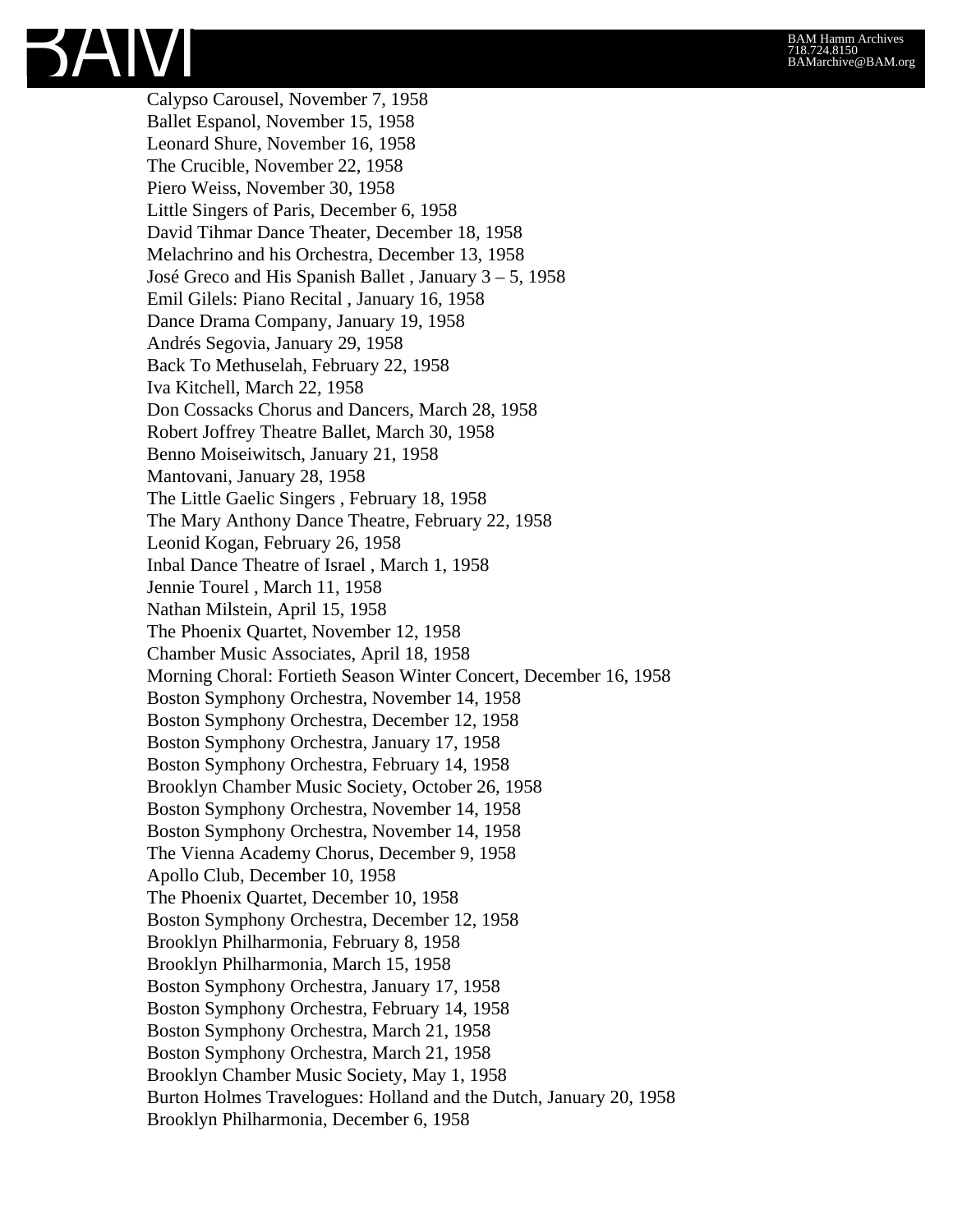Calypso Carousel, November 7, 1958
Ballet Espanol, November 15, 1958
Leonard Shure, November 16, 1958
The Crucible, November 22, 1958
Piero Weiss, November 30, 1958
Little Singers of Paris, December 6, 1958
David Tihmar Dance Theater, December 18, 1958
Melachrino and his Orchestra, December 13, 1958
José Greco and His Spanish Ballet , January 3 – 5, 1958
Emil Gilels: Piano Recital , January 16, 1958
Dance Drama Company, January 19, 1958
Andrés Segovia, January 29, 1958
Back To Methuselah, February 22, 1958
Iva Kitchell, March 22, 1958
Don Cossacks Chorus and Dancers, March 28, 1958
Robert Joffrey Theatre Ballet, March 30, 1958
Benno Moiseiwitsch, January 21, 1958
Mantovani, January 28, 1958
The Little Gaelic Singers , February 18, 1958
The Mary Anthony Dance Theatre, February 22, 1958
Leonid Kogan, February 26, 1958
Inbal Dance Theatre of Israel , March 1, 1958
Jennie Tourel , March 11, 1958
Nathan Milstein, April 15, 1958
The Phoenix Quartet, November 12, 1958
Chamber Music Associates, April 18, 1958
Morning Choral: Fortieth Season Winter Concert, December 16, 1958
Boston Symphony Orchestra, November 14, 1958
Boston Symphony Orchestra, December 12, 1958
Boston Symphony Orchestra, January 17, 1958
Boston Symphony Orchestra, February 14, 1958
Brooklyn Chamber Music Society, October 26, 1958
Boston Symphony Orchestra, November 14, 1958
Boston Symphony Orchestra, November 14, 1958
The Vienna Academy Chorus, December 9, 1958
Apollo Club, December 10, 1958
The Phoenix Quartet, December 10, 1958
Boston Symphony Orchestra, December 12, 1958
Brooklyn Philharmonia, February 8, 1958
Brooklyn Philharmonia, March 15, 1958
Boston Symphony Orchestra, January 17, 1958
Boston Symphony Orchestra, February 14, 1958
Boston Symphony Orchestra, March 21, 1958
Boston Symphony Orchestra, March 21, 1958
Brooklyn Chamber Music Society, May 1, 1958
Burton Holmes Travelogues: Holland and the Dutch, January 20, 1958
Brooklyn Philharmonia, December 6, 1958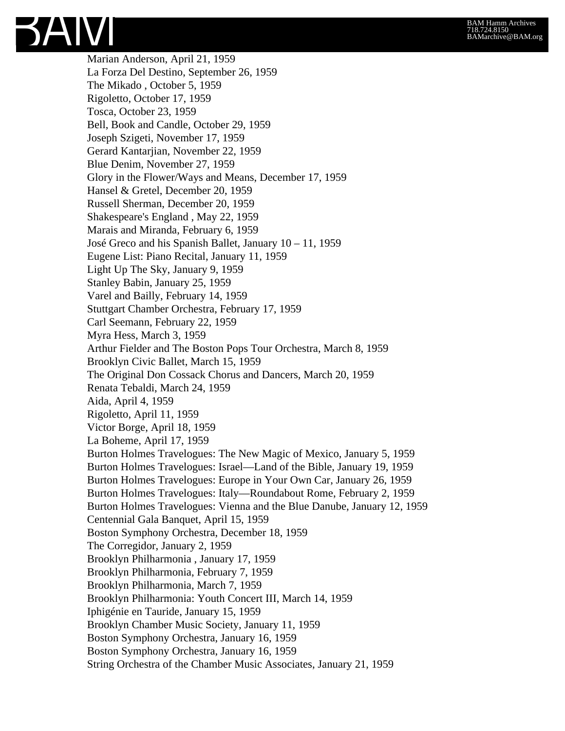Marian Anderson, April 21, 1959
La Forza Del Destino, September 26, 1959
The Mikado , October 5, 1959
Rigoletto, October 17, 1959
Tosca, October 23, 1959
Bell, Book and Candle, October 29, 1959
Joseph Szigeti, November 17, 1959
Gerard Kantarjian, November 22, 1959
Blue Denim, November 27, 1959
Glory in the Flower/Ways and Means, December 17, 1959
Hansel & Gretel, December 20, 1959
Russell Sherman, December 20, 1959
Shakespeare's England , May 22, 1959
Marais and Miranda, February 6, 1959
José Greco and his Spanish Ballet, January 10 – 11, 1959
Eugene List: Piano Recital, January 11, 1959
Light Up The Sky, January 9, 1959
Stanley Babin, January 25, 1959
Varel and Bailly, February 14, 1959
Stuttgart Chamber Orchestra, February 17, 1959
Carl Seemann, February 22, 1959
Myra Hess, March 3, 1959
Arthur Fielder and The Boston Pops Tour Orchestra, March 8, 1959
Brooklyn Civic Ballet, March 15, 1959
The Original Don Cossack Chorus and Dancers, March 20, 1959
Renata Tebaldi, March 24, 1959
Aida, April 4, 1959
Rigoletto, April 11, 1959
Victor Borge, April 18, 1959
La Boheme, April 17, 1959
Burton Holmes Travelogues: The New Magic of Mexico, January 5, 1959
Burton Holmes Travelogues: Israel—Land of the Bible, January 19, 1959
Burton Holmes Travelogues: Europe in Your Own Car, January 26, 1959
Burton Holmes Travelogues: Italy—Roundabout Rome, February 2, 1959
Burton Holmes Travelogues: Vienna and the Blue Danube, January 12, 1959
Centennial Gala Banquet, April 15, 1959
Boston Symphony Orchestra, December 18, 1959
The Corregidor, January 2, 1959
Brooklyn Philharmonia , January 17, 1959
Brooklyn Philharmonia, February 7, 1959
Brooklyn Philharmonia, March 7, 1959
Brooklyn Philharmonia: Youth Concert III, March 14, 1959
Iphigénie en Tauride, January 15, 1959
Brooklyn Chamber Music Society, January 11, 1959
Boston Symphony Orchestra, January 16, 1959
Boston Symphony Orchestra, January 16, 1959
String Orchestra of the Chamber Music Associates, January 21, 1959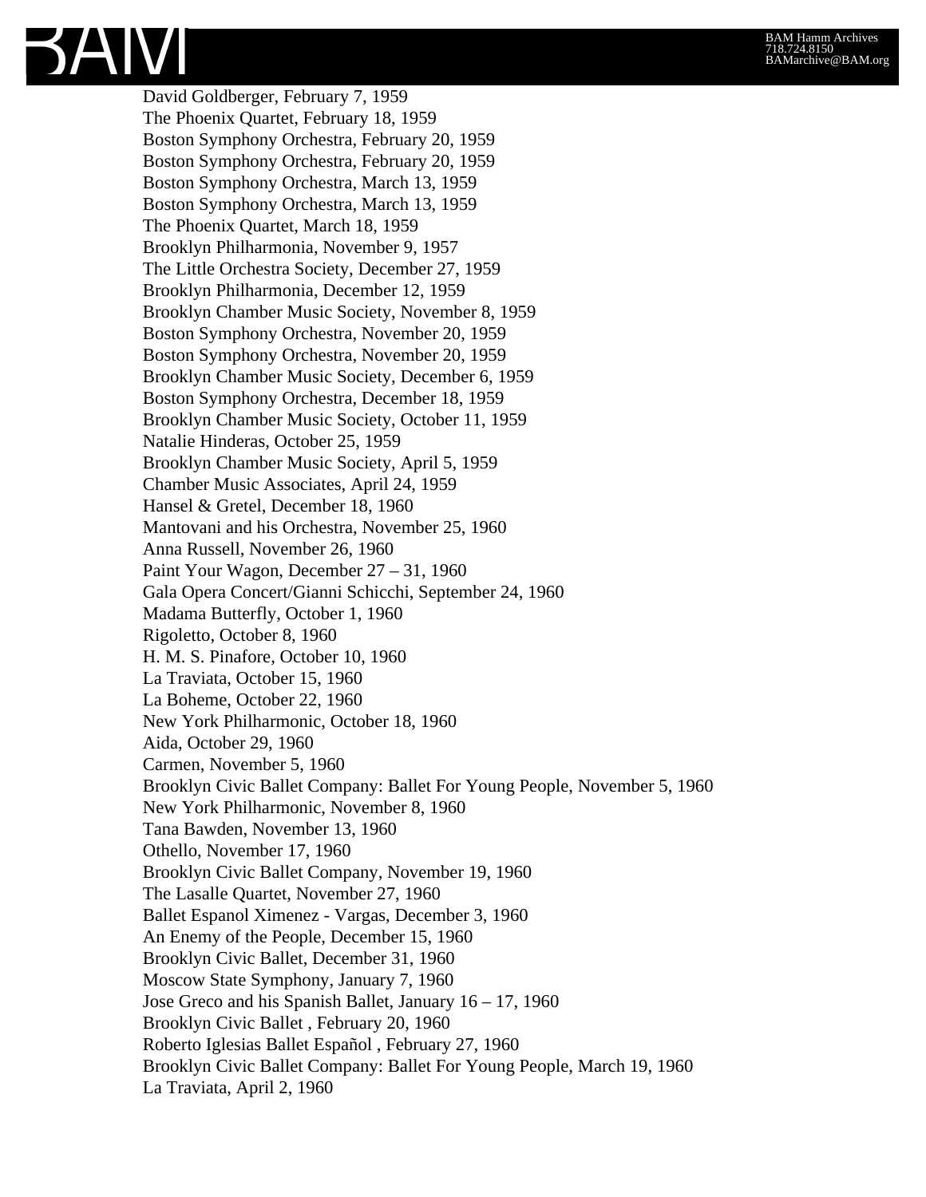David Goldberger, February 7, 1959
The Phoenix Quartet, February 18, 1959
Boston Symphony Orchestra, February 20, 1959
Boston Symphony Orchestra, February 20, 1959
Boston Symphony Orchestra, March 13, 1959
Boston Symphony Orchestra, March 13, 1959
The Phoenix Quartet, March 18, 1959
Brooklyn Philharmonia, November 9, 1957
The Little Orchestra Society, December 27, 1959
Brooklyn Philharmonia, December 12, 1959
Brooklyn Chamber Music Society, November 8, 1959
Boston Symphony Orchestra, November 20, 1959
Boston Symphony Orchestra, November 20, 1959
Brooklyn Chamber Music Society, December 6, 1959
Boston Symphony Orchestra, December 18, 1959
Brooklyn Chamber Music Society, October 11, 1959
Natalie Hinderas, October 25, 1959
Brooklyn Chamber Music Society, April 5, 1959
Chamber Music Associates, April 24, 1959
Hansel & Gretel, December 18, 1960
Mantovani and his Orchestra, November 25, 1960
Anna Russell, November 26, 1960
Paint Your Wagon, December 27 – 31, 1960
Gala Opera Concert/Gianni Schicchi, September 24, 1960
Madama Butterfly, October 1, 1960
Rigoletto, October 8, 1960
H. M. S. Pinafore, October 10, 1960
La Traviata, October 15, 1960
La Boheme, October 22, 1960
New York Philharmonic, October 18, 1960
Aida, October 29, 1960
Carmen, November 5, 1960
Brooklyn Civic Ballet Company: Ballet For Young People, November 5, 1960
New York Philharmonic, November 8, 1960
Tana Bawden, November 13, 1960
Othello, November 17, 1960
Brooklyn Civic Ballet Company, November 19, 1960
The Lasalle Quartet, November 27, 1960
Ballet Espanol Ximenez - Vargas, December 3, 1960
An Enemy of the People, December 15, 1960
Brooklyn Civic Ballet, December 31, 1960
Moscow State Symphony, January 7, 1960
Jose Greco and his Spanish Ballet, January 16 – 17, 1960
Brooklyn Civic Ballet , February 20, 1960
Roberto Iglesias Ballet Español , February 27, 1960
Brooklyn Civic Ballet Company: Ballet For Young People, March 19, 1960
La Traviata, April 2, 1960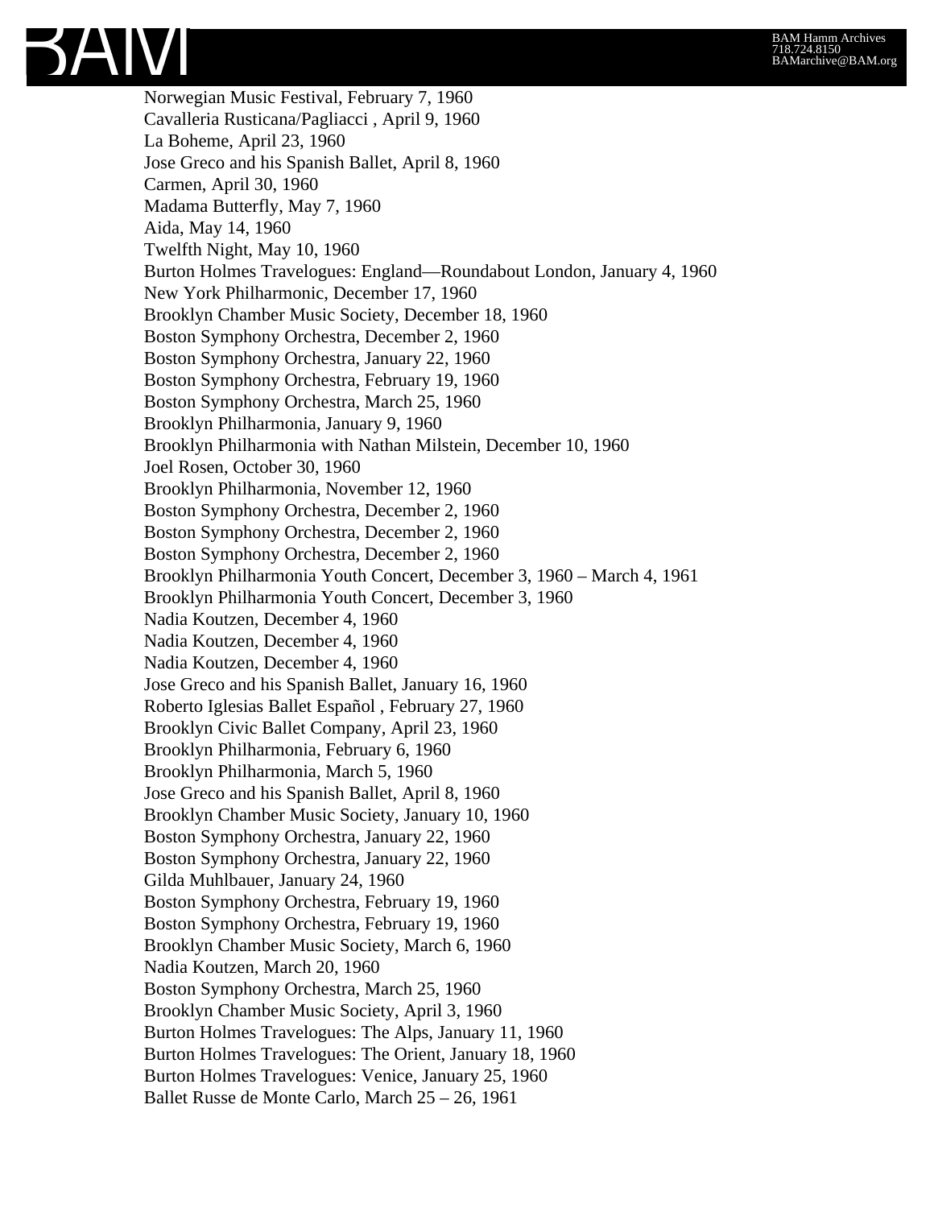Norwegian Music Festival, February 7, 1960
Cavalleria Rusticana/Pagliacci , April 9, 1960
La Boheme, April 23, 1960
Jose Greco and his Spanish Ballet, April 8, 1960
Carmen, April 30, 1960
Madama Butterfly, May 7, 1960
Aida, May 14, 1960
Twelfth Night, May 10, 1960
Burton Holmes Travelogues: England—Roundabout London, January 4, 1960
New York Philharmonic, December 17, 1960
Brooklyn Chamber Music Society, December 18, 1960
Boston Symphony Orchestra, December 2, 1960
Boston Symphony Orchestra, January 22, 1960
Boston Symphony Orchestra, February 19, 1960
Boston Symphony Orchestra, March 25, 1960
Brooklyn Philharmonia, January 9, 1960
Brooklyn Philharmonia with Nathan Milstein, December 10, 1960
Joel Rosen, October 30, 1960
Brooklyn Philharmonia, November 12, 1960
Boston Symphony Orchestra, December 2, 1960
Boston Symphony Orchestra, December 2, 1960
Boston Symphony Orchestra, December 2, 1960
Brooklyn Philharmonia Youth Concert, December 3, 1960 – March 4, 1961
Brooklyn Philharmonia Youth Concert, December 3, 1960
Nadia Koutzen, December 4, 1960
Nadia Koutzen, December 4, 1960
Nadia Koutzen, December 4, 1960
Jose Greco and his Spanish Ballet, January 16, 1960
Roberto Iglesias Ballet Español , February 27, 1960
Brooklyn Civic Ballet Company, April 23, 1960
Brooklyn Philharmonia, February 6, 1960
Brooklyn Philharmonia, March 5, 1960
Jose Greco and his Spanish Ballet, April 8, 1960
Brooklyn Chamber Music Society, January 10, 1960
Boston Symphony Orchestra, January 22, 1960
Boston Symphony Orchestra, January 22, 1960
Gilda Muhlbauer, January 24, 1960
Boston Symphony Orchestra, February 19, 1960
Boston Symphony Orchestra, February 19, 1960
Brooklyn Chamber Music Society, March 6, 1960
Nadia Koutzen, March 20, 1960
Boston Symphony Orchestra, March 25, 1960
Brooklyn Chamber Music Society, April 3, 1960
Burton Holmes Travelogues: The Alps, January 11, 1960
Burton Holmes Travelogues: The Orient, January 18, 1960
Burton Holmes Travelogues: Venice, January 25, 1960
Ballet Russe de Monte Carlo, March 25 – 26, 1961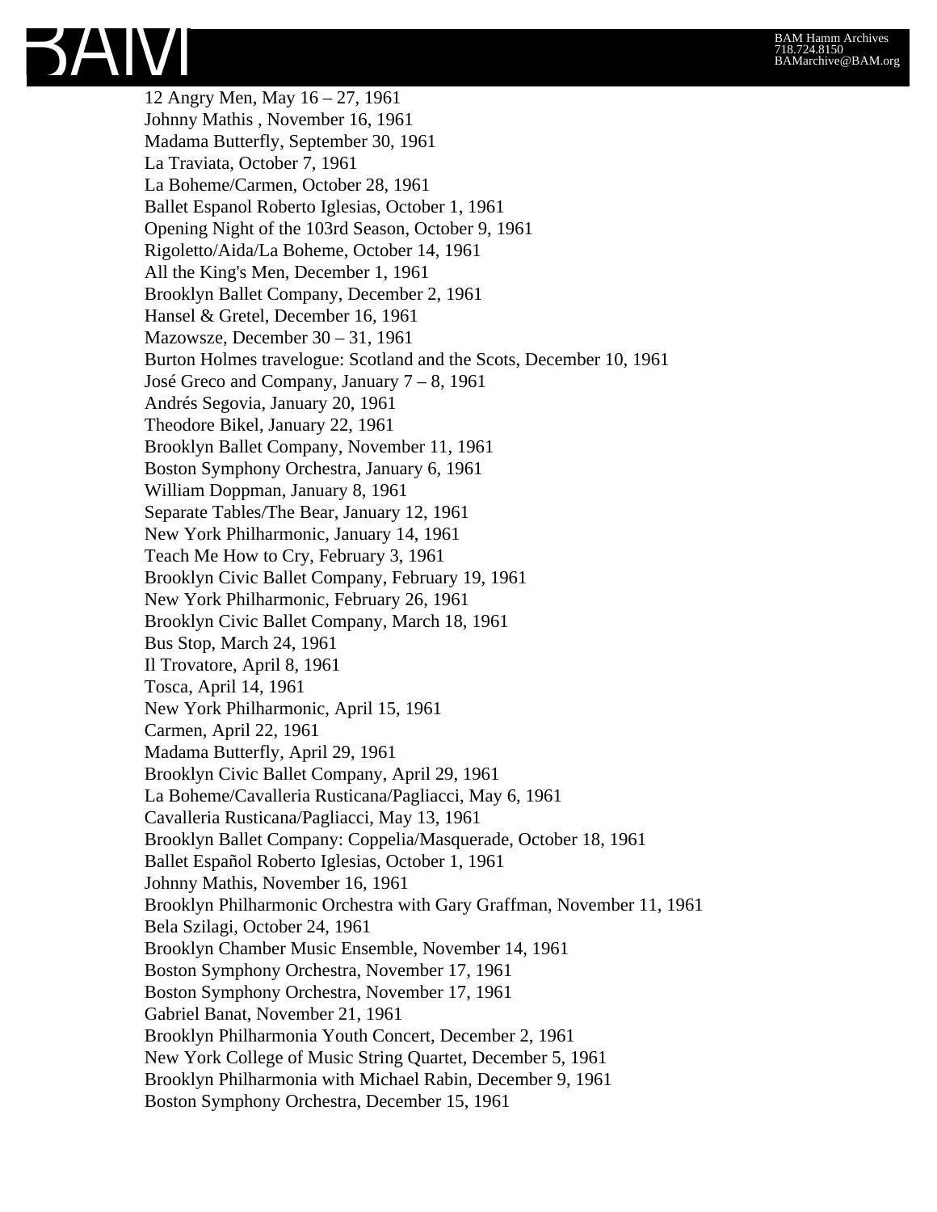12 Angry Men, May 16 – 27, 1961
Johnny Mathis , November 16, 1961
Madama Butterfly, September 30, 1961
La Traviata, October 7, 1961
La Boheme/Carmen, October 28, 1961
Ballet Espanol Roberto Iglesias, October 1, 1961
Opening Night of the 103rd Season, October 9, 1961
Rigoletto/Aida/La Boheme, October 14, 1961
All the King's Men, December 1, 1961
Brooklyn Ballet Company, December 2, 1961
Hansel & Gretel, December 16, 1961
Mazowsze, December 30 – 31, 1961
Burton Holmes travelogue: Scotland and the Scots, December 10, 1961
José Greco and Company, January 7 – 8, 1961
Andrés Segovia, January 20, 1961
Theodore Bikel, January 22, 1961
Brooklyn Ballet Company, November 11, 1961
Boston Symphony Orchestra, January 6, 1961
William Doppman, January 8, 1961
Separate Tables/The Bear, January 12, 1961
New York Philharmonic, January 14, 1961
Teach Me How to Cry, February 3, 1961
Brooklyn Civic Ballet Company, February 19, 1961
New York Philharmonic, February 26, 1961
Brooklyn Civic Ballet Company, March 18, 1961
Bus Stop, March 24, 1961
Il Trovatore, April 8, 1961
Tosca, April 14, 1961
New York Philharmonic, April 15, 1961
Carmen, April 22, 1961
Madama Butterfly, April 29, 1961
Brooklyn Civic Ballet Company, April 29, 1961
La Boheme/Cavalleria Rusticana/Pagliacci, May 6, 1961
Cavalleria Rusticana/Pagliacci, May 13, 1961
Brooklyn Ballet Company: Coppelia/Masquerade, October 18, 1961
Ballet Español Roberto Iglesias, October 1, 1961
Johnny Mathis, November 16, 1961
Brooklyn Philharmonic Orchestra with Gary Graffman, November 11, 1961
Bela Szilagi, October 24, 1961
Brooklyn Chamber Music Ensemble, November 14, 1961
Boston Symphony Orchestra, November 17, 1961
Boston Symphony Orchestra, November 17, 1961
Gabriel Banat, November 21, 1961
Brooklyn Philharmonia Youth Concert, December 2, 1961
New York College of Music String Quartet, December 5, 1961
Brooklyn Philharmonia with Michael Rabin, December 9, 1961
Boston Symphony Orchestra, December 15, 1961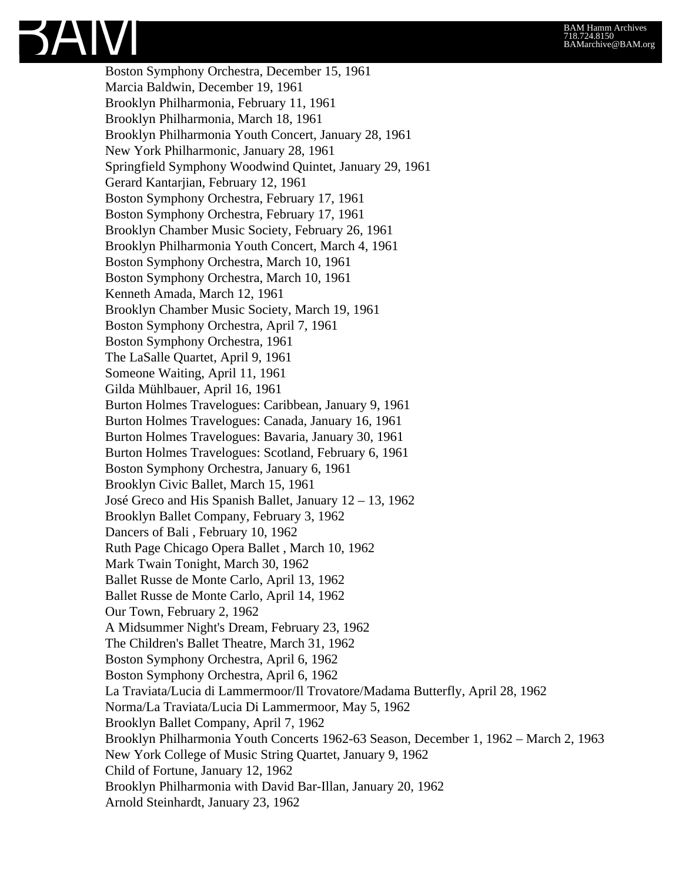Boston Symphony Orchestra, December 15, 1961
Marcia Baldwin, December 19, 1961
Brooklyn Philharmonia, February 11, 1961
Brooklyn Philharmonia, March 18, 1961
Brooklyn Philharmonia Youth Concert, January 28, 1961
New York Philharmonic, January 28, 1961
Springfield Symphony Woodwind Quintet, January 29, 1961
Gerard Kantarjian, February 12, 1961
Boston Symphony Orchestra, February 17, 1961
Boston Symphony Orchestra, February 17, 1961
Brooklyn Chamber Music Society, February 26, 1961
Brooklyn Philharmonia Youth Concert, March 4, 1961
Boston Symphony Orchestra, March 10, 1961
Boston Symphony Orchestra, March 10, 1961
Kenneth Amada, March 12, 1961
Brooklyn Chamber Music Society, March 19, 1961
Boston Symphony Orchestra, April 7, 1961
Boston Symphony Orchestra, 1961
The LaSalle Quartet, April 9, 1961
Someone Waiting, April 11, 1961
Gilda Mühlbauer, April 16, 1961
Burton Holmes Travelogues: Caribbean, January 9, 1961
Burton Holmes Travelogues: Canada, January 16, 1961
Burton Holmes Travelogues: Bavaria, January 30, 1961
Burton Holmes Travelogues: Scotland, February 6, 1961
Boston Symphony Orchestra, January 6, 1961
Brooklyn Civic Ballet, March 15, 1961
José Greco and His Spanish Ballet, January 12 – 13, 1962
Brooklyn Ballet Company, February 3, 1962
Dancers of Bali , February 10, 1962
Ruth Page Chicago Opera Ballet , March 10, 1962
Mark Twain Tonight, March 30, 1962
Ballet Russe de Monte Carlo, April 13, 1962
Ballet Russe de Monte Carlo, April 14, 1962
Our Town, February 2, 1962
A Midsummer Night's Dream, February 23, 1962
The Children's Ballet Theatre, March 31, 1962
Boston Symphony Orchestra, April 6, 1962
Boston Symphony Orchestra, April 6, 1962
La Traviata/Lucia di Lammermoor/Il Trovatore/Madama Butterfly, April 28, 1962
Norma/La Traviata/Lucia Di Lammermoor, May 5, 1962
Brooklyn Ballet Company, April 7, 1962
Brooklyn Philharmonia Youth Concerts 1962-63 Season, December 1, 1962 – March 2, 1963
New York College of Music String Quartet, January 9, 1962
Child of Fortune, January 12, 1962
Brooklyn Philharmonia with David Bar-Illan, January 20, 1962
Arnold Steinhardt, January 23, 1962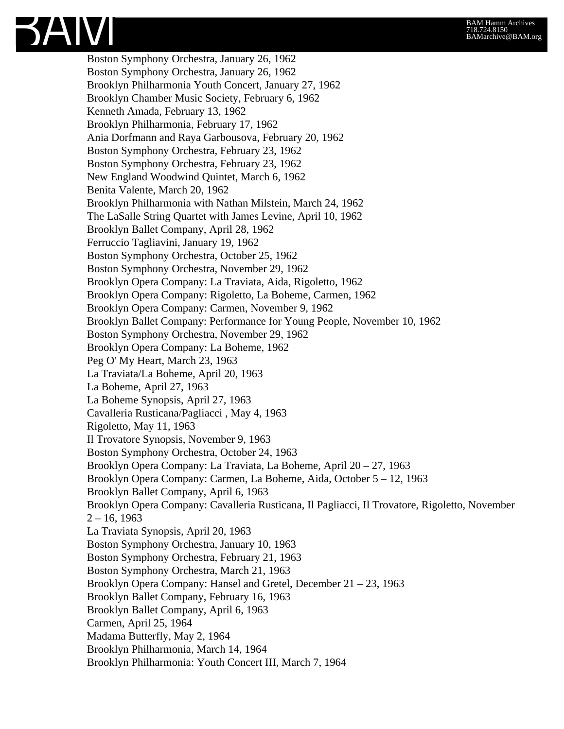Boston Symphony Orchestra, January 26, 1962
Boston Symphony Orchestra, January 26, 1962
Brooklyn Philharmonia Youth Concert, January 27, 1962
Brooklyn Chamber Music Society, February 6, 1962
Kenneth Amada, February 13, 1962
Brooklyn Philharmonia, February 17, 1962
Ania Dorfmann and Raya Garbousova, February 20, 1962
Boston Symphony Orchestra, February 23, 1962
Boston Symphony Orchestra, February 23, 1962
New England Woodwind Quintet, March 6, 1962
Benita Valente, March 20, 1962
Brooklyn Philharmonia with Nathan Milstein, March 24, 1962
The LaSalle String Quartet with James Levine, April 10, 1962
Brooklyn Ballet Company, April 28, 1962
Ferruccio Tagliavini, January 19, 1962
Boston Symphony Orchestra, October 25, 1962
Boston Symphony Orchestra, November 29, 1962
Brooklyn Opera Company: La Traviata, Aida, Rigoletto, 1962
Brooklyn Opera Company: Rigoletto, La Boheme, Carmen, 1962
Brooklyn Opera Company: Carmen, November 9, 1962
Brooklyn Ballet Company: Performance for Young People, November 10, 1962
Boston Symphony Orchestra, November 29, 1962
Brooklyn Opera Company: La Boheme, 1962
Peg O' My Heart, March 23, 1963
La Traviata/La Boheme, April 20, 1963
La Boheme, April 27, 1963
La Boheme Synopsis, April 27, 1963
Cavalleria Rusticana/Pagliacci , May 4, 1963
Rigoletto, May 11, 1963
Il Trovatore Synopsis, November 9, 1963
Boston Symphony Orchestra, October 24, 1963
Brooklyn Opera Company: La Traviata, La Boheme, April 20 – 27, 1963
Brooklyn Opera Company: Carmen, La Boheme, Aida, October 5 – 12, 1963
Brooklyn Ballet Company, April 6, 1963
Brooklyn Opera Company: Cavalleria Rusticana, Il Pagliacci, Il Trovatore, Rigoletto, November 2 – 16, 1963
La Traviata Synopsis, April 20, 1963
Boston Symphony Orchestra, January 10, 1963
Boston Symphony Orchestra, February 21, 1963
Boston Symphony Orchestra, March 21, 1963
Brooklyn Opera Company: Hansel and Gretel, December 21 – 23, 1963
Brooklyn Ballet Company, February 16, 1963
Brooklyn Ballet Company, April 6, 1963
Carmen, April 25, 1964
Madama Butterfly, May 2, 1964
Brooklyn Philharmonia, March 14, 1964
Brooklyn Philharmonia: Youth Concert III, March 7, 1964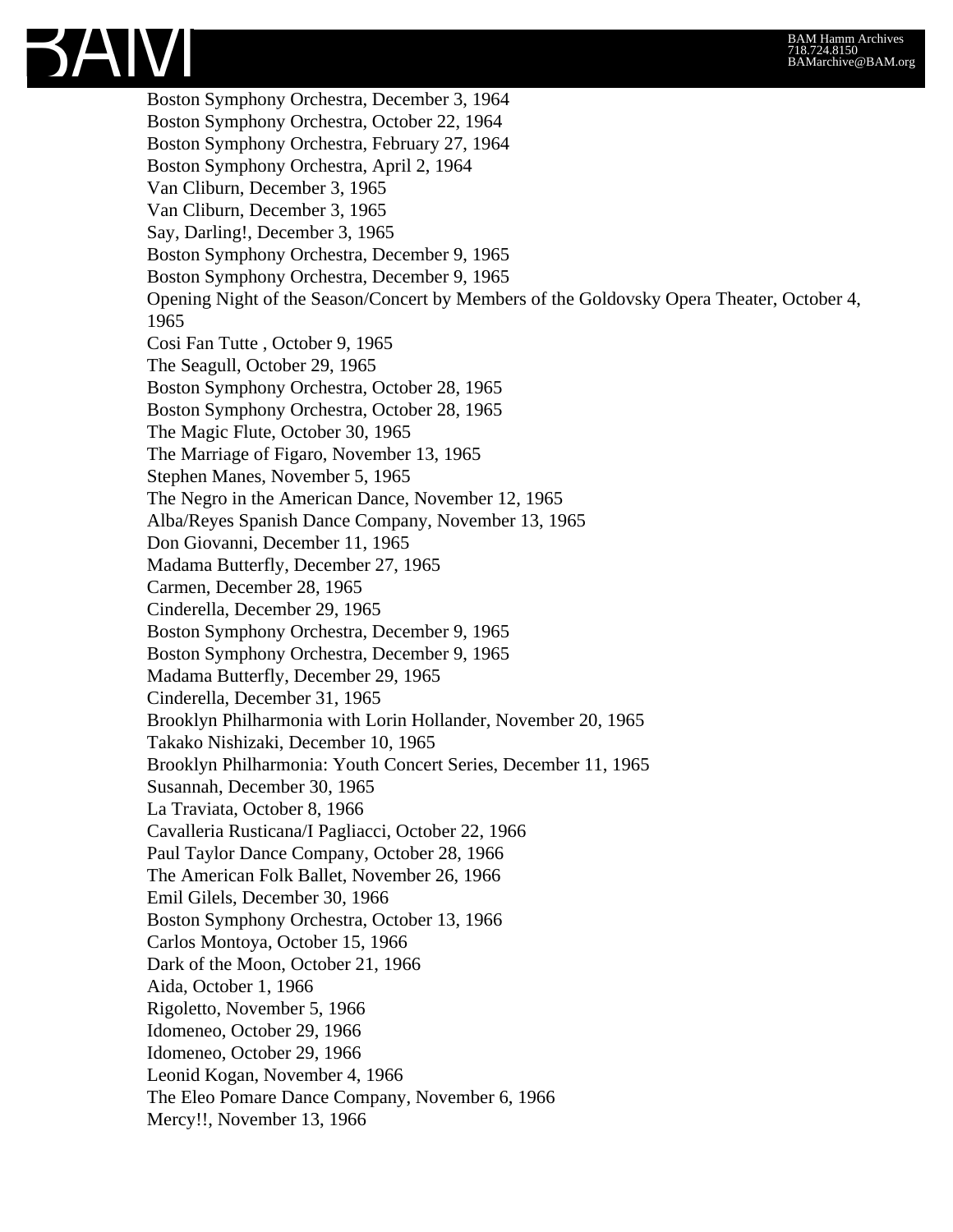Boston Symphony Orchestra, December 3, 1964
Boston Symphony Orchestra, October 22, 1964
Boston Symphony Orchestra, February 27, 1964
Boston Symphony Orchestra, April 2, 1964
Van Cliburn, December 3, 1965
Van Cliburn, December 3, 1965
Say, Darling!, December 3, 1965
Boston Symphony Orchestra, December 9, 1965
Boston Symphony Orchestra, December 9, 1965
Opening Night of the Season/Concert by Members of the Goldovsky Opera Theater, October 4, 1965
Cosi Fan Tutte , October 9, 1965
The Seagull, October 29, 1965
Boston Symphony Orchestra, October 28, 1965
Boston Symphony Orchestra, October 28, 1965
The Magic Flute, October 30, 1965
The Marriage of Figaro, November 13, 1965
Stephen Manes, November 5, 1965
The Negro in the American Dance, November 12, 1965
Alba/Reyes Spanish Dance Company, November 13, 1965
Don Giovanni, December 11, 1965
Madama Butterfly, December 27, 1965
Carmen, December 28, 1965
Cinderella, December 29, 1965
Boston Symphony Orchestra, December 9, 1965
Boston Symphony Orchestra, December 9, 1965
Madama Butterfly, December 29, 1965
Cinderella, December 31, 1965
Brooklyn Philharmonia with Lorin Hollander, November 20, 1965
Takako Nishizaki, December 10, 1965
Brooklyn Philharmonia: Youth Concert Series, December 11, 1965
Susannah, December 30, 1965
La Traviata, October 8, 1966
Cavalleria Rusticana/I Pagliacci, October 22, 1966
Paul Taylor Dance Company, October 28, 1966
The American Folk Ballet, November 26, 1966
Emil Gilels, December 30, 1966
Boston Symphony Orchestra, October 13, 1966
Carlos Montoya, October 15, 1966
Dark of the Moon, October 21, 1966
Aida, October 1, 1966
Rigoletto, November 5, 1966
Idomeneo, October 29, 1966
Idomeneo, October 29, 1966
Leonid Kogan, November 4, 1966
The Eleo Pomare Dance Company, November 6, 1966
Mercy!!, November 13, 1966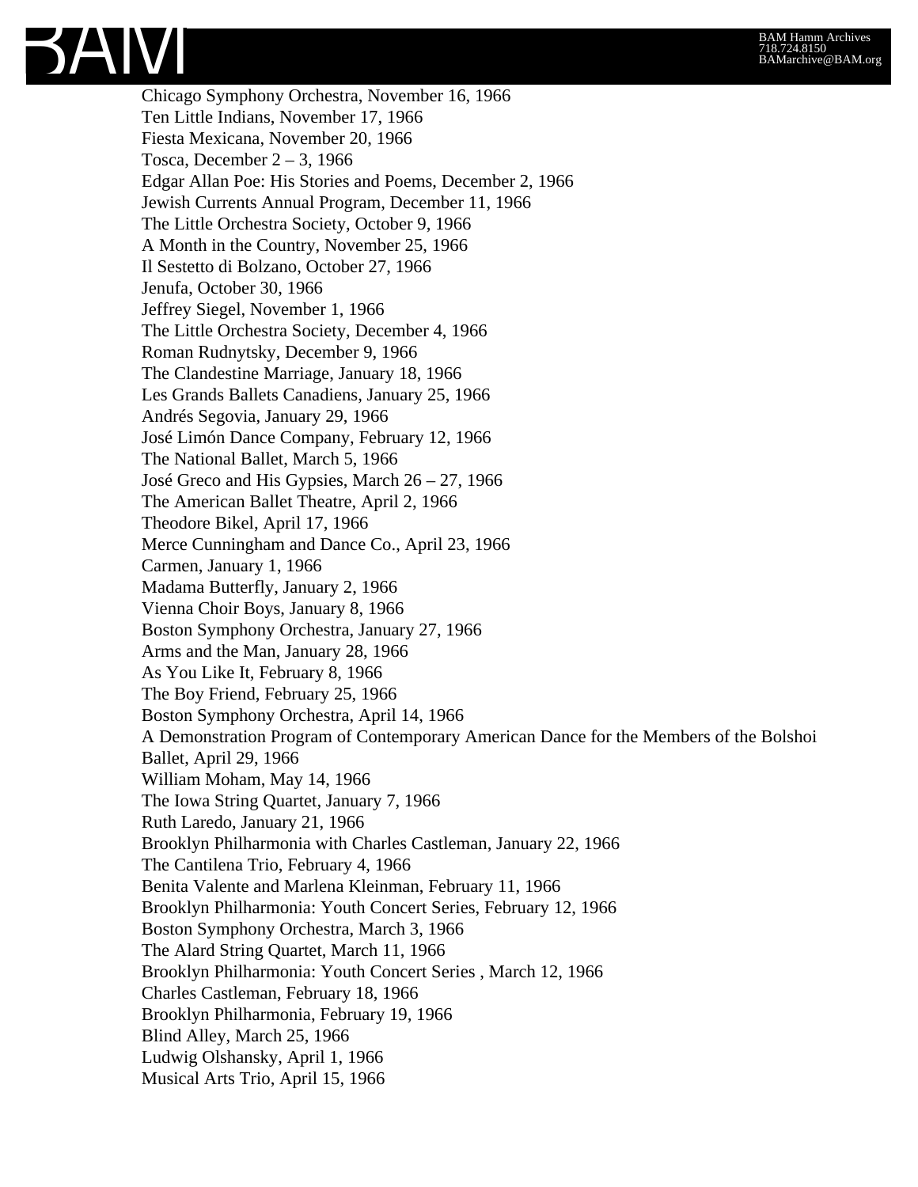Chicago Symphony Orchestra, November 16, 1966
Ten Little Indians, November 17, 1966
Fiesta Mexicana, November 20, 1966
Tosca, December 2 – 3, 1966
Edgar Allan Poe: His Stories and Poems, December 2, 1966
Jewish Currents Annual Program, December 11, 1966
The Little Orchestra Society, October 9, 1966
A Month in the Country, November 25, 1966
Il Sestetto di Bolzano, October 27, 1966
Jenufa, October 30, 1966
Jeffrey Siegel, November 1, 1966
The Little Orchestra Society, December 4, 1966
Roman Rudnytsky, December 9, 1966
The Clandestine Marriage, January 18, 1966
Les Grands Ballets Canadiens, January 25, 1966
Andrés Segovia, January 29, 1966
José Limón Dance Company, February 12, 1966
The National Ballet, March 5, 1966
José Greco and His Gypsies, March 26 – 27, 1966
The American Ballet Theatre, April 2, 1966
Theodore Bikel, April 17, 1966
Merce Cunningham and Dance Co., April 23, 1966
Carmen, January 1, 1966
Madama Butterfly, January 2, 1966
Vienna Choir Boys, January 8, 1966
Boston Symphony Orchestra, January 27, 1966
Arms and the Man, January 28, 1966
As You Like It, February 8, 1966
The Boy Friend, February 25, 1966
Boston Symphony Orchestra, April 14, 1966
A Demonstration Program of Contemporary American Dance for the Members of the Bolshoi Ballet, April 29, 1966
William Moham, May 14, 1966
The Iowa String Quartet, January 7, 1966
Ruth Laredo, January 21, 1966
Brooklyn Philharmonia with Charles Castleman, January 22, 1966
The Cantilena Trio, February 4, 1966
Benita Valente and Marlena Kleinman, February 11, 1966
Brooklyn Philharmonia: Youth Concert Series, February 12, 1966
Boston Symphony Orchestra, March 3, 1966
The Alard String Quartet, March 11, 1966
Brooklyn Philharmonia: Youth Concert Series , March 12, 1966
Charles Castleman, February 18, 1966
Brooklyn Philharmonia, February 19, 1966
Blind Alley, March 25, 1966
Ludwig Olshansky, April 1, 1966
Musical Arts Trio, April 15, 1966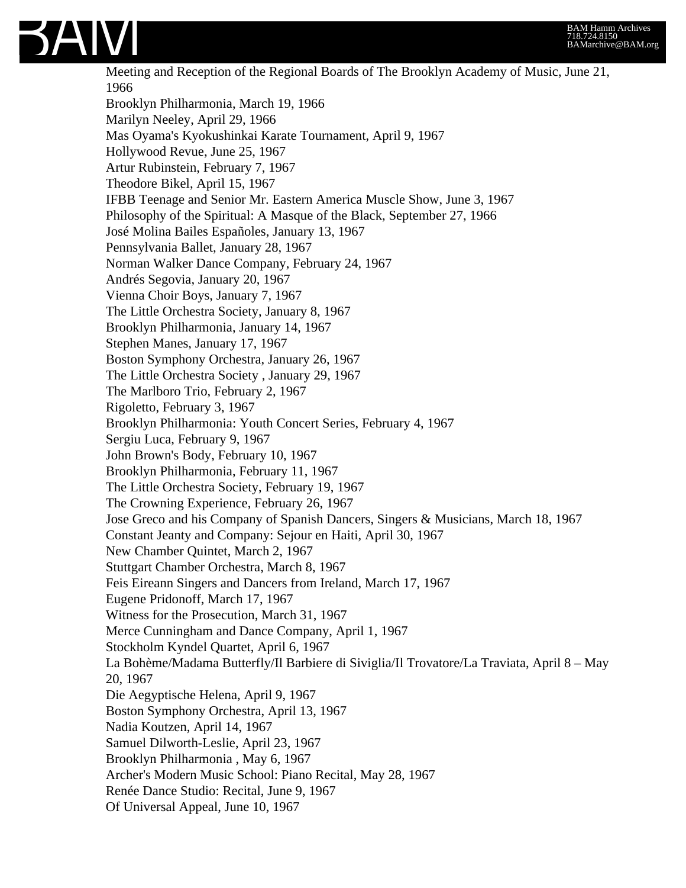Meeting and Reception of the Regional Boards of The Brooklyn Academy of Music, June 21, 1966
Brooklyn Philharmonia, March 19, 1966
Marilyn Neeley, April 29, 1966
Mas Oyama's Kyokushinkai Karate Tournament, April 9, 1967
Hollywood Revue, June 25, 1967
Artur Rubinstein, February 7, 1967
Theodore Bikel, April 15, 1967
IFBB Teenage and Senior Mr. Eastern America Muscle Show, June 3, 1967
Philosophy of the Spiritual: A Masque of the Black, September 27, 1966
José Molina Bailes Españoles, January 13, 1967
Pennsylvania Ballet, January 28, 1967
Norman Walker Dance Company, February 24, 1967
Andrés Segovia, January 20, 1967
Vienna Choir Boys, January 7, 1967
The Little Orchestra Society, January 8, 1967
Brooklyn Philharmonia, January 14, 1967
Stephen Manes, January 17, 1967
Boston Symphony Orchestra, January 26, 1967
The Little Orchestra Society , January 29, 1967
The Marlboro Trio, February 2, 1967
Rigoletto, February 3, 1967
Brooklyn Philharmonia: Youth Concert Series, February 4, 1967
Sergiu Luca, February 9, 1967
John Brown's Body, February 10, 1967
Brooklyn Philharmonia, February 11, 1967
The Little Orchestra Society, February 19, 1967
The Crowning Experience, February 26, 1967
Jose Greco and his Company of Spanish Dancers, Singers & Musicians, March 18, 1967
Constant Jeanty and Company: Sejour en Haiti, April 30, 1967
New Chamber Quintet, March 2, 1967
Stuttgart Chamber Orchestra, March 8, 1967
Feis Eireann Singers and Dancers from Ireland, March 17, 1967
Eugene Pridonoff, March 17, 1967
Witness for the Prosecution, March 31, 1967
Merce Cunningham and Dance Company, April 1, 1967
Stockholm Kyndel Quartet, April 6, 1967
La Bohème/Madama Butterfly/Il Barbiere di Siviglia/Il Trovatore/La Traviata, April 8 – May 20, 1967
Die Aegyptische Helena, April 9, 1967
Boston Symphony Orchestra, April 13, 1967
Nadia Koutzen, April 14, 1967
Samuel Dilworth-Leslie, April 23, 1967
Brooklyn Philharmonia , May 6, 1967
Archer's Modern Music School: Piano Recital, May 28, 1967
Renée Dance Studio: Recital, June 9, 1967
Of Universal Appeal, June 10, 1967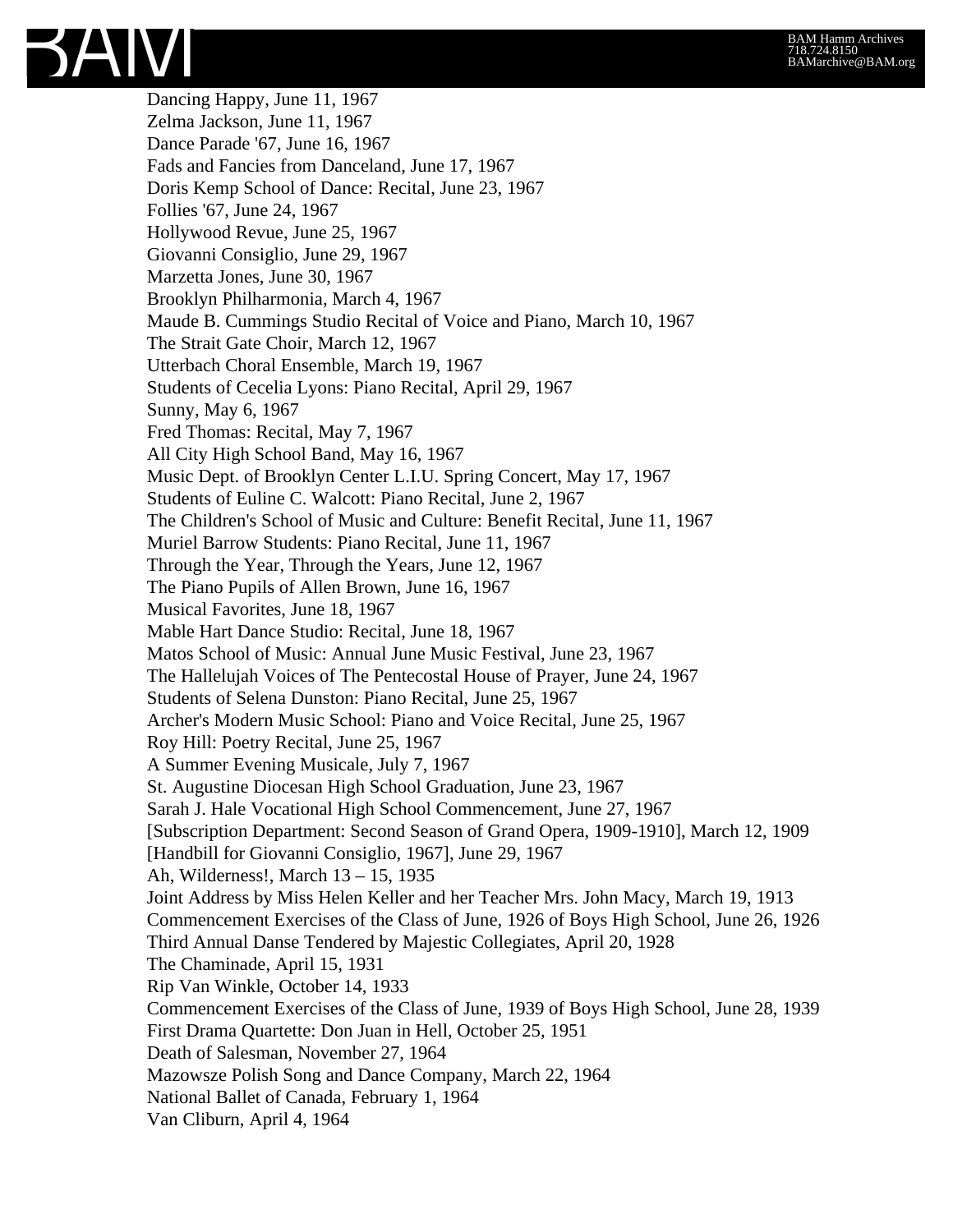Dancing Happy, June 11, 1967
Zelma Jackson, June 11, 1967
Dance Parade '67, June 16, 1967
Fads and Fancies from Danceland, June 17, 1967
Doris Kemp School of Dance: Recital, June 23, 1967
Follies '67, June 24, 1967
Hollywood Revue, June 25, 1967
Giovanni Consiglio, June 29, 1967
Marzetta Jones, June 30, 1967
Brooklyn Philharmonia, March 4, 1967
Maude B. Cummings Studio Recital of Voice and Piano, March 10, 1967
The Strait Gate Choir, March 12, 1967
Utterbach Choral Ensemble, March 19, 1967
Students of Cecelia Lyons: Piano Recital, April 29, 1967
Sunny, May 6, 1967
Fred Thomas: Recital, May 7, 1967
All City High School Band, May 16, 1967
Music Dept. of Brooklyn Center L.I.U. Spring Concert, May 17, 1967
Students of Euline C. Walcott: Piano Recital, June 2, 1967
The Children's School of Music and Culture: Benefit Recital, June 11, 1967
Muriel Barrow Students: Piano Recital, June 11, 1967
Through the Year, Through the Years, June 12, 1967
The Piano Pupils of Allen Brown, June 16, 1967
Musical Favorites, June 18, 1967
Mable Hart Dance Studio: Recital, June 18, 1967
Matos School of Music: Annual June Music Festival, June 23, 1967
The Hallelujah Voices of The Pentecostal House of Prayer, June 24, 1967
Students of Selena Dunston: Piano Recital, June 25, 1967
Archer's Modern Music School: Piano and Voice Recital, June 25, 1967
Roy Hill: Poetry Recital, June 25, 1967
A Summer Evening Musicale, July 7, 1967
St. Augustine Diocesan High School Graduation, June 23, 1967
Sarah J. Hale Vocational High School Commencement, June 27, 1967
[Subscription Department: Second Season of Grand Opera, 1909-1910], March 12, 1909
[Handbill for Giovanni Consiglio, 1967], June 29, 1967
Ah, Wilderness!, March 13 – 15, 1935
Joint Address by Miss Helen Keller and her Teacher Mrs. John Macy, March 19, 1913
Commencement Exercises of the Class of June, 1926 of Boys High School, June 26, 1926
Third Annual Danse Tendered by Majestic Collegiates, April 20, 1928
The Chaminade, April 15, 1931
Rip Van Winkle, October 14, 1933
Commencement Exercises of the Class of June, 1939 of Boys High School, June 28, 1939
First Drama Quartette: Don Juan in Hell, October 25, 1951
Death of Salesman, November 27, 1964
Mazowsze Polish Song and Dance Company, March 22, 1964
National Ballet of Canada, February 1, 1964
Van Cliburn, April 4, 1964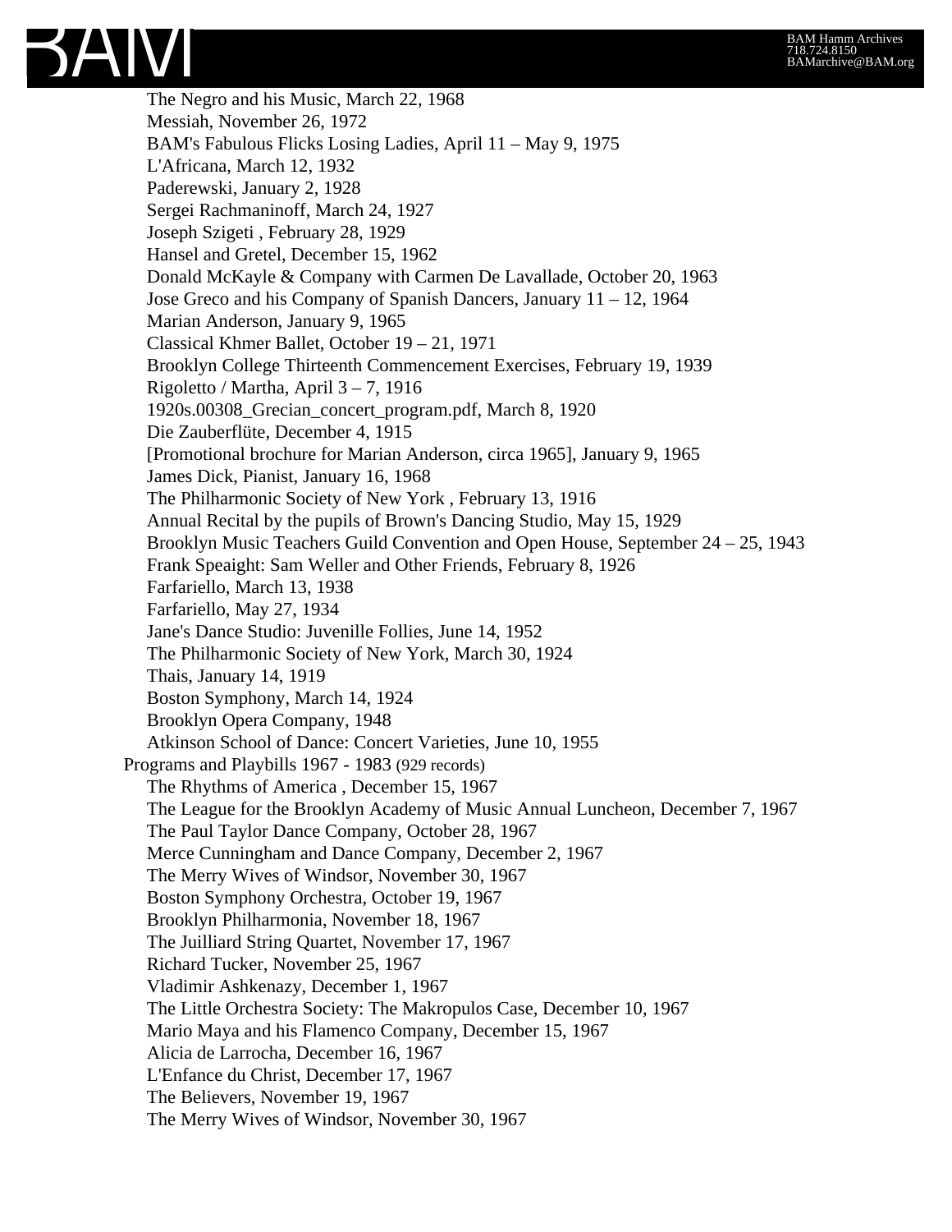- The Negro and his Music, March 22, 1968
- Messiah, November 26, 1972
- BAM's Fabulous Flicks Losing Ladies, April 11 – May 9, 1975
- L'Africana, March 12, 1932
- Paderewski, January 2, 1928
- Sergei Rachmaninoff, March 24, 1927
- Joseph Szigeti , February 28, 1929
- Hansel and Gretel, December 15, 1962
- Donald McKayle & Company with Carmen De Lavallade, October 20, 1963
- Jose Greco and his Company of Spanish Dancers, January 11 – 12, 1964
- Marian Anderson, January 9, 1965
- Classical Khmer Ballet, October 19 – 21, 1971
- Brooklyn College Thirteenth Commencement Exercises, February 19, 1939
- Rigoletto / Martha, April 3 – 7, 1916
- 1920s.00308_Grecian_concert_program.pdf, March 8, 1920
- Die Zauberflüte, December 4, 1915
- [Promotional brochure for Marian Anderson, circa 1965], January 9, 1965
- James Dick, Pianist, January 16, 1968
- The Philharmonic Society of New York , February 13, 1916
- Annual Recital by the pupils of Brown's Dancing Studio, May 15, 1929
- Brooklyn Music Teachers Guild Convention and Open House, September 24 – 25, 1943
- Frank Speaight: Sam Weller and Other Friends, February 8, 1926
- Farfariello, March 13, 1938
- Farfariello, May 27, 1934
- Jane's Dance Studio: Juvenille Follies, June 14, 1952
- The Philharmonic Society of New York, March 30, 1924
- Thais, January 14, 1919
- Boston Symphony, March 14, 1924
- Brooklyn Opera Company, 1948
- Atkinson School of Dance: Concert Varieties, June 10, 1955

Programs and Playbills 1967 - 1983 (929 records)

- The Rhythms of America , December 15, 1967
- The League for the Brooklyn Academy of Music Annual Luncheon, December 7, 1967
- The Paul Taylor Dance Company, October 28, 1967
- Merce Cunningham and Dance Company, December 2, 1967
- The Merry Wives of Windsor, November 30, 1967
- Boston Symphony Orchestra, October 19, 1967
- Brooklyn Philharmonia, November 18, 1967
- The Juilliard String Quartet, November 17, 1967
- Richard Tucker, November 25, 1967
- Vladimir Ashkenazy, December 1, 1967
- The Little Orchestra Society: The Makropulos Case, December 10, 1967
- Mario Maya and his Flamenco Company, December 15, 1967
- Alicia de Larrocha, December 16, 1967
- L'Enfance du Christ, December 17, 1967
- The Believers, November 19, 1967
- The Merry Wives of Windsor, November 30, 1967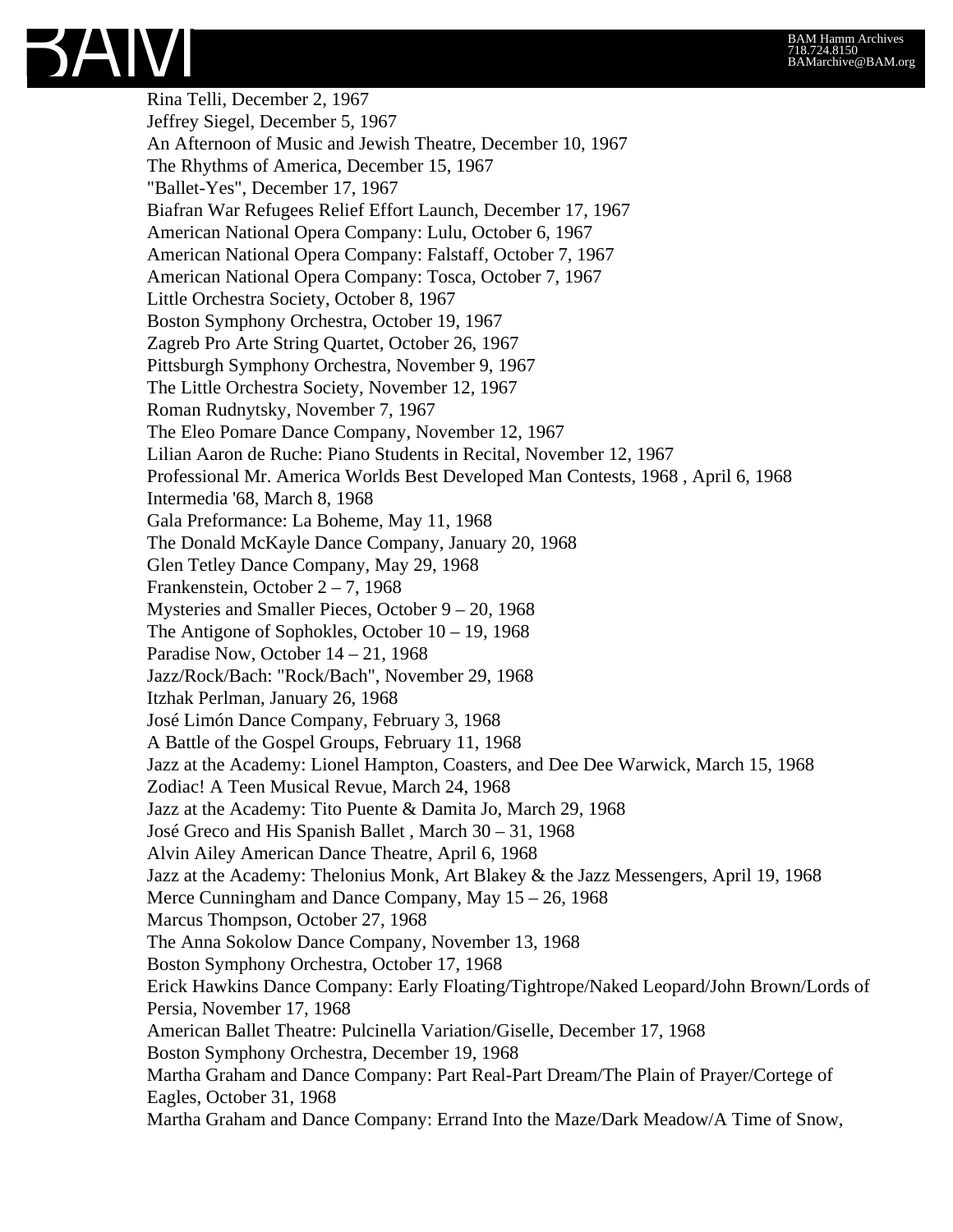Rina Telli, December 2, 1967
Jeffrey Siegel, December 5, 1967
An Afternoon of Music and Jewish Theatre, December 10, 1967
The Rhythms of America, December 15, 1967
"Ballet-Yes", December 17, 1967
Biafran War Refugees Relief Effort Launch, December 17, 1967
American National Opera Company: Lulu, October 6, 1967
American National Opera Company: Falstaff, October 7, 1967
American National Opera Company: Tosca, October 7, 1967
Little Orchestra Society, October 8, 1967
Boston Symphony Orchestra, October 19, 1967
Zagreb Pro Arte String Quartet, October 26, 1967
Pittsburgh Symphony Orchestra, November 9, 1967
The Little Orchestra Society, November 12, 1967
Roman Rudnytsky, November 7, 1967
The Eleo Pomare Dance Company, November 12, 1967
Lilian Aaron de Ruche: Piano Students in Recital, November 12, 1967
Professional Mr. America Worlds Best Developed Man Contests, 1968 , April 6, 1968
Intermedia '68, March 8, 1968
Gala Preformance: La Boheme, May 11, 1968
The Donald McKayle Dance Company, January 20, 1968
Glen Tetley Dance Company, May 29, 1968
Frankenstein, October 2 – 7, 1968
Mysteries and Smaller Pieces, October 9 – 20, 1968
The Antigone of Sophokles, October 10 – 19, 1968
Paradise Now, October 14 – 21, 1968
Jazz/Rock/Bach: "Rock/Bach", November 29, 1968
Itzhak Perlman, January 26, 1968
José Limón Dance Company, February 3, 1968
A Battle of the Gospel Groups, February 11, 1968
Jazz at the Academy: Lionel Hampton, Coasters, and Dee Dee Warwick, March 15, 1968
Zodiac! A Teen Musical Revue, March 24, 1968
Jazz at the Academy: Tito Puente & Damita Jo, March 29, 1968
José Greco and His Spanish Ballet , March 30 – 31, 1968
Alvin Ailey American Dance Theatre, April 6, 1968
Jazz at the Academy: Thelonius Monk, Art Blakey & the Jazz Messengers, April 19, 1968
Merce Cunningham and Dance Company, May 15 – 26, 1968
Marcus Thompson, October 27, 1968
The Anna Sokolow Dance Company, November 13, 1968
Boston Symphony Orchestra, October 17, 1968
Erick Hawkins Dance Company: Early Floating/Tightrope/Naked Leopard/John Brown/Lords of Persia, November 17, 1968
American Ballet Theatre: Pulcinella Variation/Giselle, December 17, 1968
Boston Symphony Orchestra, December 19, 1968
Martha Graham and Dance Company: Part Real-Part Dream/The Plain of Prayer/Cortege of Eagles, October 31, 1968
Martha Graham and Dance Company: Errand Into the Maze/Dark Meadow/A Time of Snow,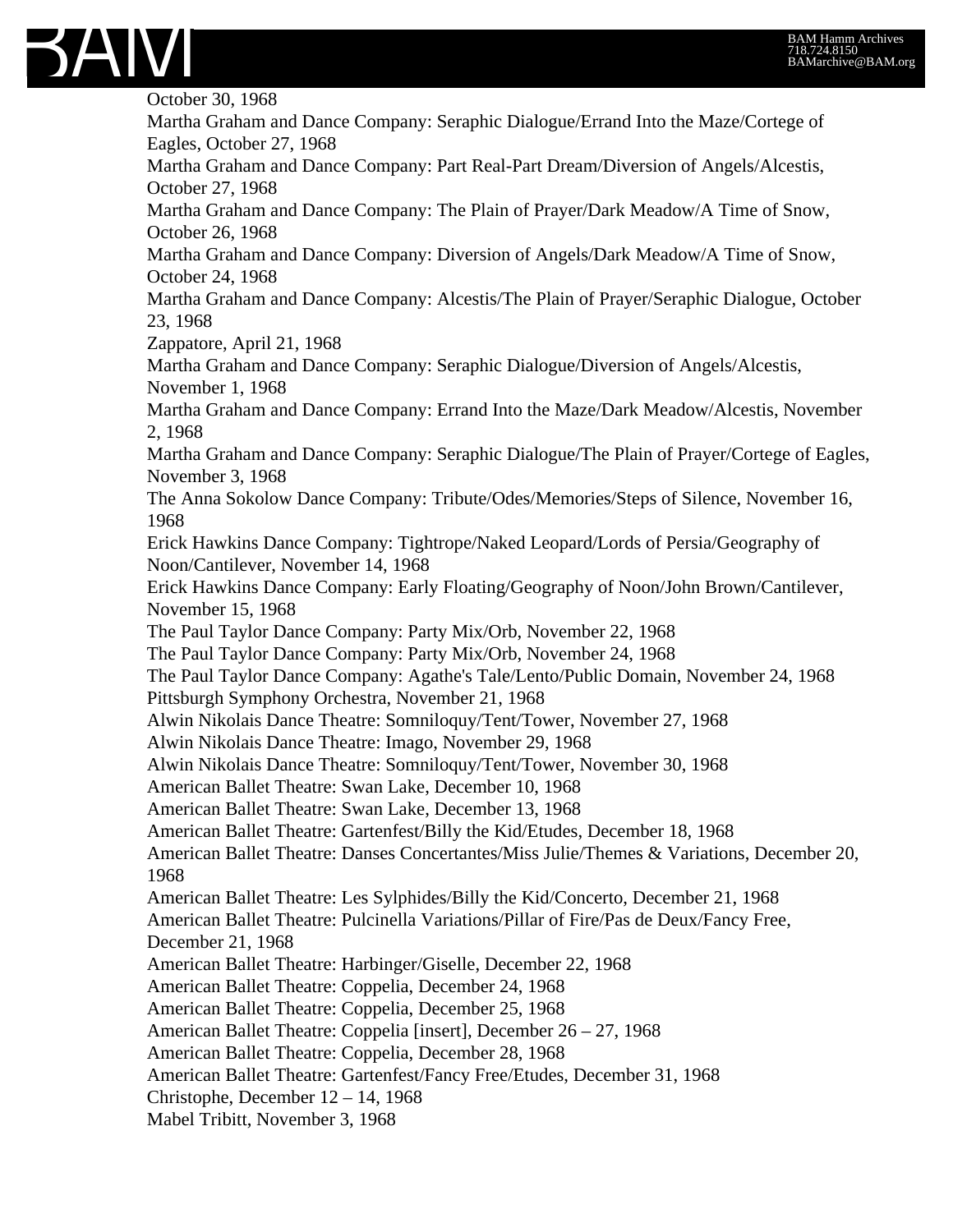October 30, 1968
Martha Graham and Dance Company: Seraphic Dialogue/Errand Into the Maze/Cortege of Eagles, October 27, 1968
Martha Graham and Dance Company: Part Real-Part Dream/Diversion of Angels/Alcestis, October 27, 1968
Martha Graham and Dance Company: The Plain of Prayer/Dark Meadow/A Time of Snow, October 26, 1968
Martha Graham and Dance Company: Diversion of Angels/Dark Meadow/A Time of Snow, October 24, 1968
Martha Graham and Dance Company: Alcestis/The Plain of Prayer/Seraphic Dialogue, October 23, 1968
Zappatore, April 21, 1968
Martha Graham and Dance Company: Seraphic Dialogue/Diversion of Angels/Alcestis, November 1, 1968
Martha Graham and Dance Company: Errand Into the Maze/Dark Meadow/Alcestis, November 2, 1968
Martha Graham and Dance Company: Seraphic Dialogue/The Plain of Prayer/Cortege of Eagles, November 3, 1968
The Anna Sokolow Dance Company: Tribute/Odes/Memories/Steps of Silence, November 16, 1968
Erick Hawkins Dance Company: Tightrope/Naked Leopard/Lords of Persia/Geography of Noon/Cantilever, November 14, 1968
Erick Hawkins Dance Company: Early Floating/Geography of Noon/John Brown/Cantilever, November 15, 1968
The Paul Taylor Dance Company: Party Mix/Orb, November 22, 1968
The Paul Taylor Dance Company: Party Mix/Orb, November 24, 1968
The Paul Taylor Dance Company: Agathe's Tale/Lento/Public Domain, November 24, 1968
Pittsburgh Symphony Orchestra, November 21, 1968
Alwin Nikolais Dance Theatre: Somniloquy/Tent/Tower, November 27, 1968
Alwin Nikolais Dance Theatre: Imago, November 29, 1968
Alwin Nikolais Dance Theatre: Somniloquy/Tent/Tower, November 30, 1968
American Ballet Theatre: Swan Lake, December 10, 1968
American Ballet Theatre: Swan Lake, December 13, 1968
American Ballet Theatre: Gartenfest/Billy the Kid/Etudes, December 18, 1968
American Ballet Theatre: Danses Concertantes/Miss Julie/Themes & Variations, December 20, 1968
American Ballet Theatre: Les Sylphides/Billy the Kid/Concerto, December 21, 1968
American Ballet Theatre: Pulcinella Variations/Pillar of Fire/Pas de Deux/Fancy Free, December 21, 1968
American Ballet Theatre: Harbinger/Giselle, December 22, 1968
American Ballet Theatre: Coppelia, December 24, 1968
American Ballet Theatre: Coppelia, December 25, 1968
American Ballet Theatre: Coppelia [insert], December 26 – 27, 1968
American Ballet Theatre: Coppelia, December 28, 1968
American Ballet Theatre: Gartenfest/Fancy Free/Etudes, December 31, 1968
Christophe, December 12 – 14, 1968
Mabel Tribitt, November 3, 1968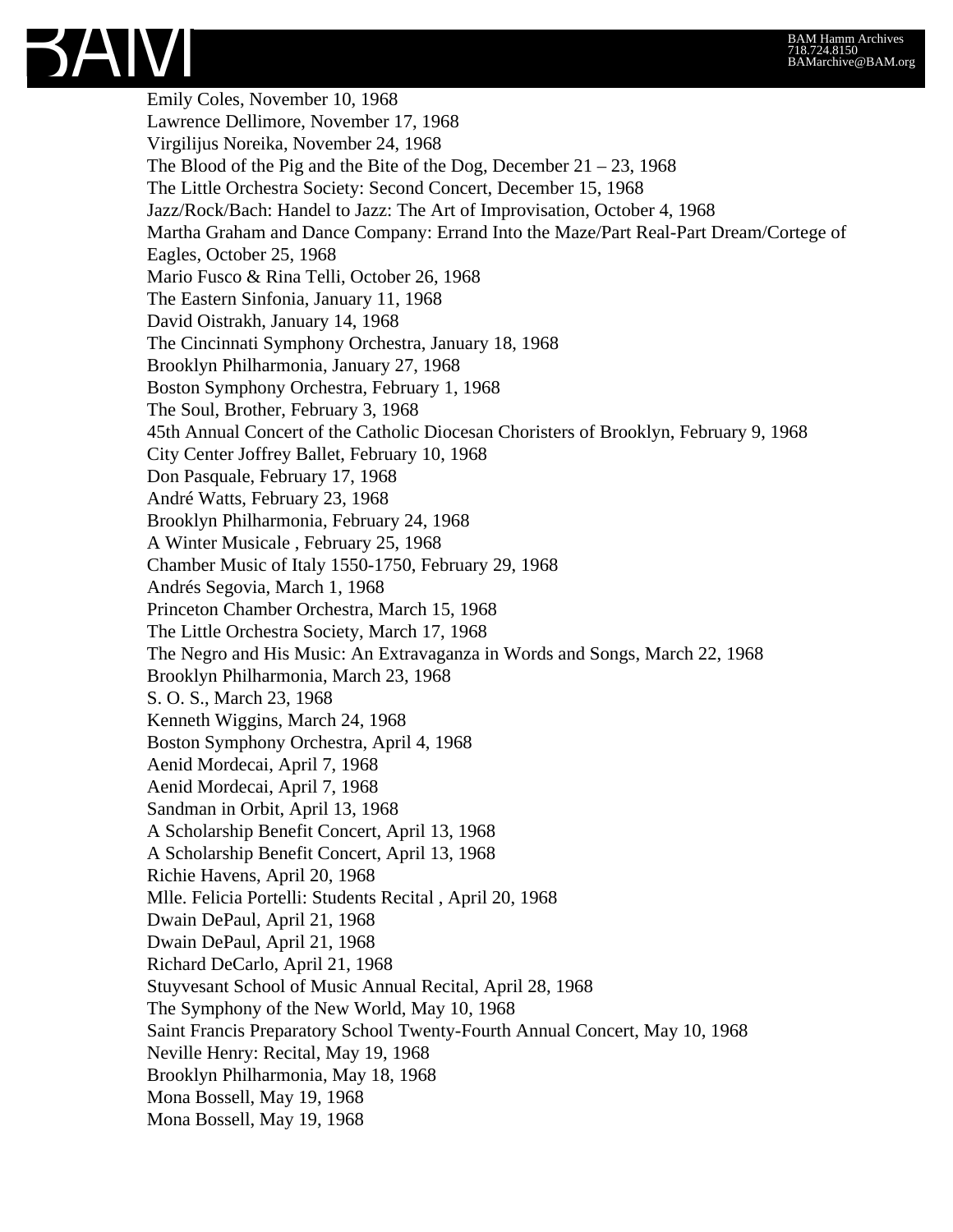Emily Coles, November 10, 1968
Lawrence Dellimore, November 17, 1968
Virgilijus Noreika, November 24, 1968
The Blood of the Pig and the Bite of the Dog, December 21 – 23, 1968
The Little Orchestra Society: Second Concert, December 15, 1968
Jazz/Rock/Bach: Handel to Jazz: The Art of Improvisation, October 4, 1968
Martha Graham and Dance Company: Errand Into the Maze/Part Real-Part Dream/Cortege of Eagles, October 25, 1968
Mario Fusco & Rina Telli, October 26, 1968
The Eastern Sinfonia, January 11, 1968
David Oistrakh, January 14, 1968
The Cincinnati Symphony Orchestra, January 18, 1968
Brooklyn Philharmonia, January 27, 1968
Boston Symphony Orchestra, February 1, 1968
The Soul, Brother, February 3, 1968
45th Annual Concert of the Catholic Diocesan Choristers of Brooklyn, February 9, 1968
City Center Joffrey Ballet, February 10, 1968
Don Pasquale, February 17, 1968
André Watts, February 23, 1968
Brooklyn Philharmonia, February 24, 1968
A Winter Musicale , February 25, 1968
Chamber Music of Italy 1550-1750, February 29, 1968
Andrés Segovia, March 1, 1968
Princeton Chamber Orchestra, March 15, 1968
The Little Orchestra Society, March 17, 1968
The Negro and His Music: An Extravaganza in Words and Songs, March 22, 1968
Brooklyn Philharmonia, March 23, 1968
S. O. S., March 23, 1968
Kenneth Wiggins, March 24, 1968
Boston Symphony Orchestra, April 4, 1968
Aenid Mordecai, April 7, 1968
Aenid Mordecai, April 7, 1968
Sandman in Orbit, April 13, 1968
A Scholarship Benefit Concert, April 13, 1968
A Scholarship Benefit Concert, April 13, 1968
Richie Havens, April 20, 1968
Mlle. Felicia Portelli: Students Recital , April 20, 1968
Dwain DePaul, April 21, 1968
Dwain DePaul, April 21, 1968
Richard DeCarlo, April 21, 1968
Stuyvesant School of Music Annual Recital, April 28, 1968
The Symphony of the New World, May 10, 1968
Saint Francis Preparatory School Twenty-Fourth Annual Concert, May 10, 1968
Neville Henry: Recital, May 19, 1968
Brooklyn Philharmonia, May 18, 1968
Mona Bossell, May 19, 1968
Mona Bossell, May 19, 1968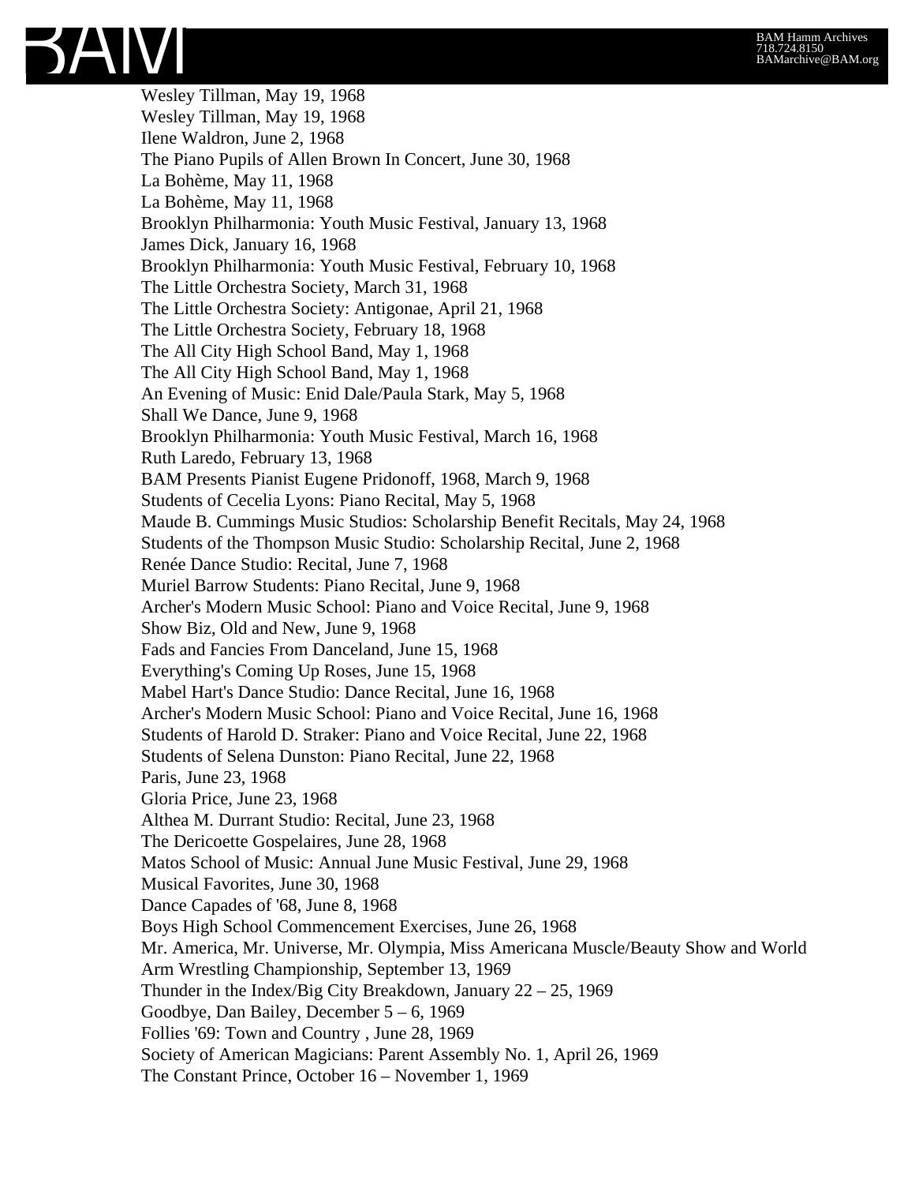Wesley Tillman, May 19, 1968
Wesley Tillman, May 19, 1968
Ilene Waldron, June 2, 1968
The Piano Pupils of Allen Brown In Concert, June 30, 1968
La Bohème, May 11, 1968
La Bohème, May 11, 1968
Brooklyn Philharmonia: Youth Music Festival, January 13, 1968
James Dick, January 16, 1968
Brooklyn Philharmonia: Youth Music Festival, February 10, 1968
The Little Orchestra Society, March 31, 1968
The Little Orchestra Society: Antigonae, April 21, 1968
The Little Orchestra Society, February 18, 1968
The All City High School Band, May 1, 1968
The All City High School Band, May 1, 1968
An Evening of Music: Enid Dale/Paula Stark, May 5, 1968
Shall We Dance, June 9, 1968
Brooklyn Philharmonia: Youth Music Festival, March 16, 1968
Ruth Laredo, February 13, 1968
BAM Presents Pianist Eugene Pridonoff, 1968, March 9, 1968
Students of Cecelia Lyons: Piano Recital, May 5, 1968
Maude B. Cummings Music Studios: Scholarship Benefit Recitals, May 24, 1968
Students of the Thompson Music Studio: Scholarship Recital, June 2, 1968
Renée Dance Studio: Recital, June 7, 1968
Muriel Barrow Students: Piano Recital, June 9, 1968
Archer's Modern Music School: Piano and Voice Recital, June 9, 1968
Show Biz, Old and New, June 9, 1968
Fads and Fancies From Danceland, June 15, 1968
Everything's Coming Up Roses, June 15, 1968
Mabel Hart's Dance Studio: Dance Recital, June 16, 1968
Archer's Modern Music School: Piano and Voice Recital, June 16, 1968
Students of Harold D. Straker: Piano and Voice Recital, June 22, 1968
Students of Selena Dunston: Piano Recital, June 22, 1968
Paris, June 23, 1968
Gloria Price, June 23, 1968
Althea M. Durrant Studio: Recital, June 23, 1968
The Dericoette Gospelaires, June 28, 1968
Matos School of Music: Annual June Music Festival, June 29, 1968
Musical Favorites, June 30, 1968
Dance Capades of '68, June 8, 1968
Boys High School Commencement Exercises, June 26, 1968
Mr. America, Mr. Universe, Mr. Olympia, Miss Americana Muscle/Beauty Show and World Arm Wrestling Championship, September 13, 1969
Thunder in the Index/Big City Breakdown, January 22 – 25, 1969
Goodbye, Dan Bailey, December 5 – 6, 1969
Follies '69: Town and Country , June 28, 1969
Society of American Magicians: Parent Assembly No. 1, April 26, 1969
The Constant Prince, October 16 – November 1, 1969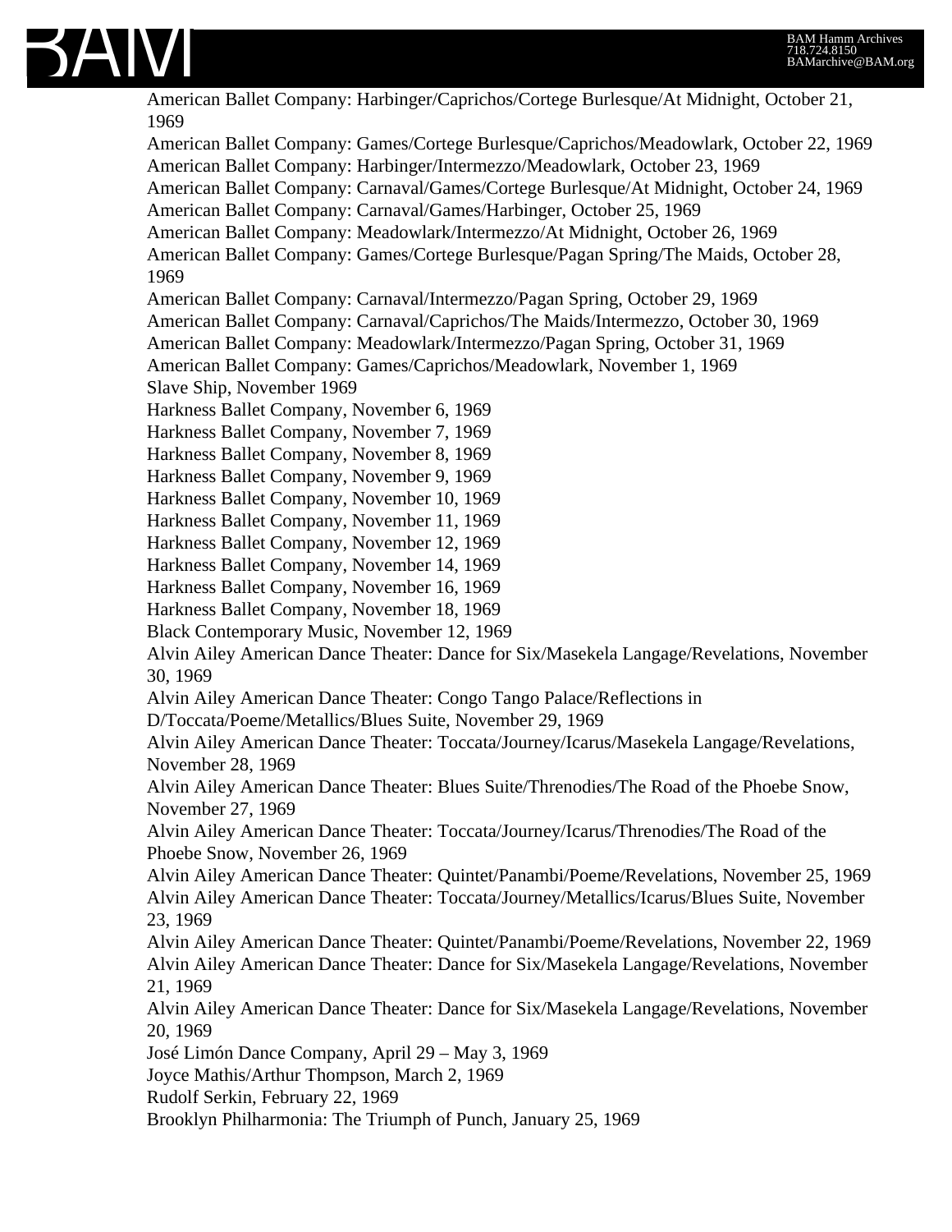American Ballet Company: Harbinger/Caprichos/Cortege Burlesque/At Midnight, October 21, 1969
American Ballet Company: Games/Cortege Burlesque/Caprichos/Meadowlark, October 22, 1969
American Ballet Company: Harbinger/Intermezzo/Meadowlark, October 23, 1969
American Ballet Company: Carnaval/Games/Cortege Burlesque/At Midnight, October 24, 1969
American Ballet Company: Carnaval/Games/Harbinger, October 25, 1969
American Ballet Company: Meadowlark/Intermezzo/At Midnight, October 26, 1969
American Ballet Company: Games/Cortege Burlesque/Pagan Spring/The Maids, October 28, 1969
American Ballet Company: Carnaval/Intermezzo/Pagan Spring, October 29, 1969
American Ballet Company: Carnaval/Caprichos/The Maids/Intermezzo, October 30, 1969
American Ballet Company: Meadowlark/Intermezzo/Pagan Spring, October 31, 1969
American Ballet Company: Games/Caprichos/Meadowlark, November 1, 1969
Slave Ship, November 1969
Harkness Ballet Company, November 6, 1969
Harkness Ballet Company, November 7, 1969
Harkness Ballet Company, November 8, 1969
Harkness Ballet Company, November 9, 1969
Harkness Ballet Company, November 10, 1969
Harkness Ballet Company, November 11, 1969
Harkness Ballet Company, November 12, 1969
Harkness Ballet Company, November 14, 1969
Harkness Ballet Company, November 16, 1969
Harkness Ballet Company, November 18, 1969
Black Contemporary Music, November 12, 1969
Alvin Ailey American Dance Theater: Dance for Six/Masekela Langage/Revelations, November 30, 1969
Alvin Ailey American Dance Theater: Congo Tango Palace/Reflections in D/Toccata/Poeme/Metallics/Blues Suite, November 29, 1969
Alvin Ailey American Dance Theater: Toccata/Journey/Icarus/Masekela Langage/Revelations, November 28, 1969
Alvin Ailey American Dance Theater: Blues Suite/Threnodies/The Road of the Phoebe Snow, November 27, 1969
Alvin Ailey American Dance Theater: Toccata/Journey/Icarus/Threnodies/The Road of the Phoebe Snow, November 26, 1969
Alvin Ailey American Dance Theater: Quintet/Panambi/Poeme/Revelations, November 25, 1969
Alvin Ailey American Dance Theater: Toccata/Journey/Metallics/Icarus/Blues Suite, November 23, 1969
Alvin Ailey American Dance Theater: Quintet/Panambi/Poeme/Revelations, November 22, 1969
Alvin Ailey American Dance Theater: Dance for Six/Masekela Langage/Revelations, November 21, 1969
Alvin Ailey American Dance Theater: Dance for Six/Masekela Langage/Revelations, November 20, 1969
José Limón Dance Company, April 29 – May 3, 1969
Joyce Mathis/Arthur Thompson, March 2, 1969
Rudolf Serkin, February 22, 1969
Brooklyn Philharmonia: The Triumph of Punch, January 25, 1969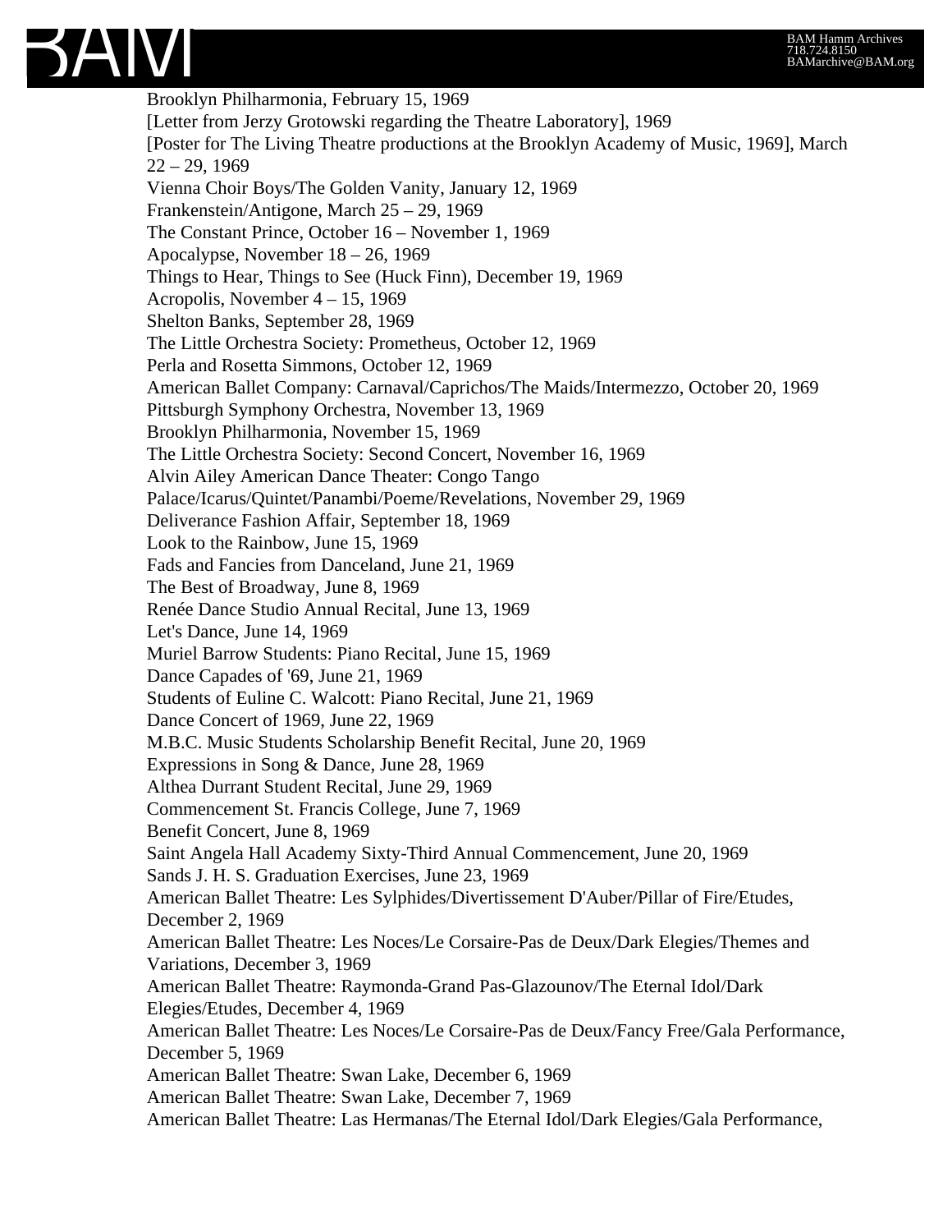Brooklyn Philharmonia, February 15, 1969
[Letter from Jerzy Grotowski regarding the Theatre Laboratory], 1969
[Poster for The Living Theatre productions at the Brooklyn Academy of Music, 1969], March 22 – 29, 1969
Vienna Choir Boys/The Golden Vanity, January 12, 1969
Frankenstein/Antigone, March 25 – 29, 1969
The Constant Prince, October 16 – November 1, 1969
Apocalypse, November 18 – 26, 1969
Things to Hear, Things to See (Huck Finn), December 19, 1969
Acropolis, November 4 – 15, 1969
Shelton Banks, September 28, 1969
The Little Orchestra Society: Prometheus, October 12, 1969
Perla and Rosetta Simmons, October 12, 1969
American Ballet Company: Carnaval/Caprichos/The Maids/Intermezzo, October 20, 1969
Pittsburgh Symphony Orchestra, November 13, 1969
Brooklyn Philharmonia, November 15, 1969
The Little Orchestra Society: Second Concert, November 16, 1969
Alvin Ailey American Dance Theater: Congo Tango Palace/Icarus/Quintet/Panambi/Poeme/Revelations, November 29, 1969
Deliverance Fashion Affair, September 18, 1969
Look to the Rainbow, June 15, 1969
Fads and Fancies from Danceland, June 21, 1969
The Best of Broadway, June 8, 1969
Renée Dance Studio Annual Recital, June 13, 1969
Let's Dance, June 14, 1969
Muriel Barrow Students: Piano Recital, June 15, 1969
Dance Capades of '69, June 21, 1969
Students of Euline C. Walcott: Piano Recital, June 21, 1969
Dance Concert of 1969, June 22, 1969
M.B.C. Music Students Scholarship Benefit Recital, June 20, 1969
Expressions in Song & Dance, June 28, 1969
Althea Durrant Student Recital, June 29, 1969
Commencement St. Francis College, June 7, 1969
Benefit Concert, June 8, 1969
Saint Angela Hall Academy Sixty-Third Annual Commencement, June 20, 1969
Sands J. H. S. Graduation Exercises, June 23, 1969
American Ballet Theatre: Les Sylphides/Divertissement D'Auber/Pillar of Fire/Etudes, December 2, 1969
American Ballet Theatre: Les Noces/Le Corsaire-Pas de Deux/Dark Elegies/Themes and Variations, December 3, 1969
American Ballet Theatre: Raymonda-Grand Pas-Glazounov/The Eternal Idol/Dark Elegies/Etudes, December 4, 1969
American Ballet Theatre: Les Noces/Le Corsaire-Pas de Deux/Fancy Free/Gala Performance, December 5, 1969
American Ballet Theatre: Swan Lake, December 6, 1969
American Ballet Theatre: Swan Lake, December 7, 1969
American Ballet Theatre: Las Hermanas/The Eternal Idol/Dark Elegies/Gala Performance,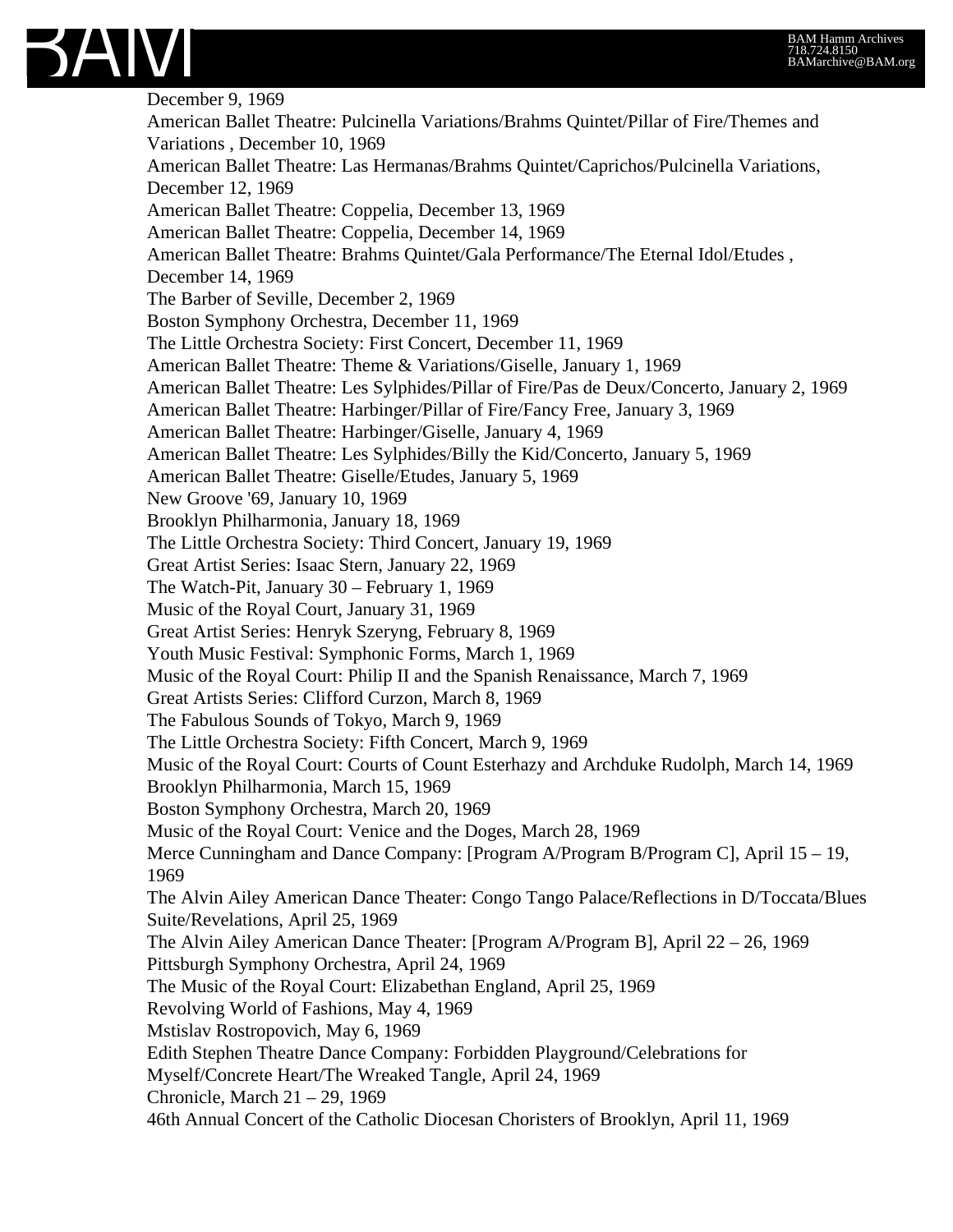December 9, 1969
American Ballet Theatre: Pulcinella Variations/Brahms Quintet/Pillar of Fire/Themes and Variations , December 10, 1969
American Ballet Theatre: Las Hermanas/Brahms Quintet/Caprichos/Pulcinella Variations, December 12, 1969
American Ballet Theatre: Coppelia, December 13, 1969
American Ballet Theatre: Coppelia, December 14, 1969
American Ballet Theatre: Brahms Quintet/Gala Performance/The Eternal Idol/Etudes , December 14, 1969
The Barber of Seville, December 2, 1969
Boston Symphony Orchestra, December 11, 1969
The Little Orchestra Society: First Concert, December 11, 1969
American Ballet Theatre: Theme & Variations/Giselle, January 1, 1969
American Ballet Theatre: Les Sylphides/Pillar of Fire/Pas de Deux/Concerto, January 2, 1969
American Ballet Theatre: Harbinger/Pillar of Fire/Fancy Free, January 3, 1969
American Ballet Theatre: Harbinger/Giselle, January 4, 1969
American Ballet Theatre: Les Sylphides/Billy the Kid/Concerto, January 5, 1969
American Ballet Theatre: Giselle/Etudes, January 5, 1969
New Groove '69, January 10, 1969
Brooklyn Philharmonia, January 18, 1969
The Little Orchestra Society: Third Concert, January 19, 1969
Great Artist Series: Isaac Stern, January 22, 1969
The Watch-Pit, January 30 – February 1, 1969
Music of the Royal Court, January 31, 1969
Great Artist Series: Henryk Szeryng, February 8, 1969
Youth Music Festival: Symphonic Forms, March 1, 1969
Music of the Royal Court: Philip II and the Spanish Renaissance, March 7, 1969
Great Artists Series: Clifford Curzon, March 8, 1969
The Fabulous Sounds of Tokyo, March 9, 1969
The Little Orchestra Society: Fifth Concert, March 9, 1969
Music of the Royal Court: Courts of Count Esterhazy and Archduke Rudolph, March 14, 1969
Brooklyn Philharmonia, March 15, 1969
Boston Symphony Orchestra, March 20, 1969
Music of the Royal Court: Venice and the Doges, March 28, 1969
Merce Cunningham and Dance Company: [Program A/Program B/Program C], April 15 – 19, 1969
The Alvin Ailey American Dance Theater: Congo Tango Palace/Reflections in D/Toccata/Blues Suite/Revelations, April 25, 1969
The Alvin Ailey American Dance Theater: [Program A/Program B], April 22 – 26, 1969
Pittsburgh Symphony Orchestra, April 24, 1969
The Music of the Royal Court: Elizabethan England, April 25, 1969
Revolving World of Fashions, May 4, 1969
Mstislav Rostropovich, May 6, 1969
Edith Stephen Theatre Dance Company: Forbidden Playground/Celebrations for Myself/Concrete Heart/The Wreaked Tangle, April 24, 1969
Chronicle, March 21 – 29, 1969
46th Annual Concert of the Catholic Diocesan Choristers of Brooklyn, April 11, 1969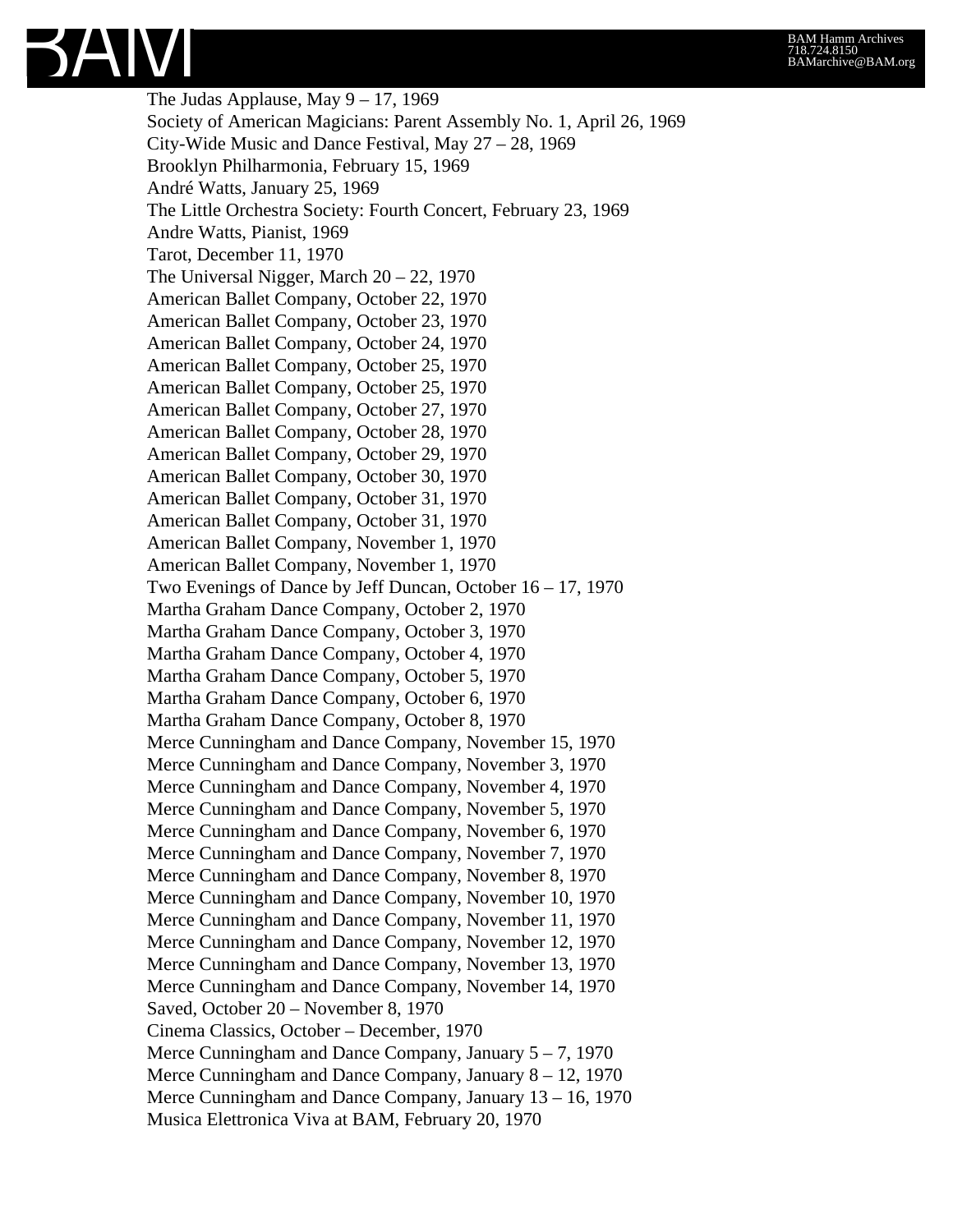The Judas Applause, May 9 – 17, 1969
Society of American Magicians: Parent Assembly No. 1, April 26, 1969
City-Wide Music and Dance Festival, May 27 – 28, 1969
Brooklyn Philharmonia, February 15, 1969
André Watts, January 25, 1969
The Little Orchestra Society: Fourth Concert, February 23, 1969
Andre Watts, Pianist, 1969
Tarot, December 11, 1970
The Universal Nigger, March 20 – 22, 1970
American Ballet Company, October 22, 1970
American Ballet Company, October 23, 1970
American Ballet Company, October 24, 1970
American Ballet Company, October 25, 1970
American Ballet Company, October 25, 1970
American Ballet Company, October 27, 1970
American Ballet Company, October 28, 1970
American Ballet Company, October 29, 1970
American Ballet Company, October 30, 1970
American Ballet Company, October 31, 1970
American Ballet Company, October 31, 1970
American Ballet Company, November 1, 1970
American Ballet Company, November 1, 1970
Two Evenings of Dance by Jeff Duncan, October 16 – 17, 1970
Martha Graham Dance Company, October 2, 1970
Martha Graham Dance Company, October 3, 1970
Martha Graham Dance Company, October 4, 1970
Martha Graham Dance Company, October 5, 1970
Martha Graham Dance Company, October 6, 1970
Martha Graham Dance Company, October 8, 1970
Merce Cunningham and Dance Company, November 15, 1970
Merce Cunningham and Dance Company, November 3, 1970
Merce Cunningham and Dance Company, November 4, 1970
Merce Cunningham and Dance Company, November 5, 1970
Merce Cunningham and Dance Company, November 6, 1970
Merce Cunningham and Dance Company, November 7, 1970
Merce Cunningham and Dance Company, November 8, 1970
Merce Cunningham and Dance Company, November 10, 1970
Merce Cunningham and Dance Company, November 11, 1970
Merce Cunningham and Dance Company, November 12, 1970
Merce Cunningham and Dance Company, November 13, 1970
Merce Cunningham and Dance Company, November 14, 1970
Saved, October 20 – November 8, 1970
Cinema Classics, October – December, 1970
Merce Cunningham and Dance Company, January 5 – 7, 1970
Merce Cunningham and Dance Company, January 8 – 12, 1970
Merce Cunningham and Dance Company, January 13 – 16, 1970
Musica Elettronica Viva at BAM, February 20, 1970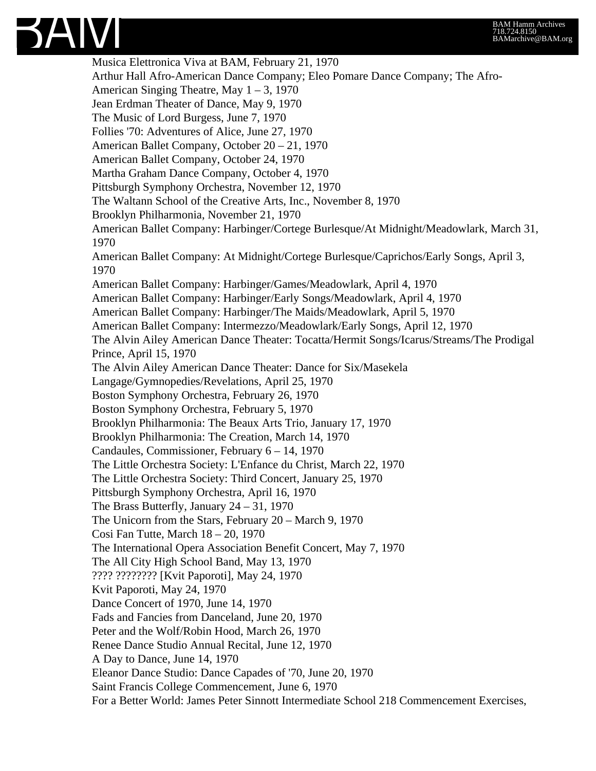Musica Elettronica Viva at BAM, February 21, 1970
Arthur Hall Afro-American Dance Company; Eleo Pomare Dance Company; The Afro-American Singing Theatre, May 1 – 3, 1970
Jean Erdman Theater of Dance, May 9, 1970
The Music of Lord Burgess, June 7, 1970
Follies '70: Adventures of Alice, June 27, 1970
American Ballet Company, October 20 – 21, 1970
American Ballet Company, October 24, 1970
Martha Graham Dance Company, October 4, 1970
Pittsburgh Symphony Orchestra, November 12, 1970
The Waltann School of the Creative Arts, Inc., November 8, 1970
Brooklyn Philharmonia, November 21, 1970
American Ballet Company: Harbinger/Cortege Burlesque/At Midnight/Meadowlark, March 31, 1970
American Ballet Company: At Midnight/Cortege Burlesque/Caprichos/Early Songs, April 3, 1970
American Ballet Company: Harbinger/Games/Meadowlark, April 4, 1970
American Ballet Company: Harbinger/Early Songs/Meadowlark, April 4, 1970
American Ballet Company: Harbinger/The Maids/Meadowlark, April 5, 1970
American Ballet Company: Intermezzo/Meadowlark/Early Songs, April 12, 1970
The Alvin Ailey American Dance Theater: Tocatta/Hermit Songs/Icarus/Streams/The Prodigal Prince, April 15, 1970
The Alvin Ailey American Dance Theater: Dance for Six/Masekela Langage/Gymnopedies/Revelations, April 25, 1970
Boston Symphony Orchestra, February 26, 1970
Boston Symphony Orchestra, February 5, 1970
Brooklyn Philharmonia: The Beaux Arts Trio, January 17, 1970
Brooklyn Philharmonia: The Creation, March 14, 1970
Candaules, Commissioner, February 6 – 14, 1970
The Little Orchestra Society: L'Enfance du Christ, March 22, 1970
The Little Orchestra Society: Third Concert, January 25, 1970
Pittsburgh Symphony Orchestra, April 16, 1970
The Brass Butterfly, January 24 – 31, 1970
The Unicorn from the Stars, February 20 – March 9, 1970
Cosi Fan Tutte, March 18 – 20, 1970
The International Opera Association Benefit Concert, May 7, 1970
The All City High School Band, May 13, 1970
???? ???????? [Kvit Paporoti], May 24, 1970
Kvit Paporoti, May 24, 1970
Dance Concert of 1970, June 14, 1970
Fads and Fancies from Danceland, June 20, 1970
Peter and the Wolf/Robin Hood, March 26, 1970
Renee Dance Studio Annual Recital, June 12, 1970
A Day to Dance, June 14, 1970
Eleanor Dance Studio: Dance Capades of '70, June 20, 1970
Saint Francis College Commencement, June 6, 1970
For a Better World: James Peter Sinnott Intermediate School 218 Commencement Exercises,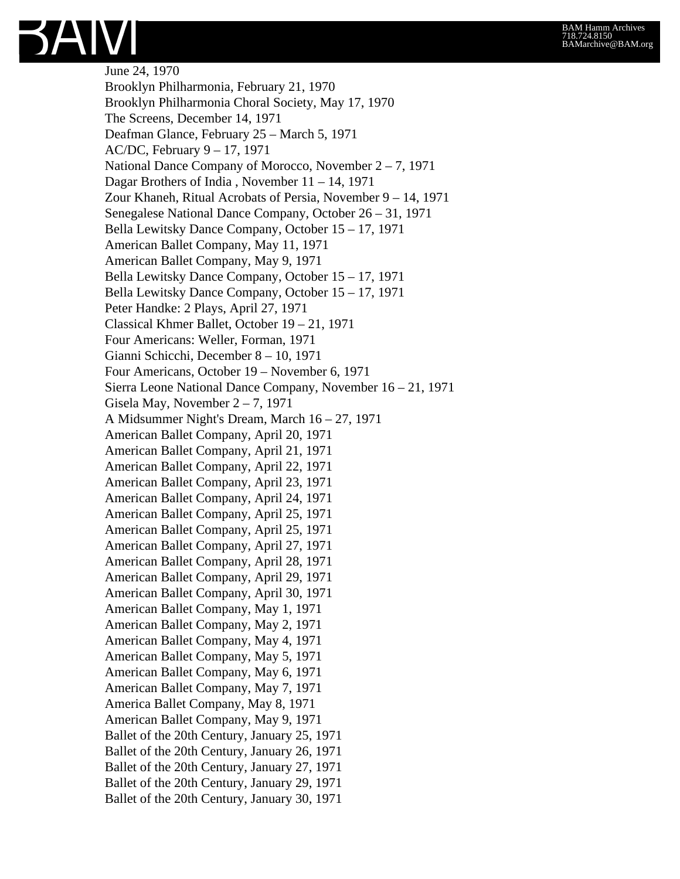June 24, 1970
Brooklyn Philharmonia, February 21, 1970
Brooklyn Philharmonia Choral Society, May 17, 1970
The Screens, December 14, 1971
Deafman Glance, February 25 – March 5, 1971
AC/DC, February 9 – 17, 1971
National Dance Company of Morocco, November 2 – 7, 1971
Dagar Brothers of India , November 11 – 14, 1971
Zour Khaneh, Ritual Acrobats of Persia, November 9 – 14, 1971
Senegalese National Dance Company, October 26 – 31, 1971
Bella Lewitsky Dance Company, October 15 – 17, 1971
American Ballet Company, May 11, 1971
American Ballet Company, May 9, 1971
Bella Lewitsky Dance Company, October 15 – 17, 1971
Bella Lewitsky Dance Company, October 15 – 17, 1971
Peter Handke: 2 Plays, April 27, 1971
Classical Khmer Ballet, October 19 – 21, 1971
Four Americans: Weller, Forman, 1971
Gianni Schicchi, December 8 – 10, 1971
Four Americans, October 19 – November 6, 1971
Sierra Leone National Dance Company, November 16 – 21, 1971
Gisela May, November 2 – 7, 1971
A Midsummer Night's Dream, March 16 – 27, 1971
American Ballet Company, April 20, 1971
American Ballet Company, April 21, 1971
American Ballet Company, April 22, 1971
American Ballet Company, April 23, 1971
American Ballet Company, April 24, 1971
American Ballet Company, April 25, 1971
American Ballet Company, April 25, 1971
American Ballet Company, April 27, 1971
American Ballet Company, April 28, 1971
American Ballet Company, April 29, 1971
American Ballet Company, April 30, 1971
American Ballet Company, May 1, 1971
American Ballet Company, May 2, 1971
American Ballet Company, May 4, 1971
American Ballet Company, May 5, 1971
American Ballet Company, May 6, 1971
American Ballet Company, May 7, 1971
America Ballet Company, May 8, 1971
American Ballet Company, May 9, 1971
Ballet of the 20th Century, January 25, 1971
Ballet of the 20th Century, January 26, 1971
Ballet of the 20th Century, January 27, 1971
Ballet of the 20th Century, January 29, 1971
Ballet of the 20th Century, January 30, 1971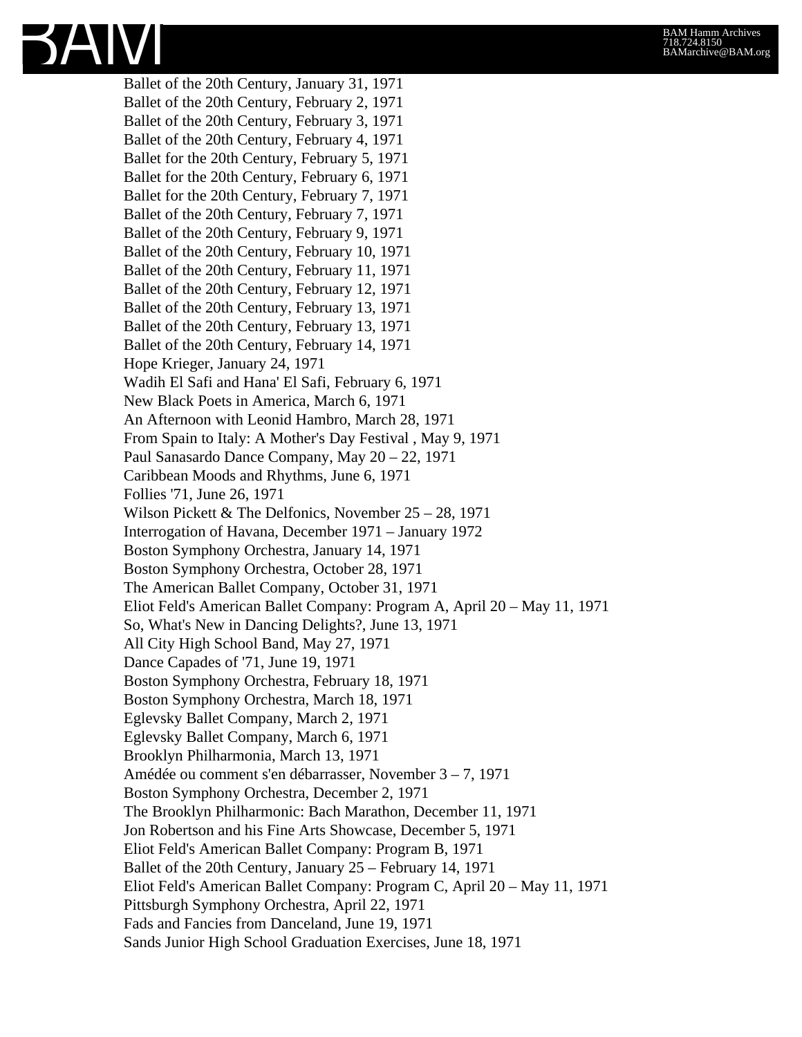Ballet of the 20th Century, January 31, 1971
Ballet of the 20th Century, February 2, 1971
Ballet of the 20th Century, February 3, 1971
Ballet of the 20th Century, February 4, 1971
Ballet for the 20th Century, February 5, 1971
Ballet for the 20th Century, February 6, 1971
Ballet for the 20th Century, February 7, 1971
Ballet of the 20th Century, February 7, 1971
Ballet of the 20th Century, February 9, 1971
Ballet of the 20th Century, February 10, 1971
Ballet of the 20th Century, February 11, 1971
Ballet of the 20th Century, February 12, 1971
Ballet of the 20th Century, February 13, 1971
Ballet of the 20th Century, February 13, 1971
Ballet of the 20th Century, February 14, 1971
Hope Krieger, January 24, 1971
Wadih El Safi and Hana' El Safi, February 6, 1971
New Black Poets in America, March 6, 1971
An Afternoon with Leonid Hambro, March 28, 1971
From Spain to Italy: A Mother's Day Festival , May 9, 1971
Paul Sanasardo Dance Company, May 20 – 22, 1971
Caribbean Moods and Rhythms, June 6, 1971
Follies '71, June 26, 1971
Wilson Pickett & The Delfonics, November 25 – 28, 1971
Interrogation of Havana, December 1971 – January 1972
Boston Symphony Orchestra, January 14, 1971
Boston Symphony Orchestra, October 28, 1971
The American Ballet Company, October 31, 1971
Eliot Feld's American Ballet Company: Program A, April 20 – May 11, 1971
So, What's New in Dancing Delights?, June 13, 1971
All City High School Band, May 27, 1971
Dance Capades of '71, June 19, 1971
Boston Symphony Orchestra, February 18, 1971
Boston Symphony Orchestra, March 18, 1971
Eglevsky Ballet Company, March 2, 1971
Eglevsky Ballet Company, March 6, 1971
Brooklyn Philharmonia, March 13, 1971
Amédée ou comment s'en débarrasser, November 3 – 7, 1971
Boston Symphony Orchestra, December 2, 1971
The Brooklyn Philharmonic: Bach Marathon, December 11, 1971
Jon Robertson and his Fine Arts Showcase, December 5, 1971
Eliot Feld's American Ballet Company: Program B, 1971
Ballet of the 20th Century, January 25 – February 14, 1971
Eliot Feld's American Ballet Company: Program C, April 20 – May 11, 1971
Pittsburgh Symphony Orchestra, April 22, 1971
Fads and Fancies from Danceland, June 19, 1971
Sands Junior High School Graduation Exercises, June 18, 1971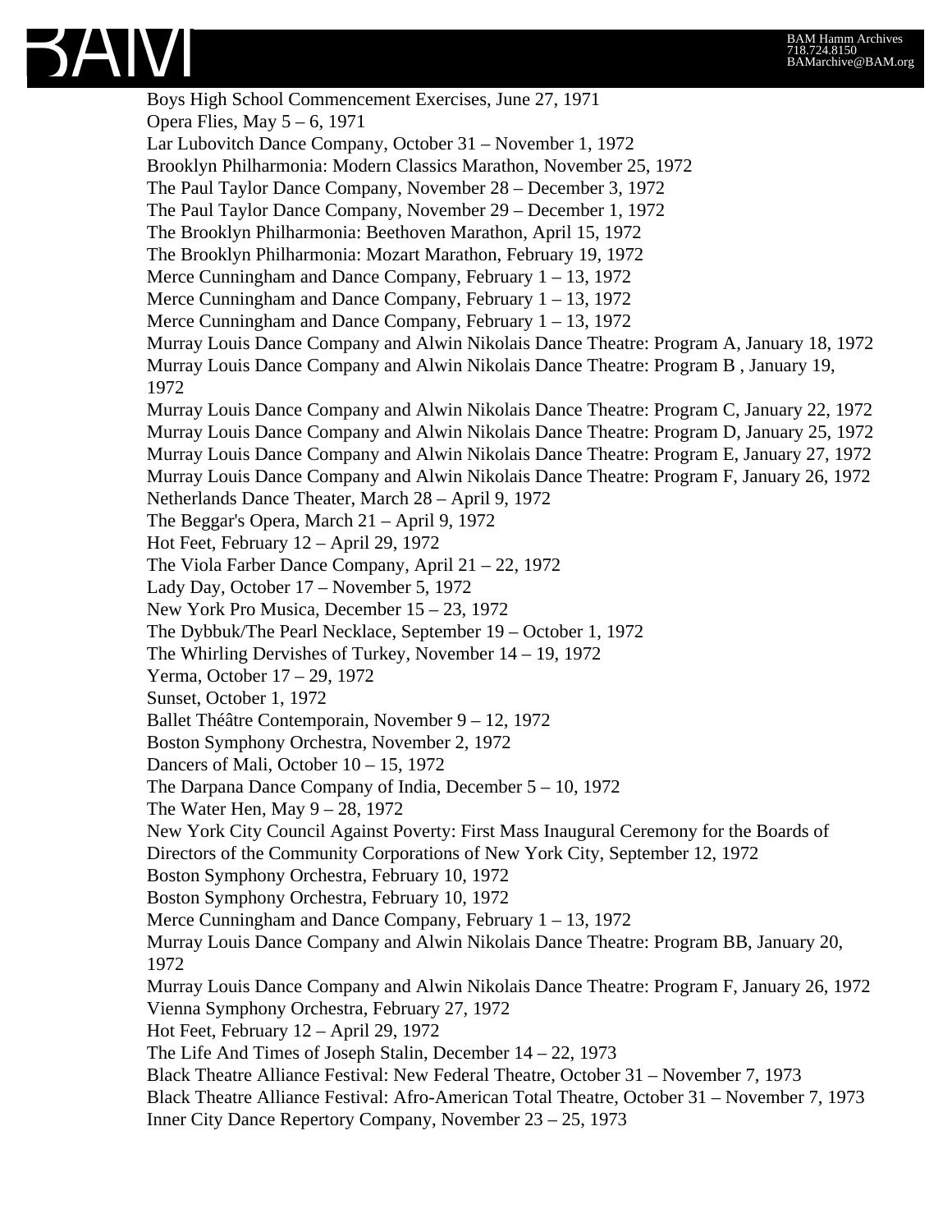Boys High School Commencement Exercises, June 27, 1971
Opera Flies, May 5 – 6, 1971
Lar Lubovitch Dance Company, October 31 – November 1, 1972
Brooklyn Philharmonia: Modern Classics Marathon, November 25, 1972
The Paul Taylor Dance Company, November 28 – December 3, 1972
The Paul Taylor Dance Company, November 29 – December 1, 1972
The Brooklyn Philharmonia: Beethoven Marathon, April 15, 1972
The Brooklyn Philharmonia: Mozart Marathon, February 19, 1972
Merce Cunningham and Dance Company, February 1 – 13, 1972
Merce Cunningham and Dance Company, February 1 – 13, 1972
Merce Cunningham and Dance Company, February 1 – 13, 1972
Murray Louis Dance Company and Alwin Nikolais Dance Theatre: Program A, January 18, 1972
Murray Louis Dance Company and Alwin Nikolais Dance Theatre: Program B , January 19, 1972
Murray Louis Dance Company and Alwin Nikolais Dance Theatre: Program C, January 22, 1972
Murray Louis Dance Company and Alwin Nikolais Dance Theatre: Program D, January 25, 1972
Murray Louis Dance Company and Alwin Nikolais Dance Theatre: Program E, January 27, 1972
Murray Louis Dance Company and Alwin Nikolais Dance Theatre: Program F, January 26, 1972
Netherlands Dance Theater, March 28 – April 9, 1972
The Beggar's Opera, March 21 – April 9, 1972
Hot Feet, February 12 – April 29, 1972
The Viola Farber Dance Company, April 21 – 22, 1972
Lady Day, October 17 – November 5, 1972
New York Pro Musica, December 15 – 23, 1972
The Dybbuk/The Pearl Necklace, September 19 – October 1, 1972
The Whirling Dervishes of Turkey, November 14 – 19, 1972
Yerma, October 17 – 29, 1972
Sunset, October 1, 1972
Ballet Théâtre Contemporain, November 9 – 12, 1972
Boston Symphony Orchestra, November 2, 1972
Dancers of Mali, October 10 – 15, 1972
The Darpana Dance Company of India, December 5 – 10, 1972
The Water Hen, May 9 – 28, 1972
New York City Council Against Poverty: First Mass Inaugural Ceremony for the Boards of Directors of the Community Corporations of New York City, September 12, 1972
Boston Symphony Orchestra, February 10, 1972
Boston Symphony Orchestra, February 10, 1972
Merce Cunningham and Dance Company, February 1 – 13, 1972
Murray Louis Dance Company and Alwin Nikolais Dance Theatre: Program BB, January 20, 1972
Murray Louis Dance Company and Alwin Nikolais Dance Theatre: Program F, January 26, 1972
Vienna Symphony Orchestra, February 27, 1972
Hot Feet, February 12 – April 29, 1972
The Life And Times of Joseph Stalin, December 14 – 22, 1973
Black Theatre Alliance Festival: New Federal Theatre, October 31 – November 7, 1973
Black Theatre Alliance Festival: Afro-American Total Theatre, October 31 – November 7, 1973
Inner City Dance Repertory Company, November 23 – 25, 1973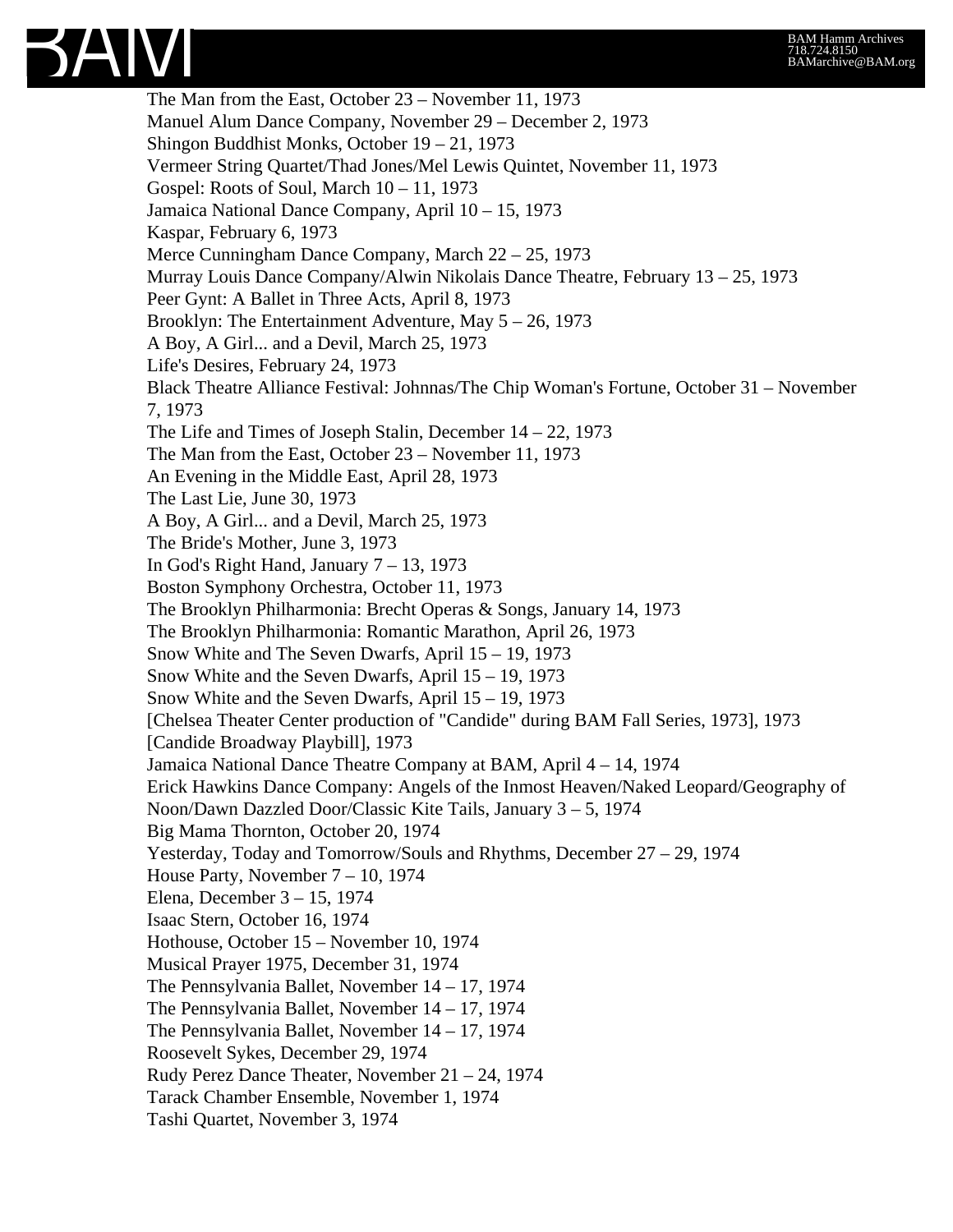The Man from the East, October 23 – November 11, 1973
Manuel Alum Dance Company, November 29 – December 2, 1973
Shingon Buddhist Monks, October 19 – 21, 1973
Vermeer String Quartet/Thad Jones/Mel Lewis Quintet, November 11, 1973
Gospel: Roots of Soul, March 10 – 11, 1973
Jamaica National Dance Company, April 10 – 15, 1973
Kaspar, February 6, 1973
Merce Cunningham Dance Company, March 22 – 25, 1973
Murray Louis Dance Company/Alwin Nikolais Dance Theatre, February 13 – 25, 1973
Peer Gynt: A Ballet in Three Acts, April 8, 1973
Brooklyn: The Entertainment Adventure, May 5 – 26, 1973
A Boy, A Girl... and a Devil, March 25, 1973
Life's Desires, February 24, 1973
Black Theatre Alliance Festival: Johnnas/The Chip Woman's Fortune, October 31 – November 7, 1973
The Life and Times of Joseph Stalin, December 14 – 22, 1973
The Man from the East, October 23 – November 11, 1973
An Evening in the Middle East, April 28, 1973
The Last Lie, June 30, 1973
A Boy, A Girl... and a Devil, March 25, 1973
The Bride's Mother, June 3, 1973
In God's Right Hand, January 7 – 13, 1973
Boston Symphony Orchestra, October 11, 1973
The Brooklyn Philharmonia: Brecht Operas & Songs, January 14, 1973
The Brooklyn Philharmonia: Romantic Marathon, April 26, 1973
Snow White and The Seven Dwarfs, April 15 – 19, 1973
Snow White and the Seven Dwarfs, April 15 – 19, 1973
Snow White and the Seven Dwarfs, April 15 – 19, 1973
[Chelsea Theater Center production of "Candide" during BAM Fall Series, 1973], 1973
[Candide Broadway Playbill], 1973
Jamaica National Dance Theatre Company at BAM, April 4 – 14, 1974
Erick Hawkins Dance Company: Angels of the Inmost Heaven/Naked Leopard/Geography of Noon/Dawn Dazzled Door/Classic Kite Tails, January 3 – 5, 1974
Big Mama Thornton, October 20, 1974
Yesterday, Today and Tomorrow/Souls and Rhythms, December 27 – 29, 1974
House Party, November 7 – 10, 1974
Elena, December 3 – 15, 1974
Isaac Stern, October 16, 1974
Hothouse, October 15 – November 10, 1974
Musical Prayer 1975, December 31, 1974
The Pennsylvania Ballet, November 14 – 17, 1974
The Pennsylvania Ballet, November 14 – 17, 1974
The Pennsylvania Ballet, November 14 – 17, 1974
Roosevelt Sykes, December 29, 1974
Rudy Perez Dance Theater, November 21 – 24, 1974
Tarack Chamber Ensemble, November 1, 1974
Tashi Quartet, November 3, 1974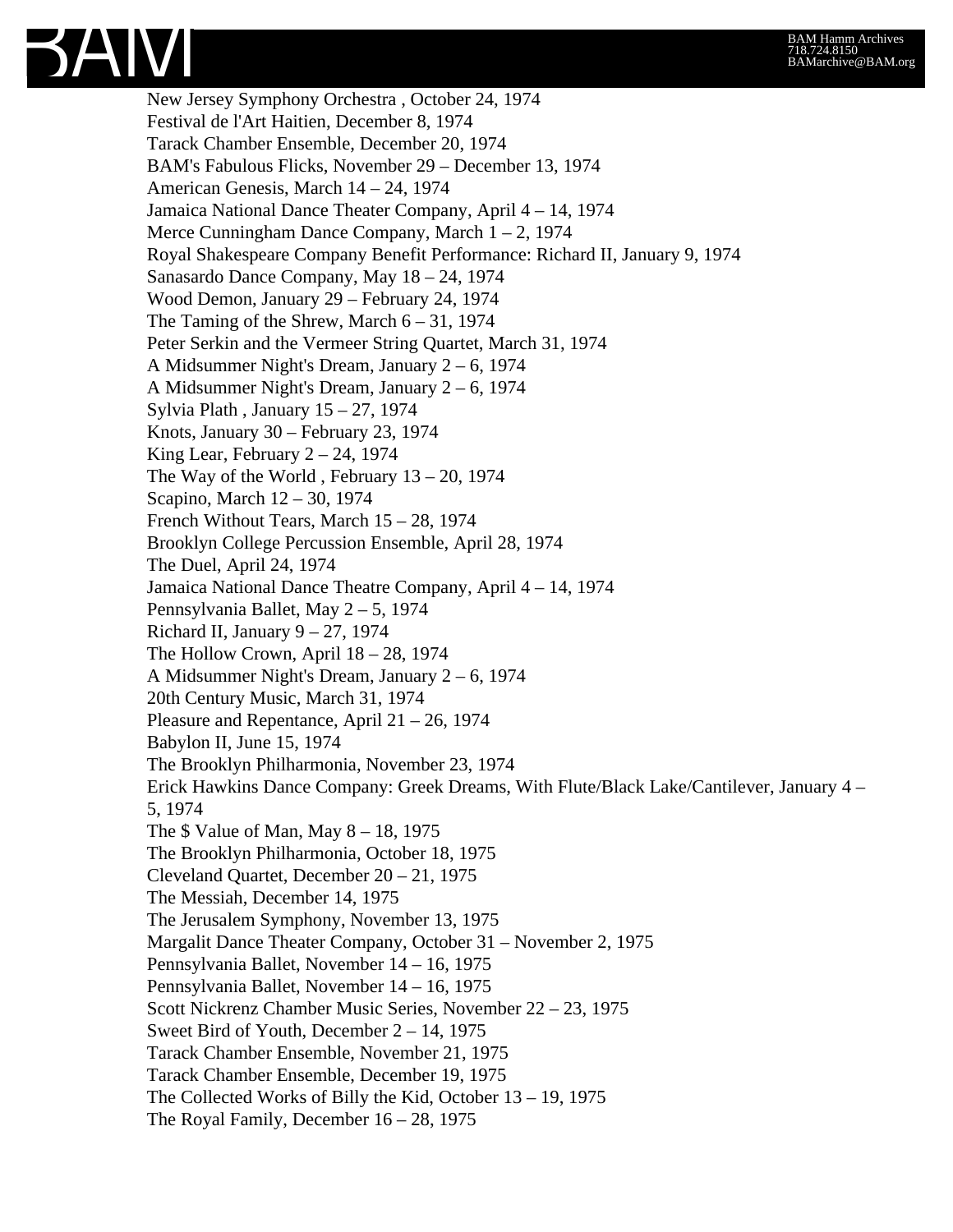New Jersey Symphony Orchestra , October 24, 1974
Festival de l'Art Haitien, December 8, 1974
Tarack Chamber Ensemble, December 20, 1974
BAM's Fabulous Flicks, November 29 – December 13, 1974
American Genesis, March 14 – 24, 1974
Jamaica National Dance Theater Company, April 4 – 14, 1974
Merce Cunningham Dance Company, March 1 – 2, 1974
Royal Shakespeare Company Benefit Performance: Richard II, January 9, 1974
Sanasardo Dance Company, May 18 – 24, 1974
Wood Demon, January 29 – February 24, 1974
The Taming of the Shrew, March 6 – 31, 1974
Peter Serkin and the Vermeer String Quartet, March 31, 1974
A Midsummer Night's Dream, January 2 – 6, 1974
A Midsummer Night's Dream, January 2 – 6, 1974
Sylvia Plath , January 15 – 27, 1974
Knots, January 30 – February 23, 1974
King Lear, February 2 – 24, 1974
The Way of the World , February 13 – 20, 1974
Scapino, March 12 – 30, 1974
French Without Tears, March 15 – 28, 1974
Brooklyn College Percussion Ensemble, April 28, 1974
The Duel, April 24, 1974
Jamaica National Dance Theatre Company, April 4 – 14, 1974
Pennsylvania Ballet, May 2 – 5, 1974
Richard II, January 9 – 27, 1974
The Hollow Crown, April 18 – 28, 1974
A Midsummer Night's Dream, January 2 – 6, 1974
20th Century Music, March 31, 1974
Pleasure and Repentance, April 21 – 26, 1974
Babylon II, June 15, 1974
The Brooklyn Philharmonia, November 23, 1974
Erick Hawkins Dance Company: Greek Dreams, With Flute/Black Lake/Cantilever, January 4 – 5, 1974
The $ Value of Man, May 8 – 18, 1975
The Brooklyn Philharmonia, October 18, 1975
Cleveland Quartet, December 20 – 21, 1975
The Messiah, December 14, 1975
The Jerusalem Symphony, November 13, 1975
Margalit Dance Theater Company, October 31 – November 2, 1975
Pennsylvania Ballet, November 14 – 16, 1975
Pennsylvania Ballet, November 14 – 16, 1975
Scott Nickrenz Chamber Music Series, November 22 – 23, 1975
Sweet Bird of Youth, December 2 – 14, 1975
Tarack Chamber Ensemble, November 21, 1975
Tarack Chamber Ensemble, December 19, 1975
The Collected Works of Billy the Kid, October 13 – 19, 1975
The Royal Family, December 16 – 28, 1975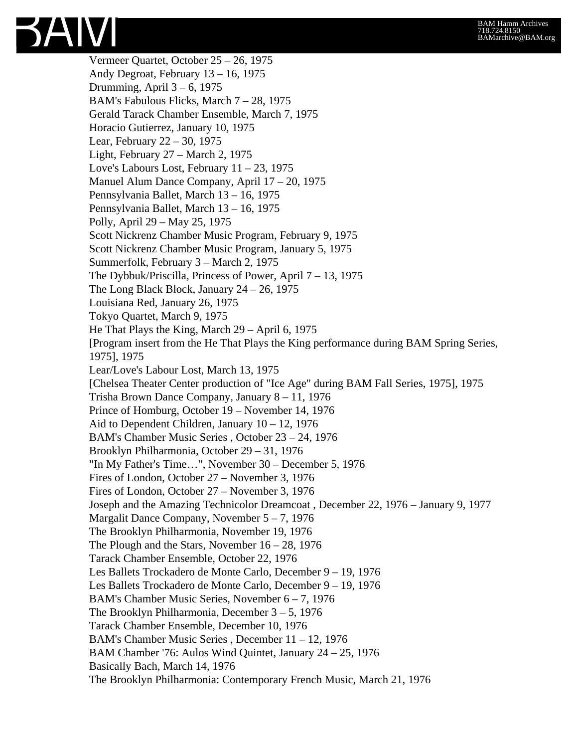Vermeer Quartet, October 25 – 26, 1975
Andy Degroat, February 13 – 16, 1975
Drumming, April 3 – 6, 1975
BAM's Fabulous Flicks, March 7 – 28, 1975
Gerald Tarack Chamber Ensemble, March 7, 1975
Horacio Gutierrez, January 10, 1975
Lear, February 22 – 30, 1975
Light, February 27 – March 2, 1975
Love's Labours Lost, February 11 – 23, 1975
Manuel Alum Dance Company, April 17 – 20, 1975
Pennsylvania Ballet, March 13 – 16, 1975
Pennsylvania Ballet, March 13 – 16, 1975
Polly, April 29 – May 25, 1975
Scott Nickrenz Chamber Music Program, February 9, 1975
Scott Nickrenz Chamber Music Program, January 5, 1975
Summerfolk, February 3 – March 2, 1975
The Dybbuk/Priscilla, Princess of Power, April 7 – 13, 1975
The Long Black Block, January 24 – 26, 1975
Louisiana Red, January 26, 1975
Tokyo Quartet, March 9, 1975
He That Plays the King, March 29 – April 6, 1975
[Program insert from the He That Plays the King performance during BAM Spring Series, 1975], 1975
Lear/Love's Labour Lost, March 13, 1975
[Chelsea Theater Center production of "Ice Age" during BAM Fall Series, 1975], 1975
Trisha Brown Dance Company, January 8 – 11, 1976
Prince of Homburg, October 19 – November 14, 1976
Aid to Dependent Children, January 10 – 12, 1976
BAM's Chamber Music Series , October 23 – 24, 1976
Brooklyn Philharmonia, October 29 – 31, 1976
"In My Father's Time…", November 30 – December 5, 1976
Fires of London, October 27 – November 3, 1976
Fires of London, October 27 – November 3, 1976
Joseph and the Amazing Technicolor Dreamcoat , December 22, 1976 – January 9, 1977
Margalit Dance Company, November 5 – 7, 1976
The Brooklyn Philharmonia, November 19, 1976
The Plough and the Stars, November 16 – 28, 1976
Tarack Chamber Ensemble, October 22, 1976
Les Ballets Trockadero de Monte Carlo, December 9 – 19, 1976
Les Ballets Trockadero de Monte Carlo, December 9 – 19, 1976
BAM's Chamber Music Series, November 6 – 7, 1976
The Brooklyn Philharmonia, December 3 – 5, 1976
Tarack Chamber Ensemble, December 10, 1976
BAM's Chamber Music Series , December 11 – 12, 1976
BAM Chamber '76: Aulos Wind Quintet, January 24 – 25, 1976
Basically Bach, March 14, 1976
The Brooklyn Philharmonia: Contemporary French Music, March 21, 1976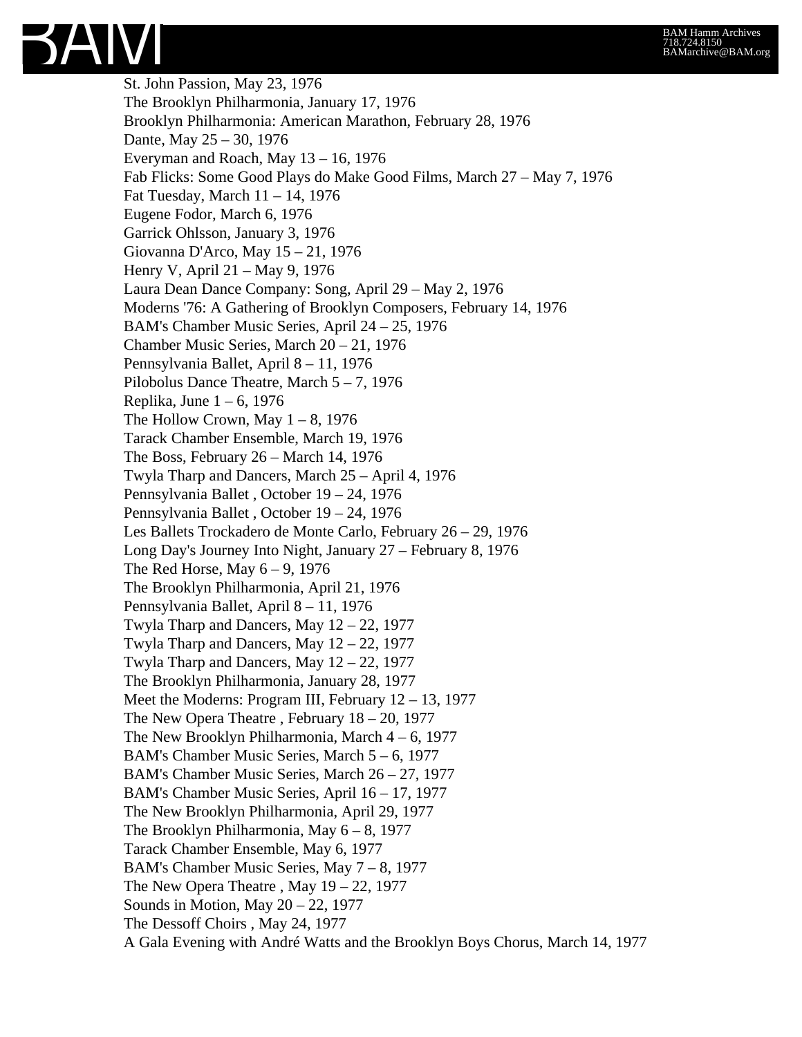St. John Passion, May 23, 1976
The Brooklyn Philharmonia, January 17, 1976
Brooklyn Philharmonia: American Marathon, February 28, 1976
Dante, May 25 – 30, 1976
Everyman and Roach, May 13 – 16, 1976
Fab Flicks: Some Good Plays do Make Good Films, March 27 – May 7, 1976
Fat Tuesday, March 11 – 14, 1976
Eugene Fodor, March 6, 1976
Garrick Ohlsson, January 3, 1976
Giovanna D'Arco, May 15 – 21, 1976
Henry V, April 21 – May 9, 1976
Laura Dean Dance Company: Song, April 29 – May 2, 1976
Moderns '76: A Gathering of Brooklyn Composers, February 14, 1976
BAM's Chamber Music Series, April 24 – 25, 1976
Chamber Music Series, March 20 – 21, 1976
Pennsylvania Ballet, April 8 – 11, 1976
Pilobolus Dance Theatre, March 5 – 7, 1976
Replika, June 1 – 6, 1976
The Hollow Crown, May 1 – 8, 1976
Tarack Chamber Ensemble, March 19, 1976
The Boss, February 26 – March 14, 1976
Twyla Tharp and Dancers, March 25 – April 4, 1976
Pennsylvania Ballet , October 19 – 24, 1976
Pennsylvania Ballet , October 19 – 24, 1976
Les Ballets Trockadero de Monte Carlo, February 26 – 29, 1976
Long Day's Journey Into Night, January 27 – February 8, 1976
The Red Horse, May 6 – 9, 1976
The Brooklyn Philharmonia, April 21, 1976
Pennsylvania Ballet, April 8 – 11, 1976
Twyla Tharp and Dancers, May 12 – 22, 1977
Twyla Tharp and Dancers, May 12 – 22, 1977
Twyla Tharp and Dancers, May 12 – 22, 1977
The Brooklyn Philharmonia, January 28, 1977
Meet the Moderns: Program III, February 12 – 13, 1977
The New Opera Theatre , February 18 – 20, 1977
The New Brooklyn Philharmonia, March 4 – 6, 1977
BAM's Chamber Music Series, March 5 – 6, 1977
BAM's Chamber Music Series, March 26 – 27, 1977
BAM's Chamber Music Series, April 16 – 17, 1977
The New Brooklyn Philharmonia, April 29, 1977
The Brooklyn Philharmonia, May 6 – 8, 1977
Tarack Chamber Ensemble, May 6, 1977
BAM's Chamber Music Series, May 7 – 8, 1977
The New Opera Theatre , May 19 – 22, 1977
Sounds in Motion, May 20 – 22, 1977
The Dessoff Choirs , May 24, 1977
A Gala Evening with André Watts and the Brooklyn Boys Chorus, March 14, 1977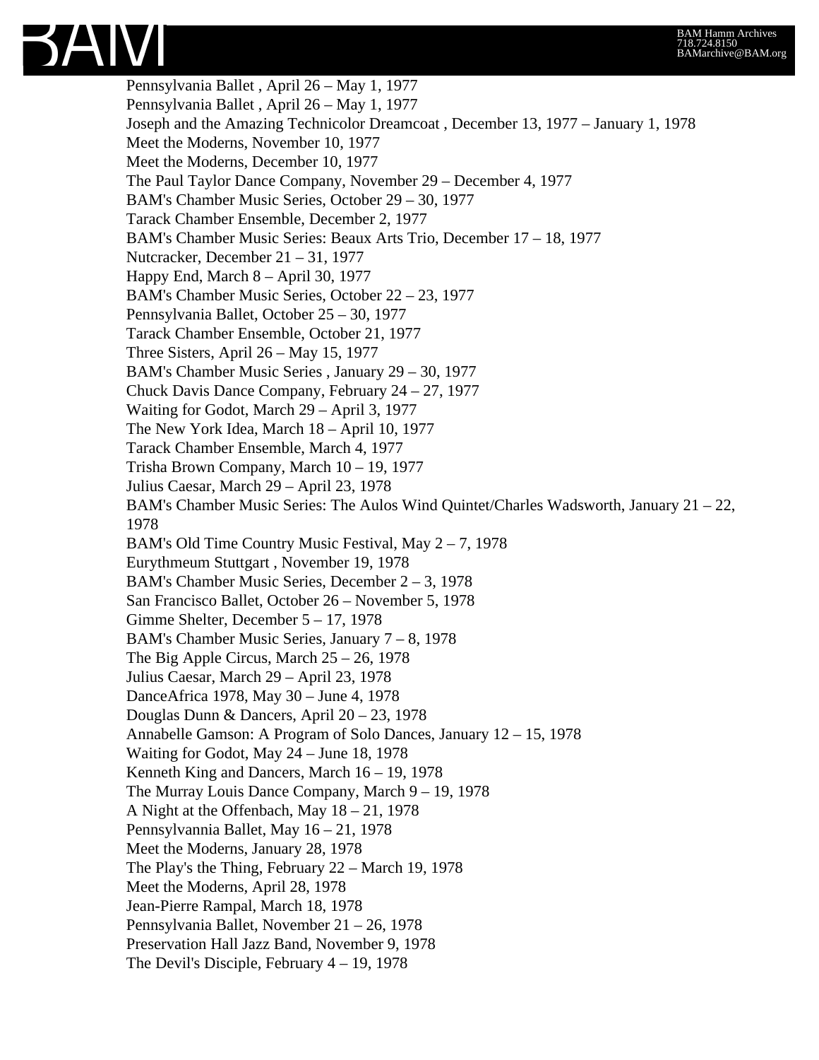Pennsylvania Ballet , April 26 – May 1, 1977
Pennsylvania Ballet , April 26 – May 1, 1977
Joseph and the Amazing Technicolor Dreamcoat , December 13, 1977 – January 1, 1978
Meet the Moderns, November 10, 1977
Meet the Moderns, December 10, 1977
The Paul Taylor Dance Company, November 29 – December 4, 1977
BAM's Chamber Music Series, October 29 – 30, 1977
Tarack Chamber Ensemble, December 2, 1977
BAM's Chamber Music Series: Beaux Arts Trio, December 17 – 18, 1977
Nutcracker, December 21 – 31, 1977
Happy End, March 8 – April 30, 1977
BAM's Chamber Music Series, October 22 – 23, 1977
Pennsylvania Ballet, October 25 – 30, 1977
Tarack Chamber Ensemble, October 21, 1977
Three Sisters, April 26 – May 15, 1977
BAM's Chamber Music Series , January 29 – 30, 1977
Chuck Davis Dance Company, February 24 – 27, 1977
Waiting for Godot, March 29 – April 3, 1977
The New York Idea, March 18 – April 10, 1977
Tarack Chamber Ensemble, March 4, 1977
Trisha Brown Company, March 10 – 19, 1977
Julius Caesar, March 29 – April 23, 1978
BAM's Chamber Music Series: The Aulos Wind Quintet/Charles Wadsworth, January 21 – 22, 1978
BAM's Old Time Country Music Festival, May 2 – 7, 1978
Eurythmeum Stuttgart , November 19, 1978
BAM's Chamber Music Series, December 2 – 3, 1978
San Francisco Ballet, October 26 – November 5, 1978
Gimme Shelter, December 5 – 17, 1978
BAM's Chamber Music Series, January 7 – 8, 1978
The Big Apple Circus, March 25 – 26, 1978
Julius Caesar, March 29 – April 23, 1978
DanceAfrica 1978, May 30 – June 4, 1978
Douglas Dunn & Dancers, April 20 – 23, 1978
Annabelle Gamson: A Program of Solo Dances, January 12 – 15, 1978
Waiting for Godot, May 24 – June 18, 1978
Kenneth King and Dancers, March 16 – 19, 1978
The Murray Louis Dance Company, March 9 – 19, 1978
A Night at the Offenbach, May 18 – 21, 1978
Pennsylvannia Ballet, May 16 – 21, 1978
Meet the Moderns, January 28, 1978
The Play's the Thing, February 22 – March 19, 1978
Meet the Moderns, April 28, 1978
Jean-Pierre Rampal, March 18, 1978
Pennsylvania Ballet, November 21 – 26, 1978
Preservation Hall Jazz Band, November 9, 1978
The Devil's Disciple, February 4 – 19, 1978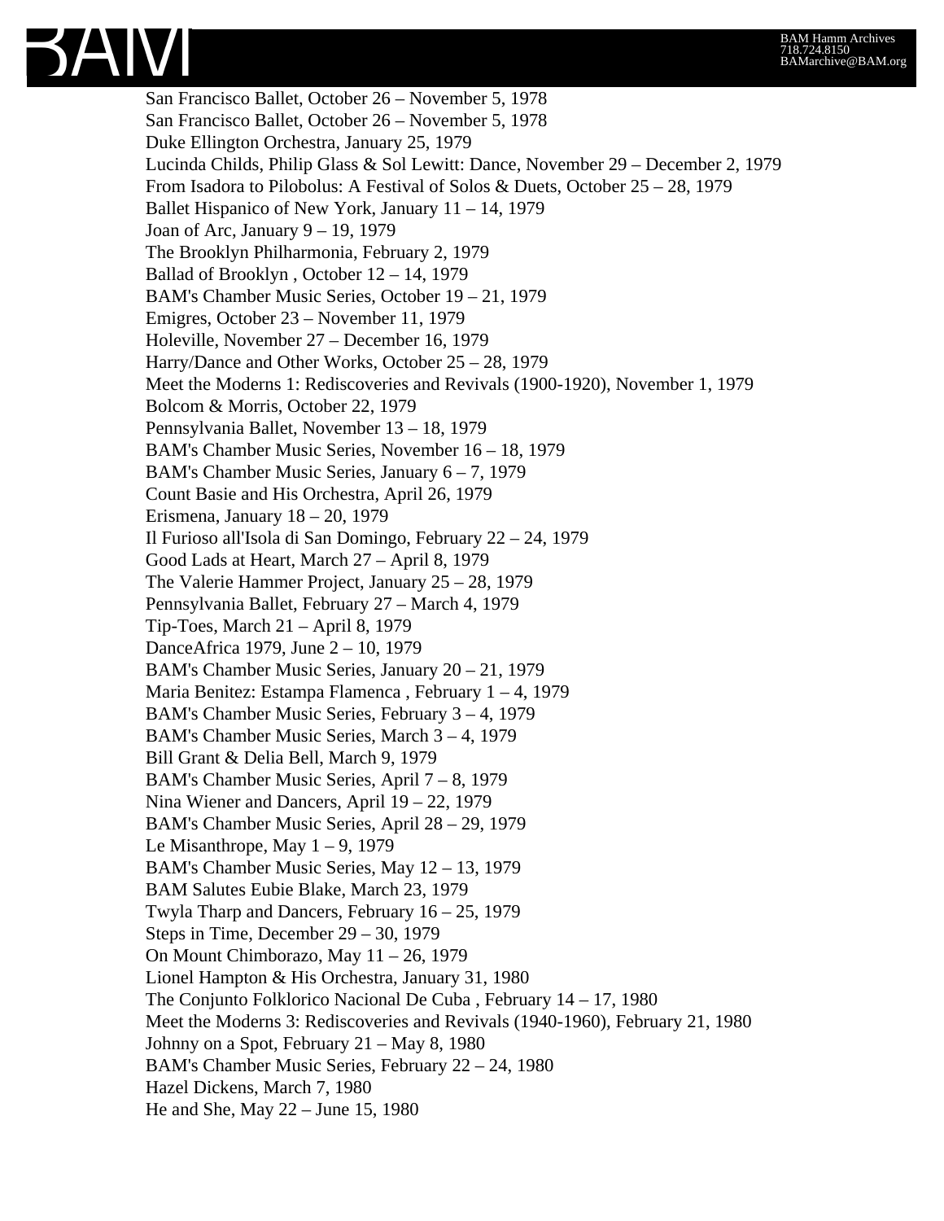San Francisco Ballet, October 26 – November 5, 1978
San Francisco Ballet, October 26 – November 5, 1978
Duke Ellington Orchestra, January 25, 1979
Lucinda Childs, Philip Glass & Sol Lewitt: Dance, November 29 – December 2, 1979
From Isadora to Pilobolus: A Festival of Solos & Duets, October 25 – 28, 1979
Ballet Hispanico of New York, January 11 – 14, 1979
Joan of Arc, January 9 – 19, 1979
The Brooklyn Philharmonia, February 2, 1979
Ballad of Brooklyn , October 12 – 14, 1979
BAM's Chamber Music Series, October 19 – 21, 1979
Emigres, October 23 – November 11, 1979
Holeville, November 27 – December 16, 1979
Harry/Dance and Other Works, October 25 – 28, 1979
Meet the Moderns 1: Rediscoveries and Revivals (1900-1920), November 1, 1979
Bolcom & Morris, October 22, 1979
Pennsylvania Ballet, November 13 – 18, 1979
BAM's Chamber Music Series, November 16 – 18, 1979
BAM's Chamber Music Series, January 6 – 7, 1979
Count Basie and His Orchestra, April 26, 1979
Erismena, January 18 – 20, 1979
Il Furioso all'Isola di San Domingo, February 22 – 24, 1979
Good Lads at Heart, March 27 – April 8, 1979
The Valerie Hammer Project, January 25 – 28, 1979
Pennsylvania Ballet, February 27 – March 4, 1979
Tip-Toes, March 21 – April 8, 1979
DanceAfrica 1979, June 2 – 10, 1979
BAM's Chamber Music Series, January 20 – 21, 1979
Maria Benitez: Estampa Flamenca , February 1 – 4, 1979
BAM's Chamber Music Series, February 3 – 4, 1979
BAM's Chamber Music Series, March 3 – 4, 1979
Bill Grant & Delia Bell, March 9, 1979
BAM's Chamber Music Series, April 7 – 8, 1979
Nina Wiener and Dancers, April 19 – 22, 1979
BAM's Chamber Music Series, April 28 – 29, 1979
Le Misanthrope, May 1 – 9, 1979
BAM's Chamber Music Series, May 12 – 13, 1979
BAM Salutes Eubie Blake, March 23, 1979
Twyla Tharp and Dancers, February 16 – 25, 1979
Steps in Time, December 29 – 30, 1979
On Mount Chimborazo, May 11 – 26, 1979
Lionel Hampton & His Orchestra, January 31, 1980
The Conjunto Folklorico Nacional De Cuba , February 14 – 17, 1980
Meet the Moderns 3: Rediscoveries and Revivals (1940-1960), February 21, 1980
Johnny on a Spot, February 21 – May 8, 1980
BAM's Chamber Music Series, February 22 – 24, 1980
Hazel Dickens, March 7, 1980
He and She, May 22 – June 15, 1980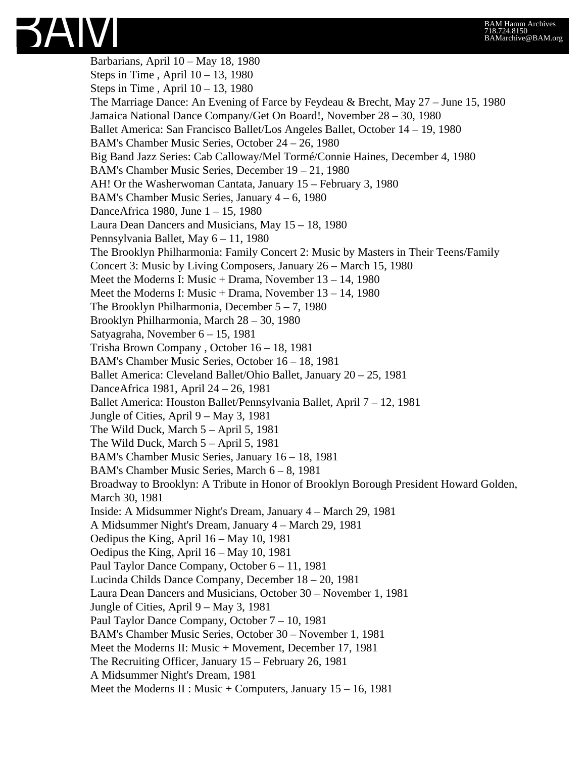Barbarians, April 10 – May 18, 1980
Steps in Time , April 10 – 13, 1980
Steps in Time , April 10 – 13, 1980
The Marriage Dance: An Evening of Farce by Feydeau & Brecht, May 27 – June 15, 1980
Jamaica National Dance Company/Get On Board!, November 28 – 30, 1980
Ballet America: San Francisco Ballet/Los Angeles Ballet, October 14 – 19, 1980
BAM's Chamber Music Series, October 24 – 26, 1980
Big Band Jazz Series: Cab Calloway/Mel Tormé/Connie Haines, December 4, 1980
BAM's Chamber Music Series, December 19 – 21, 1980
AH! Or the Washerwoman Cantata, January 15 – February 3, 1980
BAM's Chamber Music Series, January 4 – 6, 1980
DanceAfrica 1980, June 1 – 15, 1980
Laura Dean Dancers and Musicians, May 15 – 18, 1980
Pennsylvania Ballet, May 6 – 11, 1980
The Brooklyn Philharmonia: Family Concert 2: Music by Masters in Their Teens/Family Concert 3: Music by Living Composers, January 26 – March 15, 1980
Meet the Moderns I: Music + Drama, November 13 – 14, 1980
Meet the Moderns I: Music + Drama, November 13 – 14, 1980
The Brooklyn Philharmonia, December 5 – 7, 1980
Brooklyn Philharmonia, March 28 – 30, 1980
Satyagraha, November 6 – 15, 1981
Trisha Brown Company , October 16 – 18, 1981
BAM's Chamber Music Series, October 16 – 18, 1981
Ballet America: Cleveland Ballet/Ohio Ballet, January 20 – 25, 1981
DanceAfrica 1981, April 24 – 26, 1981
Ballet America: Houston Ballet/Pennsylvania Ballet, April 7 – 12, 1981
Jungle of Cities, April 9 – May 3, 1981
The Wild Duck, March 5 – April 5, 1981
The Wild Duck, March 5 – April 5, 1981
BAM's Chamber Music Series, January 16 – 18, 1981
BAM's Chamber Music Series, March 6 – 8, 1981
Broadway to Brooklyn: A Tribute in Honor of Brooklyn Borough President Howard Golden, March 30, 1981
Inside: A Midsummer Night's Dream, January 4 – March 29, 1981
A Midsummer Night's Dream, January 4 – March 29, 1981
Oedipus the King, April 16 – May 10, 1981
Oedipus the King, April 16 – May 10, 1981
Paul Taylor Dance Company, October 6 – 11, 1981
Lucinda Childs Dance Company, December 18 – 20, 1981
Laura Dean Dancers and Musicians, October 30 – November 1, 1981
Jungle of Cities, April 9 – May 3, 1981
Paul Taylor Dance Company, October 7 – 10, 1981
BAM's Chamber Music Series, October 30 – November 1, 1981
Meet the Moderns II: Music + Movement, December 17, 1981
The Recruiting Officer, January 15 – February 26, 1981
A Midsummer Night's Dream, 1981
Meet the Moderns II : Music + Computers, January 15 – 16, 1981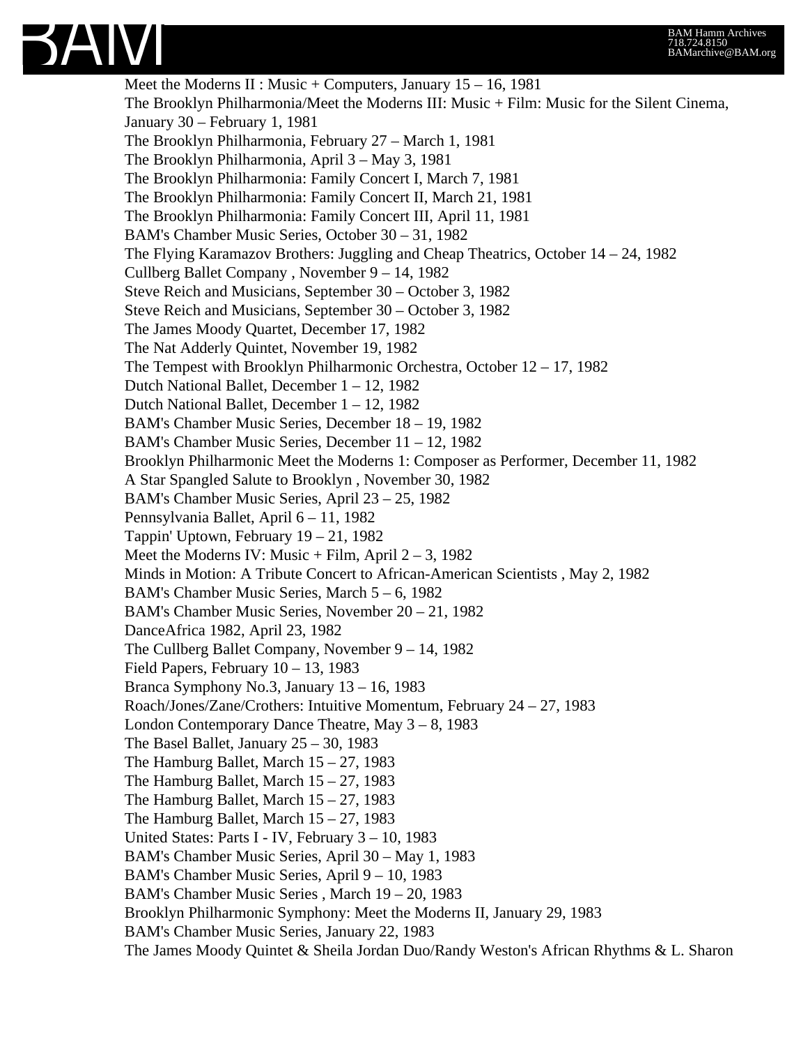Meet the Moderns II : Music + Computers, January 15 – 16, 1981
The Brooklyn Philharmonia/Meet the Moderns III: Music + Film: Music for the Silent Cinema, January 30 – February 1, 1981
The Brooklyn Philharmonia, February 27 – March 1, 1981
The Brooklyn Philharmonia, April 3 – May 3, 1981
The Brooklyn Philharmonia: Family Concert I, March 7, 1981
The Brooklyn Philharmonia: Family Concert II, March 21, 1981
The Brooklyn Philharmonia: Family Concert III, April 11, 1981
BAM's Chamber Music Series, October 30 – 31, 1982
The Flying Karamazov Brothers: Juggling and Cheap Theatrics, October 14 – 24, 1982
Cullberg Ballet Company , November 9 – 14, 1982
Steve Reich and Musicians, September 30 – October 3, 1982
Steve Reich and Musicians, September 30 – October 3, 1982
The James Moody Quartet, December 17, 1982
The Nat Adderly Quintet, November 19, 1982
The Tempest with Brooklyn Philharmonic Orchestra, October 12 – 17, 1982
Dutch National Ballet, December 1 – 12, 1982
Dutch National Ballet, December 1 – 12, 1982
BAM's Chamber Music Series, December 18 – 19, 1982
BAM's Chamber Music Series, December 11 – 12, 1982
Brooklyn Philharmonic Meet the Moderns 1: Composer as Performer, December 11, 1982
A Star Spangled Salute to Brooklyn , November 30, 1982
BAM's Chamber Music Series, April 23 – 25, 1982
Pennsylvania Ballet, April 6 – 11, 1982
Tappin' Uptown, February 19 – 21, 1982
Meet the Moderns IV: Music + Film, April 2 – 3, 1982
Minds in Motion: A Tribute Concert to African-American Scientists , May 2, 1982
BAM's Chamber Music Series, March 5 – 6, 1982
BAM's Chamber Music Series, November 20 – 21, 1982
DanceAfrica 1982, April 23, 1982
The Cullberg Ballet Company, November 9 – 14, 1982
Field Papers, February 10 – 13, 1983
Branca Symphony No.3, January 13 – 16, 1983
Roach/Jones/Zane/Crothers: Intuitive Momentum, February 24 – 27, 1983
London Contemporary Dance Theatre, May 3 – 8, 1983
The Basel Ballet, January 25 – 30, 1983
The Hamburg Ballet, March 15 – 27, 1983
The Hamburg Ballet, March 15 – 27, 1983
The Hamburg Ballet, March 15 – 27, 1983
The Hamburg Ballet, March 15 – 27, 1983
United States: Parts I - IV, February 3 – 10, 1983
BAM's Chamber Music Series, April 30 – May 1, 1983
BAM's Chamber Music Series, April 9 – 10, 1983
BAM's Chamber Music Series , March 19 – 20, 1983
Brooklyn Philharmonic Symphony: Meet the Moderns II, January 29, 1983
BAM's Chamber Music Series, January 22, 1983
The James Moody Quintet & Sheila Jordan Duo/Randy Weston's African Rhythms & L. Sharon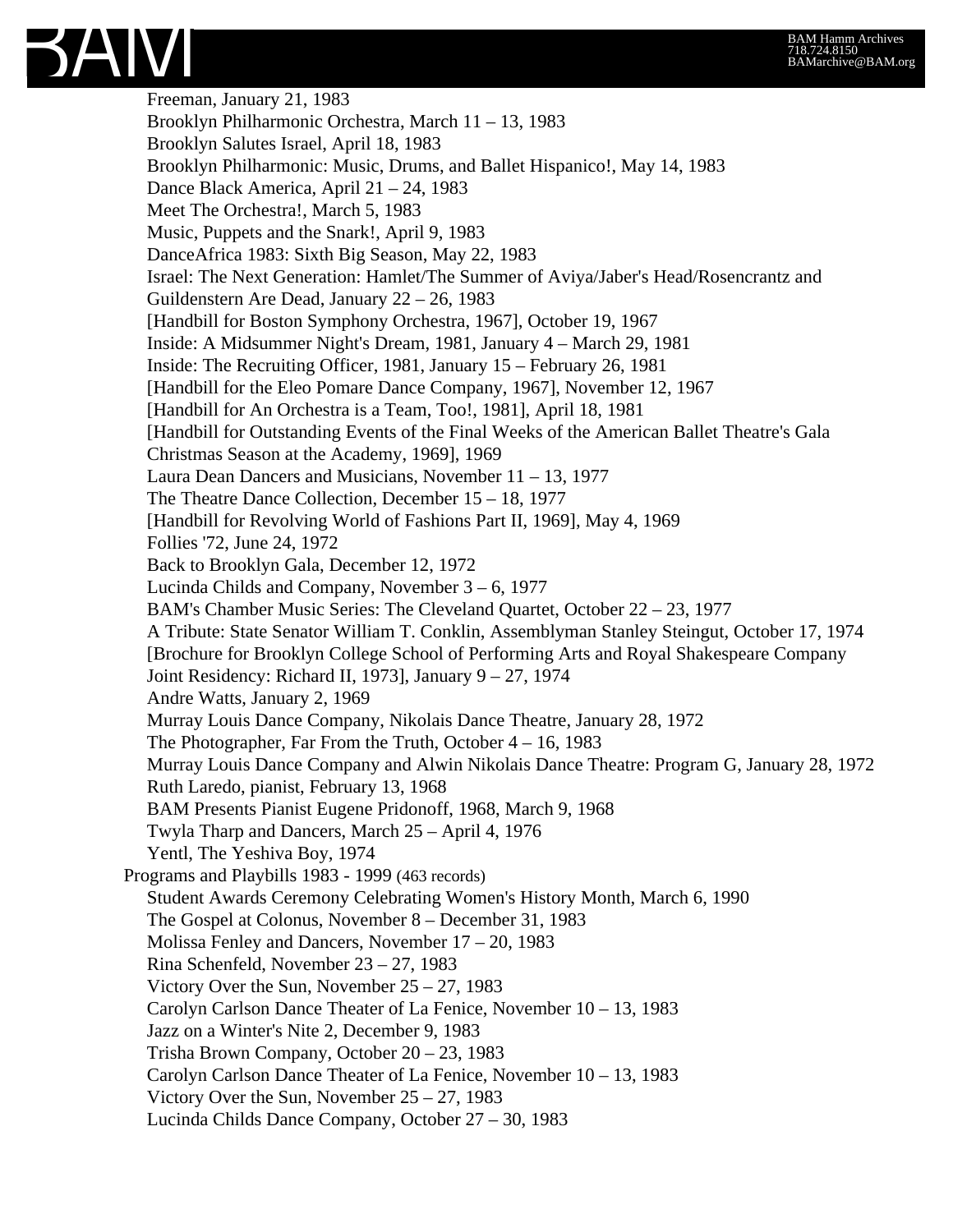- Freeman, January 21, 1983
- Brooklyn Philharmonic Orchestra, March 11 – 13, 1983
- Brooklyn Salutes Israel, April 18, 1983
- Brooklyn Philharmonic: Music, Drums, and Ballet Hispanico!, May 14, 1983
- Dance Black America, April 21 – 24, 1983
- Meet The Orchestra!, March 5, 1983
- Music, Puppets and the Snark!, April 9, 1983
- DanceAfrica 1983: Sixth Big Season, May 22, 1983
- Israel: The Next Generation: Hamlet/The Summer of Aviya/Jaber's Head/Rosencrantz and Guildenstern Are Dead, January 22 – 26, 1983
- [Handbill for Boston Symphony Orchestra, 1967], October 19, 1967
- Inside: A Midsummer Night's Dream, 1981, January 4 – March 29, 1981
- Inside: The Recruiting Officer, 1981, January 15 – February 26, 1981
- [Handbill for the Eleo Pomare Dance Company, 1967], November 12, 1967
- [Handbill for An Orchestra is a Team, Too!, 1981], April 18, 1981
- [Handbill for Outstanding Events of the Final Weeks of the American Ballet Theatre's Gala Christmas Season at the Academy, 1969], 1969
- Laura Dean Dancers and Musicians, November 11 – 13, 1977
- The Theatre Dance Collection, December 15 – 18, 1977
- [Handbill for Revolving World of Fashions Part II, 1969], May 4, 1969
- Follies '72, June 24, 1972
- Back to Brooklyn Gala, December 12, 1972
- Lucinda Childs and Company, November 3 – 6, 1977
- BAM's Chamber Music Series: The Cleveland Quartet, October 22 – 23, 1977
- A Tribute: State Senator William T. Conklin, Assemblyman Stanley Steingut, October 17, 1974
- [Brochure for Brooklyn College School of Performing Arts and Royal Shakespeare Company Joint Residency: Richard II, 1973], January 9 – 27, 1974
- Andre Watts, January 2, 1969
- Murray Louis Dance Company, Nikolais Dance Theatre, January 28, 1972
- The Photographer, Far From the Truth, October 4 – 16, 1983
- Murray Louis Dance Company and Alwin Nikolais Dance Theatre: Program G, January 28, 1972
- Ruth Laredo, pianist, February 13, 1968
- BAM Presents Pianist Eugene Pridonoff, 1968, March 9, 1968
- Twyla Tharp and Dancers, March 25 – April 4, 1976
- Yentl, The Yeshiva Boy, 1974

Programs and Playbills 1983 - 1999 (463 records)

- Student Awards Ceremony Celebrating Women's History Month, March 6, 1990
- The Gospel at Colonus, November 8 – December 31, 1983
- Molissa Fenley and Dancers, November 17 – 20, 1983
- Rina Schenfeld, November 23 – 27, 1983
- Victory Over the Sun, November 25 – 27, 1983
- Carolyn Carlson Dance Theater of La Fenice, November 10 – 13, 1983
- Jazz on a Winter's Nite 2, December 9, 1983
- Trisha Brown Company, October 20 – 23, 1983
- Carolyn Carlson Dance Theater of La Fenice, November 10 – 13, 1983
- Victory Over the Sun, November 25 – 27, 1983
- Lucinda Childs Dance Company, October 27 – 30, 1983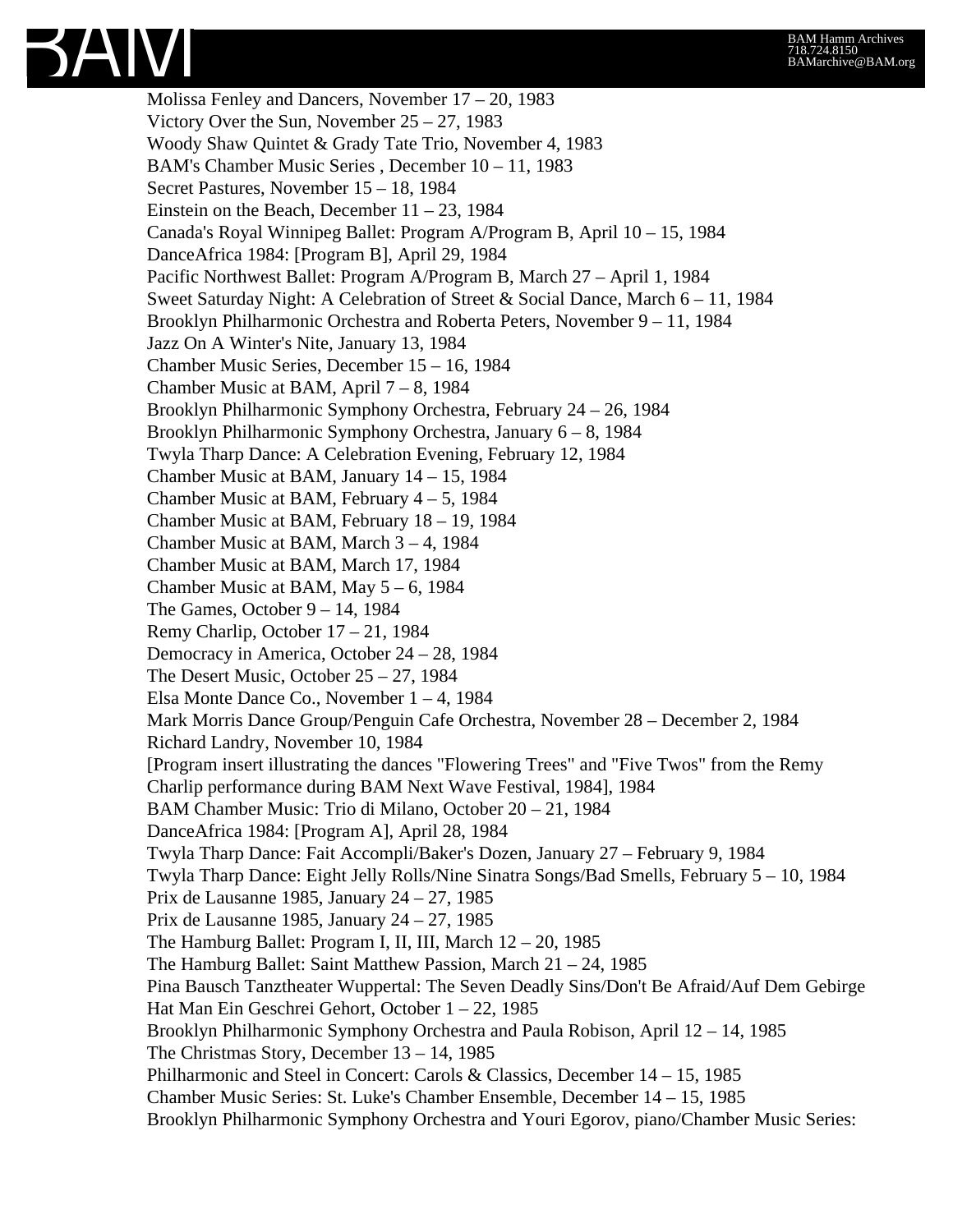Molissa Fenley and Dancers, November 17 – 20, 1983
Victory Over the Sun, November 25 – 27, 1983
Woody Shaw Quintet & Grady Tate Trio, November 4, 1983
BAM's Chamber Music Series , December 10 – 11, 1983
Secret Pastures, November 15 – 18, 1984
Einstein on the Beach, December 11 – 23, 1984
Canada's Royal Winnipeg Ballet: Program A/Program B, April 10 – 15, 1984
DanceAfrica 1984: [Program B], April 29, 1984
Pacific Northwest Ballet: Program A/Program B, March 27 – April 1, 1984
Sweet Saturday Night: A Celebration of Street & Social Dance, March 6 – 11, 1984
Brooklyn Philharmonic Orchestra and Roberta Peters, November 9 – 11, 1984
Jazz On A Winter's Nite, January 13, 1984
Chamber Music Series, December 15 – 16, 1984
Chamber Music at BAM, April 7 – 8, 1984
Brooklyn Philharmonic Symphony Orchestra, February 24 – 26, 1984
Brooklyn Philharmonic Symphony Orchestra, January 6 – 8, 1984
Twyla Tharp Dance: A Celebration Evening, February 12, 1984
Chamber Music at BAM, January 14 – 15, 1984
Chamber Music at BAM, February 4 – 5, 1984
Chamber Music at BAM, February 18 – 19, 1984
Chamber Music at BAM, March 3 – 4, 1984
Chamber Music at BAM, March 17, 1984
Chamber Music at BAM, May 5 – 6, 1984
The Games, October 9 – 14, 1984
Remy Charlip, October 17 – 21, 1984
Democracy in America, October 24 – 28, 1984
The Desert Music, October 25 – 27, 1984
Elsa Monte Dance Co., November 1 – 4, 1984
Mark Morris Dance Group/Penguin Cafe Orchestra, November 28 – December 2, 1984
Richard Landry, November 10, 1984
[Program insert illustrating the dances "Flowering Trees" and "Five Twos" from the Remy Charlip performance during BAM Next Wave Festival, 1984], 1984
BAM Chamber Music: Trio di Milano, October 20 – 21, 1984
DanceAfrica 1984: [Program A], April 28, 1984
Twyla Tharp Dance: Fait Accompli/Baker's Dozen, January 27 – February 9, 1984
Twyla Tharp Dance: Eight Jelly Rolls/Nine Sinatra Songs/Bad Smells, February 5 – 10, 1984
Prix de Lausanne 1985, January 24 – 27, 1985
Prix de Lausanne 1985, January 24 – 27, 1985
The Hamburg Ballet: Program I, II, III, March 12 – 20, 1985
The Hamburg Ballet: Saint Matthew Passion, March 21 – 24, 1985
Pina Bausch Tanztheater Wuppertal: The Seven Deadly Sins/Don't Be Afraid/Auf Dem Gebirge Hat Man Ein Geschrei Gehort, October 1 – 22, 1985
Brooklyn Philharmonic Symphony Orchestra and Paula Robison, April 12 – 14, 1985
The Christmas Story, December 13 – 14, 1985
Philharmonic and Steel in Concert: Carols & Classics, December 14 – 15, 1985
Chamber Music Series: St. Luke's Chamber Ensemble, December 14 – 15, 1985
Brooklyn Philharmonic Symphony Orchestra and Youri Egorov, piano/Chamber Music Series: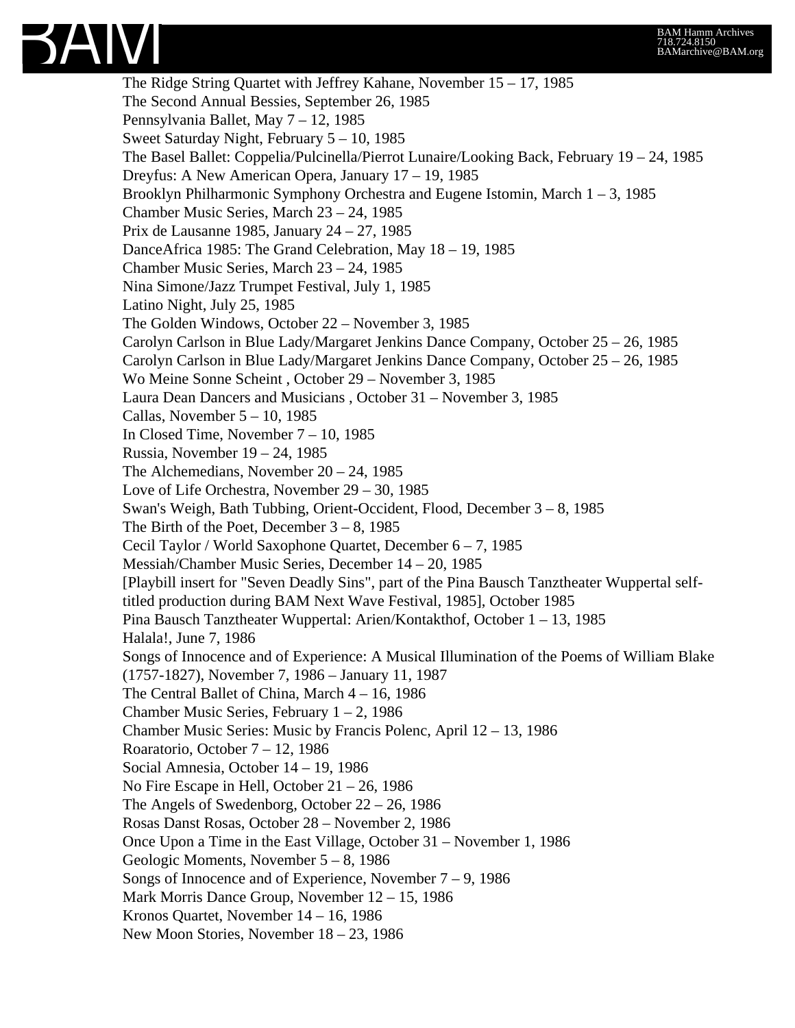The Ridge String Quartet with Jeffrey Kahane, November 15 – 17, 1985
The Second Annual Bessies, September 26, 1985
Pennsylvania Ballet, May 7 – 12, 1985
Sweet Saturday Night, February 5 – 10, 1985
The Basel Ballet: Coppelia/Pulcinella/Pierrot Lunaire/Looking Back, February 19 – 24, 1985
Dreyfus: A New American Opera, January 17 – 19, 1985
Brooklyn Philharmonic Symphony Orchestra and Eugene Istomin, March 1 – 3, 1985
Chamber Music Series, March 23 – 24, 1985
Prix de Lausanne 1985, January 24 – 27, 1985
DanceAfrica 1985: The Grand Celebration, May 18 – 19, 1985
Chamber Music Series, March 23 – 24, 1985
Nina Simone/Jazz Trumpet Festival, July 1, 1985
Latino Night, July 25, 1985
The Golden Windows, October 22 – November 3, 1985
Carolyn Carlson in Blue Lady/Margaret Jenkins Dance Company, October 25 – 26, 1985
Carolyn Carlson in Blue Lady/Margaret Jenkins Dance Company, October 25 – 26, 1985
Wo Meine Sonne Scheint , October 29 – November 3, 1985
Laura Dean Dancers and Musicians , October 31 – November 3, 1985
Callas, November 5 – 10, 1985
In Closed Time, November 7 – 10, 1985
Russia, November 19 – 24, 1985
The Alchemedians, November 20 – 24, 1985
Love of Life Orchestra, November 29 – 30, 1985
Swan's Weigh, Bath Tubbing, Orient-Occident, Flood, December 3 – 8, 1985
The Birth of the Poet, December 3 – 8, 1985
Cecil Taylor / World Saxophone Quartet, December 6 – 7, 1985
Messiah/Chamber Music Series, December 14 – 20, 1985
[Playbill insert for "Seven Deadly Sins", part of the Pina Bausch Tanztheater Wuppertal self-titled production during BAM Next Wave Festival, 1985], October 1985
Pina Bausch Tanztheater Wuppertal: Arien/Kontakthof, October 1 – 13, 1985
Halala!, June 7, 1986
Songs of Innocence and of Experience: A Musical Illumination of the Poems of William Blake (1757-1827), November 7, 1986 – January 11, 1987
The Central Ballet of China, March 4 – 16, 1986
Chamber Music Series, February 1 – 2, 1986
Chamber Music Series: Music by Francis Polenc, April 12 – 13, 1986
Roaratorio, October 7 – 12, 1986
Social Amnesia, October 14 – 19, 1986
No Fire Escape in Hell, October 21 – 26, 1986
The Angels of Swedenborg, October 22 – 26, 1986
Rosas Danst Rosas, October 28 – November 2, 1986
Once Upon a Time in the East Village, October 31 – November 1, 1986
Geologic Moments, November 5 – 8, 1986
Songs of Innocence and of Experience, November 7 – 9, 1986
Mark Morris Dance Group, November 12 – 15, 1986
Kronos Quartet, November 14 – 16, 1986
New Moon Stories, November 18 – 23, 1986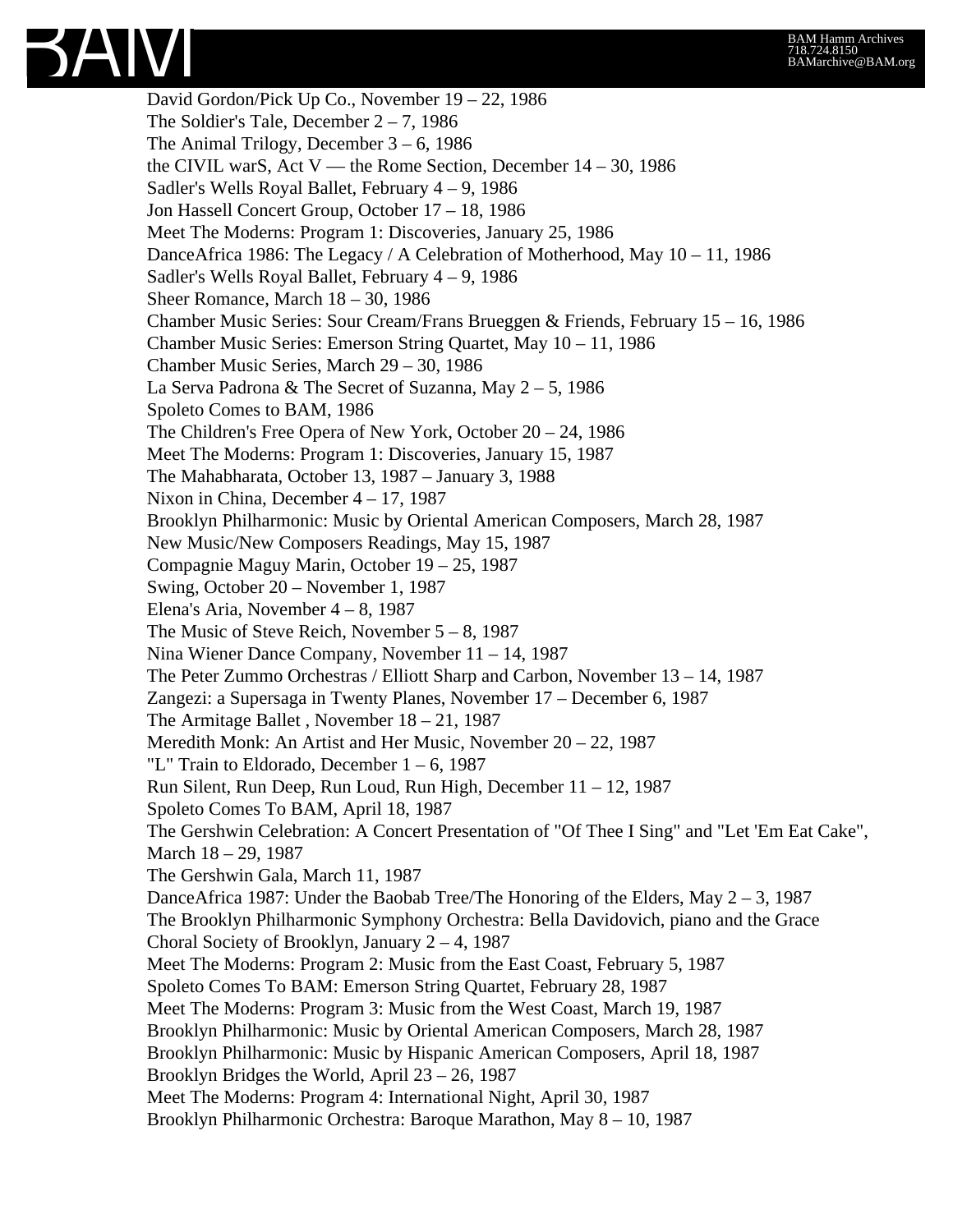David Gordon/Pick Up Co., November 19 – 22, 1986
The Soldier's Tale, December 2 – 7, 1986
The Animal Trilogy, December 3 – 6, 1986
the CIVIL warS, Act V — the Rome Section, December 14 – 30, 1986
Sadler's Wells Royal Ballet, February 4 – 9, 1986
Jon Hassell Concert Group, October 17 – 18, 1986
Meet The Moderns: Program 1: Discoveries, January 25, 1986
DanceAfrica 1986: The Legacy / A Celebration of Motherhood, May 10 – 11, 1986
Sadler's Wells Royal Ballet, February 4 – 9, 1986
Sheer Romance, March 18 – 30, 1986
Chamber Music Series: Sour Cream/Frans Brueggen & Friends, February 15 – 16, 1986
Chamber Music Series: Emerson String Quartet, May 10 – 11, 1986
Chamber Music Series, March 29 – 30, 1986
La Serva Padrona & The Secret of Suzanna, May 2 – 5, 1986
Spoleto Comes to BAM, 1986
The Children's Free Opera of New York, October 20 – 24, 1986
Meet The Moderns: Program 1: Discoveries, January 15, 1987
The Mahabharata, October 13, 1987 – January 3, 1988
Nixon in China, December 4 – 17, 1987
Brooklyn Philharmonic: Music by Oriental American Composers, March 28, 1987
New Music/New Composers Readings, May 15, 1987
Compagnie Maguy Marin, October 19 – 25, 1987
Swing, October 20 – November 1, 1987
Elena's Aria, November 4 – 8, 1987
The Music of Steve Reich, November 5 – 8, 1987
Nina Wiener Dance Company, November 11 – 14, 1987
The Peter Zummo Orchestras / Elliott Sharp and Carbon, November 13 – 14, 1987
Zangezi: a Supersaga in Twenty Planes, November 17 – December 6, 1987
The Armitage Ballet , November 18 – 21, 1987
Meredith Monk: An Artist and Her Music, November 20 – 22, 1987
"L" Train to Eldorado, December 1 – 6, 1987
Run Silent, Run Deep, Run Loud, Run High, December 11 – 12, 1987
Spoleto Comes To BAM, April 18, 1987
The Gershwin Celebration: A Concert Presentation of "Of Thee I Sing" and "Let 'Em Eat Cake", March 18 – 29, 1987
The Gershwin Gala, March 11, 1987
DanceAfrica 1987: Under the Baobab Tree/The Honoring of the Elders, May 2 – 3, 1987
The Brooklyn Philharmonic Symphony Orchestra: Bella Davidovich, piano and the Grace Choral Society of Brooklyn, January 2 – 4, 1987
Meet The Moderns: Program 2: Music from the East Coast, February 5, 1987
Spoleto Comes To BAM: Emerson String Quartet, February 28, 1987
Meet The Moderns: Program 3: Music from the West Coast, March 19, 1987
Brooklyn Philharmonic: Music by Oriental American Composers, March 28, 1987
Brooklyn Philharmonic: Music by Hispanic American Composers, April 18, 1987
Brooklyn Bridges the World, April 23 – 26, 1987
Meet The Moderns: Program 4: International Night, April 30, 1987
Brooklyn Philharmonic Orchestra: Baroque Marathon, May 8 – 10, 1987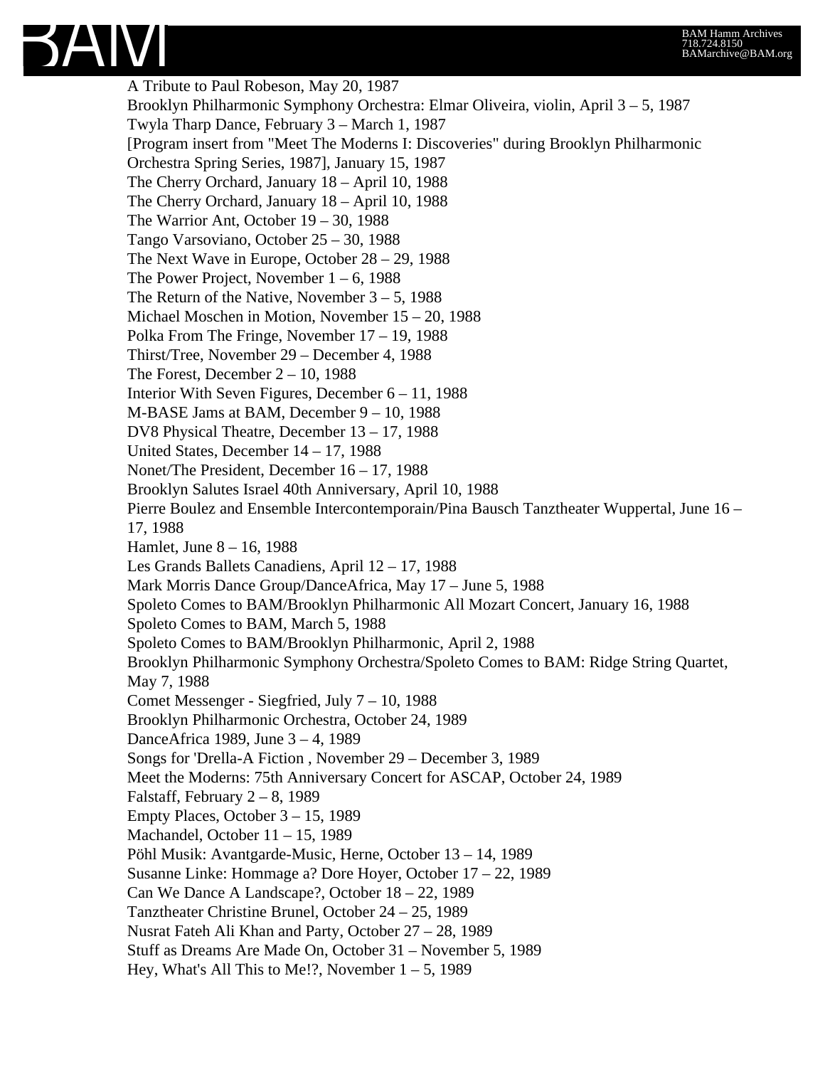A Tribute to Paul Robeson, May 20, 1987
Brooklyn Philharmonic Symphony Orchestra: Elmar Oliveira, violin, April 3 – 5, 1987
Twyla Tharp Dance, February 3 – March 1, 1987
[Program insert from "Meet The Moderns I: Discoveries" during Brooklyn Philharmonic Orchestra Spring Series, 1987], January 15, 1987
The Cherry Orchard, January 18 – April 10, 1988
The Cherry Orchard, January 18 – April 10, 1988
The Warrior Ant, October 19 – 30, 1988
Tango Varsoviano, October 25 – 30, 1988
The Next Wave in Europe, October 28 – 29, 1988
The Power Project, November 1 – 6, 1988
The Return of the Native, November 3 – 5, 1988
Michael Moschen in Motion, November 15 – 20, 1988
Polka From The Fringe, November 17 – 19, 1988
Thirst/Tree, November 29 – December 4, 1988
The Forest, December 2 – 10, 1988
Interior With Seven Figures, December 6 – 11, 1988
M-BASE Jams at BAM, December 9 – 10, 1988
DV8 Physical Theatre, December 13 – 17, 1988
United States, December 14 – 17, 1988
Nonet/The President, December 16 – 17, 1988
Brooklyn Salutes Israel 40th Anniversary, April 10, 1988
Pierre Boulez and Ensemble Intercontemporain/Pina Bausch Tanztheater Wuppertal, June 16 – 17, 1988
Hamlet, June 8 – 16, 1988
Les Grands Ballets Canadiens, April 12 – 17, 1988
Mark Morris Dance Group/DanceAfrica, May 17 – June 5, 1988
Spoleto Comes to BAM/Brooklyn Philharmonic All Mozart Concert, January 16, 1988
Spoleto Comes to BAM, March 5, 1988
Spoleto Comes to BAM/Brooklyn Philharmonic, April 2, 1988
Brooklyn Philharmonic Symphony Orchestra/Spoleto Comes to BAM: Ridge String Quartet, May 7, 1988
Comet Messenger - Siegfried, July 7 – 10, 1988
Brooklyn Philharmonic Orchestra, October 24, 1989
DanceAfrica 1989, June 3 – 4, 1989
Songs for 'Drella-A Fiction , November 29 – December 3, 1989
Meet the Moderns: 75th Anniversary Concert for ASCAP, October 24, 1989
Falstaff, February 2 – 8, 1989
Empty Places, October 3 – 15, 1989
Machandel, October 11 – 15, 1989
Pöhl Musik: Avantgarde-Music, Herne, October 13 – 14, 1989
Susanne Linke: Hommage a? Dore Hoyer, October 17 – 22, 1989
Can We Dance A Landscape?, October 18 – 22, 1989
Tanztheater Christine Brunel, October 24 – 25, 1989
Nusrat Fateh Ali Khan and Party, October 27 – 28, 1989
Stuff as Dreams Are Made On, October 31 – November 5, 1989
Hey, What's All This to Me!?, November 1 – 5, 1989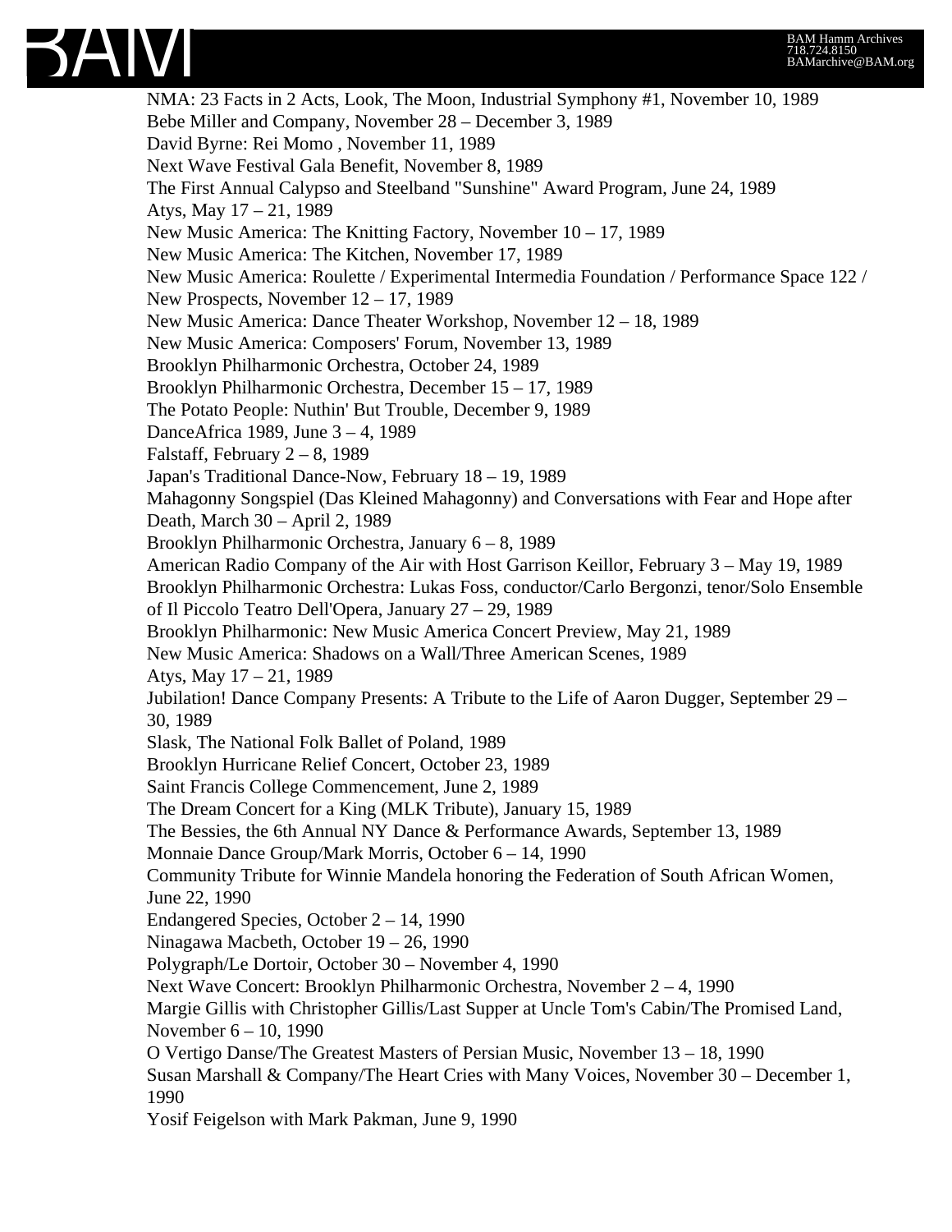NMA: 23 Facts in 2 Acts, Look, The Moon, Industrial Symphony #1, November 10, 1989
Bebe Miller and Company, November 28 – December 3, 1989
David Byrne: Rei Momo , November 11, 1989
Next Wave Festival Gala Benefit, November 8, 1989
The First Annual Calypso and Steelband "Sunshine" Award Program, June 24, 1989
Atys, May 17 – 21, 1989
New Music America: The Knitting Factory, November 10 – 17, 1989
New Music America: The Kitchen, November 17, 1989
New Music America: Roulette / Experimental Intermedia Foundation / Performance Space 122 / New Prospects, November 12 – 17, 1989
New Music America: Dance Theater Workshop, November 12 – 18, 1989
New Music America: Composers' Forum, November 13, 1989
Brooklyn Philharmonic Orchestra, October 24, 1989
Brooklyn Philharmonic Orchestra, December 15 – 17, 1989
The Potato People: Nuthin' But Trouble, December 9, 1989
DanceAfrica 1989, June 3 – 4, 1989
Falstaff, February 2 – 8, 1989
Japan's Traditional Dance-Now, February 18 – 19, 1989
Mahagonny Songspiel (Das Kleined Mahagonny) and Conversations with Fear and Hope after Death, March 30 – April 2, 1989
Brooklyn Philharmonic Orchestra, January 6 – 8, 1989
American Radio Company of the Air with Host Garrison Keillor, February 3 – May 19, 1989
Brooklyn Philharmonic Orchestra: Lukas Foss, conductor/Carlo Bergonzi, tenor/Solo Ensemble of Il Piccolo Teatro Dell'Opera, January 27 – 29, 1989
Brooklyn Philharmonic: New Music America Concert Preview, May 21, 1989
New Music America: Shadows on a Wall/Three American Scenes, 1989
Atys, May 17 – 21, 1989
Jubilation! Dance Company Presents: A Tribute to the Life of Aaron Dugger, September 29 – 30, 1989
Slask, The National Folk Ballet of Poland, 1989
Brooklyn Hurricane Relief Concert, October 23, 1989
Saint Francis College Commencement, June 2, 1989
The Dream Concert for a King (MLK Tribute), January 15, 1989
The Bessies, the 6th Annual NY Dance & Performance Awards, September 13, 1989
Monnaie Dance Group/Mark Morris, October 6 – 14, 1990
Community Tribute for Winnie Mandela honoring the Federation of South African Women, June 22, 1990
Endangered Species, October 2 – 14, 1990
Ninagawa Macbeth, October 19 – 26, 1990
Polygraph/Le Dortoir, October 30 – November 4, 1990
Next Wave Concert: Brooklyn Philharmonic Orchestra, November 2 – 4, 1990
Margie Gillis with Christopher Gillis/Last Supper at Uncle Tom's Cabin/The Promised Land, November 6 – 10, 1990
O Vertigo Danse/The Greatest Masters of Persian Music, November 13 – 18, 1990
Susan Marshall & Company/The Heart Cries with Many Voices, November 30 – December 1, 1990
Yosif Feigelson with Mark Pakman, June 9, 1990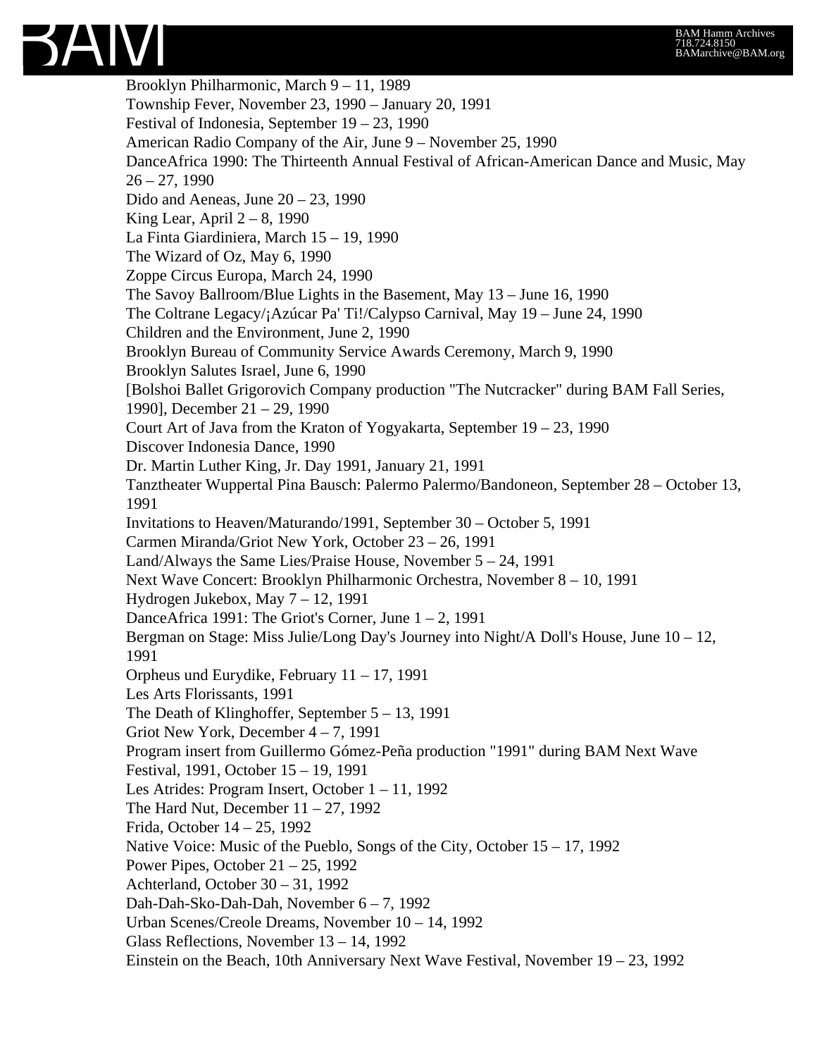Brooklyn Philharmonic, March 9 – 11, 1989
Township Fever, November 23, 1990 – January 20, 1991
Festival of Indonesia, September 19 – 23, 1990
American Radio Company of the Air, June 9 – November 25, 1990
DanceAfrica 1990: The Thirteenth Annual Festival of African-American Dance and Music, May 26 – 27, 1990
Dido and Aeneas, June 20 – 23, 1990
King Lear, April 2 – 8, 1990
La Finta Giardiniera, March 15 – 19, 1990
The Wizard of Oz, May 6, 1990
Zoppe Circus Europa, March 24, 1990
The Savoy Ballroom/Blue Lights in the Basement, May 13 – June 16, 1990
The Coltrane Legacy/¡Azúcar Pa' Ti!/Calypso Carnival, May 19 – June 24, 1990
Children and the Environment, June 2, 1990
Brooklyn Bureau of Community Service Awards Ceremony, March 9, 1990
Brooklyn Salutes Israel, June 6, 1990
[Bolshoi Ballet Grigorovich Company production "The Nutcracker" during BAM Fall Series, 1990], December 21 – 29, 1990
Court Art of Java from the Kraton of Yogyakarta, September 19 – 23, 1990
Discover Indonesia Dance, 1990
Dr. Martin Luther King, Jr. Day 1991, January 21, 1991
Tanztheater Wuppertal Pina Bausch: Palermo Palermo/Bandoneon, September 28 – October 13, 1991
Invitations to Heaven/Maturando/1991, September 30 – October 5, 1991
Carmen Miranda/Griot New York, October 23 – 26, 1991
Land/Always the Same Lies/Praise House, November 5 – 24, 1991
Next Wave Concert: Brooklyn Philharmonic Orchestra, November 8 – 10, 1991
Hydrogen Jukebox, May 7 – 12, 1991
DanceAfrica 1991: The Griot's Corner, June 1 – 2, 1991
Bergman on Stage: Miss Julie/Long Day's Journey into Night/A Doll's House, June 10 – 12, 1991
Orpheus und Eurydike, February 11 – 17, 1991
Les Arts Florissants, 1991
The Death of Klinghoffer, September 5 – 13, 1991
Griot New York, December 4 – 7, 1991
Program insert from Guillermo Gómez-Peña production "1991" during BAM Next Wave Festival, 1991, October 15 – 19, 1991
Les Atrides: Program Insert, October 1 – 11, 1992
The Hard Nut, December 11 – 27, 1992
Frida, October 14 – 25, 1992
Native Voice: Music of the Pueblo, Songs of the City, October 15 – 17, 1992
Power Pipes, October 21 – 25, 1992
Achterland, October 30 – 31, 1992
Dah-Dah-Sko-Dah-Dah, November 6 – 7, 1992
Urban Scenes/Creole Dreams, November 10 – 14, 1992
Glass Reflections, November 13 – 14, 1992
Einstein on the Beach, 10th Anniversary Next Wave Festival, November 19 – 23, 1992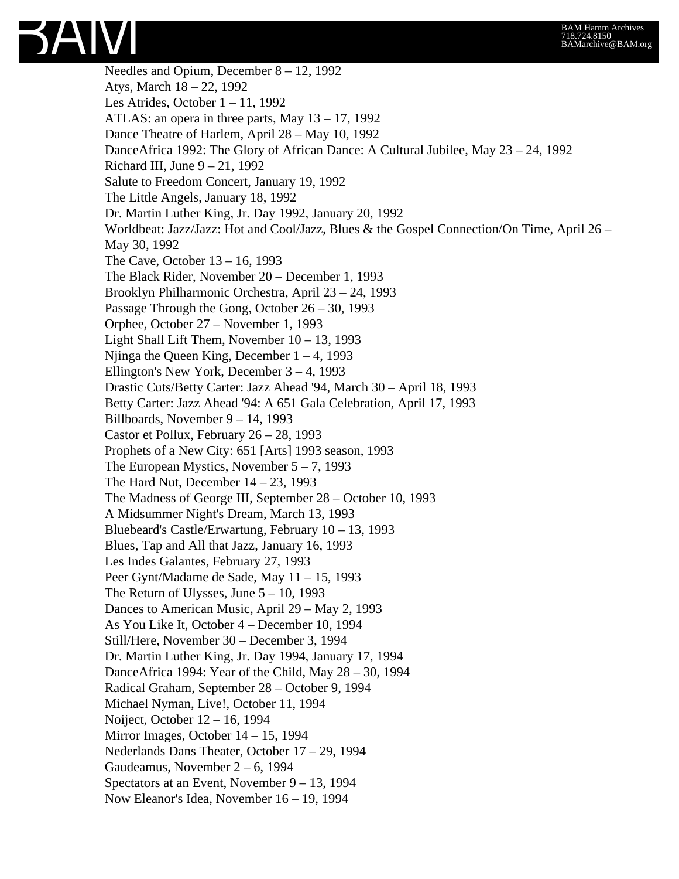Needles and Opium, December 8 – 12, 1992
Atys, March 18 – 22, 1992
Les Atrides, October 1 – 11, 1992
ATLAS: an opera in three parts, May 13 – 17, 1992
Dance Theatre of Harlem, April 28 – May 10, 1992
DanceAfrica 1992: The Glory of African Dance: A Cultural Jubilee, May 23 – 24, 1992
Richard III, June 9 – 21, 1992
Salute to Freedom Concert, January 19, 1992
The Little Angels, January 18, 1992
Dr. Martin Luther King, Jr. Day 1992, January 20, 1992
Worldbeat: Jazz/Jazz: Hot and Cool/Jazz, Blues & the Gospel Connection/On Time, April 26 – May 30, 1992
The Cave, October 13 – 16, 1993
The Black Rider, November 20 – December 1, 1993
Brooklyn Philharmonic Orchestra, April 23 – 24, 1993
Passage Through the Gong, October 26 – 30, 1993
Orphee, October 27 – November 1, 1993
Light Shall Lift Them, November 10 – 13, 1993
Njinga the Queen King, December 1 – 4, 1993
Ellington's New York, December 3 – 4, 1993
Drastic Cuts/Betty Carter: Jazz Ahead '94, March 30 – April 18, 1993
Betty Carter: Jazz Ahead '94: A 651 Gala Celebration, April 17, 1993
Billboards, November 9 – 14, 1993
Castor et Pollux, February 26 – 28, 1993
Prophets of a New City: 651 [Arts] 1993 season, 1993
The European Mystics, November 5 – 7, 1993
The Hard Nut, December 14 – 23, 1993
The Madness of George III, September 28 – October 10, 1993
A Midsummer Night's Dream, March 13, 1993
Bluebeard's Castle/Erwartung, February 10 – 13, 1993
Blues, Tap and All that Jazz, January 16, 1993
Les Indes Galantes, February 27, 1993
Peer Gynt/Madame de Sade, May 11 – 15, 1993
The Return of Ulysses, June 5 – 10, 1993
Dances to American Music, April 29 – May 2, 1993
As You Like It, October 4 – December 10, 1994
Still/Here, November 30 – December 3, 1994
Dr. Martin Luther King, Jr. Day 1994, January 17, 1994
DanceAfrica 1994: Year of the Child, May 28 – 30, 1994
Radical Graham, September 28 – October 9, 1994
Michael Nyman, Live!, October 11, 1994
Noiject, October 12 – 16, 1994
Mirror Images, October 14 – 15, 1994
Nederlands Dans Theater, October 17 – 29, 1994
Gaudeamus, November 2 – 6, 1994
Spectators at an Event, November 9 – 13, 1994
Now Eleanor's Idea, November 16 – 19, 1994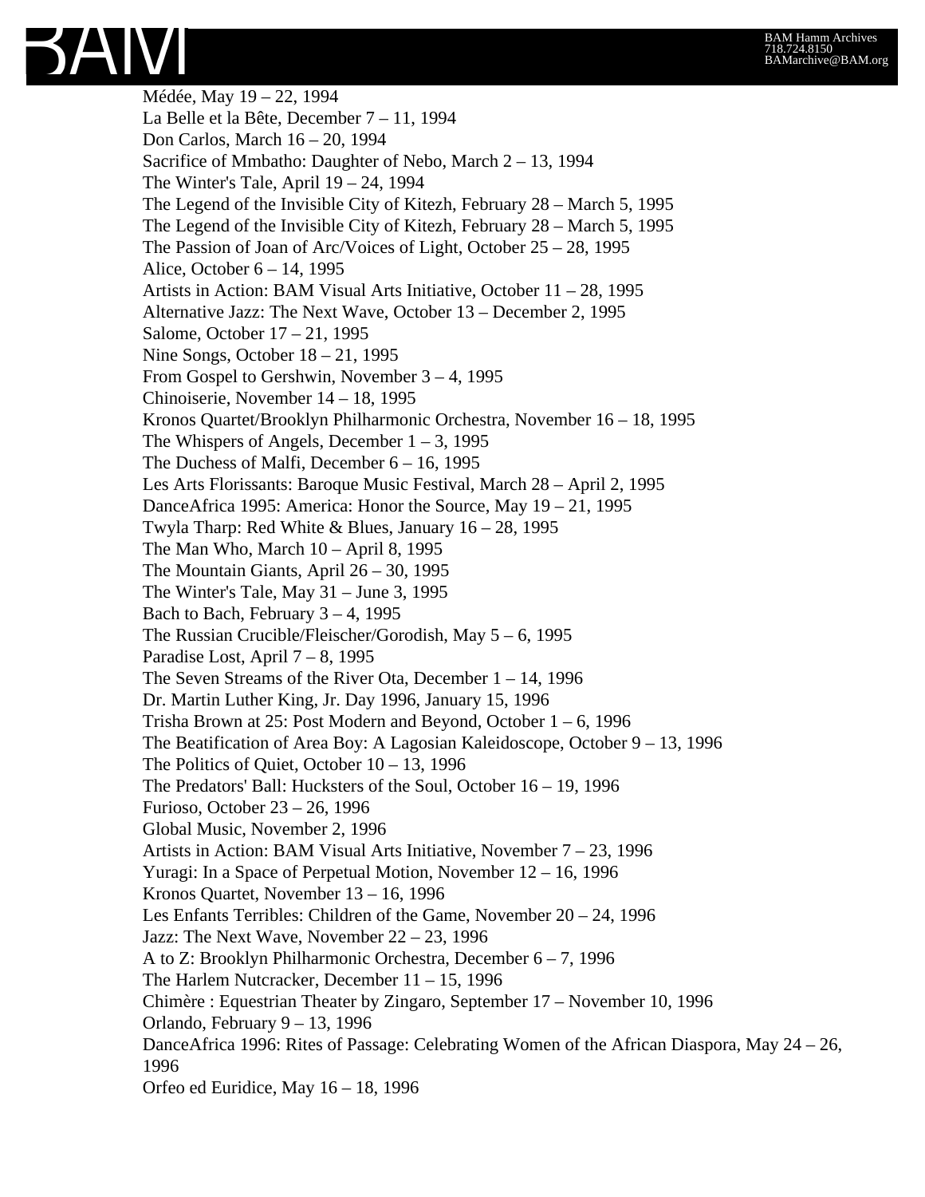Médée, May 19 – 22, 1994
La Belle et la Bête, December 7 – 11, 1994
Don Carlos, March 16 – 20, 1994
Sacrifice of Mmbatho: Daughter of Nebo, March 2 – 13, 1994
The Winter's Tale, April 19 – 24, 1994
The Legend of the Invisible City of Kitezh, February 28 – March 5, 1995
The Legend of the Invisible City of Kitezh, February 28 – March 5, 1995
The Passion of Joan of Arc/Voices of Light, October 25 – 28, 1995
Alice, October 6 – 14, 1995
Artists in Action: BAM Visual Arts Initiative, October 11 – 28, 1995
Alternative Jazz: The Next Wave, October 13 – December 2, 1995
Salome, October 17 – 21, 1995
Nine Songs, October 18 – 21, 1995
From Gospel to Gershwin, November 3 – 4, 1995
Chinoiserie, November 14 – 18, 1995
Kronos Quartet/Brooklyn Philharmonic Orchestra, November 16 – 18, 1995
The Whispers of Angels, December 1 – 3, 1995
The Duchess of Malfi, December 6 – 16, 1995
Les Arts Florissants: Baroque Music Festival, March 28 – April 2, 1995
DanceAfrica 1995: America: Honor the Source, May 19 – 21, 1995
Twyla Tharp: Red White & Blues, January 16 – 28, 1995
The Man Who, March 10 – April 8, 1995
The Mountain Giants, April 26 – 30, 1995
The Winter's Tale, May 31 – June 3, 1995
Bach to Bach, February 3 – 4, 1995
The Russian Crucible/Fleischer/Gorodish, May 5 – 6, 1995
Paradise Lost, April 7 – 8, 1995
The Seven Streams of the River Ota, December 1 – 14, 1996
Dr. Martin Luther King, Jr. Day 1996, January 15, 1996
Trisha Brown at 25: Post Modern and Beyond, October 1 – 6, 1996
The Beatification of Area Boy: A Lagosian Kaleidoscope, October 9 – 13, 1996
The Politics of Quiet, October 10 – 13, 1996
The Predators' Ball: Hucksters of the Soul, October 16 – 19, 1996
Furioso, October 23 – 26, 1996
Global Music, November 2, 1996
Artists in Action: BAM Visual Arts Initiative, November 7 – 23, 1996
Yuragi: In a Space of Perpetual Motion, November 12 – 16, 1996
Kronos Quartet, November 13 – 16, 1996
Les Enfants Terribles: Children of the Game, November 20 – 24, 1996
Jazz: The Next Wave, November 22 – 23, 1996
A to Z: Brooklyn Philharmonic Orchestra, December 6 – 7, 1996
The Harlem Nutcracker, December 11 – 15, 1996
Chimère : Equestrian Theater by Zingaro, September 17 – November 10, 1996
Orlando, February 9 – 13, 1996
DanceAfrica 1996: Rites of Passage: Celebrating Women of the African Diaspora, May 24 – 26, 1996
Orfeo ed Euridice, May 16 – 18, 1996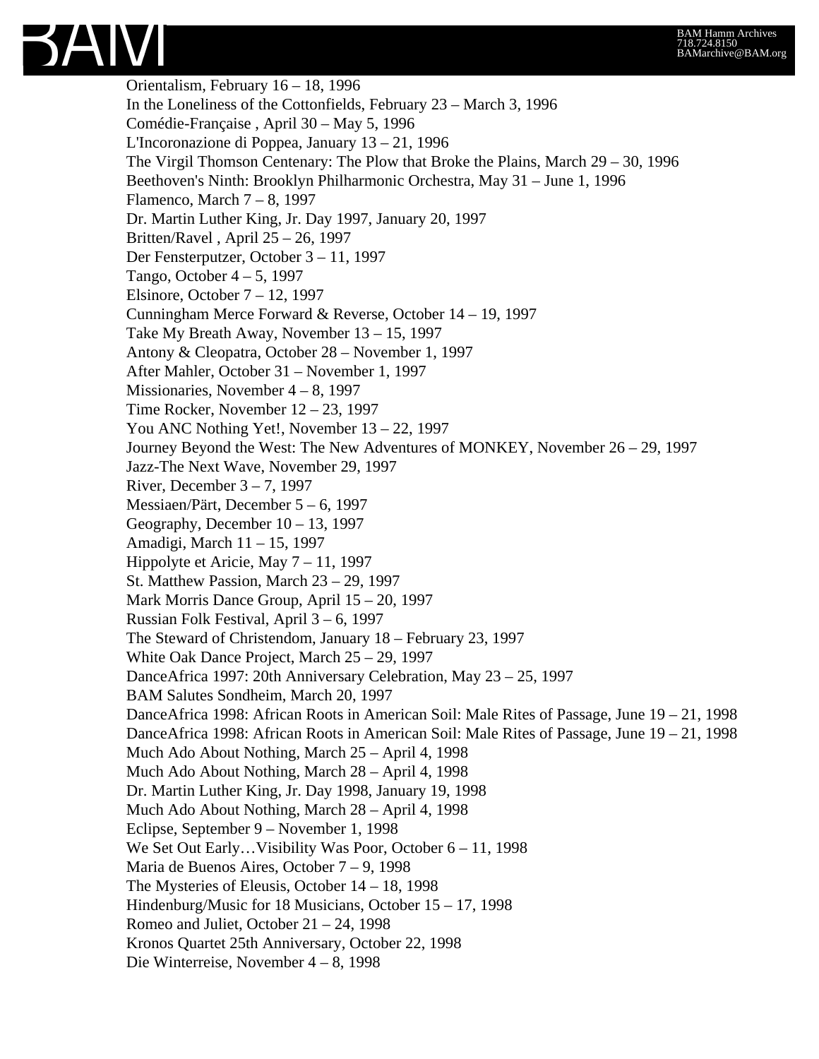Orientalism, February 16 – 18, 1996
In the Loneliness of the Cottonfields, February 23 – March 3, 1996
Comédie-Française , April 30 – May 5, 1996
L'Incoronazione di Poppea, January 13 – 21, 1996
The Virgil Thomson Centenary: The Plow that Broke the Plains, March 29 – 30, 1996
Beethoven's Ninth: Brooklyn Philharmonic Orchestra, May 31 – June 1, 1996
Flamenco, March 7 – 8, 1997
Dr. Martin Luther King, Jr. Day 1997, January 20, 1997
Britten/Ravel , April 25 – 26, 1997
Der Fensterputzer, October 3 – 11, 1997
Tango, October 4 – 5, 1997
Elsinore, October 7 – 12, 1997
Cunningham Merce Forward & Reverse, October 14 – 19, 1997
Take My Breath Away, November 13 – 15, 1997
Antony & Cleopatra, October 28 – November 1, 1997
After Mahler, October 31 – November 1, 1997
Missionaries, November 4 – 8, 1997
Time Rocker, November 12 – 23, 1997
You ANC Nothing Yet!, November 13 – 22, 1997
Journey Beyond the West: The New Adventures of MONKEY, November 26 – 29, 1997
Jazz-The Next Wave, November 29, 1997
River, December 3 – 7, 1997
Messiaen/Pärt, December 5 – 6, 1997
Geography, December 10 – 13, 1997
Amadigi, March 11 – 15, 1997
Hippolyte et Aricie, May 7 – 11, 1997
St. Matthew Passion, March 23 – 29, 1997
Mark Morris Dance Group, April 15 – 20, 1997
Russian Folk Festival, April 3 – 6, 1997
The Steward of Christendom, January 18 – February 23, 1997
White Oak Dance Project, March 25 – 29, 1997
DanceAfrica 1997: 20th Anniversary Celebration, May 23 – 25, 1997
BAM Salutes Sondheim, March 20, 1997
DanceAfrica 1998: African Roots in American Soil: Male Rites of Passage, June 19 – 21, 1998
DanceAfrica 1998: African Roots in American Soil: Male Rites of Passage, June 19 – 21, 1998
Much Ado About Nothing, March 25 – April 4, 1998
Much Ado About Nothing, March 28 – April 4, 1998
Dr. Martin Luther King, Jr. Day 1998, January 19, 1998
Much Ado About Nothing, March 28 – April 4, 1998
Eclipse, September 9 – November 1, 1998
We Set Out Early…Visibility Was Poor, October 6 – 11, 1998
Maria de Buenos Aires, October 7 – 9, 1998
The Mysteries of Eleusis, October 14 – 18, 1998
Hindenburg/Music for 18 Musicians, October 15 – 17, 1998
Romeo and Juliet, October 21 – 24, 1998
Kronos Quartet 25th Anniversary, October 22, 1998
Die Winterreise, November 4 – 8, 1998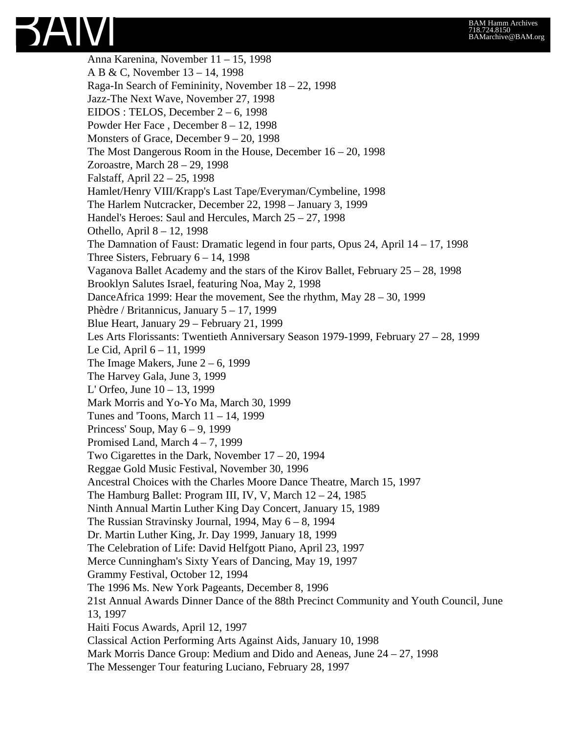Anna Karenina, November 11 – 15, 1998
A B & C, November 13 – 14, 1998
Raga-In Search of Femininity, November 18 – 22, 1998
Jazz-The Next Wave, November 27, 1998
EIDOS : TELOS, December 2 – 6, 1998
Powder Her Face , December 8 – 12, 1998
Monsters of Grace, December 9 – 20, 1998
The Most Dangerous Room in the House, December 16 – 20, 1998
Zoroastre, March 28 – 29, 1998
Falstaff, April 22 – 25, 1998
Hamlet/Henry VIII/Krapp's Last Tape/Everyman/Cymbeline, 1998
The Harlem Nutcracker, December 22, 1998 – January 3, 1999
Handel's Heroes: Saul and Hercules, March 25 – 27, 1998
Othello, April 8 – 12, 1998
The Damnation of Faust: Dramatic legend in four parts, Opus 24, April 14 – 17, 1998
Three Sisters, February 6 – 14, 1998
Vaganova Ballet Academy and the stars of the Kirov Ballet, February 25 – 28, 1998
Brooklyn Salutes Israel, featuring Noa, May 2, 1998
DanceAfrica 1999: Hear the movement, See the rhythm, May 28 – 30, 1999
Phèdre / Britannicus, January 5 – 17, 1999
Blue Heart, January 29 – February 21, 1999
Les Arts Florissants: Twentieth Anniversary Season 1979-1999, February 27 – 28, 1999
Le Cid, April 6 – 11, 1999
The Image Makers, June 2 – 6, 1999
The Harvey Gala, June 3, 1999
L' Orfeo, June 10 – 13, 1999
Mark Morris and Yo-Yo Ma, March 30, 1999
Tunes and 'Toons, March 11 – 14, 1999
Princess' Soup, May 6 – 9, 1999
Promised Land, March 4 – 7, 1999
Two Cigarettes in the Dark, November 17 – 20, 1994
Reggae Gold Music Festival, November 30, 1996
Ancestral Choices with the Charles Moore Dance Theatre, March 15, 1997
The Hamburg Ballet: Program III, IV, V, March 12 – 24, 1985
Ninth Annual Martin Luther King Day Concert, January 15, 1989
The Russian Stravinsky Journal, 1994, May 6 – 8, 1994
Dr. Martin Luther King, Jr. Day 1999, January 18, 1999
The Celebration of Life: David Helfgott Piano, April 23, 1997
Merce Cunningham's Sixty Years of Dancing, May 19, 1997
Grammy Festival, October 12, 1994
The 1996 Ms. New York Pageants, December 8, 1996
21st Annual Awards Dinner Dance of the 88th Precinct Community and Youth Council, June 13, 1997
Haiti Focus Awards, April 12, 1997
Classical Action Performing Arts Against Aids, January 10, 1998
Mark Morris Dance Group: Medium and Dido and Aeneas, June 24 – 27, 1998
The Messenger Tour featuring Luciano, February 28, 1997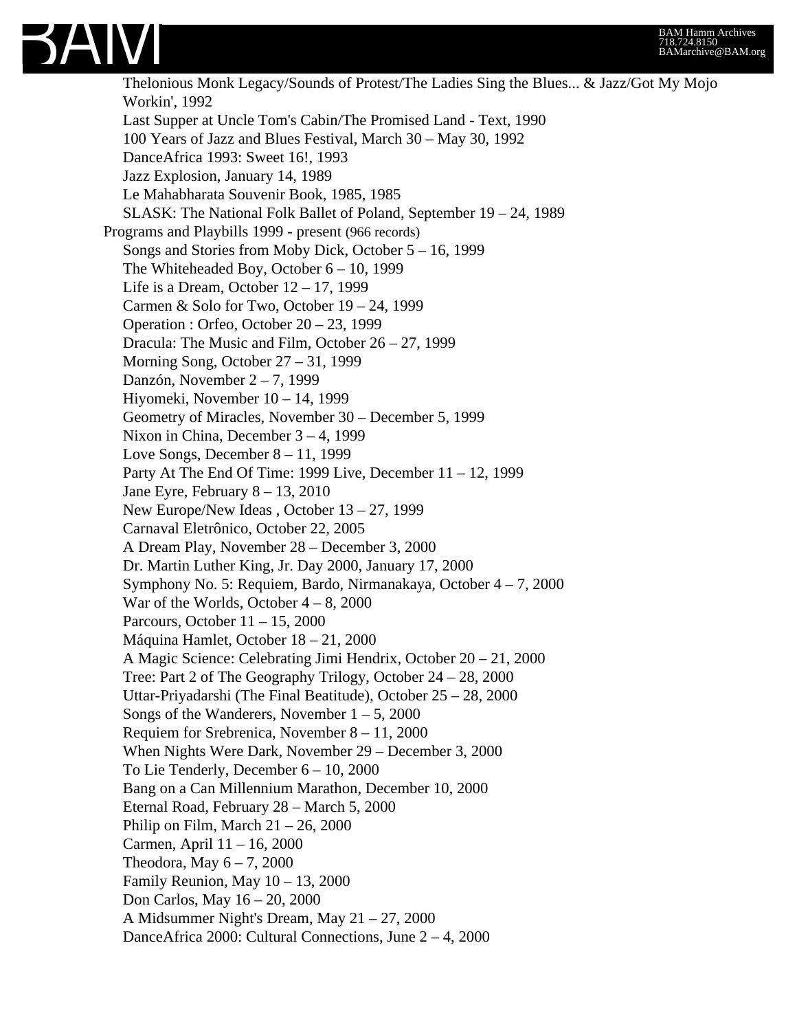- Thelonious Monk Legacy/Sounds of Protest/The Ladies Sing the Blues... & Jazz/Got My Mojo Workin', 1992
- Last Supper at Uncle Tom's Cabin/The Promised Land - Text, 1990
- 100 Years of Jazz and Blues Festival, March 30 – May 30, 1992
- DanceAfrica 1993: Sweet 16!, 1993
- Jazz Explosion, January 14, 1989
- Le Mahabharata Souvenir Book, 1985, 1985
- SLASK: The National Folk Ballet of Poland, September 19 – 24, 1989

Programs and Playbills 1999 - present (966 records)

- Songs and Stories from Moby Dick, October 5 – 16, 1999
- The Whiteheaded Boy, October 6 – 10, 1999
- Life is a Dream, October 12 – 17, 1999
- Carmen & Solo for Two, October 19 – 24, 1999
- Operation : Orfeo, October 20 – 23, 1999
- Dracula: The Music and Film, October 26 – 27, 1999
- Morning Song, October 27 – 31, 1999
- Danzón, November 2 – 7, 1999
- Hiyomeki, November 10 – 14, 1999
- Geometry of Miracles, November 30 – December 5, 1999
- Nixon in China, December 3 – 4, 1999
- Love Songs, December 8 – 11, 1999
- Party At The End Of Time: 1999 Live, December 11 – 12, 1999
- Jane Eyre, February 8 – 13, 2010
- New Europe/New Ideas , October 13 – 27, 1999
- Carnaval Eletrônico, October 22, 2005
- A Dream Play, November 28 – December 3, 2000
- Dr. Martin Luther King, Jr. Day 2000, January 17, 2000
- Symphony No. 5: Requiem, Bardo, Nirmanakaya, October 4 – 7, 2000
- War of the Worlds, October 4 – 8, 2000
- Parcours, October 11 – 15, 2000
- Máquina Hamlet, October 18 – 21, 2000
- A Magic Science: Celebrating Jimi Hendrix, October 20 – 21, 2000
- Tree: Part 2 of The Geography Trilogy, October 24 – 28, 2000
- Uttar-Priyadarshi (The Final Beatitude), October 25 – 28, 2000
- Songs of the Wanderers, November 1 – 5, 2000
- Requiem for Srebrenica, November 8 – 11, 2000
- When Nights Were Dark, November 29 – December 3, 2000
- To Lie Tenderly, December 6 – 10, 2000
- Bang on a Can Millennium Marathon, December 10, 2000
- Eternal Road, February 28 – March 5, 2000
- Philip on Film, March 21 – 26, 2000
- Carmen, April 11 – 16, 2000
- Theodora, May 6 – 7, 2000
- Family Reunion, May 10 – 13, 2000
- Don Carlos, May 16 – 20, 2000
- A Midsummer Night's Dream, May 21 – 27, 2000
- DanceAfrica 2000: Cultural Connections, June 2 – 4, 2000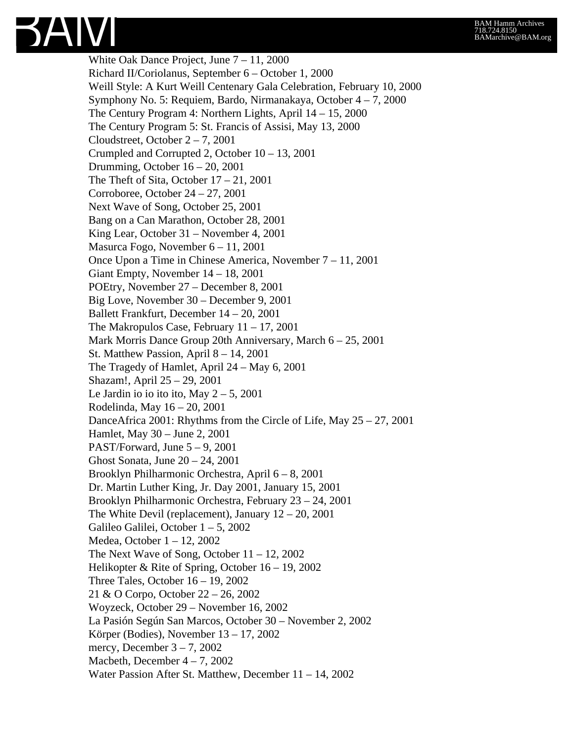White Oak Dance Project, June 7 – 11, 2000
Richard II/Coriolanus, September 6 – October 1, 2000
Weill Style: A Kurt Weill Centenary Gala Celebration, February 10, 2000
Symphony No. 5: Requiem, Bardo, Nirmanakaya, October 4 – 7, 2000
The Century Program 4: Northern Lights, April 14 – 15, 2000
The Century Program 5: St. Francis of Assisi, May 13, 2000
Cloudstreet, October 2 – 7, 2001
Crumpled and Corrupted 2, October 10 – 13, 2001
Drumming, October 16 – 20, 2001
The Theft of Sita, October 17 – 21, 2001
Corroboree, October 24 – 27, 2001
Next Wave of Song, October 25, 2001
Bang on a Can Marathon, October 28, 2001
King Lear, October 31 – November 4, 2001
Masurca Fogo, November 6 – 11, 2001
Once Upon a Time in Chinese America, November 7 – 11, 2001
Giant Empty, November 14 – 18, 2001
POEtry, November 27 – December 8, 2001
Big Love, November 30 – December 9, 2001
Ballett Frankfurt, December 14 – 20, 2001
The Makropulos Case, February 11 – 17, 2001
Mark Morris Dance Group 20th Anniversary, March 6 – 25, 2001
St. Matthew Passion, April 8 – 14, 2001
The Tragedy of Hamlet, April 24 – May 6, 2001
Shazam!, April 25 – 29, 2001
Le Jardin io io ito ito, May 2 – 5, 2001
Rodelinda, May 16 – 20, 2001
DanceAfrica 2001: Rhythms from the Circle of Life, May 25 – 27, 2001
Hamlet, May 30 – June 2, 2001
PAST/Forward, June 5 – 9, 2001
Ghost Sonata, June 20 – 24, 2001
Brooklyn Philharmonic Orchestra, April 6 – 8, 2001
Dr. Martin Luther King, Jr. Day 2001, January 15, 2001
Brooklyn Philharmonic Orchestra, February 23 – 24, 2001
The White Devil (replacement), January 12 – 20, 2001
Galileo Galilei, October 1 – 5, 2002
Medea, October 1 – 12, 2002
The Next Wave of Song, October 11 – 12, 2002
Helikopter & Rite of Spring, October 16 – 19, 2002
Three Tales, October 16 – 19, 2002
21 & O Corpo, October 22 – 26, 2002
Woyzeck, October 29 – November 16, 2002
La Pasión Según San Marcos, October 30 – November 2, 2002
Körper (Bodies), November 13 – 17, 2002
mercy, December 3 – 7, 2002
Macbeth, December 4 – 7, 2002
Water Passion After St. Matthew, December 11 – 14, 2002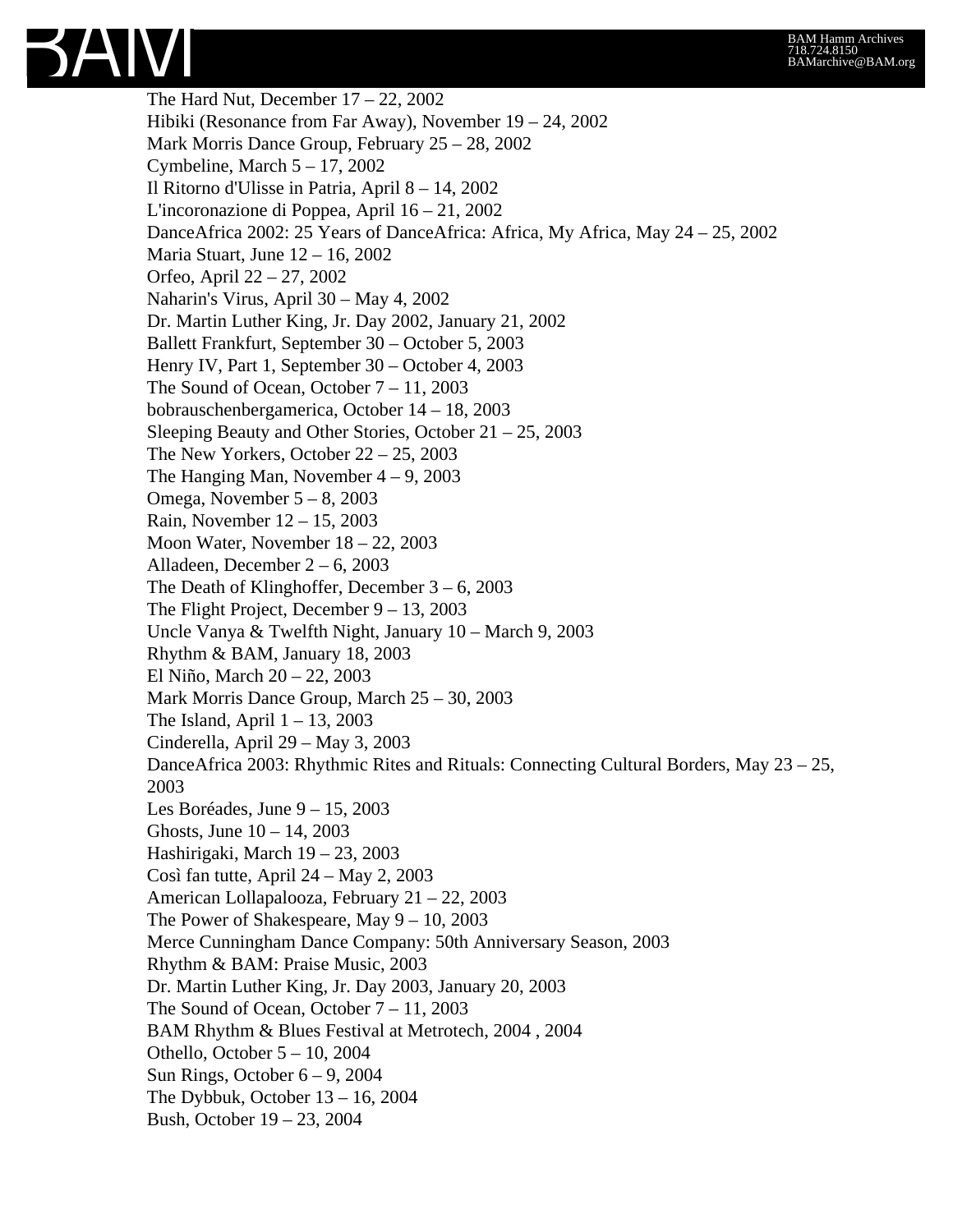The Hard Nut, December 17 – 22, 2002
Hibiki (Resonance from Far Away), November 19 – 24, 2002
Mark Morris Dance Group, February 25 – 28, 2002
Cymbeline, March 5 – 17, 2002
Il Ritorno d'Ulisse in Patria, April 8 – 14, 2002
L'incoronazione di Poppea, April 16 – 21, 2002
DanceAfrica 2002: 25 Years of DanceAfrica: Africa, My Africa, May 24 – 25, 2002
Maria Stuart, June 12 – 16, 2002
Orfeo, April 22 – 27, 2002
Naharin's Virus, April 30 – May 4, 2002
Dr. Martin Luther King, Jr. Day 2002, January 21, 2002
Ballett Frankfurt, September 30 – October 5, 2003
Henry IV, Part 1, September 30 – October 4, 2003
The Sound of Ocean, October 7 – 11, 2003
bobrauschenbergamerica, October 14 – 18, 2003
Sleeping Beauty and Other Stories, October 21 – 25, 2003
The New Yorkers, October 22 – 25, 2003
The Hanging Man, November 4 – 9, 2003
Omega, November 5 – 8, 2003
Rain, November 12 – 15, 2003
Moon Water, November 18 – 22, 2003
Alladeen, December 2 – 6, 2003
The Death of Klinghoffer, December 3 – 6, 2003
The Flight Project, December 9 – 13, 2003
Uncle Vanya & Twelfth Night, January 10 – March 9, 2003
Rhythm & BAM, January 18, 2003
El Niño, March 20 – 22, 2003
Mark Morris Dance Group, March 25 – 30, 2003
The Island, April 1 – 13, 2003
Cinderella, April 29 – May 3, 2003
DanceAfrica 2003: Rhythmic Rites and Rituals: Connecting Cultural Borders, May 23 – 25, 2003
Les Boréades, June 9 – 15, 2003
Ghosts, June 10 – 14, 2003
Hashirigaki, March 19 – 23, 2003
Così fan tutte, April 24 – May 2, 2003
American Lollapalooza, February 21 – 22, 2003
The Power of Shakespeare, May 9 – 10, 2003
Merce Cunningham Dance Company: 50th Anniversary Season, 2003
Rhythm & BAM: Praise Music, 2003
Dr. Martin Luther King, Jr. Day 2003, January 20, 2003
The Sound of Ocean, October 7 – 11, 2003
BAM Rhythm & Blues Festival at Metrotech, 2004 , 2004
Othello, October 5 – 10, 2004
Sun Rings, October 6 – 9, 2004
The Dybbuk, October 13 – 16, 2004
Bush, October 19 – 23, 2004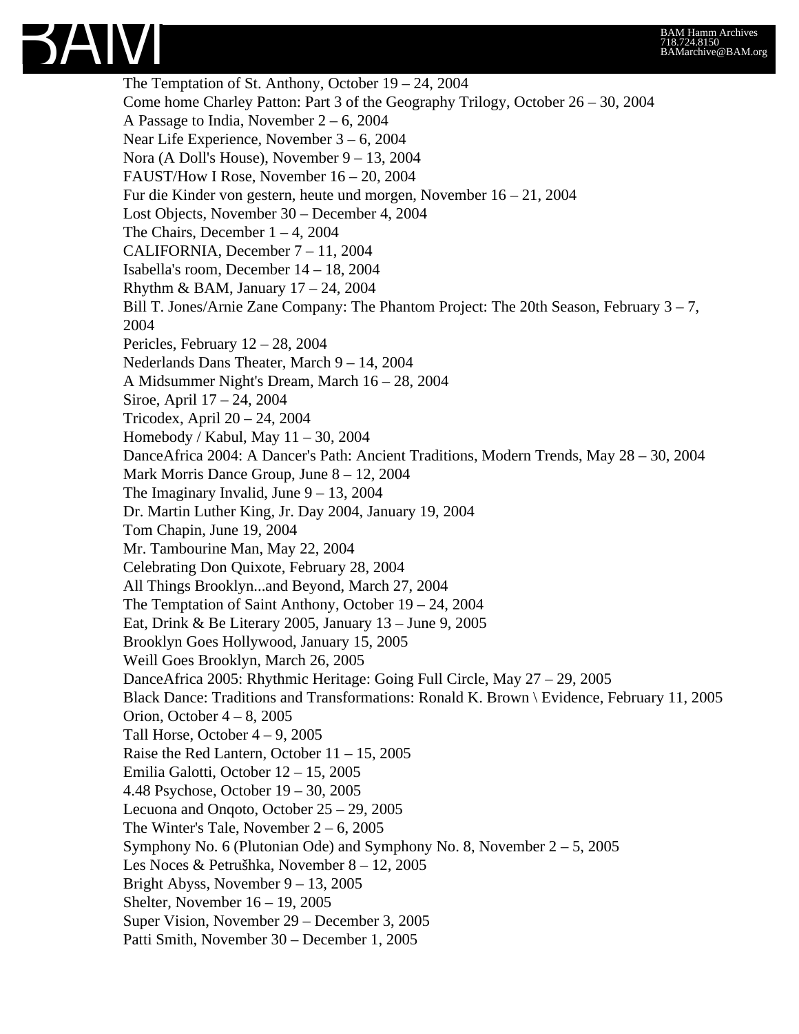The Temptation of St. Anthony, October 19 – 24, 2004
Come home Charley Patton: Part 3 of the Geography Trilogy, October 26 – 30, 2004
A Passage to India, November 2 – 6, 2004
Near Life Experience, November 3 – 6, 2004
Nora (A Doll's House), November 9 – 13, 2004
FAUST/How I Rose, November 16 – 20, 2004
Fur die Kinder von gestern, heute und morgen, November 16 – 21, 2004
Lost Objects, November 30 – December 4, 2004
The Chairs, December 1 – 4, 2004
CALIFORNIA, December 7 – 11, 2004
Isabella's room, December 14 – 18, 2004
Rhythm & BAM, January 17 – 24, 2004
Bill T. Jones/Arnie Zane Company: The Phantom Project: The 20th Season, February 3 – 7, 2004
Pericles, February 12 – 28, 2004
Nederlands Dans Theater, March 9 – 14, 2004
A Midsummer Night's Dream, March 16 – 28, 2004
Siroe, April 17 – 24, 2004
Tricodex, April 20 – 24, 2004
Homebody / Kabul, May 11 – 30, 2004
DanceAfrica 2004: A Dancer's Path: Ancient Traditions, Modern Trends, May 28 – 30, 2004
Mark Morris Dance Group, June 8 – 12, 2004
The Imaginary Invalid, June 9 – 13, 2004
Dr. Martin Luther King, Jr. Day 2004, January 19, 2004
Tom Chapin, June 19, 2004
Mr. Tambourine Man, May 22, 2004
Celebrating Don Quixote, February 28, 2004
All Things Brooklyn...and Beyond, March 27, 2004
The Temptation of Saint Anthony, October 19 – 24, 2004
Eat, Drink & Be Literary 2005, January 13 – June 9, 2005
Brooklyn Goes Hollywood, January 15, 2005
Weill Goes Brooklyn, March 26, 2005
DanceAfrica 2005: Rhythmic Heritage: Going Full Circle, May 27 – 29, 2005
Black Dance: Traditions and Transformations: Ronald K. Brown \ Evidence, February 11, 2005
Orion, October 4 – 8, 2005
Tall Horse, October 4 – 9, 2005
Raise the Red Lantern, October 11 – 15, 2005
Emilia Galotti, October 12 – 15, 2005
4.48 Psychose, October 19 – 30, 2005
Lecuona and Onqoto, October 25 – 29, 2005
The Winter's Tale, November 2 – 6, 2005
Symphony No. 6 (Plutonian Ode) and Symphony No. 8, November 2 – 5, 2005
Les Noces & Petrušhka, November 8 – 12, 2005
Bright Abyss, November 9 – 13, 2005
Shelter, November 16 – 19, 2005
Super Vision, November 29 – December 3, 2005
Patti Smith, November 30 – December 1, 2005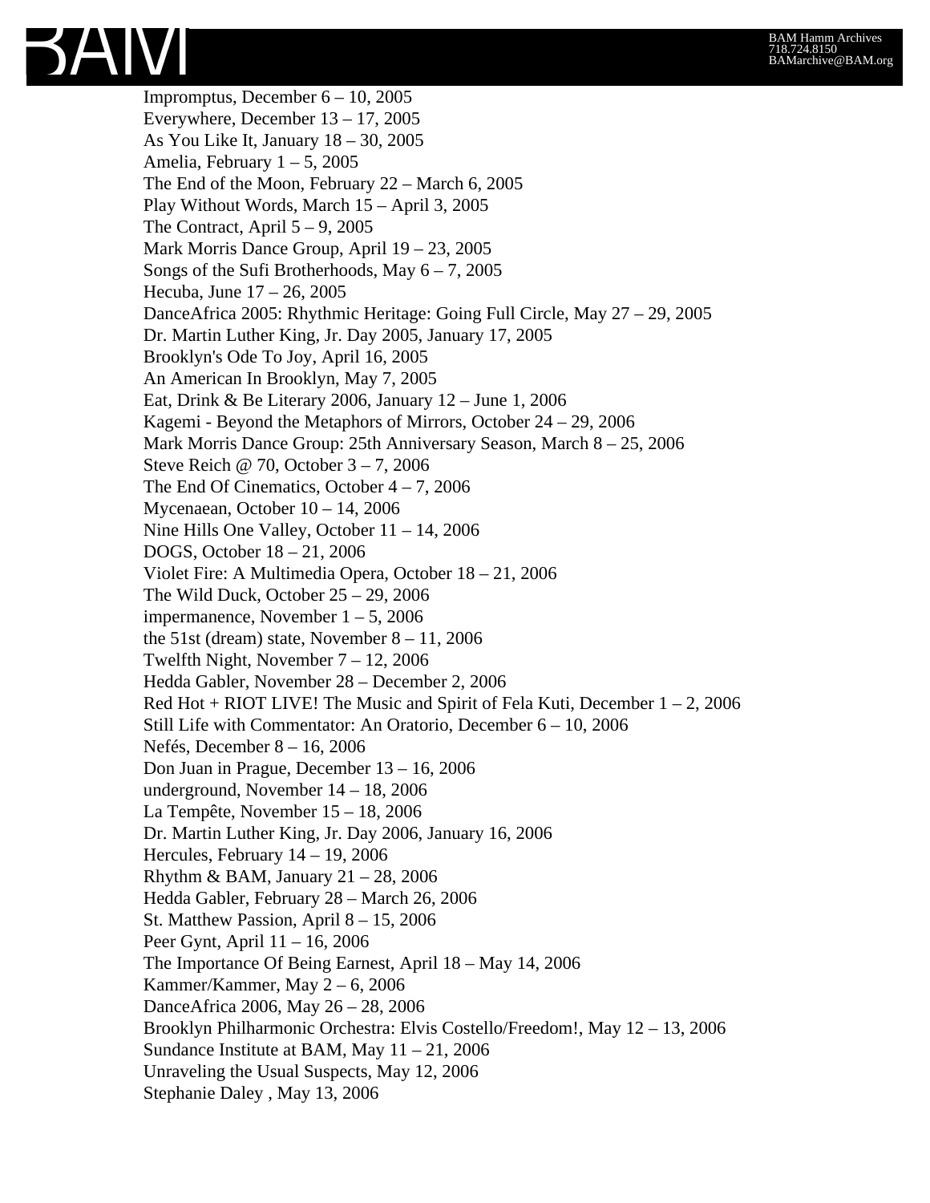Impromptus, December 6 – 10, 2005
Everywhere, December 13 – 17, 2005
As You Like It, January 18 – 30, 2005
Amelia, February 1 – 5, 2005
The End of the Moon, February 22 – March 6, 2005
Play Without Words, March 15 – April 3, 2005
The Contract, April 5 – 9, 2005
Mark Morris Dance Group, April 19 – 23, 2005
Songs of the Sufi Brotherhoods, May 6 – 7, 2005
Hecuba, June 17 – 26, 2005
DanceAfrica 2005: Rhythmic Heritage: Going Full Circle, May 27 – 29, 2005
Dr. Martin Luther King, Jr. Day 2005, January 17, 2005
Brooklyn's Ode To Joy, April 16, 2005
An American In Brooklyn, May 7, 2005
Eat, Drink & Be Literary 2006, January 12 – June 1, 2006
Kagemi - Beyond the Metaphors of Mirrors, October 24 – 29, 2006
Mark Morris Dance Group: 25th Anniversary Season, March 8 – 25, 2006
Steve Reich @ 70, October 3 – 7, 2006
The End Of Cinematics, October 4 – 7, 2006
Mycenaean, October 10 – 14, 2006
Nine Hills One Valley, October 11 – 14, 2006
DOGS, October 18 – 21, 2006
Violet Fire: A Multimedia Opera, October 18 – 21, 2006
The Wild Duck, October 25 – 29, 2006
impermanence, November 1 – 5, 2006
the 51st (dream) state, November 8 – 11, 2006
Twelfth Night, November 7 – 12, 2006
Hedda Gabler, November 28 – December 2, 2006
Red Hot + RIOT LIVE! The Music and Spirit of Fela Kuti, December 1 – 2, 2006
Still Life with Commentator: An Oratorio, December 6 – 10, 2006
Nefés, December 8 – 16, 2006
Don Juan in Prague, December 13 – 16, 2006
underground, November 14 – 18, 2006
La Tempête, November 15 – 18, 2006
Dr. Martin Luther King, Jr. Day 2006, January 16, 2006
Hercules, February 14 – 19, 2006
Rhythm & BAM, January 21 – 28, 2006
Hedda Gabler, February 28 – March 26, 2006
St. Matthew Passion, April 8 – 15, 2006
Peer Gynt, April 11 – 16, 2006
The Importance Of Being Earnest, April 18 – May 14, 2006
Kammer/Kammer, May 2 – 6, 2006
DanceAfrica 2006, May 26 – 28, 2006
Brooklyn Philharmonic Orchestra: Elvis Costello/Freedom!, May 12 – 13, 2006
Sundance Institute at BAM, May 11 – 21, 2006
Unraveling the Usual Suspects, May 12, 2006
Stephanie Daley , May 13, 2006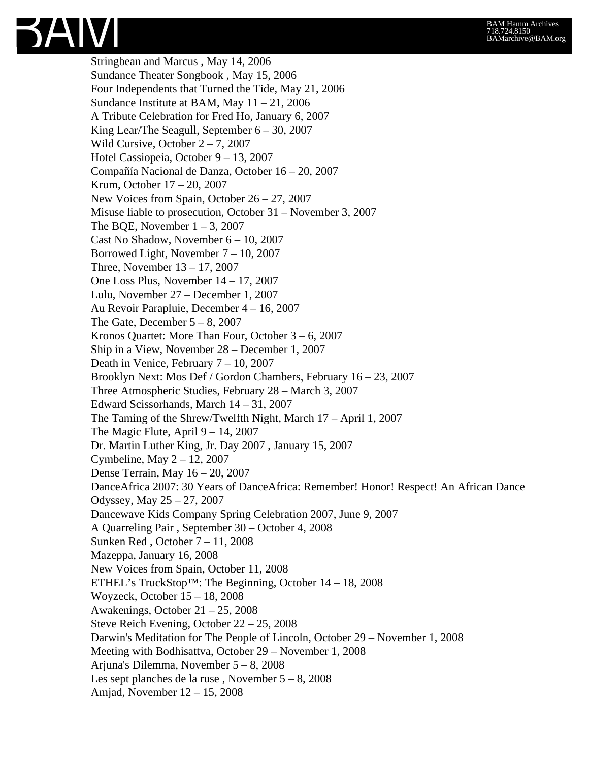Stringbean and Marcus , May 14, 2006
Sundance Theater Songbook , May 15, 2006
Four Independents that Turned the Tide, May 21, 2006
Sundance Institute at BAM, May 11 – 21, 2006
A Tribute Celebration for Fred Ho, January 6, 2007
King Lear/The Seagull, September 6 – 30, 2007
Wild Cursive, October 2 – 7, 2007
Hotel Cassiopeia, October 9 – 13, 2007
Compañía Nacional de Danza, October 16 – 20, 2007
Krum, October 17 – 20, 2007
New Voices from Spain, October 26 – 27, 2007
Misuse liable to prosecution, October 31 – November 3, 2007
The BQE, November 1 – 3, 2007
Cast No Shadow, November 6 – 10, 2007
Borrowed Light, November 7 – 10, 2007
Three, November 13 – 17, 2007
One Loss Plus, November 14 – 17, 2007
Lulu, November 27 – December 1, 2007
Au Revoir Parapluie, December 4 – 16, 2007
The Gate, December 5 – 8, 2007
Kronos Quartet: More Than Four, October 3 – 6, 2007
Ship in a View, November 28 – December 1, 2007
Death in Venice, February 7 – 10, 2007
Brooklyn Next: Mos Def / Gordon Chambers, February 16 – 23, 2007
Three Atmospheric Studies, February 28 – March 3, 2007
Edward Scissorhands, March 14 – 31, 2007
The Taming of the Shrew/Twelfth Night, March 17 – April 1, 2007
The Magic Flute, April 9 – 14, 2007
Dr. Martin Luther King, Jr. Day 2007 , January 15, 2007
Cymbeline, May 2 – 12, 2007
Dense Terrain, May 16 – 20, 2007
DanceAfrica 2007: 30 Years of DanceAfrica: Remember! Honor! Respect! An African Dance Odyssey, May 25 – 27, 2007
Dancewave Kids Company Spring Celebration 2007, June 9, 2007
A Quarreling Pair , September 30 – October 4, 2008
Sunken Red , October 7 – 11, 2008
Mazeppa, January 16, 2008
New Voices from Spain, October 11, 2008
ETHEL's TruckStop™: The Beginning, October 14 – 18, 2008
Woyzeck, October 15 – 18, 2008
Awakenings, October 21 – 25, 2008
Steve Reich Evening, October 22 – 25, 2008
Darwin's Meditation for The People of Lincoln, October 29 – November 1, 2008
Meeting with Bodhisattva, October 29 – November 1, 2008
Arjuna's Dilemma, November 5 – 8, 2008
Les sept planches de la ruse , November 5 – 8, 2008
Amjad, November 12 – 15, 2008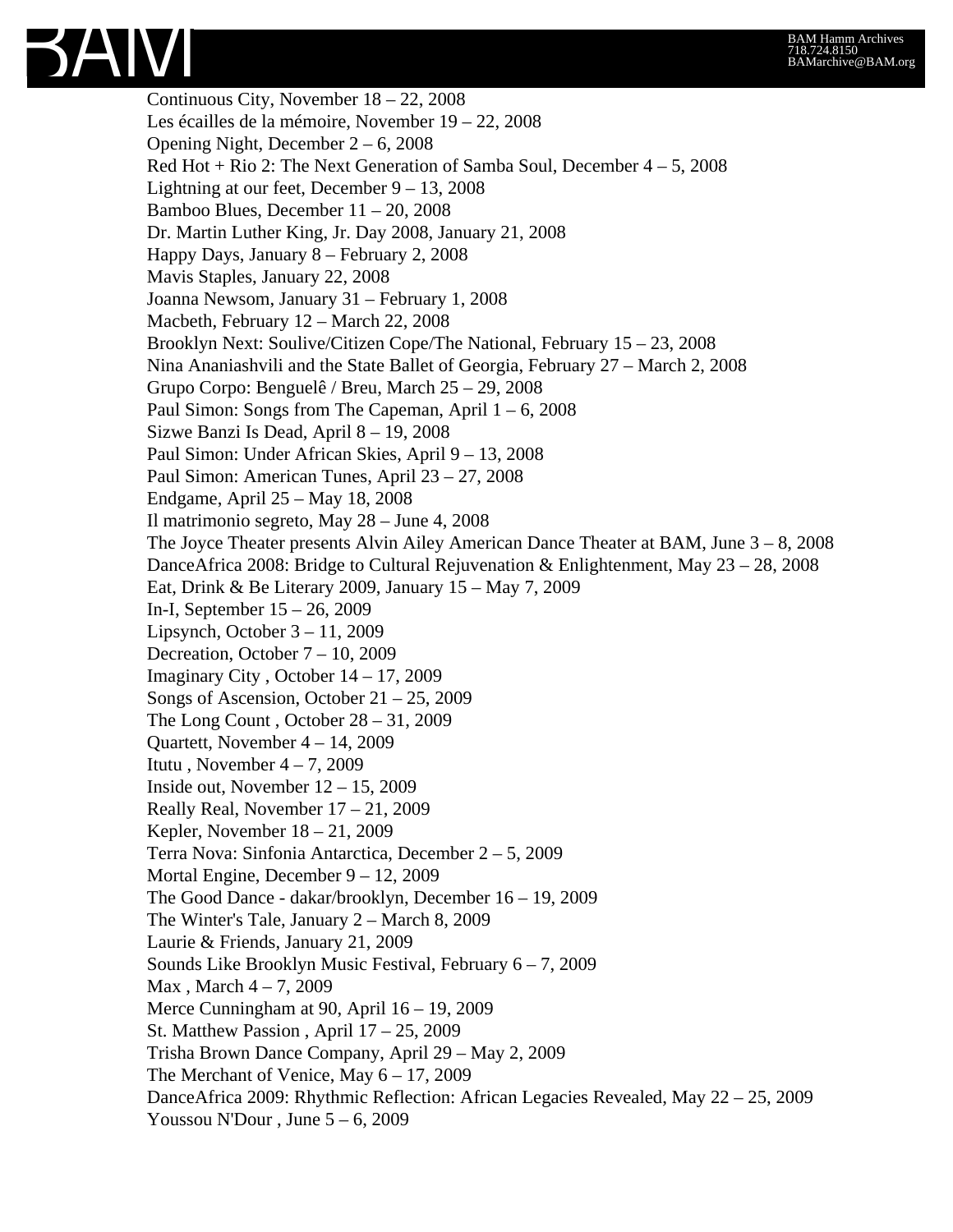Continuous City, November 18 – 22, 2008
Les écailles de la mémoire, November 19 – 22, 2008
Opening Night, December 2 – 6, 2008
Red Hot + Rio 2: The Next Generation of Samba Soul, December 4 – 5, 2008
Lightning at our feet, December 9 – 13, 2008
Bamboo Blues, December 11 – 20, 2008
Dr. Martin Luther King, Jr. Day 2008, January 21, 2008
Happy Days, January 8 – February 2, 2008
Mavis Staples, January 22, 2008
Joanna Newsom, January 31 – February 1, 2008
Macbeth, February 12 – March 22, 2008
Brooklyn Next: Soulive/Citizen Cope/The National, February 15 – 23, 2008
Nina Ananiashvili and the State Ballet of Georgia, February 27 – March 2, 2008
Grupo Corpo: Benguelê / Breu, March 25 – 29, 2008
Paul Simon: Songs from The Capeman, April 1 – 6, 2008
Sizwe Banzi Is Dead, April 8 – 19, 2008
Paul Simon: Under African Skies, April 9 – 13, 2008
Paul Simon: American Tunes, April 23 – 27, 2008
Endgame, April 25 – May 18, 2008
Il matrimonio segreto, May 28 – June 4, 2008
The Joyce Theater presents Alvin Ailey American Dance Theater at BAM, June 3 – 8, 2008
DanceAfrica 2008: Bridge to Cultural Rejuvenation & Enlightenment, May 23 – 28, 2008
Eat, Drink & Be Literary 2009, January 15 – May 7, 2009
In-I, September 15 – 26, 2009
Lipsynch, October 3 – 11, 2009
Decreation, October 7 – 10, 2009
Imaginary City , October 14 – 17, 2009
Songs of Ascension, October 21 – 25, 2009
The Long Count , October 28 – 31, 2009
Quartett, November 4 – 14, 2009
Itutu , November 4 – 7, 2009
Inside out, November 12 – 15, 2009
Really Real, November 17 – 21, 2009
Kepler, November 18 – 21, 2009
Terra Nova: Sinfonia Antarctica, December 2 – 5, 2009
Mortal Engine, December 9 – 12, 2009
The Good Dance - dakar/brooklyn, December 16 – 19, 2009
The Winter's Tale, January 2 – March 8, 2009
Laurie & Friends, January 21, 2009
Sounds Like Brooklyn Music Festival, February 6 – 7, 2009
Max , March 4 – 7, 2009
Merce Cunningham at 90, April 16 – 19, 2009
St. Matthew Passion , April 17 – 25, 2009
Trisha Brown Dance Company, April 29 – May 2, 2009
The Merchant of Venice, May 6 – 17, 2009
DanceAfrica 2009: Rhythmic Reflection: African Legacies Revealed, May 22 – 25, 2009
Youssou N'Dour , June 5 – 6, 2009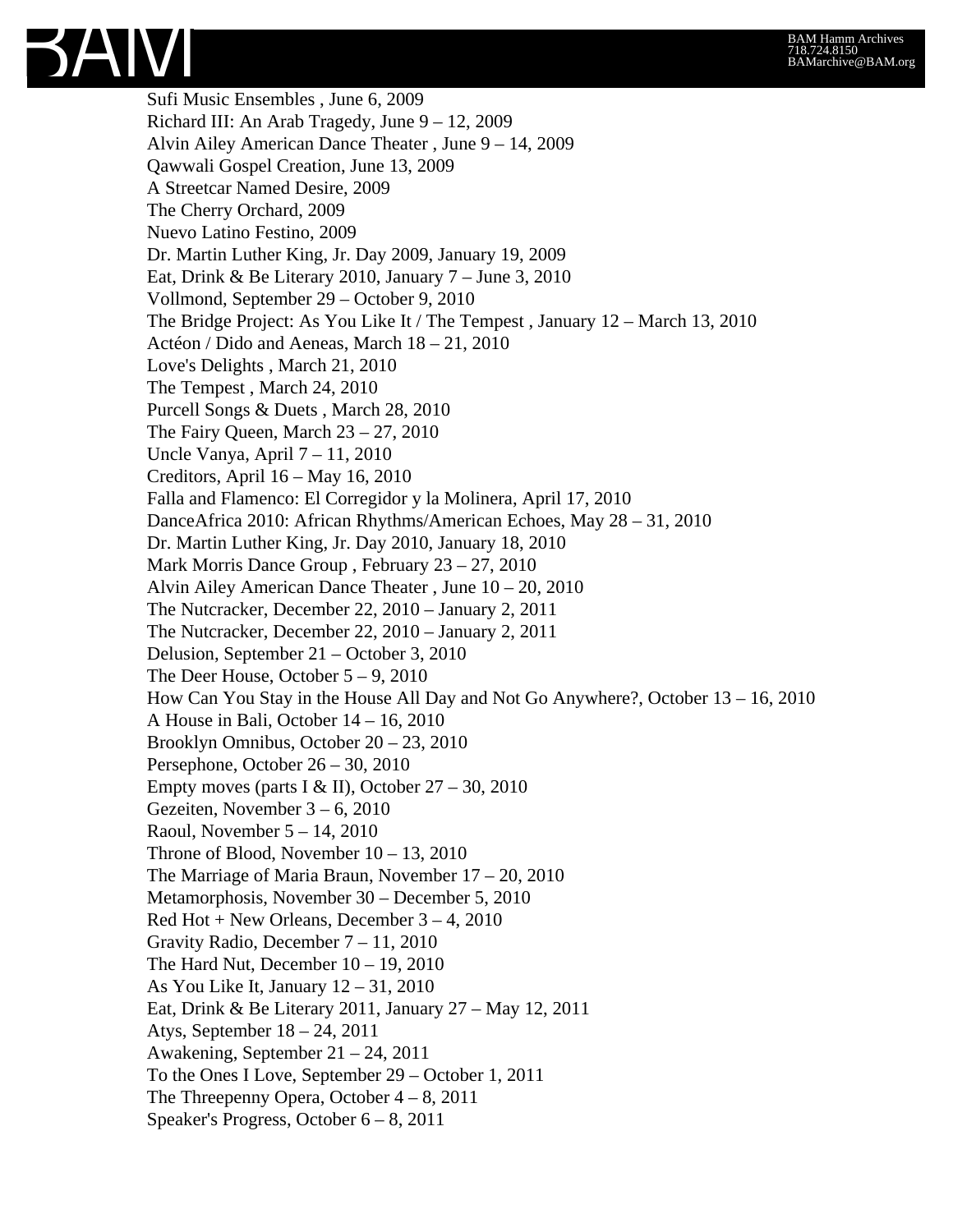Sufi Music Ensembles , June 6, 2009
Richard III: An Arab Tragedy, June 9 – 12, 2009
Alvin Ailey American Dance Theater , June 9 – 14, 2009
Qawwali Gospel Creation, June 13, 2009
A Streetcar Named Desire, 2009
The Cherry Orchard, 2009
Nuevo Latino Festino, 2009
Dr. Martin Luther King, Jr. Day 2009, January 19, 2009
Eat, Drink & Be Literary 2010, January 7 – June 3, 2010
Vollmond, September 29 – October 9, 2010
The Bridge Project: As You Like It / The Tempest , January 12 – March 13, 2010
Actéon / Dido and Aeneas, March 18 – 21, 2010
Love's Delights , March 21, 2010
The Tempest , March 24, 2010
Purcell Songs & Duets , March 28, 2010
The Fairy Queen, March 23 – 27, 2010
Uncle Vanya, April 7 – 11, 2010
Creditors, April 16 – May 16, 2010
Falla and Flamenco: El Corregidor y la Molinera, April 17, 2010
DanceAfrica 2010: African Rhythms/American Echoes, May 28 – 31, 2010
Dr. Martin Luther King, Jr. Day 2010, January 18, 2010
Mark Morris Dance Group , February 23 – 27, 2010
Alvin Ailey American Dance Theater , June 10 – 20, 2010
The Nutcracker, December 22, 2010 – January 2, 2011
The Nutcracker, December 22, 2010 – January 2, 2011
Delusion, September 21 – October 3, 2010
The Deer House, October 5 – 9, 2010
How Can You Stay in the House All Day and Not Go Anywhere?, October 13 – 16, 2010
A House in Bali, October 14 – 16, 2010
Brooklyn Omnibus, October 20 – 23, 2010
Persephone, October 26 – 30, 2010
Empty moves (parts I & II), October 27 – 30, 2010
Gezeiten, November 3 – 6, 2010
Raoul, November 5 – 14, 2010
Throne of Blood, November 10 – 13, 2010
The Marriage of Maria Braun, November 17 – 20, 2010
Metamorphosis, November 30 – December 5, 2010
Red Hot + New Orleans, December 3 – 4, 2010
Gravity Radio, December 7 – 11, 2010
The Hard Nut, December 10 – 19, 2010
As You Like It, January 12 – 31, 2010
Eat, Drink & Be Literary 2011, January 27 – May 12, 2011
Atys, September 18 – 24, 2011
Awakening, September 21 – 24, 2011
To the Ones I Love, September 29 – October 1, 2011
The Threepenny Opera, October 4 – 8, 2011
Speaker's Progress, October 6 – 8, 2011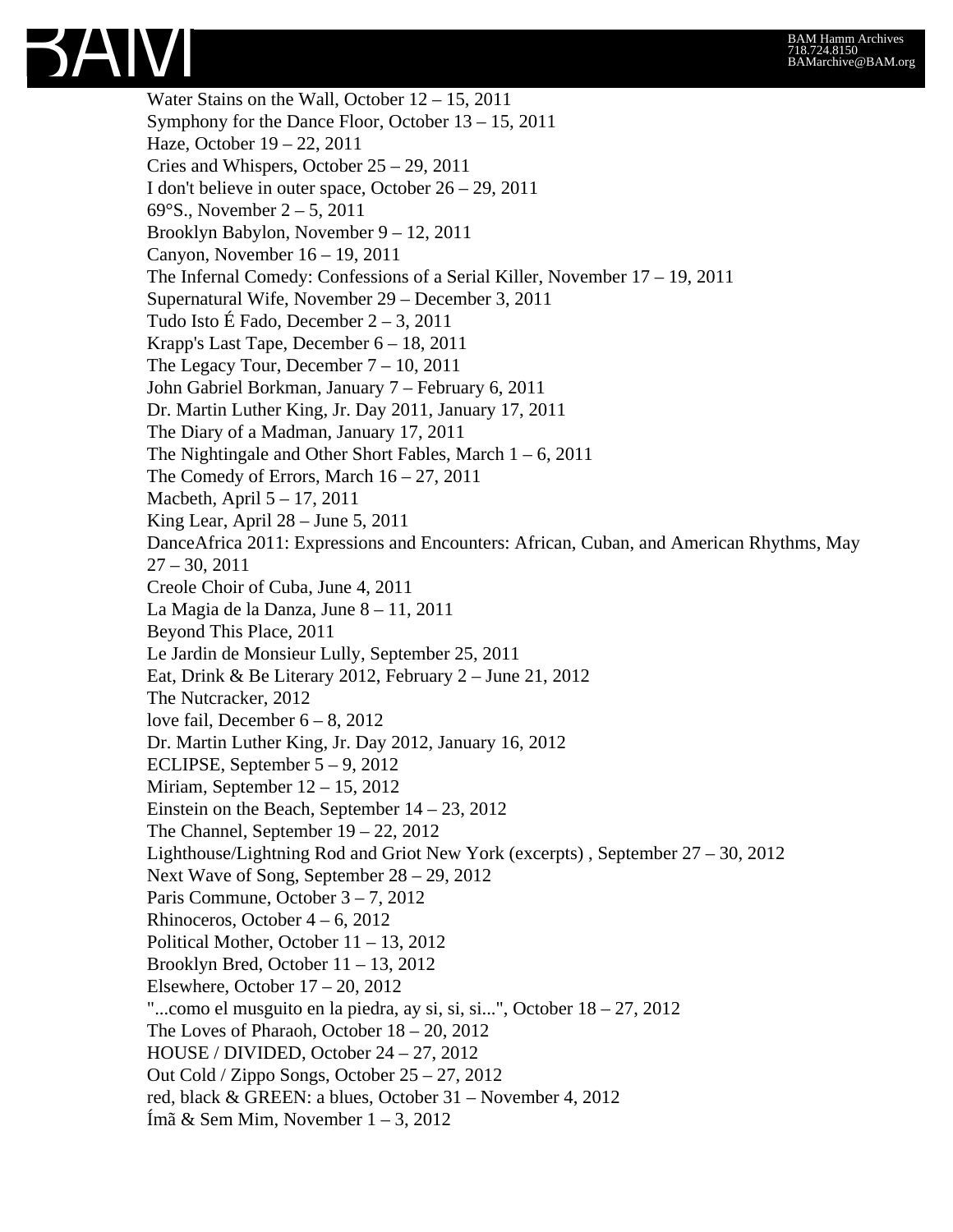Water Stains on the Wall, October 12 – 15, 2011
Symphony for the Dance Floor, October 13 – 15, 2011
Haze, October 19 – 22, 2011
Cries and Whispers, October 25 – 29, 2011
I don't believe in outer space, October 26 – 29, 2011
69°S., November 2 – 5, 2011
Brooklyn Babylon, November 9 – 12, 2011
Canyon, November 16 – 19, 2011
The Infernal Comedy: Confessions of a Serial Killer, November 17 – 19, 2011
Supernatural Wife, November 29 – December 3, 2011
Tudo Isto É Fado, December 2 – 3, 2011
Krapp's Last Tape, December 6 – 18, 2011
The Legacy Tour, December 7 – 10, 2011
John Gabriel Borkman, January 7 – February 6, 2011
Dr. Martin Luther King, Jr. Day 2011, January 17, 2011
The Diary of a Madman, January 17, 2011
The Nightingale and Other Short Fables, March 1 – 6, 2011
The Comedy of Errors, March 16 – 27, 2011
Macbeth, April 5 – 17, 2011
King Lear, April 28 – June 5, 2011
DanceAfrica 2011: Expressions and Encounters: African, Cuban, and American Rhythms, May 27 – 30, 2011
Creole Choir of Cuba, June 4, 2011
La Magia de la Danza, June 8 – 11, 2011
Beyond This Place, 2011
Le Jardin de Monsieur Lully, September 25, 2011
Eat, Drink & Be Literary 2012, February 2 – June 21, 2012
The Nutcracker, 2012
love fail, December 6 – 8, 2012
Dr. Martin Luther King, Jr. Day 2012, January 16, 2012
ECLIPSE, September 5 – 9, 2012
Miriam, September 12 – 15, 2012
Einstein on the Beach, September 14 – 23, 2012
The Channel, September 19 – 22, 2012
Lighthouse/Lightning Rod and Griot New York (excerpts) , September 27 – 30, 2012
Next Wave of Song, September 28 – 29, 2012
Paris Commune, October 3 – 7, 2012
Rhinoceros, October 4 – 6, 2012
Political Mother, October 11 – 13, 2012
Brooklyn Bred, October 11 – 13, 2012
Elsewhere, October 17 – 20, 2012
"...como el musguito en la piedra, ay si, si, si...", October 18 – 27, 2012
The Loves of Pharaoh, October 18 – 20, 2012
HOUSE / DIVIDED, October 24 – 27, 2012
Out Cold / Zippo Songs, October 25 – 27, 2012
red, black & GREEN: a blues, October 31 – November 4, 2012
Ímã & Sem Mim, November 1 – 3, 2012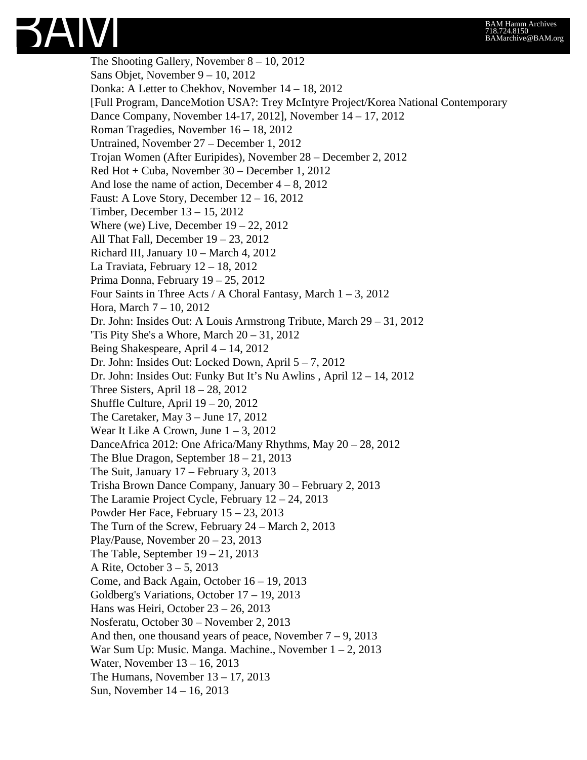The Shooting Gallery, November 8 – 10, 2012
Sans Objet, November 9 – 10, 2012
Donka: A Letter to Chekhov, November 14 – 18, 2012
[Full Program, DanceMotion USA?: Trey McIntyre Project/Korea National Contemporary Dance Company, November 14-17, 2012], November 14 – 17, 2012
Roman Tragedies, November 16 – 18, 2012
Untrained, November 27 – December 1, 2012
Trojan Women (After Euripides), November 28 – December 2, 2012
Red Hot + Cuba, November 30 – December 1, 2012
And lose the name of action, December 4 – 8, 2012
Faust: A Love Story, December 12 – 16, 2012
Timber, December 13 – 15, 2012
Where (we) Live, December 19 – 22, 2012
All That Fall, December 19 – 23, 2012
Richard III, January 10 – March 4, 2012
La Traviata, February 12 – 18, 2012
Prima Donna, February 19 – 25, 2012
Four Saints in Three Acts / A Choral Fantasy, March 1 – 3, 2012
Hora, March 7 – 10, 2012
Dr. John: Insides Out: A Louis Armstrong Tribute, March 29 – 31, 2012
'Tis Pity She's a Whore, March 20 – 31, 2012
Being Shakespeare, April 4 – 14, 2012
Dr. John: Insides Out: Locked Down, April 5 – 7, 2012
Dr. John: Insides Out: Funky But It's Nu Awlins , April 12 – 14, 2012
Three Sisters, April 18 – 28, 2012
Shuffle Culture, April 19 – 20, 2012
The Caretaker, May 3 – June 17, 2012
Wear It Like A Crown, June 1 – 3, 2012
DanceAfrica 2012: One Africa/Many Rhythms, May 20 – 28, 2012
The Blue Dragon, September 18 – 21, 2013
The Suit, January 17 – February 3, 2013
Trisha Brown Dance Company, January 30 – February 2, 2013
The Laramie Project Cycle, February 12 – 24, 2013
Powder Her Face, February 15 – 23, 2013
The Turn of the Screw, February 24 – March 2, 2013
Play/Pause, November 20 – 23, 2013
The Table, September 19 – 21, 2013
A Rite, October 3 – 5, 2013
Come, and Back Again, October 16 – 19, 2013
Goldberg's Variations, October 17 – 19, 2013
Hans was Heiri, October 23 – 26, 2013
Nosferatu, October 30 – November 2, 2013
And then, one thousand years of peace, November 7 – 9, 2013
War Sum Up: Music. Manga. Machine., November 1 – 2, 2013
Water, November 13 – 16, 2013
The Humans, November 13 – 17, 2013
Sun, November 14 – 16, 2013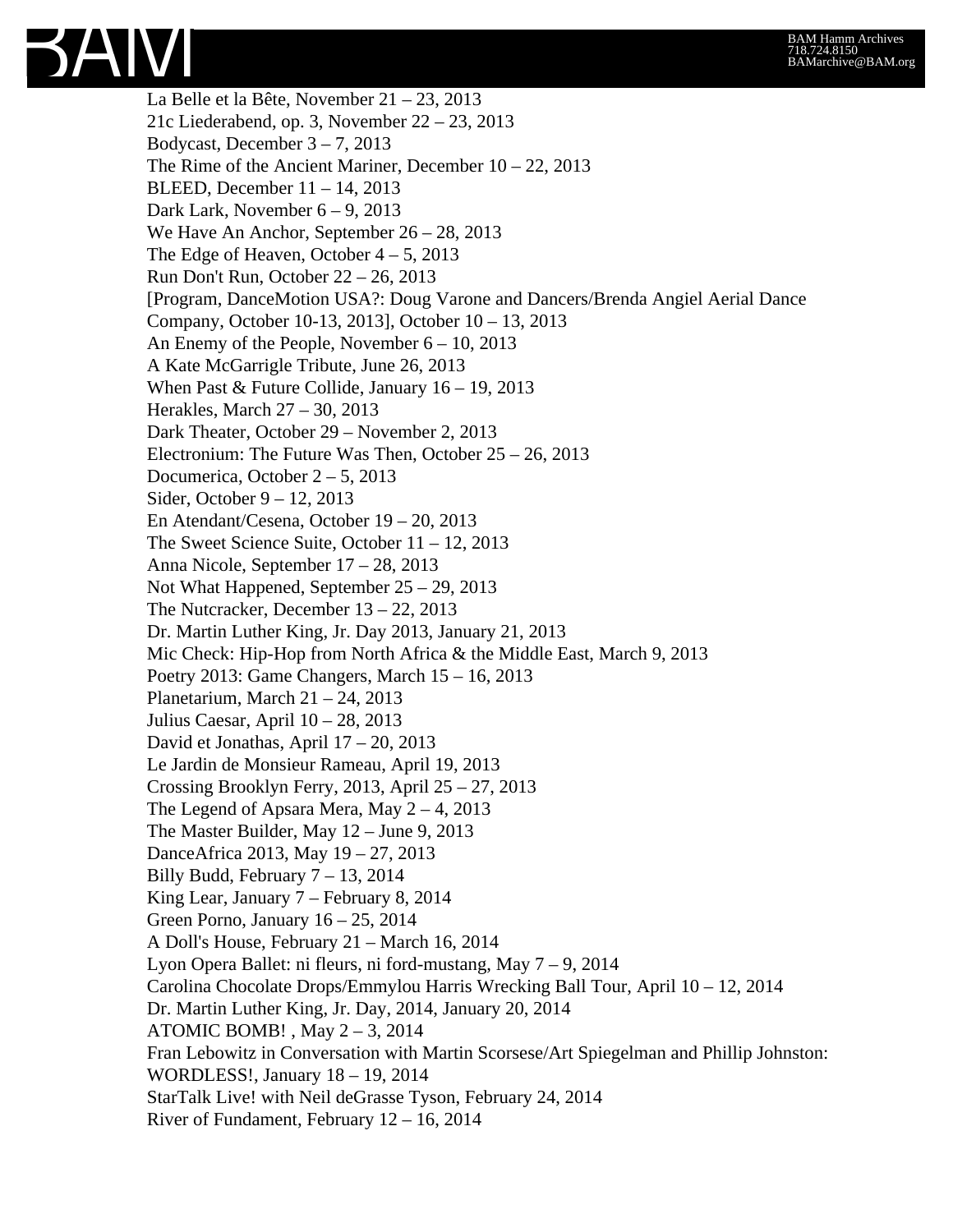La Belle et la Bête, November 21 – 23, 2013
21c Liederabend, op. 3, November 22 – 23, 2013
Bodycast, December 3 – 7, 2013
The Rime of the Ancient Mariner, December 10 – 22, 2013
BLEED, December 11 – 14, 2013
Dark Lark, November 6 – 9, 2013
We Have An Anchor, September 26 – 28, 2013
The Edge of Heaven, October 4 – 5, 2013
Run Don't Run, October 22 – 26, 2013
[Program, DanceMotion USA?: Doug Varone and Dancers/Brenda Angiel Aerial Dance Company, October 10-13, 2013], October 10 – 13, 2013
An Enemy of the People, November 6 – 10, 2013
A Kate McGarrigle Tribute, June 26, 2013
When Past & Future Collide, January 16 – 19, 2013
Herakles, March 27 – 30, 2013
Dark Theater, October 29 – November 2, 2013
Electronium: The Future Was Then, October 25 – 26, 2013
Documerica, October 2 – 5, 2013
Sider, October 9 – 12, 2013
En Atendant/Cesena, October 19 – 20, 2013
The Sweet Science Suite, October 11 – 12, 2013
Anna Nicole, September 17 – 28, 2013
Not What Happened, September 25 – 29, 2013
The Nutcracker, December 13 – 22, 2013
Dr. Martin Luther King, Jr. Day 2013, January 21, 2013
Mic Check: Hip-Hop from North Africa & the Middle East, March 9, 2013
Poetry 2013: Game Changers, March 15 – 16, 2013
Planetarium, March 21 – 24, 2013
Julius Caesar, April 10 – 28, 2013
David et Jonathas, April 17 – 20, 2013
Le Jardin de Monsieur Rameau, April 19, 2013
Crossing Brooklyn Ferry, 2013, April 25 – 27, 2013
The Legend of Apsara Mera, May 2 – 4, 2013
The Master Builder, May 12 – June 9, 2013
DanceAfrica 2013, May 19 – 27, 2013
Billy Budd, February 7 – 13, 2014
King Lear, January 7 – February 8, 2014
Green Porno, January 16 – 25, 2014
A Doll's House, February 21 – March 16, 2014
Lyon Opera Ballet: ni fleurs, ni ford-mustang, May 7 – 9, 2014
Carolina Chocolate Drops/Emmylou Harris Wrecking Ball Tour, April 10 – 12, 2014
Dr. Martin Luther King, Jr. Day, 2014, January 20, 2014
ATOMIC BOMB! , May 2 – 3, 2014
Fran Lebowitz in Conversation with Martin Scorsese/Art Spiegelman and Phillip Johnston: WORDLESS!, January 18 – 19, 2014
StarTalk Live! with Neil deGrasse Tyson, February 24, 2014
River of Fundament, February 12 – 16, 2014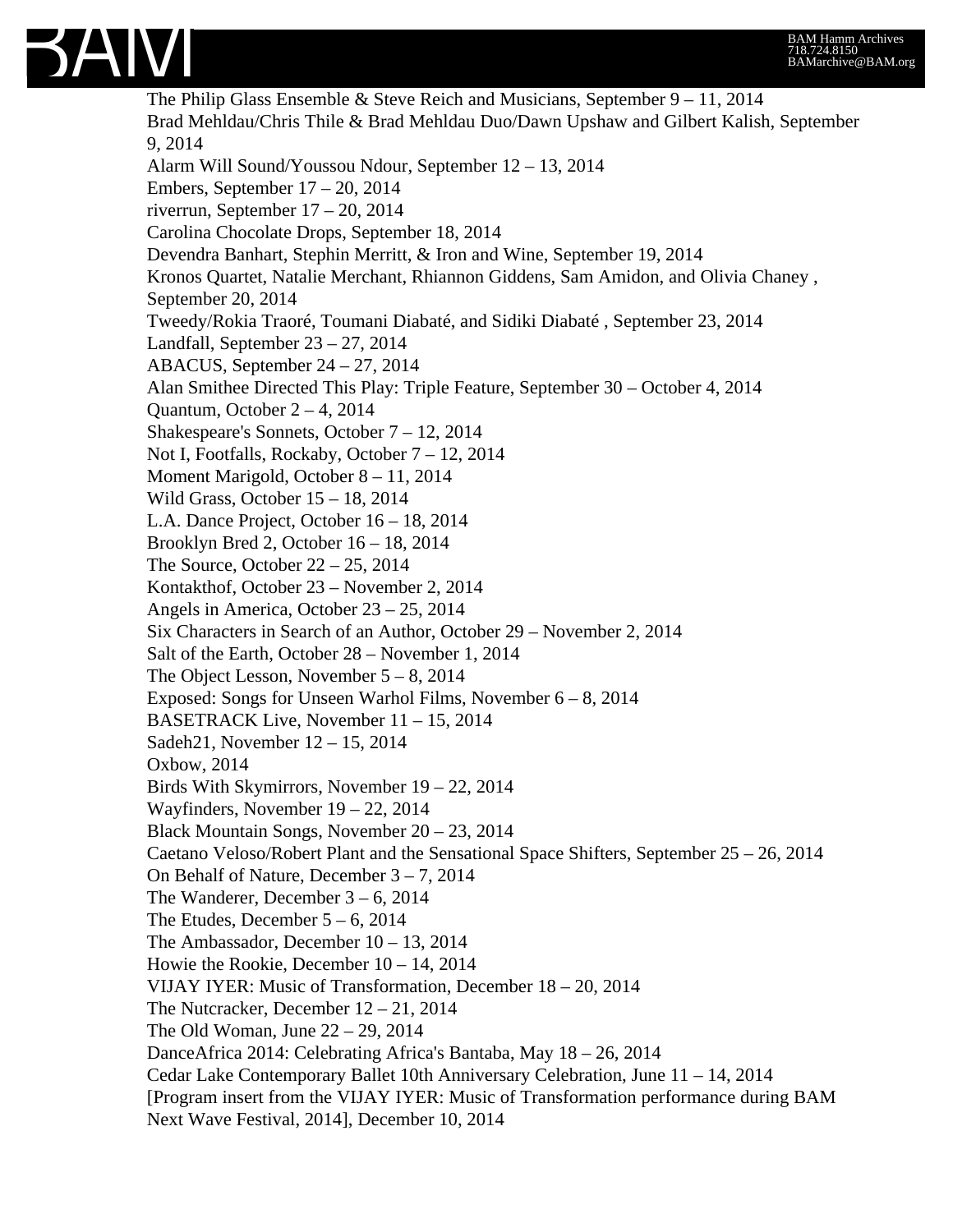The Philip Glass Ensemble & Steve Reich and Musicians, September 9 – 11, 2014
Brad Mehldau/Chris Thile & Brad Mehldau Duo/Dawn Upshaw and Gilbert Kalish, September 9, 2014
Alarm Will Sound/Youssou Ndour, September 12 – 13, 2014
Embers, September 17 – 20, 2014
riverrun, September 17 – 20, 2014
Carolina Chocolate Drops, September 18, 2014
Devendra Banhart, Stephin Merritt, & Iron and Wine, September 19, 2014
Kronos Quartet, Natalie Merchant, Rhiannon Giddens, Sam Amidon, and Olivia Chaney , September 20, 2014
Tweedy/Rokia Traoré, Toumani Diabaté, and Sidiki Diabaté , September 23, 2014
Landfall, September 23 – 27, 2014
ABACUS, September 24 – 27, 2014
Alan Smithee Directed This Play: Triple Feature, September 30 – October 4, 2014
Quantum, October 2 – 4, 2014
Shakespeare's Sonnets, October 7 – 12, 2014
Not I, Footfalls, Rockaby, October 7 – 12, 2014
Moment Marigold, October 8 – 11, 2014
Wild Grass, October 15 – 18, 2014
L.A. Dance Project, October 16 – 18, 2014
Brooklyn Bred 2, October 16 – 18, 2014
The Source, October 22 – 25, 2014
Kontakthof, October 23 – November 2, 2014
Angels in America, October 23 – 25, 2014
Six Characters in Search of an Author, October 29 – November 2, 2014
Salt of the Earth, October 28 – November 1, 2014
The Object Lesson, November 5 – 8, 2014
Exposed: Songs for Unseen Warhol Films, November 6 – 8, 2014
BASETRACK Live, November 11 – 15, 2014
Sadeh21, November 12 – 15, 2014
Oxbow, 2014
Birds With Skymirrors, November 19 – 22, 2014
Wayfinders, November 19 – 22, 2014
Black Mountain Songs, November 20 – 23, 2014
Caetano Veloso/Robert Plant and the Sensational Space Shifters, September 25 – 26, 2014
On Behalf of Nature, December 3 – 7, 2014
The Wanderer, December 3 – 6, 2014
The Etudes, December 5 – 6, 2014
The Ambassador, December 10 – 13, 2014
Howie the Rookie, December 10 – 14, 2014
VIJAY IYER: Music of Transformation, December 18 – 20, 2014
The Nutcracker, December 12 – 21, 2014
The Old Woman, June 22 – 29, 2014
DanceAfrica 2014: Celebrating Africa's Bantaba, May 18 – 26, 2014
Cedar Lake Contemporary Ballet 10th Anniversary Celebration, June 11 – 14, 2014
[Program insert from the VIJAY IYER: Music of Transformation performance during BAM Next Wave Festival, 2014], December 10, 2014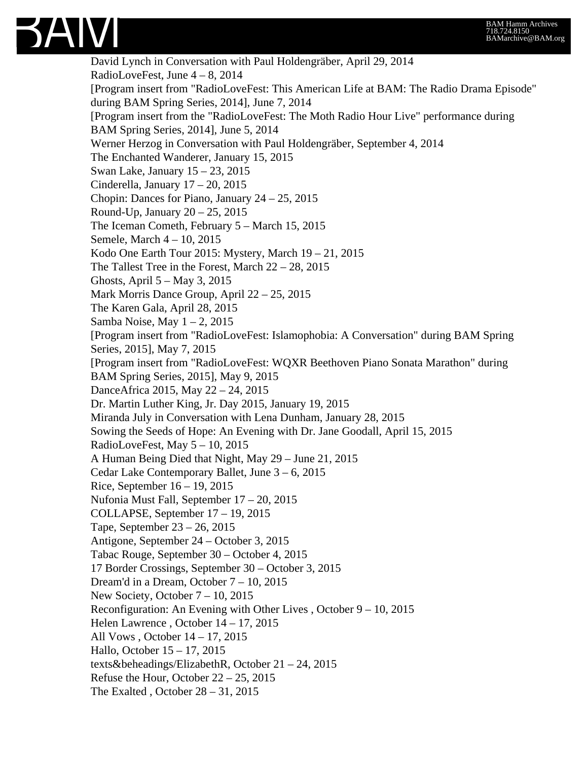David Lynch in Conversation with Paul Holdengräber, April 29, 2014
RadioLoveFest, June 4 – 8, 2014
[Program insert from "RadioLoveFest: This American Life at BAM: The Radio Drama Episode" during BAM Spring Series, 2014], June 7, 2014
[Program insert from the "RadioLoveFest: The Moth Radio Hour Live" performance during BAM Spring Series, 2014], June 5, 2014
Werner Herzog in Conversation with Paul Holdengräber, September 4, 2014
The Enchanted Wanderer, January 15, 2015
Swan Lake, January 15 – 23, 2015
Cinderella, January 17 – 20, 2015
Chopin: Dances for Piano, January 24 – 25, 2015
Round-Up, January 20 – 25, 2015
The Iceman Cometh, February 5 – March 15, 2015
Semele, March 4 – 10, 2015
Kodo One Earth Tour 2015: Mystery, March 19 – 21, 2015
The Tallest Tree in the Forest, March 22 – 28, 2015
Ghosts, April 5 – May 3, 2015
Mark Morris Dance Group, April 22 – 25, 2015
The Karen Gala, April 28, 2015
Samba Noise, May 1 – 2, 2015
[Program insert from "RadioLoveFest: Islamophobia: A Conversation" during BAM Spring Series, 2015], May 7, 2015
[Program insert from "RadioLoveFest: WQXR Beethoven Piano Sonata Marathon" during BAM Spring Series, 2015], May 9, 2015
DanceAfrica 2015, May 22 – 24, 2015
Dr. Martin Luther King, Jr. Day 2015, January 19, 2015
Miranda July in Conversation with Lena Dunham, January 28, 2015
Sowing the Seeds of Hope: An Evening with Dr. Jane Goodall, April 15, 2015
RadioLoveFest, May 5 – 10, 2015
A Human Being Died that Night, May 29 – June 21, 2015
Cedar Lake Contemporary Ballet, June 3 – 6, 2015
Rice, September 16 – 19, 2015
Nufonia Must Fall, September 17 – 20, 2015
COLLAPSE, September 17 – 19, 2015
Tape, September 23 – 26, 2015
Antigone, September 24 – October 3, 2015
Tabac Rouge, September 30 – October 4, 2015
17 Border Crossings, September 30 – October 3, 2015
Dream'd in a Dream, October 7 – 10, 2015
New Society, October 7 – 10, 2015
Reconfiguration: An Evening with Other Lives , October 9 – 10, 2015
Helen Lawrence , October 14 – 17, 2015
All Vows , October 14 – 17, 2015
Hallo, October 15 – 17, 2015
texts&beheadings/ElizabethR, October 21 – 24, 2015
Refuse the Hour, October 22 – 25, 2015
The Exalted , October 28 – 31, 2015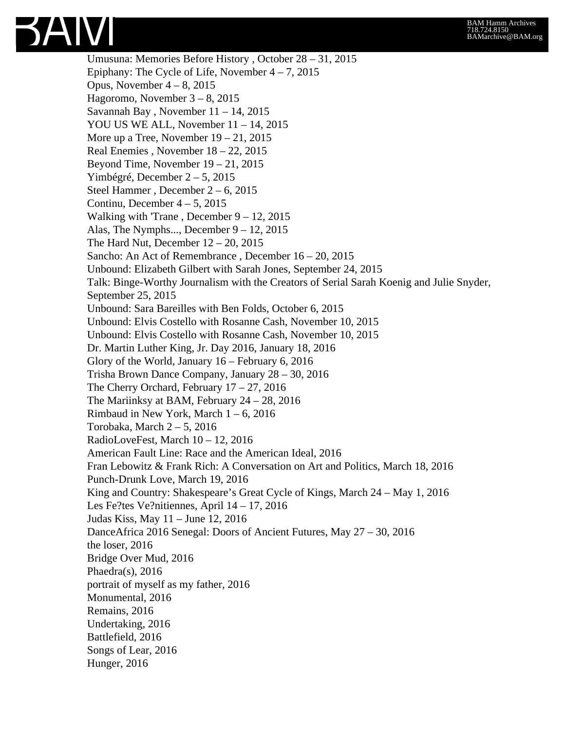Umusuna: Memories Before History , October 28 – 31, 2015
Epiphany: The Cycle of Life, November 4 – 7, 2015
Opus, November 4 – 8, 2015
Hagoromo, November 3 – 8, 2015
Savannah Bay , November 11 – 14, 2015
YOU US WE ALL, November 11 – 14, 2015
More up a Tree, November 19 – 21, 2015
Real Enemies , November 18 – 22, 2015
Beyond Time, November 19 – 21, 2015
Yimbégré, December 2 – 5, 2015
Steel Hammer , December 2 – 6, 2015
Continu, December 4 – 5, 2015
Walking with 'Trane , December 9 – 12, 2015
Alas, The Nymphs..., December 9 – 12, 2015
The Hard Nut, December 12 – 20, 2015
Sancho: An Act of Remembrance , December 16 – 20, 2015
Unbound: Elizabeth Gilbert with Sarah Jones, September 24, 2015
Talk: Binge-Worthy Journalism with the Creators of Serial Sarah Koenig and Julie Snyder, September 25, 2015
Unbound: Sara Bareilles with Ben Folds, October 6, 2015
Unbound: Elvis Costello with Rosanne Cash, November 10, 2015
Unbound: Elvis Costello with Rosanne Cash, November 10, 2015
Dr. Martin Luther King, Jr. Day 2016, January 18, 2016
Glory of the World, January 16 – February 6, 2016
Trisha Brown Dance Company, January 28 – 30, 2016
The Cherry Orchard, February 17 – 27, 2016
The Mariinksy at BAM, February 24 – 28, 2016
Rimbaud in New York, March 1 – 6, 2016
Torobaka, March 2 – 5, 2016
RadioLoveFest, March 10 – 12, 2016
American Fault Line: Race and the American Ideal, 2016
Fran Lebowitz & Frank Rich: A Conversation on Art and Politics, March 18, 2016
Punch-Drunk Love, March 19, 2016
King and Country: Shakespeare's Great Cycle of Kings, March 24 – May 1, 2016
Les Fe?tes Ve?nitiennes, April 14 – 17, 2016
Judas Kiss, May 11 – June 12, 2016
DanceAfrica 2016 Senegal: Doors of Ancient Futures, May 27 – 30, 2016
the loser, 2016
Bridge Over Mud, 2016
Phaedra(s), 2016
portrait of myself as my father, 2016
Monumental, 2016
Remains, 2016
Undertaking, 2016
Battlefield, 2016
Songs of Lear, 2016
Hunger, 2016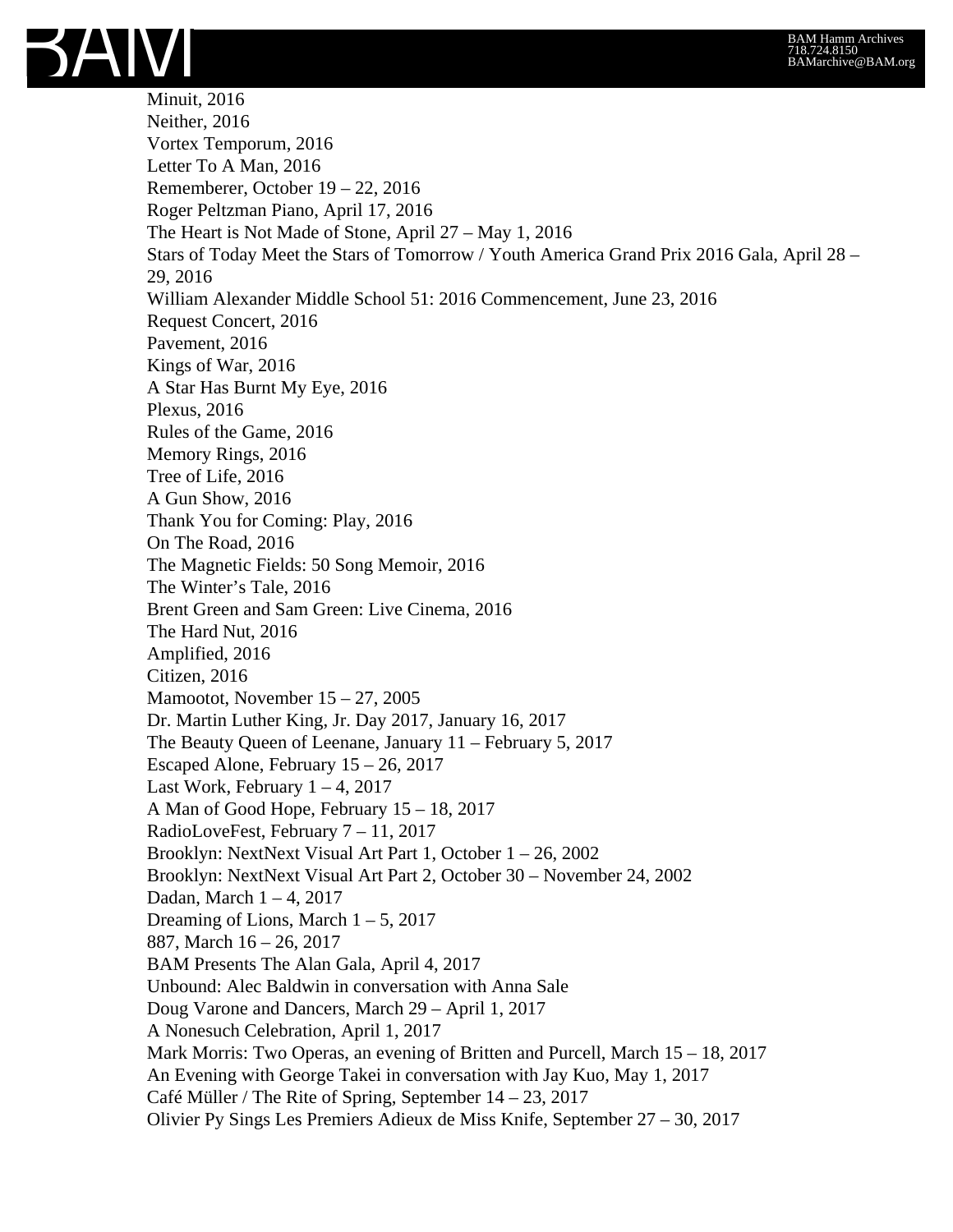Minuit, 2016
Neither, 2016
Vortex Temporum, 2016
Letter To A Man, 2016
Rememberer, October 19 – 22, 2016
Roger Peltzman Piano, April 17, 2016
The Heart is Not Made of Stone, April 27 – May 1, 2016
Stars of Today Meet the Stars of Tomorrow / Youth America Grand Prix 2016 Gala, April 28 – 29, 2016
William Alexander Middle School 51: 2016 Commencement, June 23, 2016
Request Concert, 2016
Pavement, 2016
Kings of War, 2016
A Star Has Burnt My Eye, 2016
Plexus, 2016
Rules of the Game, 2016
Memory Rings, 2016
Tree of Life, 2016
A Gun Show, 2016
Thank You for Coming: Play, 2016
On The Road, 2016
The Magnetic Fields: 50 Song Memoir, 2016
The Winter's Tale, 2016
Brent Green and Sam Green: Live Cinema, 2016
The Hard Nut, 2016
Amplified, 2016
Citizen, 2016
Mamootot, November 15 – 27, 2005
Dr. Martin Luther King, Jr. Day 2017, January 16, 2017
The Beauty Queen of Leenane, January 11 – February 5, 2017
Escaped Alone, February 15 – 26, 2017
Last Work, February 1 – 4, 2017
A Man of Good Hope, February 15 – 18, 2017
RadioLoveFest, February 7 – 11, 2017
Brooklyn: NextNext Visual Art Part 1, October 1 – 26, 2002
Brooklyn: NextNext Visual Art Part 2, October 30 – November 24, 2002
Dadan, March 1 – 4, 2017
Dreaming of Lions, March 1 – 5, 2017
887, March 16 – 26, 2017
BAM Presents The Alan Gala, April 4, 2017
Unbound: Alec Baldwin in conversation with Anna Sale
Doug Varone and Dancers, March 29 – April 1, 2017
A Nonesuch Celebration, April 1, 2017
Mark Morris: Two Operas, an evening of Britten and Purcell, March 15 – 18, 2017
An Evening with George Takei in conversation with Jay Kuo, May 1, 2017
Café Müller / The Rite of Spring, September 14 – 23, 2017
Olivier Py Sings Les Premiers Adieux de Miss Knife, September 27 – 30, 2017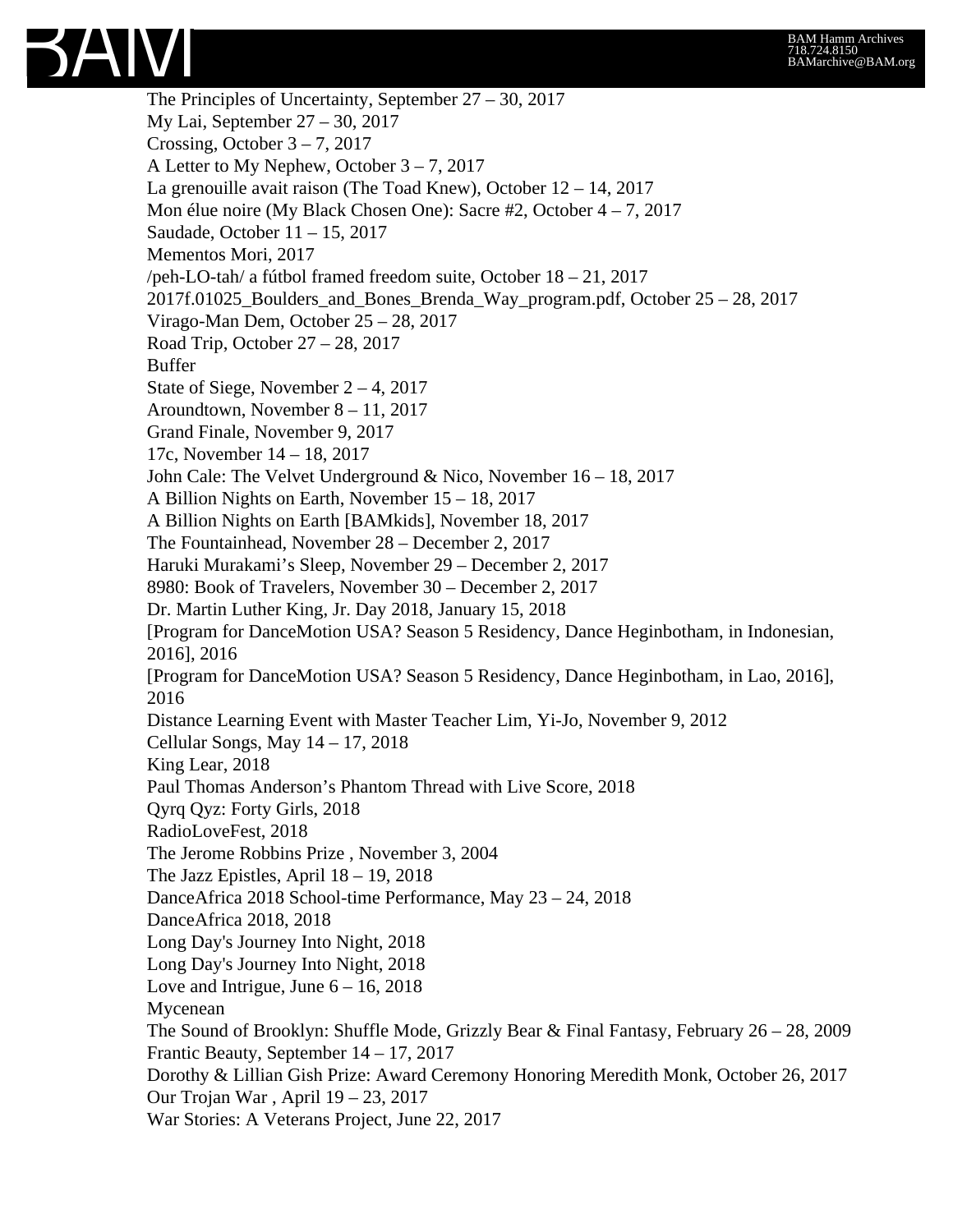The Principles of Uncertainty, September 27 – 30, 2017
My Lai, September 27 – 30, 2017
Crossing, October 3 – 7, 2017
A Letter to My Nephew, October 3 – 7, 2017
La grenouille avait raison (The Toad Knew), October 12 – 14, 2017
Mon élue noire (My Black Chosen One): Sacre #2, October 4 – 7, 2017
Saudade, October 11 – 15, 2017
Mementos Mori, 2017
/peh-LO-tah/ a fútbol framed freedom suite, October 18 – 21, 2017
2017f.01025_Boulders_and_Bones_Brenda_Way_program.pdf, October 25 – 28, 2017
Virago-Man Dem, October 25 – 28, 2017
Road Trip, October 27 – 28, 2017
Buffer
State of Siege, November 2 – 4, 2017
Aroundtown, November 8 – 11, 2017
Grand Finale, November 9, 2017
17c, November 14 – 18, 2017
John Cale: The Velvet Underground & Nico, November 16 – 18, 2017
A Billion Nights on Earth, November 15 – 18, 2017
A Billion Nights on Earth [BAMkids], November 18, 2017
The Fountainhead, November 28 – December 2, 2017
Haruki Murakami's Sleep, November 29 – December 2, 2017
8980: Book of Travelers, November 30 – December 2, 2017
Dr. Martin Luther King, Jr. Day 2018, January 15, 2018
[Program for DanceMotion USA? Season 5 Residency, Dance Heginbotham, in Indonesian, 2016], 2016
[Program for DanceMotion USA? Season 5 Residency, Dance Heginbotham, in Lao, 2016], 2016
Distance Learning Event with Master Teacher Lim, Yi-Jo, November 9, 2012
Cellular Songs, May 14 – 17, 2018
King Lear, 2018
Paul Thomas Anderson's Phantom Thread with Live Score, 2018
Qyrq Qyz: Forty Girls, 2018
RadioLoveFest, 2018
The Jerome Robbins Prize , November 3, 2004
The Jazz Epistles, April 18 – 19, 2018
DanceAfrica 2018 School-time Performance, May 23 – 24, 2018
DanceAfrica 2018, 2018
Long Day's Journey Into Night, 2018
Long Day's Journey Into Night, 2018
Love and Intrigue, June 6 – 16, 2018
Mycenean
The Sound of Brooklyn: Shuffle Mode, Grizzly Bear & Final Fantasy, February 26 – 28, 2009
Frantic Beauty, September 14 – 17, 2017
Dorothy & Lillian Gish Prize: Award Ceremony Honoring Meredith Monk, October 26, 2017
Our Trojan War , April 19 – 23, 2017
War Stories: A Veterans Project, June 22, 2017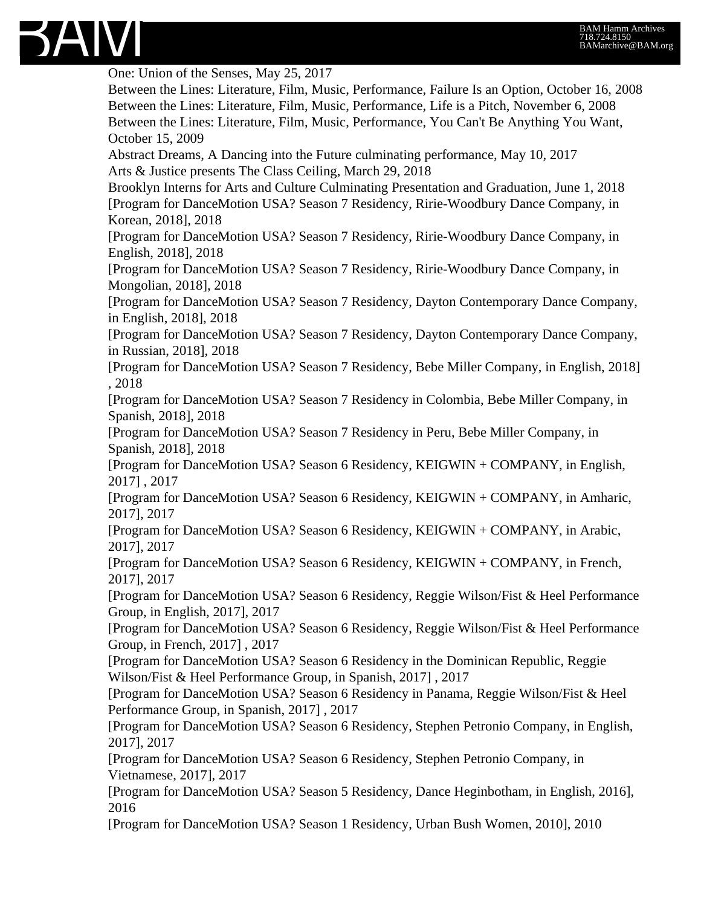One: Union of the Senses, May 25, 2017

Between the Lines: Literature, Film, Music, Performance, Failure Is an Option, October 16, 2008

Between the Lines: Literature, Film, Music, Performance, Life is a Pitch, November 6, 2008

Between the Lines: Literature, Film, Music, Performance, You Can't Be Anything You Want, October 15, 2009

Abstract Dreams, A Dancing into the Future culminating performance, May 10, 2017

Arts & Justice presents The Class Ceiling, March 29, 2018

Brooklyn Interns for Arts and Culture Culminating Presentation and Graduation, June 1, 2018

[Program for DanceMotion USA? Season 7 Residency, Ririe-Woodbury Dance Company, in Korean, 2018], 2018

[Program for DanceMotion USA? Season 7 Residency, Ririe-Woodbury Dance Company, in English, 2018], 2018

[Program for DanceMotion USA? Season 7 Residency, Ririe-Woodbury Dance Company, in Mongolian, 2018], 2018

[Program for DanceMotion USA? Season 7 Residency, Dayton Contemporary Dance Company, in English, 2018], 2018

[Program for DanceMotion USA? Season 7 Residency, Dayton Contemporary Dance Company, in Russian, 2018], 2018

[Program for DanceMotion USA? Season 7 Residency, Bebe Miller Company, in English, 2018] , 2018

[Program for DanceMotion USA? Season 7 Residency in Colombia, Bebe Miller Company, in Spanish, 2018], 2018

[Program for DanceMotion USA? Season 7 Residency in Peru, Bebe Miller Company, in Spanish, 2018], 2018

[Program for DanceMotion USA? Season 6 Residency, KEIGWIN + COMPANY, in English, 2017] , 2017

[Program for DanceMotion USA? Season 6 Residency, KEIGWIN + COMPANY, in Amharic, 2017], 2017

[Program for DanceMotion USA? Season 6 Residency, KEIGWIN + COMPANY, in Arabic, 2017], 2017

[Program for DanceMotion USA? Season 6 Residency, KEIGWIN + COMPANY, in French, 2017], 2017

[Program for DanceMotion USA? Season 6 Residency, Reggie Wilson/Fist & Heel Performance Group, in English, 2017], 2017

[Program for DanceMotion USA? Season 6 Residency, Reggie Wilson/Fist & Heel Performance Group, in French, 2017] , 2017

[Program for DanceMotion USA? Season 6 Residency in the Dominican Republic, Reggie Wilson/Fist & Heel Performance Group, in Spanish, 2017] , 2017

[Program for DanceMotion USA? Season 6 Residency in Panama, Reggie Wilson/Fist & Heel Performance Group, in Spanish, 2017] , 2017

[Program for DanceMotion USA? Season 6 Residency, Stephen Petronio Company, in English, 2017], 2017

[Program for DanceMotion USA? Season 6 Residency, Stephen Petronio Company, in Vietnamese, 2017], 2017

[Program for DanceMotion USA? Season 5 Residency, Dance Heginbotham, in English, 2016], 2016

[Program for DanceMotion USA? Season 1 Residency, Urban Bush Women, 2010], 2010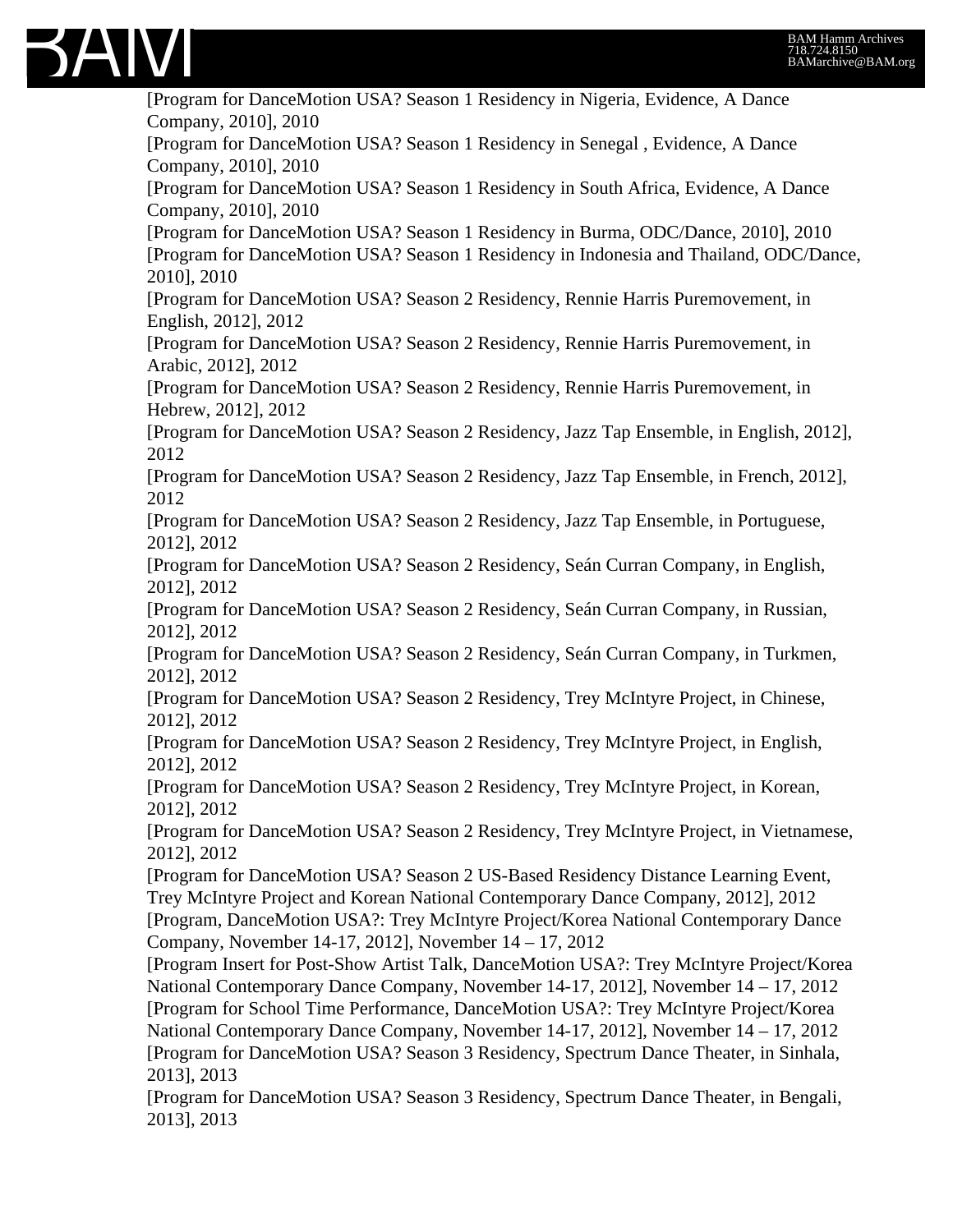[Program for DanceMotion USA? Season 1 Residency in Nigeria, Evidence, A Dance Company, 2010], 2010

[Program for DanceMotion USA? Season 1 Residency in Senegal , Evidence, A Dance Company, 2010], 2010

[Program for DanceMotion USA? Season 1 Residency in South Africa, Evidence, A Dance Company, 2010], 2010

[Program for DanceMotion USA? Season 1 Residency in Burma, ODC/Dance, 2010], 2010

[Program for DanceMotion USA? Season 1 Residency in Indonesia and Thailand, ODC/Dance, 2010], 2010

[Program for DanceMotion USA? Season 2 Residency, Rennie Harris Puremovement, in English, 2012], 2012

[Program for DanceMotion USA? Season 2 Residency, Rennie Harris Puremovement, in Arabic, 2012], 2012

[Program for DanceMotion USA? Season 2 Residency, Rennie Harris Puremovement, in Hebrew, 2012], 2012

[Program for DanceMotion USA? Season 2 Residency, Jazz Tap Ensemble, in English, 2012], 2012

[Program for DanceMotion USA? Season 2 Residency, Jazz Tap Ensemble, in French, 2012], 2012

[Program for DanceMotion USA? Season 2 Residency, Jazz Tap Ensemble, in Portuguese, 2012], 2012

[Program for DanceMotion USA? Season 2 Residency, Seán Curran Company, in English, 2012], 2012

[Program for DanceMotion USA? Season 2 Residency, Seán Curran Company, in Russian, 2012], 2012

[Program for DanceMotion USA? Season 2 Residency, Seán Curran Company, in Turkmen, 2012], 2012

[Program for DanceMotion USA? Season 2 Residency, Trey McIntyre Project, in Chinese, 2012], 2012

[Program for DanceMotion USA? Season 2 Residency, Trey McIntyre Project, in English, 2012], 2012

[Program for DanceMotion USA? Season 2 Residency, Trey McIntyre Project, in Korean, 2012], 2012

[Program for DanceMotion USA? Season 2 Residency, Trey McIntyre Project, in Vietnamese, 2012], 2012

[Program for DanceMotion USA? Season 2 US-Based Residency Distance Learning Event, Trey McIntyre Project and Korean National Contemporary Dance Company, 2012], 2012

[Program, DanceMotion USA?: Trey McIntyre Project/Korea National Contemporary Dance Company, November 14-17, 2012], November 14 – 17, 2012

[Program Insert for Post-Show Artist Talk, DanceMotion USA?: Trey McIntyre Project/Korea National Contemporary Dance Company, November 14-17, 2012], November 14 – 17, 2012

[Program for School Time Performance, DanceMotion USA?: Trey McIntyre Project/Korea National Contemporary Dance Company, November 14-17, 2012], November 14 – 17, 2012

[Program for DanceMotion USA? Season 3 Residency, Spectrum Dance Theater, in Sinhala, 2013], 2013

[Program for DanceMotion USA? Season 3 Residency, Spectrum Dance Theater, in Bengali, 2013], 2013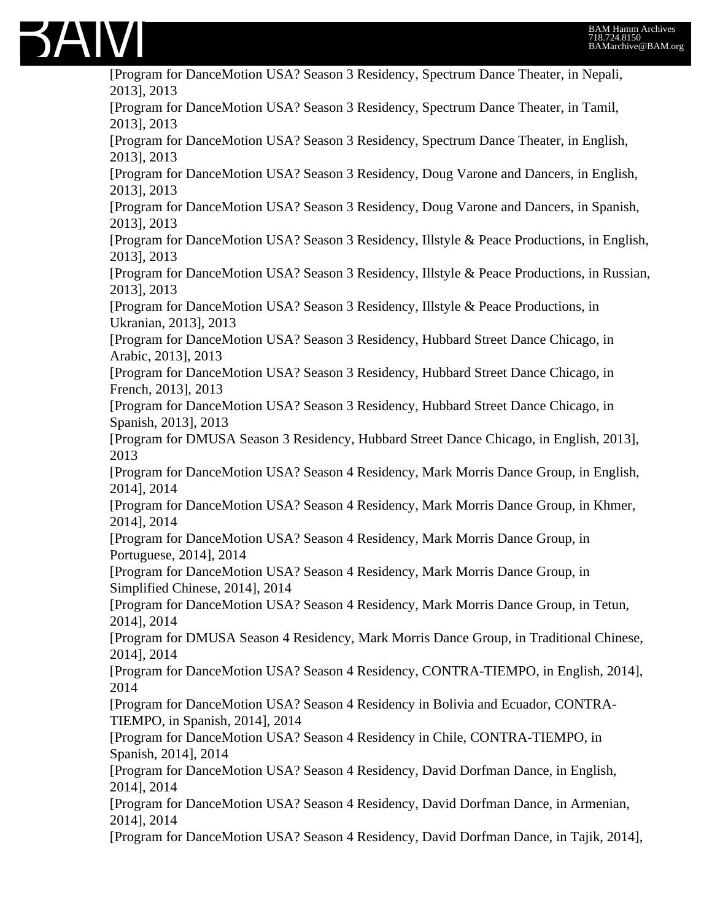[Program for DanceMotion USA? Season 3 Residency, Spectrum Dance Theater, in Nepali, 2013], 2013

[Program for DanceMotion USA? Season 3 Residency, Spectrum Dance Theater, in Tamil, 2013], 2013

[Program for DanceMotion USA? Season 3 Residency, Spectrum Dance Theater, in English, 2013], 2013

[Program for DanceMotion USA? Season 3 Residency, Doug Varone and Dancers, in English, 2013], 2013

[Program for DanceMotion USA? Season 3 Residency, Doug Varone and Dancers, in Spanish, 2013], 2013

[Program for DanceMotion USA? Season 3 Residency, Illstyle & Peace Productions, in English, 2013], 2013

[Program for DanceMotion USA? Season 3 Residency, Illstyle & Peace Productions, in Russian, 2013], 2013

[Program for DanceMotion USA? Season 3 Residency, Illstyle & Peace Productions, in Ukranian, 2013], 2013

[Program for DanceMotion USA? Season 3 Residency, Hubbard Street Dance Chicago, in Arabic, 2013], 2013

[Program for DanceMotion USA? Season 3 Residency, Hubbard Street Dance Chicago, in French, 2013], 2013

[Program for DanceMotion USA? Season 3 Residency, Hubbard Street Dance Chicago, in Spanish, 2013], 2013

[Program for DMUSA Season 3 Residency, Hubbard Street Dance Chicago, in English, 2013], 2013

[Program for DanceMotion USA? Season 4 Residency, Mark Morris Dance Group, in English, 2014], 2014

[Program for DanceMotion USA? Season 4 Residency, Mark Morris Dance Group, in Khmer, 2014], 2014

[Program for DanceMotion USA? Season 4 Residency, Mark Morris Dance Group, in Portuguese, 2014], 2014

[Program for DanceMotion USA? Season 4 Residency, Mark Morris Dance Group, in Simplified Chinese, 2014], 2014

[Program for DanceMotion USA? Season 4 Residency, Mark Morris Dance Group, in Tetun, 2014], 2014

[Program for DMUSA Season 4 Residency, Mark Morris Dance Group, in Traditional Chinese, 2014], 2014

[Program for DanceMotion USA? Season 4 Residency, CONTRA-TIEMPO, in English, 2014], 2014

[Program for DanceMotion USA? Season 4 Residency in Bolivia and Ecuador, CONTRA-TIEMPO, in Spanish, 2014], 2014

[Program for DanceMotion USA? Season 4 Residency in Chile, CONTRA-TIEMPO, in Spanish, 2014], 2014

[Program for DanceMotion USA? Season 4 Residency, David Dorfman Dance, in English, 2014], 2014

[Program for DanceMotion USA? Season 4 Residency, David Dorfman Dance, in Armenian, 2014], 2014

[Program for DanceMotion USA? Season 4 Residency, David Dorfman Dance, in Tajik, 2014],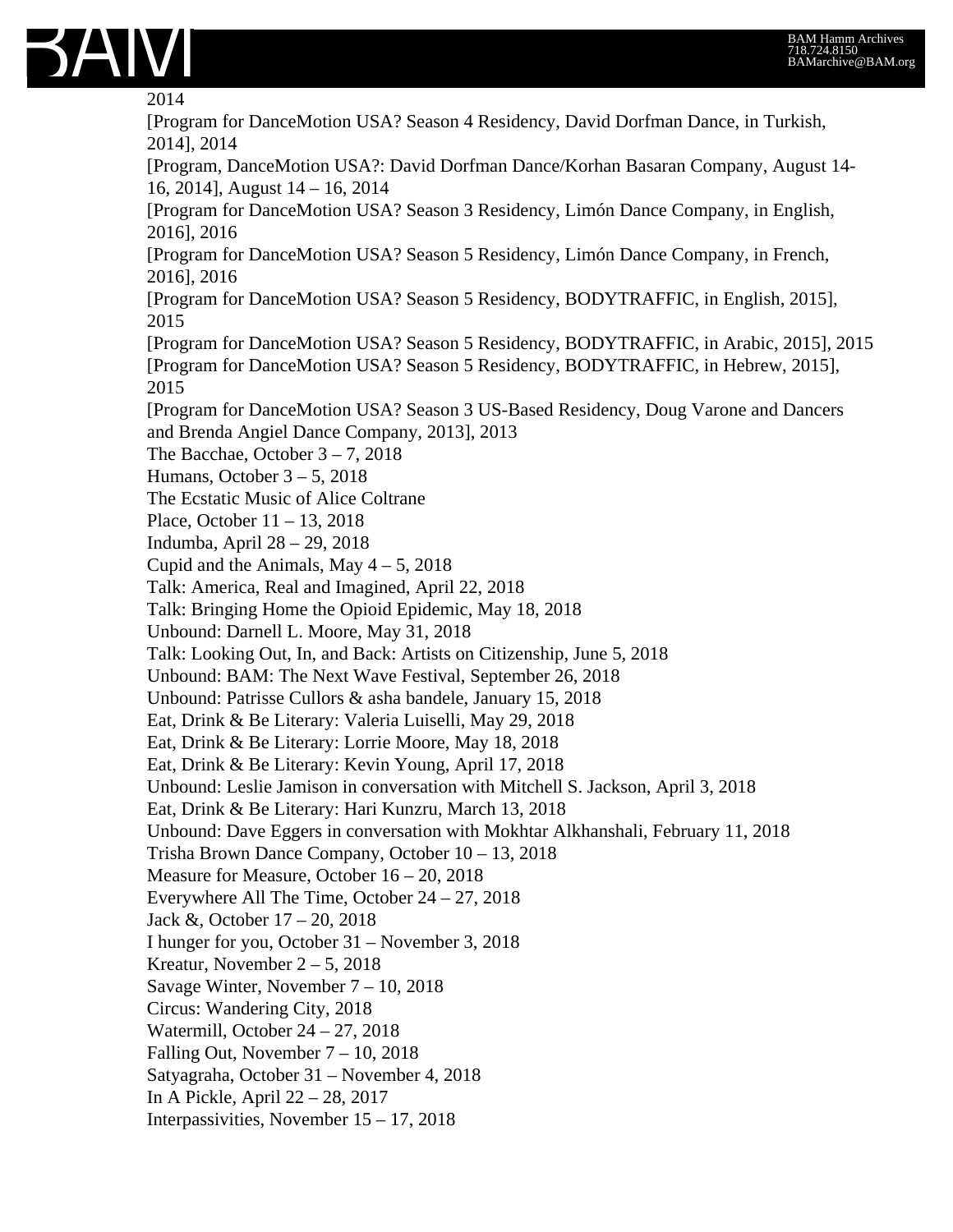2014

[Program for DanceMotion USA? Season 4 Residency, David Dorfman Dance, in Turkish, 2014], 2014

[Program, DanceMotion USA?: David Dorfman Dance/Korhan Basaran Company, August 14-16, 2014], August 14 – 16, 2014

[Program for DanceMotion USA? Season 3 Residency, Limón Dance Company, in English, 2016], 2016

[Program for DanceMotion USA? Season 5 Residency, Limón Dance Company, in French, 2016], 2016

[Program for DanceMotion USA? Season 5 Residency, BODYTRAFFIC, in English, 2015], 2015

[Program for DanceMotion USA? Season 5 Residency, BODYTRAFFIC, in Arabic, 2015], 2015

[Program for DanceMotion USA? Season 5 Residency, BODYTRAFFIC, in Hebrew, 2015], 2015

[Program for DanceMotion USA? Season 3 US-Based Residency, Doug Varone and Dancers and Brenda Angiel Dance Company, 2013], 2013

The Bacchae, October 3 – 7, 2018

Humans, October 3 – 5, 2018

The Ecstatic Music of Alice Coltrane

Place, October 11 – 13, 2018

Indumba, April 28 – 29, 2018

Cupid and the Animals, May 4 – 5, 2018

Talk: America, Real and Imagined, April 22, 2018

Talk: Bringing Home the Opioid Epidemic, May 18, 2018

Unbound: Darnell L. Moore, May 31, 2018

Talk: Looking Out, In, and Back: Artists on Citizenship, June 5, 2018

Unbound: BAM: The Next Wave Festival, September 26, 2018

Unbound: Patrisse Cullors & asha bandele, January 15, 2018

Eat, Drink & Be Literary: Valeria Luiselli, May 29, 2018

Eat, Drink & Be Literary: Lorrie Moore, May 18, 2018

Eat, Drink & Be Literary: Kevin Young, April 17, 2018

Unbound: Leslie Jamison in conversation with Mitchell S. Jackson, April 3, 2018

Eat, Drink & Be Literary: Hari Kunzru, March 13, 2018

Unbound: Dave Eggers in conversation with Mokhtar Alkhanshali, February 11, 2018

Trisha Brown Dance Company, October 10 – 13, 2018

Measure for Measure, October 16 – 20, 2018

Everywhere All The Time, October 24 – 27, 2018

Jack &, October 17 – 20, 2018

I hunger for you, October 31 – November 3, 2018

Kreatur, November 2 – 5, 2018

Savage Winter, November 7 – 10, 2018

Circus: Wandering City, 2018

Watermill, October 24 – 27, 2018

Falling Out, November 7 – 10, 2018

Satyagraha, October 31 – November 4, 2018

In A Pickle, April 22 – 28, 2017

Interpassivities, November 15 – 17, 2018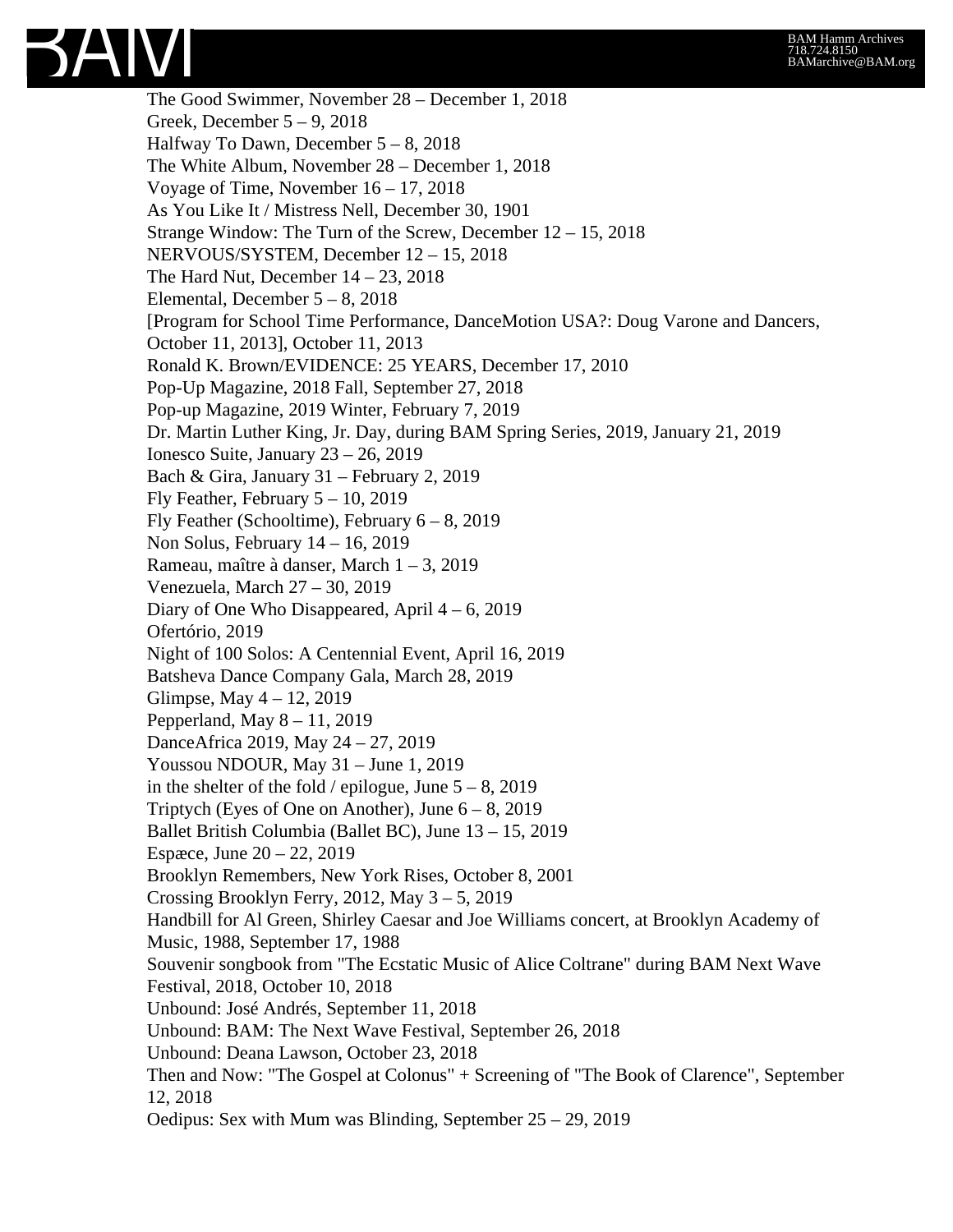The Good Swimmer, November 28 – December 1, 2018
Greek, December 5 – 9, 2018
Halfway To Dawn, December 5 – 8, 2018
The White Album, November 28 – December 1, 2018
Voyage of Time, November 16 – 17, 2018
As You Like It / Mistress Nell, December 30, 1901
Strange Window: The Turn of the Screw, December 12 – 15, 2018
NERVOUS/SYSTEM, December 12 – 15, 2018
The Hard Nut, December 14 – 23, 2018
Elemental, December 5 – 8, 2018
[Program for School Time Performance, DanceMotion USA?: Doug Varone and Dancers, October 11, 2013], October 11, 2013
Ronald K. Brown/EVIDENCE: 25 YEARS, December 17, 2010
Pop-Up Magazine, 2018 Fall, September 27, 2018
Pop-up Magazine, 2019 Winter, February 7, 2019
Dr. Martin Luther King, Jr. Day, during BAM Spring Series, 2019, January 21, 2019
Ionesco Suite, January 23 – 26, 2019
Bach & Gira, January 31 – February 2, 2019
Fly Feather, February 5 – 10, 2019
Fly Feather (Schooltime), February 6 – 8, 2019
Non Solus, February 14 – 16, 2019
Rameau, maître à danser, March 1 – 3, 2019
Venezuela, March 27 – 30, 2019
Diary of One Who Disappeared, April 4 – 6, 2019
Ofertório, 2019
Night of 100 Solos: A Centennial Event, April 16, 2019
Batsheva Dance Company Gala, March 28, 2019
Glimpse, May 4 – 12, 2019
Pepperland, May 8 – 11, 2019
DanceAfrica 2019, May 24 – 27, 2019
Youssou NDOUR, May 31 – June 1, 2019
in the shelter of the fold / epilogue, June 5 – 8, 2019
Triptych (Eyes of One on Another), June 6 – 8, 2019
Ballet British Columbia (Ballet BC), June 13 – 15, 2019
Espæce, June 20 – 22, 2019
Brooklyn Remembers, New York Rises, October 8, 2001
Crossing Brooklyn Ferry, 2012, May 3 – 5, 2019
Handbill for Al Green, Shirley Caesar and Joe Williams concert, at Brooklyn Academy of Music, 1988, September 17, 1988
Souvenir songbook from "The Ecstatic Music of Alice Coltrane" during BAM Next Wave Festival, 2018, October 10, 2018
Unbound: José Andrés, September 11, 2018
Unbound: BAM: The Next Wave Festival, September 26, 2018
Unbound: Deana Lawson, October 23, 2018
Then and Now: "The Gospel at Colonus" + Screening of "The Book of Clarence", September 12, 2018
Oedipus: Sex with Mum was Blinding, September 25 – 29, 2019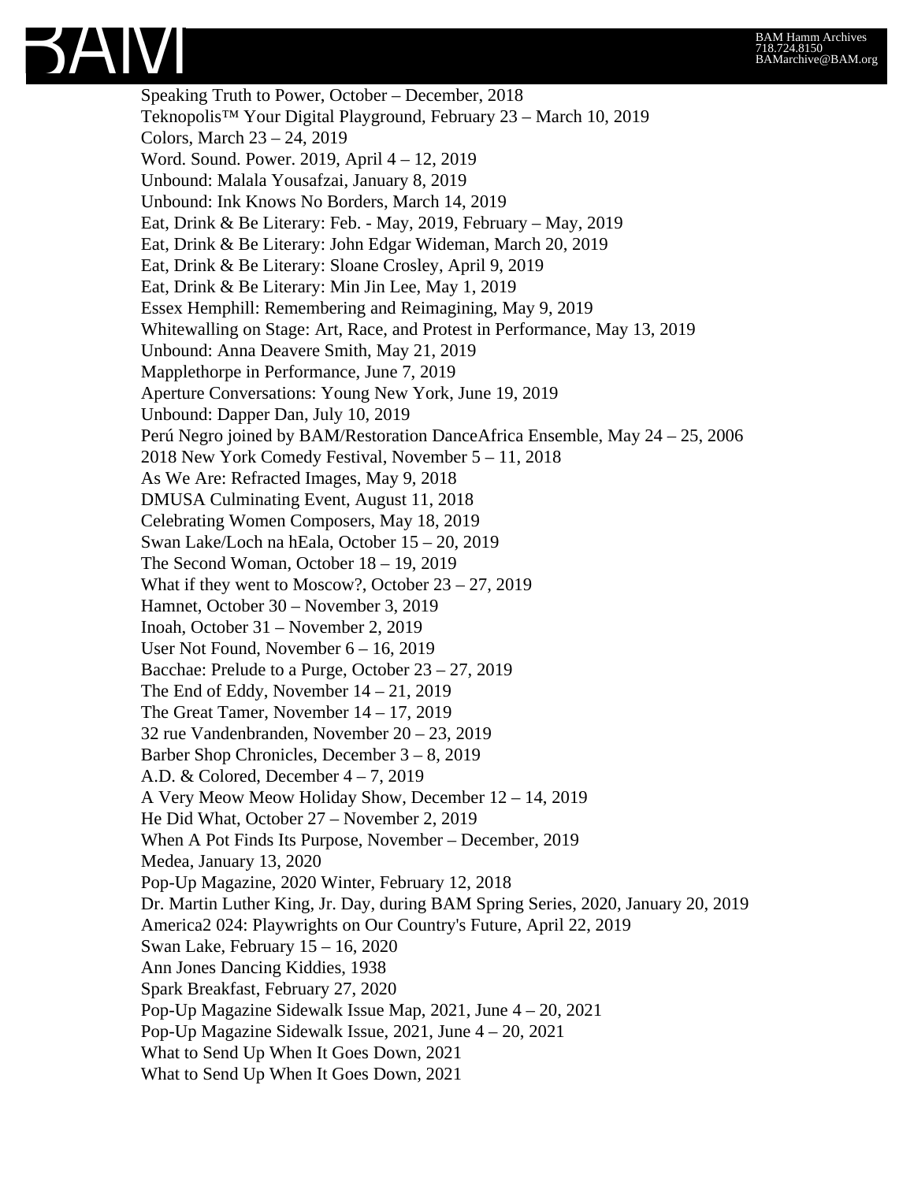Speaking Truth to Power, October – December, 2018
Teknopolis™ Your Digital Playground, February 23 – March 10, 2019
Colors, March 23 – 24, 2019
Word. Sound. Power. 2019, April 4 – 12, 2019
Unbound: Malala Yousafzai, January 8, 2019
Unbound: Ink Knows No Borders, March 14, 2019
Eat, Drink & Be Literary: Feb. - May, 2019, February – May, 2019
Eat, Drink & Be Literary: John Edgar Wideman, March 20, 2019
Eat, Drink & Be Literary: Sloane Crosley, April 9, 2019
Eat, Drink & Be Literary: Min Jin Lee, May 1, 2019
Essex Hemphill: Remembering and Reimagining, May 9, 2019
Whitewalling on Stage: Art, Race, and Protest in Performance, May 13, 2019
Unbound: Anna Deavere Smith, May 21, 2019
Mapplethorpe in Performance, June 7, 2019
Aperture Conversations: Young New York, June 19, 2019
Unbound: Dapper Dan, July 10, 2019
Perú Negro joined by BAM/Restoration DanceAfrica Ensemble, May 24 – 25, 2006
2018 New York Comedy Festival, November 5 – 11, 2018
As We Are: Refracted Images, May 9, 2018
DMUSA Culminating Event, August 11, 2018
Celebrating Women Composers, May 18, 2019
Swan Lake/Loch na hEala, October 15 – 20, 2019
The Second Woman, October 18 – 19, 2019
What if they went to Moscow?, October 23 – 27, 2019
Hamnet, October 30 – November 3, 2019
Inoah, October 31 – November 2, 2019
User Not Found, November 6 – 16, 2019
Bacchae: Prelude to a Purge, October 23 – 27, 2019
The End of Eddy, November 14 – 21, 2019
The Great Tamer, November 14 – 17, 2019
32 rue Vandenbranden, November 20 – 23, 2019
Barber Shop Chronicles, December 3 – 8, 2019
A.D. & Colored, December 4 – 7, 2019
A Very Meow Meow Holiday Show, December 12 – 14, 2019
He Did What, October 27 – November 2, 2019
When A Pot Finds Its Purpose, November – December, 2019
Medea, January 13, 2020
Pop-Up Magazine, 2020 Winter, February 12, 2018
Dr. Martin Luther King, Jr. Day, during BAM Spring Series, 2020, January 20, 2019
America2 024: Playwrights on Our Country's Future, April 22, 2019
Swan Lake, February 15 – 16, 2020
Ann Jones Dancing Kiddies, 1938
Spark Breakfast, February 27, 2020
Pop-Up Magazine Sidewalk Issue Map, 2021, June 4 – 20, 2021
Pop-Up Magazine Sidewalk Issue, 2021, June 4 – 20, 2021
What to Send Up When It Goes Down, 2021
What to Send Up When It Goes Down, 2021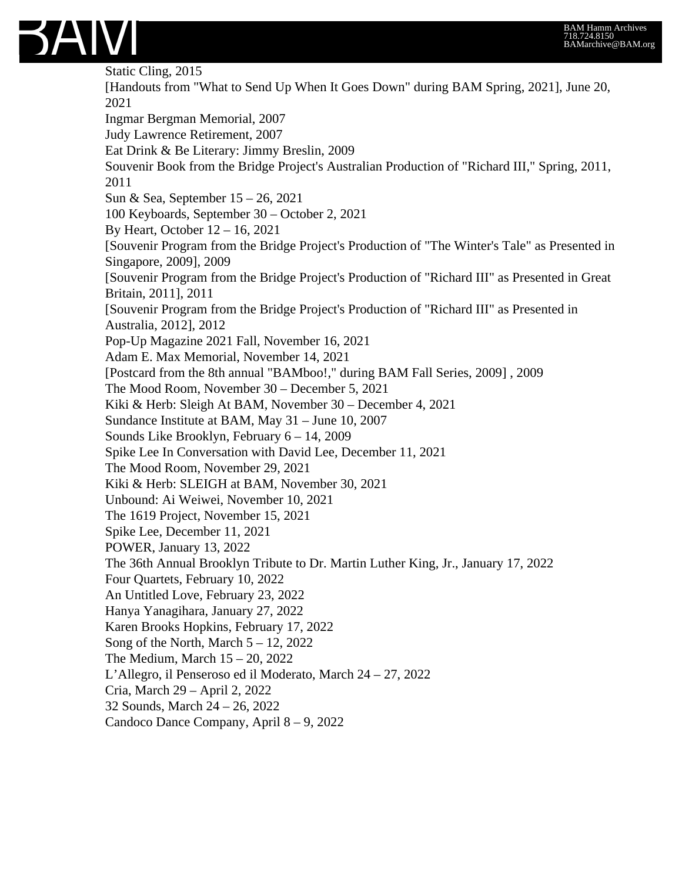Static Cling, 2015

[Handouts from "What to Send Up When It Goes Down" during BAM Spring, 2021], June 20, 2021

Ingmar Bergman Memorial, 2007

Judy Lawrence Retirement, 2007

Eat Drink & Be Literary: Jimmy Breslin, 2009

Souvenir Book from the Bridge Project's Australian Production of "Richard III," Spring, 2011, 2011

Sun & Sea, September 15 – 26, 2021

100 Keyboards, September 30 – October 2, 2021

By Heart, October 12 – 16, 2021

[Souvenir Program from the Bridge Project's Production of "The Winter's Tale" as Presented in Singapore, 2009], 2009

[Souvenir Program from the Bridge Project's Production of "Richard III" as Presented in Great Britain, 2011], 2011

[Souvenir Program from the Bridge Project's Production of "Richard III" as Presented in Australia, 2012], 2012

Pop-Up Magazine 2021 Fall, November 16, 2021

Adam E. Max Memorial, November 14, 2021

[Postcard from the 8th annual "BAMboo!," during BAM Fall Series, 2009] , 2009

The Mood Room, November 30 – December 5, 2021

Kiki & Herb: Sleigh At BAM, November 30 – December 4, 2021

Sundance Institute at BAM, May 31 – June 10, 2007

Sounds Like Brooklyn, February 6 – 14, 2009

Spike Lee In Conversation with David Lee, December 11, 2021

The Mood Room, November 29, 2021

Kiki & Herb: SLEIGH at BAM, November 30, 2021

Unbound: Ai Weiwei, November 10, 2021

The 1619 Project, November 15, 2021

Spike Lee, December 11, 2021

POWER, January 13, 2022

The 36th Annual Brooklyn Tribute to Dr. Martin Luther King, Jr., January 17, 2022

Four Quartets, February 10, 2022

An Untitled Love, February 23, 2022

Hanya Yanagihara, January 27, 2022

Karen Brooks Hopkins, February 17, 2022

Song of the North, March 5 – 12, 2022

The Medium, March 15 – 20, 2022

L'Allegro, il Penseroso ed il Moderato, March 24 – 27, 2022

Cria, March 29 – April 2, 2022

32 Sounds, March 24 – 26, 2022

Candoco Dance Company, April 8 – 9, 2022